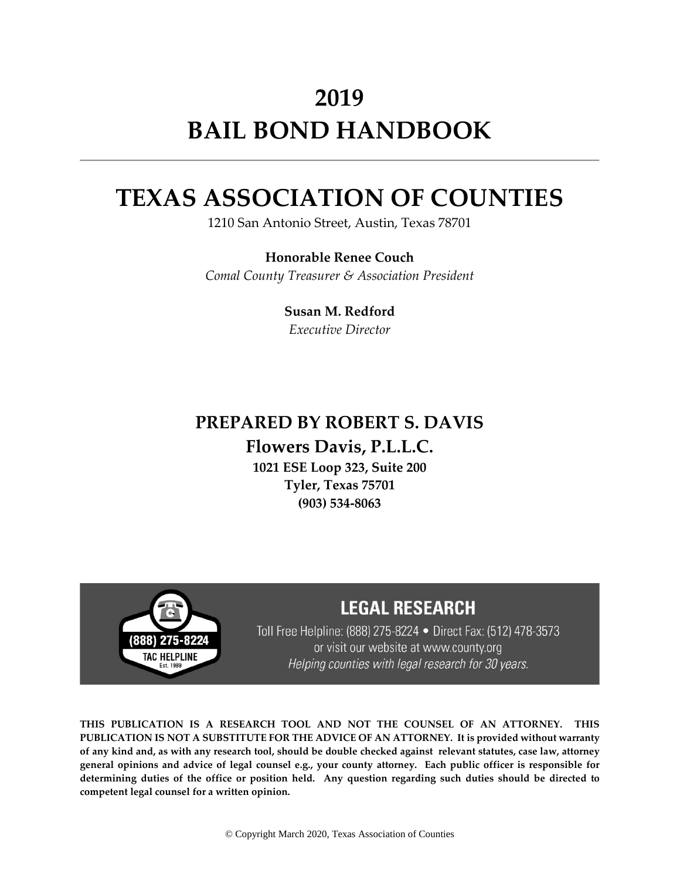# 2019
# BAIL BOND HANDBOOK

---

# TEXAS ASSOCIATION OF COUNTIES

1210 San Antonio Street, Austin, Texas 78701

**Honorable Renee Couch**
*Comal County Treasurer & Association President*

**Susan M. Redford**
*Executive Director*

## PREPARED BY ROBERT S. DAVIS

### Flowers Davis, P.L.L.C.

**1021 ESE Loop 323, Suite 200**
**Tyler, Texas 75701**
**(903) 534-8063**

(888) 275-8224
TAC HELPLINE
Est. 1989

**LEGAL RESEARCH**

Toll Free Helpline: (888) 275-8224 • Direct Fax: (512) 478-3573
or visit our website at www.county.org
*Helping counties with legal research for 30 years.*

**THIS PUBLICATION IS A RESEARCH TOOL AND NOT THE COUNSEL OF AN ATTORNEY. THIS PUBLICATION IS NOT A SUBSTITUTE FOR THE ADVICE OF AN ATTORNEY. It is provided without warranty of any kind and, as with any research tool, should be double checked against relevant statutes, case law, attorney general opinions and advice of legal counsel e.g., your county attorney. Each public officer is responsible for determining duties of the office or position held. Any question regarding such duties should be directed to competent legal counsel for a written opinion.**

© Copyright March 2020, Texas Association of Counties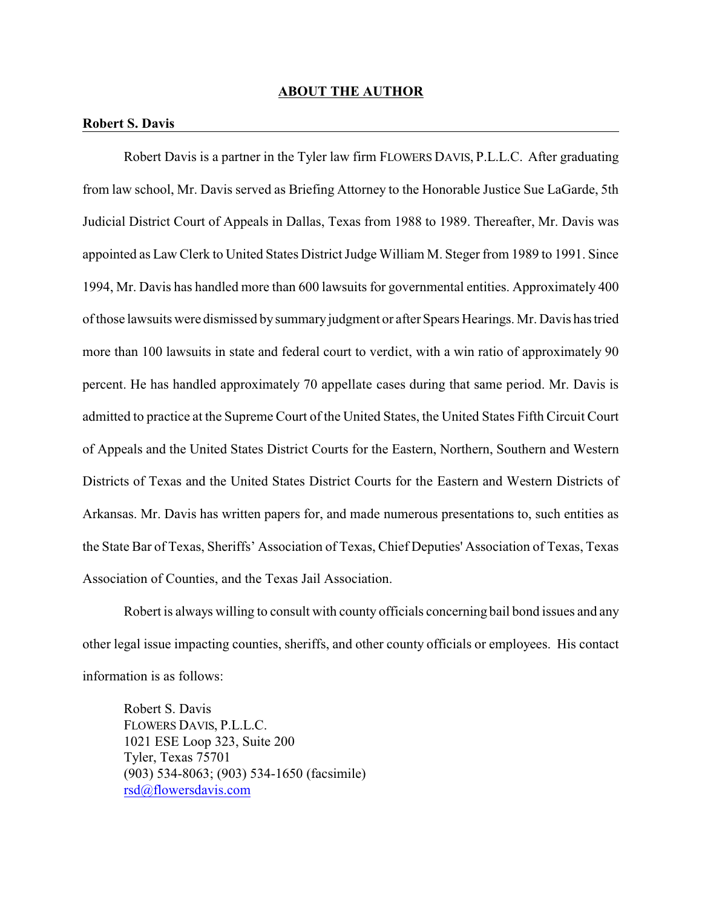# ABOUT THE AUTHOR

**Robert S. Davis**

Robert Davis is a partner in the Tyler law firm FLOWERS DAVIS, P.L.L.C. After graduating from law school, Mr. Davis served as Briefing Attorney to the Honorable Justice Sue LaGarde, 5th Judicial District Court of Appeals in Dallas, Texas from 1988 to 1989. Thereafter, Mr. Davis was appointed as Law Clerk to United States District Judge William M. Steger from 1989 to 1991. Since 1994, Mr. Davis has handled more than 600 lawsuits for governmental entities. Approximately 400 of those lawsuits were dismissed by summary judgment or after Spears Hearings. Mr. Davis has tried more than 100 lawsuits in state and federal court to verdict, with a win ratio of approximately 90 percent. He has handled approximately 70 appellate cases during that same period. Mr. Davis is admitted to practice at the Supreme Court of the United States, the United States Fifth Circuit Court of Appeals and the United States District Courts for the Eastern, Northern, Southern and Western Districts of Texas and the United States District Courts for the Eastern and Western Districts of Arkansas. Mr. Davis has written papers for, and made numerous presentations to, such entities as the State Bar of Texas, Sheriffs' Association of Texas, Chief Deputies' Association of Texas, Texas Association of Counties, and the Texas Jail Association.

Robert is always willing to consult with county officials concerning bail bond issues and any other legal issue impacting counties, sheriffs, and other county officials or employees. His contact information is as follows:

Robert S. Davis
FLOWERS DAVIS, P.L.L.C.
1021 ESE Loop 323, Suite 200
Tyler, Texas 75701
(903) 534-8063; (903) 534-1650 (facsimile)
rsd@flowersdavis.com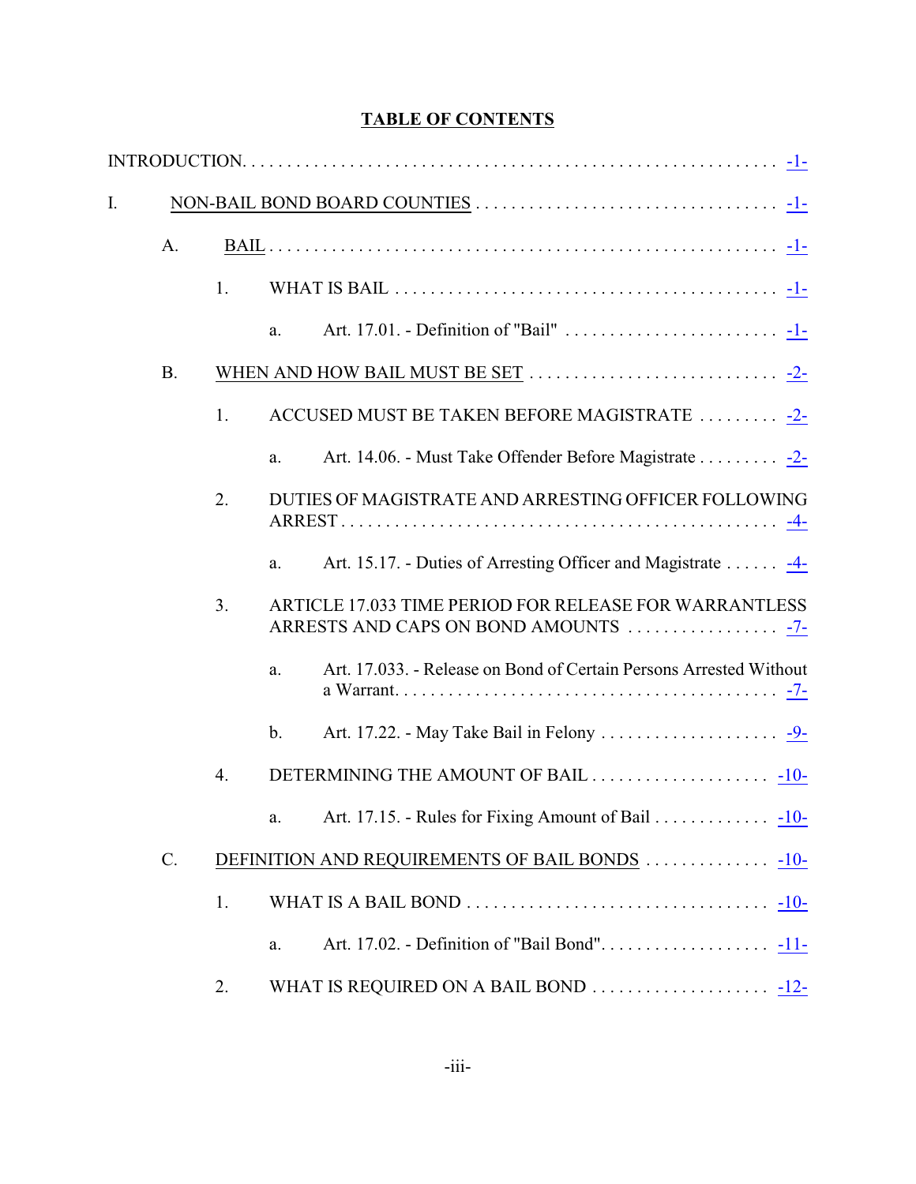**TABLE OF CONTENTS**

INTRODUCTION . . . . . . . . . . . . . . . . . . . . . . . . . . . . . . . . . . . . . . . . . . . . . . . . . . . . . . . . . . . . -1-

I. NON-BAIL BOND BOARD COUNTIES . . . . . . . . . . . . . . . . . . . . . . . . . . . . . . . . . -1-

  A. BAIL . . . . . . . . . . . . . . . . . . . . . . . . . . . . . . . . . . . . . . . . . . . . . . . . . . . . . . . . . . -1-

    1. WHAT IS BAIL . . . . . . . . . . . . . . . . . . . . . . . . . . . . . . . . . . . . . . . . . . . . . -1-

      a. Art. 17.01. - Definition of "Bail" . . . . . . . . . . . . . . . . . . . . . . . . . -1-

  B. WHEN AND HOW BAIL MUST BE SET . . . . . . . . . . . . . . . . . . . . . . . . . . . . -2-

    1. ACCUSED MUST BE TAKEN BEFORE MAGISTRATE . . . . . . . . . -2-

      a. Art. 14.06. - Must Take Offender Before Magistrate . . . . . . . . . -2-

    2. DUTIES OF MAGISTRATE AND ARRESTING OFFICER FOLLOWING ARREST . . . . . . . . . . . . . . . . . . . . . . . . . . . . . . . . . . . . . . . . . . . . . . . . . -4-

      a. Art. 15.17. - Duties of Arresting Officer and Magistrate . . . . . . -4-

    3. ARTICLE 17.033 TIME PERIOD FOR RELEASE FOR WARRANTLESS ARRESTS AND CAPS ON BOND AMOUNTS . . . . . . . . . . . . . . . . . -7-

      a. Art. 17.033. - Release on Bond of Certain Persons Arrested Without a Warrant . . . . . . . . . . . . . . . . . . . . . . . . . . . . . . . . . . . . . . . . . -7-

      b. Art. 17.22. - May Take Bail in Felony . . . . . . . . . . . . . . . . . . . . -9-

    4. DETERMINING THE AMOUNT OF BAIL . . . . . . . . . . . . . . . . . . . . -10-

      a. Art. 17.15. - Rules for Fixing Amount of Bail . . . . . . . . . . . . . -10-

  C. DEFINITION AND REQUIREMENTS OF BAIL BONDS . . . . . . . . . . . . . . -10-

    1. WHAT IS A BAIL BOND . . . . . . . . . . . . . . . . . . . . . . . . . . . . . . . . . . -10-

      a. Art. 17.02. - Definition of "Bail Bond" . . . . . . . . . . . . . . . . . . . -11-

    2. WHAT IS REQUIRED ON A BAIL BOND . . . . . . . . . . . . . . . . . . . . -12-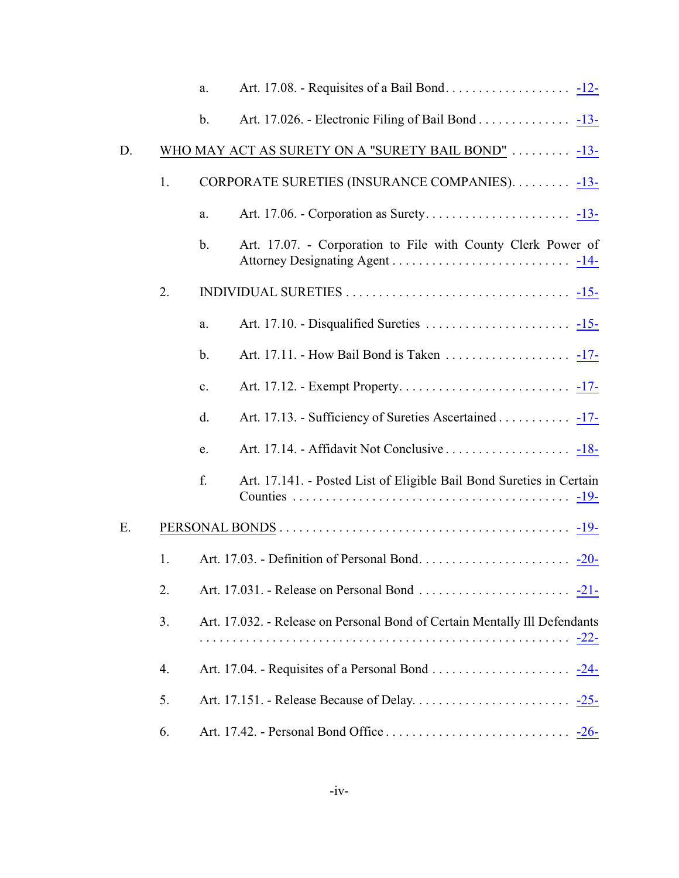a. Art. 17.08. - Requisites of a Bail Bond . . . . . . . . . . . . . . . . . . . -12-

b. Art. 17.026. - Electronic Filing of Bail Bond . . . . . . . . . . . . . . -13-

D. WHO MAY ACT AS SURETY ON A "SURETY BAIL BOND" . . . . . . . . . -13-

1. CORPORATE SURETIES (INSURANCE COMPANIES) . . . . . . . . . -13-

a. Art. 17.06. - Corporation as Surety . . . . . . . . . . . . . . . . . . . . . . -13-

b. Art. 17.07. - Corporation to File with County Clerk Power of Attorney Designating Agent . . . . . . . . . . . . . . . . . . . . . . . . . . . -14-

2. INDIVIDUAL SURETIES . . . . . . . . . . . . . . . . . . . . . . . . . . . . . . . . . . -15-

a. Art. 17.10. - Disqualified Sureties . . . . . . . . . . . . . . . . . . . . . . -15-

b. Art. 17.11. - How Bail Bond is Taken . . . . . . . . . . . . . . . . . . . -17-

c. Art. 17.12. - Exempt Property . . . . . . . . . . . . . . . . . . . . . . . . . . -17-

d. Art. 17.13. - Sufficiency of Sureties Ascertained . . . . . . . . . . . -17-

e. Art. 17.14. - Affidavit Not Conclusive . . . . . . . . . . . . . . . . . . . -18-

f. Art. 17.141. - Posted List of Eligible Bail Bond Sureties in Certain Counties . . . . . . . . . . . . . . . . . . . . . . . . . . . . . . . . . . . . . . . . . -19-

E. PERSONAL BONDS . . . . . . . . . . . . . . . . . . . . . . . . . . . . . . . . . . . . . . . . . . . -19-

1. Art. 17.03. - Definition of Personal Bond . . . . . . . . . . . . . . . . . . . . . . . -20-

2. Art. 17.031. - Release on Personal Bond . . . . . . . . . . . . . . . . . . . . . . . -21-

3. Art. 17.032. - Release on Personal Bond of Certain Mentally Ill Defendants . . . . . . . . . . . . . . . . . . . . . . . . . . . . . . . . . . . . . . . . . . . . . . . . . . . . . -22-

4. Art. 17.04. - Requisites of a Personal Bond . . . . . . . . . . . . . . . . . . . . . -24-

5. Art. 17.151. - Release Because of Delay . . . . . . . . . . . . . . . . . . . . . . . . -25-

6. Art. 17.42. - Personal Bond Office . . . . . . . . . . . . . . . . . . . . . . . . . . . . -26-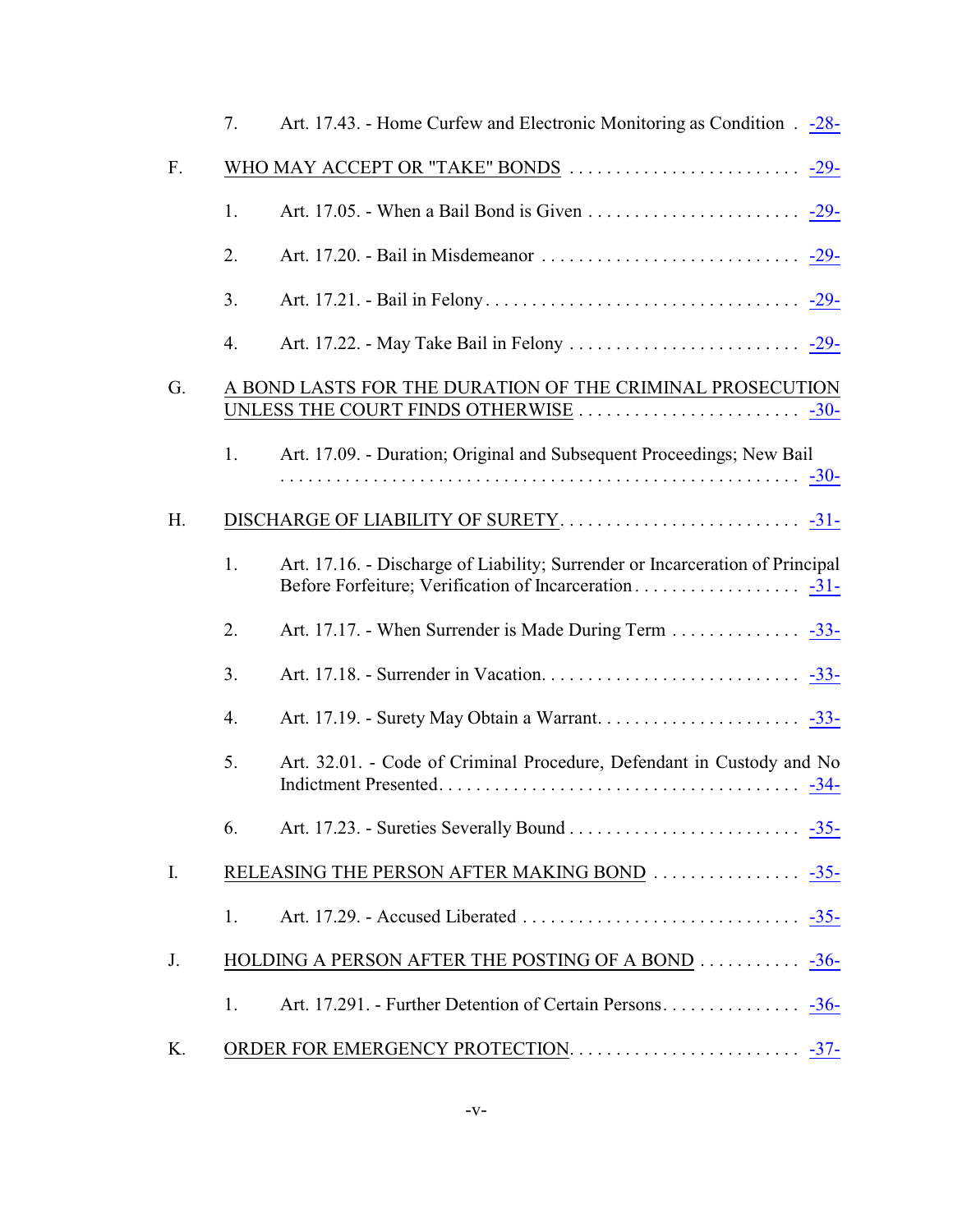7. Art. 17.43. - Home Curfew and Electronic Monitoring as Condition . . -28-

F. WHO MAY ACCEPT OR "TAKE" BONDS . . . . . . . . . . . . . . . . . . . . . . . . . -29-

1. Art. 17.05. - When a Bail Bond is Given . . . . . . . . . . . . . . . . . . . . . . . -29-

2. Art. 17.20. - Bail in Misdemeanor . . . . . . . . . . . . . . . . . . . . . . . . . . . . -29-

3. Art. 17.21. - Bail in Felony . . . . . . . . . . . . . . . . . . . . . . . . . . . . . . . . . . -29-

4. Art. 17.22. - May Take Bail in Felony . . . . . . . . . . . . . . . . . . . . . . . . . -29-

G. A BOND LASTS FOR THE DURATION OF THE CRIMINAL PROSECUTION UNLESS THE COURT FINDS OTHERWISE . . . . . . . . . . . . . . . . . . . . . . . . -30-

1. Art. 17.09. - Duration; Original and Subsequent Proceedings; New Bail . . . . . . . . . . . . . . . . . . . . . . . . . . . . . . . . . . . . . . . . . . . . . . . . . . . . . . -30-

H. DISCHARGE OF LIABILITY OF SURETY . . . . . . . . . . . . . . . . . . . . . . . . . . -31-

1. Art. 17.16. - Discharge of Liability; Surrender or Incarceration of Principal Before Forfeiture; Verification of Incarceration . . . . . . . . . . . . . . . . . . -31-

2. Art. 17.17. - When Surrender is Made During Term . . . . . . . . . . . . . . -33-

3. Art. 17.18. - Surrender in Vacation . . . . . . . . . . . . . . . . . . . . . . . . . . . . -33-

4. Art. 17.19. - Surety May Obtain a Warrant . . . . . . . . . . . . . . . . . . . . . . -33-

5. Art. 32.01. - Code of Criminal Procedure, Defendant in Custody and No Indictment Presented . . . . . . . . . . . . . . . . . . . . . . . . . . . . . . . . . . . . . . -34-

6. Art. 17.23. - Sureties Severally Bound . . . . . . . . . . . . . . . . . . . . . . . . . -35-

I. RELEASING THE PERSON AFTER MAKING BOND . . . . . . . . . . . . . . . . -35-

1. Art. 17.29. - Accused Liberated . . . . . . . . . . . . . . . . . . . . . . . . . . . . . . -35-

J. HOLDING A PERSON AFTER THE POSTING OF A BOND . . . . . . . . . . . -36-

1. Art. 17.291. - Further Detention of Certain Persons . . . . . . . . . . . . . . . -36-

K. ORDER FOR EMERGENCY PROTECTION . . . . . . . . . . . . . . . . . . . . . . . . . -37-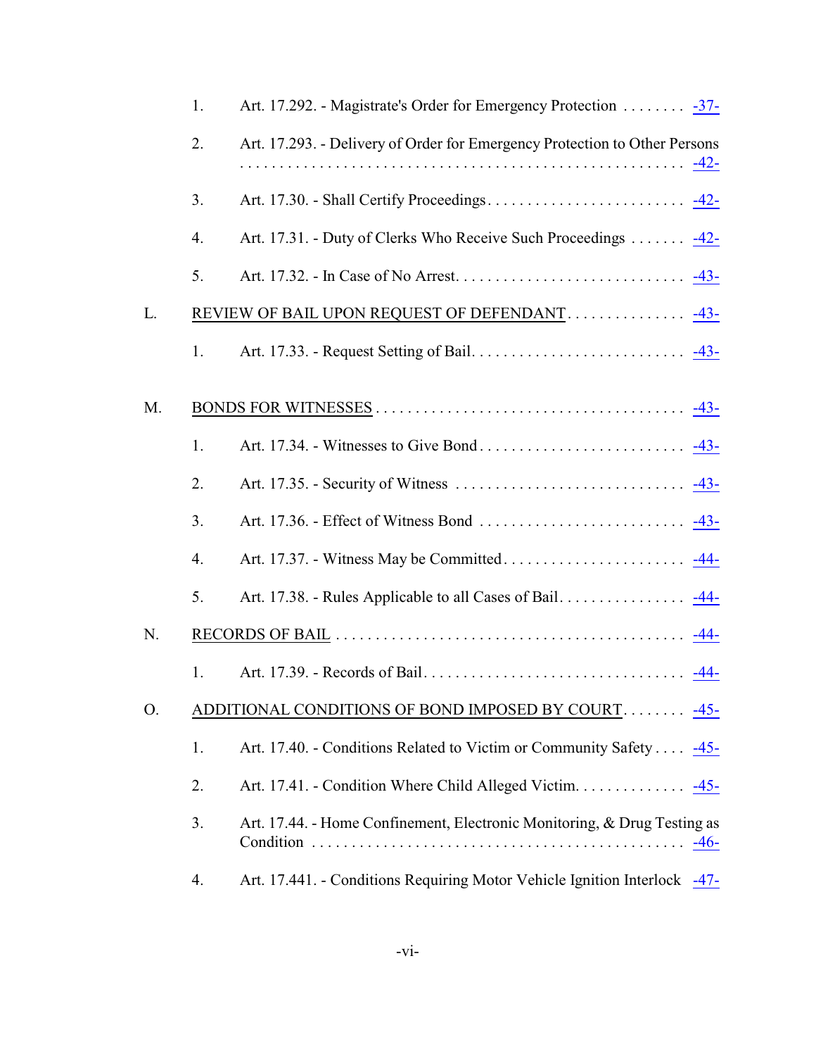1. Art. 17.292. - Magistrate's Order for Emergency Protection . . . . . . . . -37-

2. Art. 17.293. - Delivery of Order for Emergency Protection to Other Persons . . . . . . . . . . . . . . . . . . . . . . . . . . . . . . . . . . . . . . . . . . . . . . . . . . . . -42-

3. Art. 17.30. - Shall Certify Proceedings . . . . . . . . . . . . . . . . . . . . . . . . . -42-

4. Art. 17.31. - Duty of Clerks Who Receive Such Proceedings . . . . . . . -42-

5. Art. 17.32. - In Case of No Arrest . . . . . . . . . . . . . . . . . . . . . . . . . . . . -43-

L. REVIEW OF BAIL UPON REQUEST OF DEFENDANT . . . . . . . . . . . . . . . -43-

1. Art. 17.33. - Request Setting of Bail . . . . . . . . . . . . . . . . . . . . . . . . . . -43-

M. BONDS FOR WITNESSES . . . . . . . . . . . . . . . . . . . . . . . . . . . . . . . . . . . . . . -43-

1. Art. 17.34. - Witnesses to Give Bond . . . . . . . . . . . . . . . . . . . . . . . . . . -43-

2. Art. 17.35. - Security of Witness . . . . . . . . . . . . . . . . . . . . . . . . . . . . . -43-

3. Art. 17.36. - Effect of Witness Bond . . . . . . . . . . . . . . . . . . . . . . . . . . -43-

4. Art. 17.37. - Witness May be Committed . . . . . . . . . . . . . . . . . . . . . . . -44-

5. Art. 17.38. - Rules Applicable to all Cases of Bail . . . . . . . . . . . . . . . . -44-

N. RECORDS OF BAIL . . . . . . . . . . . . . . . . . . . . . . . . . . . . . . . . . . . . . . . . . . . -44-

1. Art. 17.39. - Records of Bail . . . . . . . . . . . . . . . . . . . . . . . . . . . . . . . . -44-

O. ADDITIONAL CONDITIONS OF BOND IMPOSED BY COURT . . . . . . . . -45-

1. Art. 17.40. - Conditions Related to Victim or Community Safety . . . . -45-

2. Art. 17.41. - Condition Where Child Alleged Victim . . . . . . . . . . . . . . -45-

3. Art. 17.44. - Home Confinement, Electronic Monitoring, & Drug Testing as Condition . . . . . . . . . . . . . . . . . . . . . . . . . . . . . . . . . . . . . . . . . . . . . . -46-

4. Art. 17.441. - Conditions Requiring Motor Vehicle Ignition Interlock -47-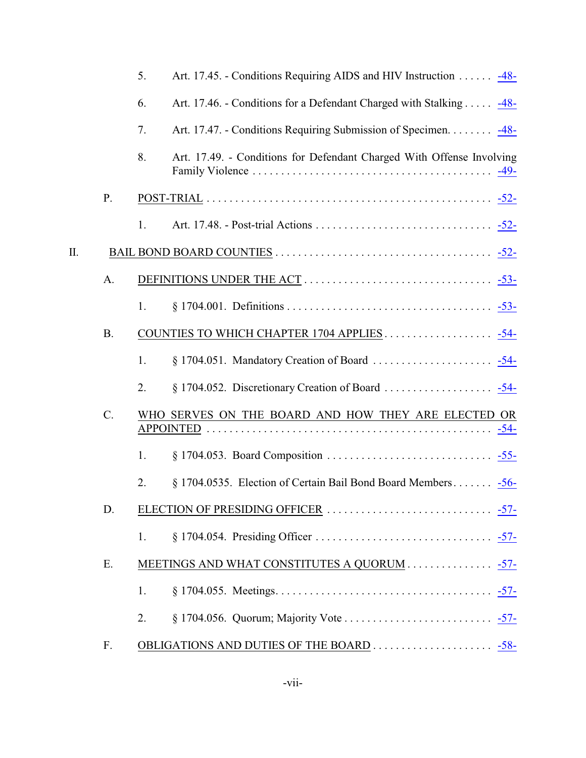5. Art. 17.45. - Conditions Requiring AIDS and HIV Instruction . . . . . . -48-

6. Art. 17.46. - Conditions for a Defendant Charged with Stalking . . . . . -48-

7. Art. 17.47. - Conditions Requiring Submission of Specimen. . . . . . . . -48-

8. Art. 17.49. - Conditions for Defendant Charged With Offense Involving Family Violence . . . . . . . . . . . . . . . . . . . . . . . . . . . . . . . . . . . . . . . . . -49-

P. POST-TRIAL . . . . . . . . . . . . . . . . . . . . . . . . . . . . . . . . . . . . . . . . . . . . . . . . . -52-

1. Art. 17.48. - Post-trial Actions . . . . . . . . . . . . . . . . . . . . . . . . . . . . . . . -52-

II. BAIL BOND BOARD COUNTIES . . . . . . . . . . . . . . . . . . . . . . . . . . . . . . . . . . . . . . -52-

A. DEFINITIONS UNDER THE ACT . . . . . . . . . . . . . . . . . . . . . . . . . . . . . . . . . -53-

1. § 1704.001. Definitions . . . . . . . . . . . . . . . . . . . . . . . . . . . . . . . . . . . . -53-

B. COUNTIES TO WHICH CHAPTER 1704 APPLIES . . . . . . . . . . . . . . . . . . . -54-

1. § 1704.051. Mandatory Creation of Board . . . . . . . . . . . . . . . . . . . . . -54-

2. § 1704.052. Discretionary Creation of Board . . . . . . . . . . . . . . . . . . . -54-

C. WHO SERVES ON THE BOARD AND HOW THEY ARE ELECTED OR APPOINTED . . . . . . . . . . . . . . . . . . . . . . . . . . . . . . . . . . . . . . . . . . . . . . . . -54-

1. § 1704.053. Board Composition . . . . . . . . . . . . . . . . . . . . . . . . . . . . . -55-

2. § 1704.0535. Election of Certain Bail Bond Board Members . . . . . . . -56-

D. ELECTION OF PRESIDING OFFICER . . . . . . . . . . . . . . . . . . . . . . . . . . . . . -57-

1. § 1704.054. Presiding Officer . . . . . . . . . . . . . . . . . . . . . . . . . . . . . . . -57-

E. MEETINGS AND WHAT CONSTITUTES A QUORUM . . . . . . . . . . . . . . . -57-

1. § 1704.055. Meetings. . . . . . . . . . . . . . . . . . . . . . . . . . . . . . . . . . . . . -57-

2. § 1704.056. Quorum; Majority Vote . . . . . . . . . . . . . . . . . . . . . . . . . . -57-

F. OBLIGATIONS AND DUTIES OF THE BOARD . . . . . . . . . . . . . . . . . . . . . -58-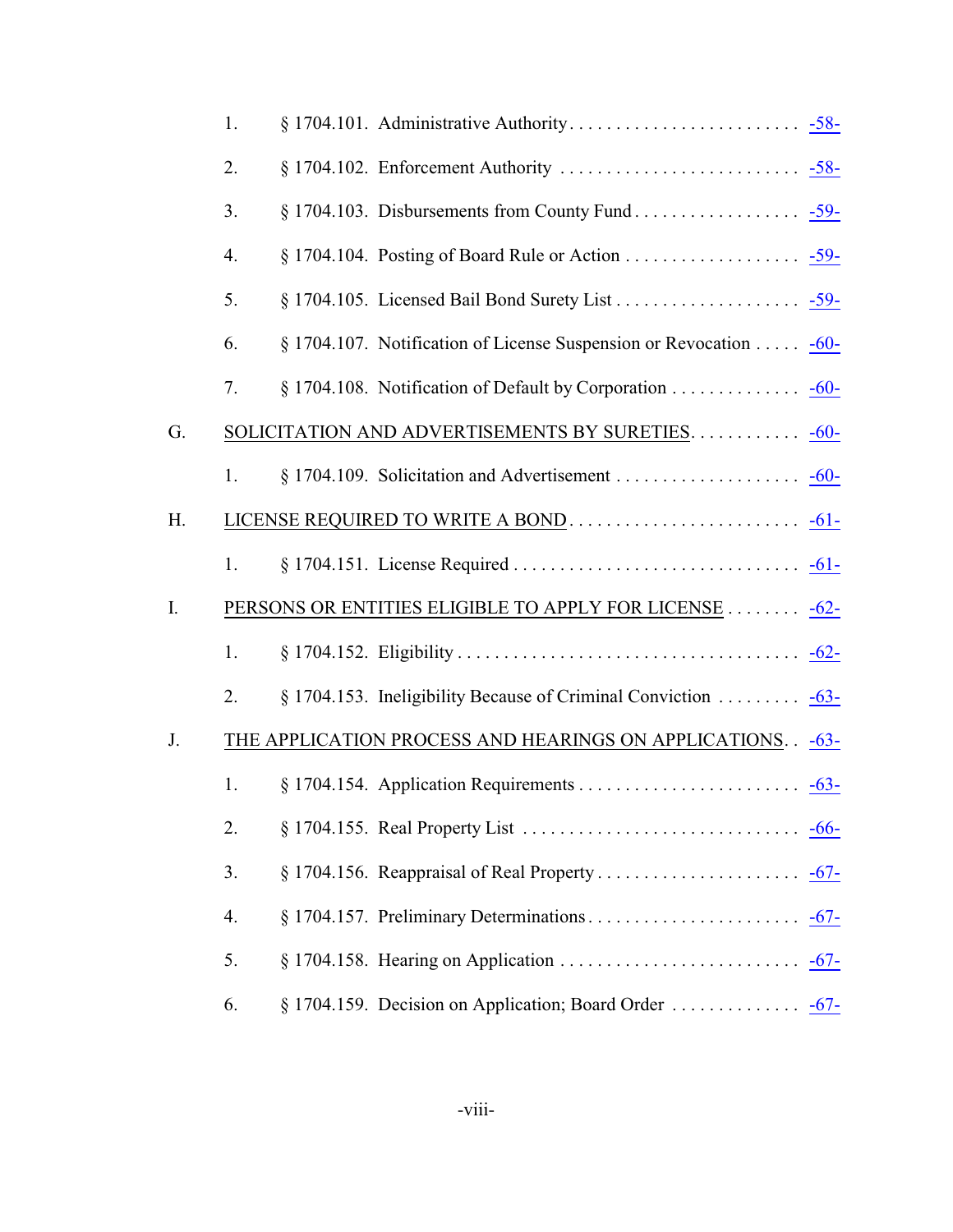1. § 1704.101. Administrative Authority . . . . . . . . . . . . . . . . . . . . . . . . . -58-
2. § 1704.102. Enforcement Authority . . . . . . . . . . . . . . . . . . . . . . . . . . -58-
3. § 1704.103. Disbursements from County Fund . . . . . . . . . . . . . . . . . . -59-
4. § 1704.104. Posting of Board Rule or Action . . . . . . . . . . . . . . . . . . . -59-
5. § 1704.105. Licensed Bail Bond Surety List . . . . . . . . . . . . . . . . . . . . -59-
6. § 1704.107. Notification of License Suspension or Revocation . . . . . -60-
7. § 1704.108. Notification of Default by Corporation . . . . . . . . . . . . . . -60-

G. SOLICITATION AND ADVERTISEMENTS BY SURETIES . . . . . . . . . . . . -60-

1. § 1704.109. Solicitation and Advertisement . . . . . . . . . . . . . . . . . . . . -60-

H. LICENSE REQUIRED TO WRITE A BOND . . . . . . . . . . . . . . . . . . . . . . . . . -61-

1. § 1704.151. License Required . . . . . . . . . . . . . . . . . . . . . . . . . . . . . . . -61-

I. PERSONS OR ENTITIES ELIGIBLE TO APPLY FOR LICENSE . . . . . . . . -62-

1. § 1704.152. Eligibility . . . . . . . . . . . . . . . . . . . . . . . . . . . . . . . . . . . . -62-
2. § 1704.153. Ineligibility Because of Criminal Conviction . . . . . . . . . -63-

J. THE APPLICATION PROCESS AND HEARINGS ON APPLICATIONS . . -63-

1. § 1704.154. Application Requirements . . . . . . . . . . . . . . . . . . . . . . . . -63-
2. § 1704.155. Real Property List . . . . . . . . . . . . . . . . . . . . . . . . . . . . . . -66-
3. § 1704.156. Reappraisal of Real Property . . . . . . . . . . . . . . . . . . . . . . -67-
4. § 1704.157. Preliminary Determinations . . . . . . . . . . . . . . . . . . . . . . . -67-
5. § 1704.158. Hearing on Application . . . . . . . . . . . . . . . . . . . . . . . . . . -67-
6. § 1704.159. Decision on Application; Board Order . . . . . . . . . . . . . . -67-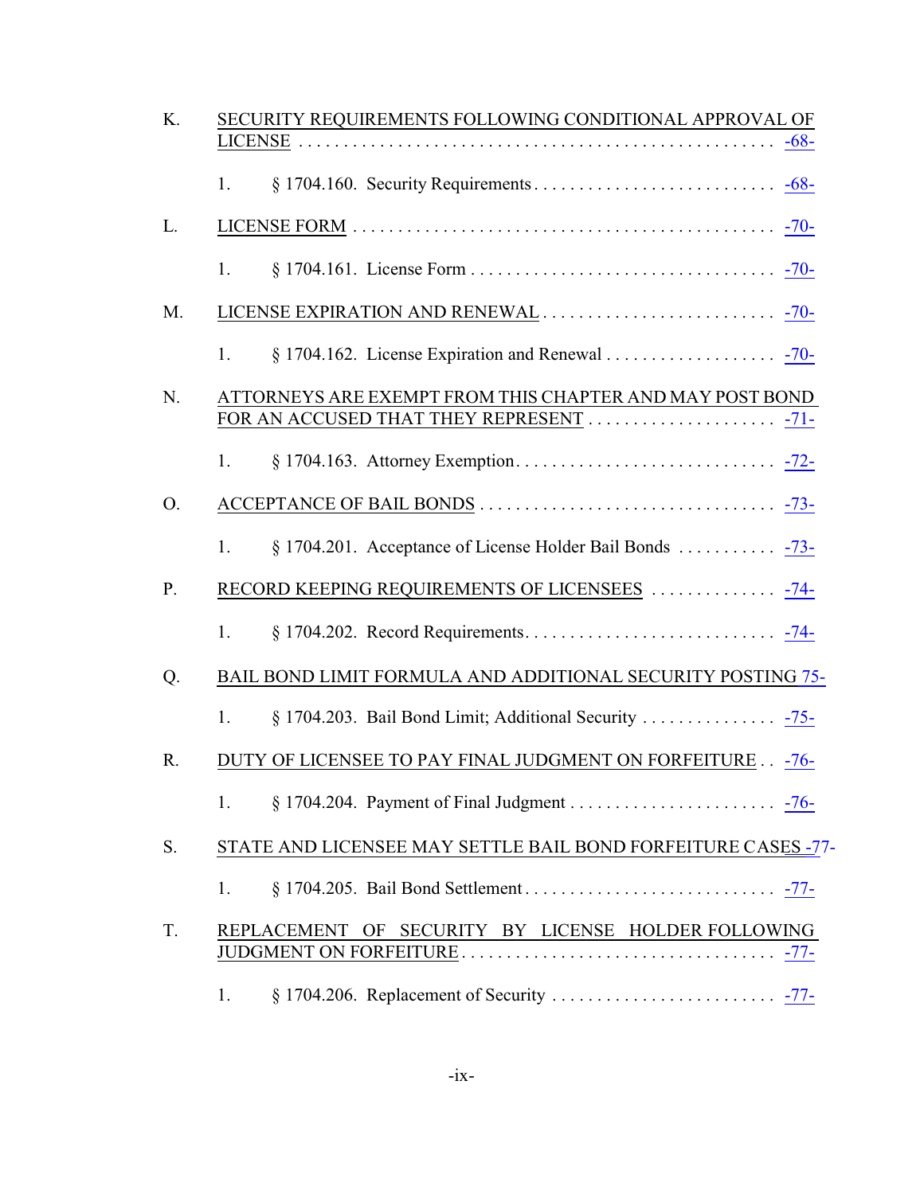K. SECURITY REQUIREMENTS FOLLOWING CONDITIONAL APPROVAL OF LICENSE . . . . . . . . . . . . . . . . . . . . . . . . . . . . . . . . . . . . . . . . . . . . . . . . . . . -68-

1. § 1704.160. Security Requirements . . . . . . . . . . . . . . . . . . . . . . . . . . . -68-

L. LICENSE FORM . . . . . . . . . . . . . . . . . . . . . . . . . . . . . . . . . . . . . . . . . . . . . . -70-

1. § 1704.161. License Form . . . . . . . . . . . . . . . . . . . . . . . . . . . . . . . . . . -70-

M. LICENSE EXPIRATION AND RENEWAL . . . . . . . . . . . . . . . . . . . . . . . . . . -70-

1. § 1704.162. License Expiration and Renewal . . . . . . . . . . . . . . . . . . . -70-

N. ATTORNEYS ARE EXEMPT FROM THIS CHAPTER AND MAY POST BOND FOR AN ACCUSED THAT THEY REPRESENT . . . . . . . . . . . . . . . . . . . . . -71-

1. § 1704.163. Attorney Exemption . . . . . . . . . . . . . . . . . . . . . . . . . . . . . -72-

O. ACCEPTANCE OF BAIL BONDS . . . . . . . . . . . . . . . . . . . . . . . . . . . . . . . . -73-

1. § 1704.201. Acceptance of License Holder Bail Bonds . . . . . . . . . . . -73-

P. RECORD KEEPING REQUIREMENTS OF LICENSEES . . . . . . . . . . . . . . -74-

1. § 1704.202. Record Requirements . . . . . . . . . . . . . . . . . . . . . . . . . . . -74-

Q. BAIL BOND LIMIT FORMULA AND ADDITIONAL SECURITY POSTING 75-

1. § 1704.203. Bail Bond Limit; Additional Security . . . . . . . . . . . . . . . -75-

R. DUTY OF LICENSEE TO PAY FINAL JUDGMENT ON FORFEITURE . . -76-

1. § 1704.204. Payment of Final Judgment . . . . . . . . . . . . . . . . . . . . . . . -76-

S. STATE AND LICENSEE MAY SETTLE BAIL BOND FORFEITURE CASES -77-

1. § 1704.205. Bail Bond Settlement . . . . . . . . . . . . . . . . . . . . . . . . . . . -77-

T. REPLACEMENT OF SECURITY BY LICENSE HOLDER FOLLOWING JUDGMENT ON FORFEITURE . . . . . . . . . . . . . . . . . . . . . . . . . . . . . . . . . . -77-

1. § 1704.206. Replacement of Security . . . . . . . . . . . . . . . . . . . . . . . . . -77-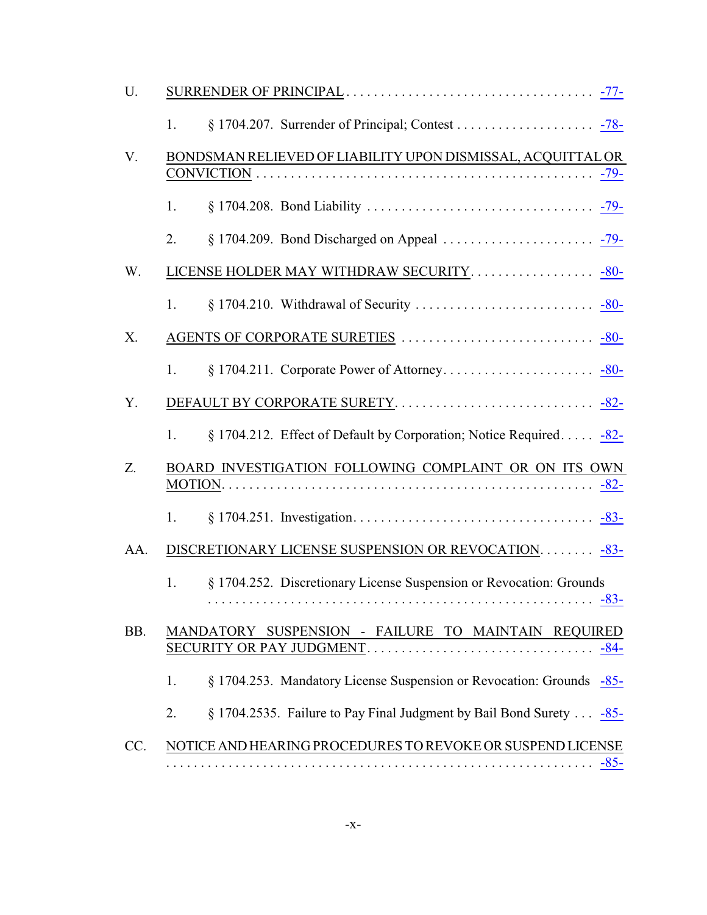U. SURRENDER OF PRINCIPAL . . . . . . . . . . . . . . . . . . . . . . . . . . . . . . . . . . . -77-

1. § 1704.207. Surrender of Principal; Contest . . . . . . . . . . . . . . . . . . . . -78-

V. BONDSMAN RELIEVED OF LIABILITY UPON DISMISSAL, ACQUITTAL OR CONVICTION . . . . . . . . . . . . . . . . . . . . . . . . . . . . . . . . . . . . . . . . . . . . . . -79-

1. § 1704.208. Bond Liability . . . . . . . . . . . . . . . . . . . . . . . . . . . . . . . . -79-

2. § 1704.209. Bond Discharged on Appeal . . . . . . . . . . . . . . . . . . . . . . -79-

W. LICENSE HOLDER MAY WITHDRAW SECURITY . . . . . . . . . . . . . . . . . . -80-

1. § 1704.210. Withdrawal of Security . . . . . . . . . . . . . . . . . . . . . . . . . . -80-

X. AGENTS OF CORPORATE SURETIES . . . . . . . . . . . . . . . . . . . . . . . . . . . . -80-

1. § 1704.211. Corporate Power of Attorney . . . . . . . . . . . . . . . . . . . . . . -80-

Y. DEFAULT BY CORPORATE SURETY . . . . . . . . . . . . . . . . . . . . . . . . . . . . -82-

1. § 1704.212. Effect of Default by Corporation; Notice Required . . . . . -82-

Z. BOARD INVESTIGATION FOLLOWING COMPLAINT OR ON ITS OWN MOTION . . . . . . . . . . . . . . . . . . . . . . . . . . . . . . . . . . . . . . . . . . . . . . . . . . . . -82-

1. § 1704.251. Investigation . . . . . . . . . . . . . . . . . . . . . . . . . . . . . . . . . . -83-

AA. DISCRETIONARY LICENSE SUSPENSION OR REVOCATION . . . . . . . . -83-

1. § 1704.252. Discretionary License Suspension or Revocation: Grounds . . . . . . . . . . . . . . . . . . . . . . . . . . . . . . . . . . . . . . . . . . . . . . . . . . . . . . -83-

BB. MANDATORY SUSPENSION - FAILURE TO MAINTAIN REQUIRED SECURITY OR PAY JUDGMENT . . . . . . . . . . . . . . . . . . . . . . . . . . . . . . . . -84-

1. § 1704.253. Mandatory License Suspension or Revocation: Grounds -85-

2. § 1704.2535. Failure to Pay Final Judgment by Bail Bond Surety . . . -85-

CC. NOTICE AND HEARING PROCEDURES TO REVOKE OR SUSPEND LICENSE . . . . . . . . . . . . . . . . . . . . . . . . . . . . . . . . . . . . . . . . . . . . . . . . . . . . . . . . . -85-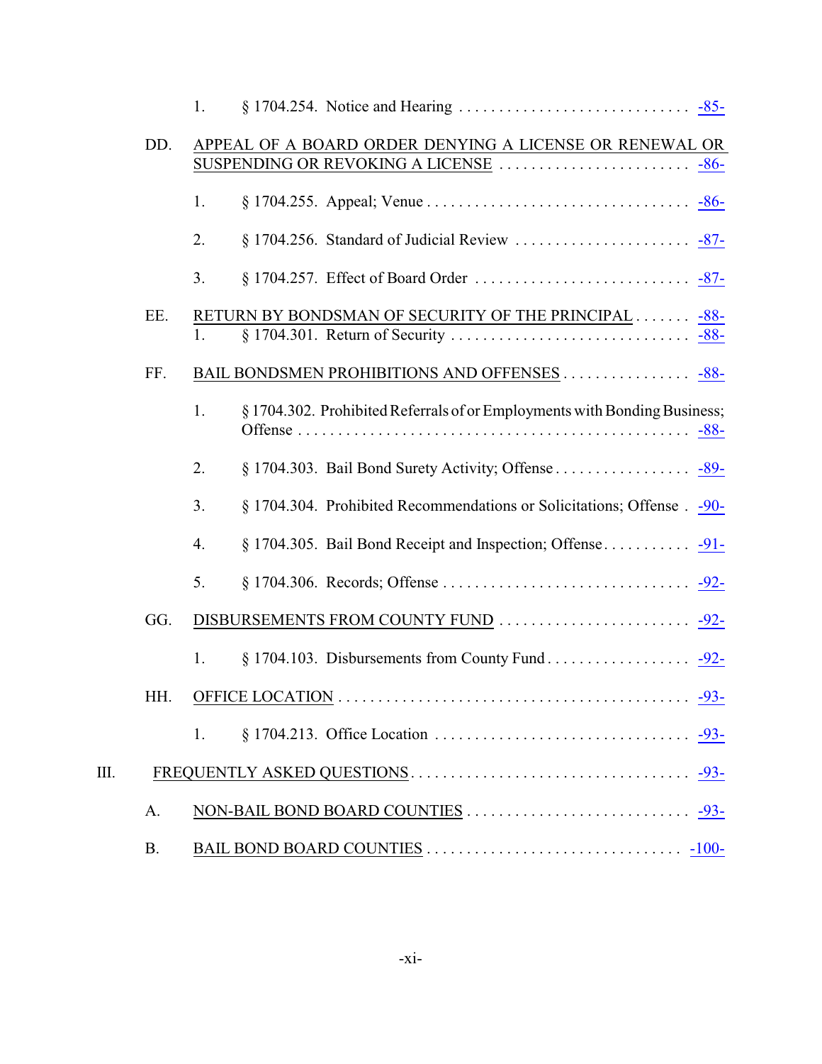1. § 1704.254. Notice and Hearing . . . . . . . . . . . . . . . . . . . . . . . . . . . . . -85-

DD. APPEAL OF A BOARD ORDER DENYING A LICENSE OR RENEWAL OR SUSPENDING OR REVOKING A LICENSE . . . . . . . . . . . . . . . . . . . . . . . . -86-

1. § 1704.255. Appeal; Venue . . . . . . . . . . . . . . . . . . . . . . . . . . . . . . . . . -86-

2. § 1704.256. Standard of Judicial Review . . . . . . . . . . . . . . . . . . . . . . -87-

3. § 1704.257. Effect of Board Order . . . . . . . . . . . . . . . . . . . . . . . . . . . -87-

EE. RETURN BY BONDSMAN OF SECURITY OF THE PRINCIPAL . . . . . . . -88-

1. § 1704.301. Return of Security . . . . . . . . . . . . . . . . . . . . . . . . . . . . . . -88-

FF. BAIL BONDSMEN PROHIBITIONS AND OFFENSES . . . . . . . . . . . . . . . . -88-

1. § 1704.302. Prohibited Referrals of or Employments with Bonding Business; Offense . . . . . . . . . . . . . . . . . . . . . . . . . . . . . . . . . . . . . . . . . . . . . . . . . -88-

2. § 1704.303. Bail Bond Surety Activity; Offense . . . . . . . . . . . . . . . . . -89-

3. § 1704.304. Prohibited Recommendations or Solicitations; Offense . -90-

4. § 1704.305. Bail Bond Receipt and Inspection; Offense . . . . . . . . . . . -91-

5. § 1704.306. Records; Offense . . . . . . . . . . . . . . . . . . . . . . . . . . . . . . . -92-

GG. DISBURSEMENTS FROM COUNTY FUND . . . . . . . . . . . . . . . . . . . . . . . . -92-

1. § 1704.103. Disbursements from County Fund . . . . . . . . . . . . . . . . . . -92-

HH. OFFICE LOCATION . . . . . . . . . . . . . . . . . . . . . . . . . . . . . . . . . . . . . . . . . . . -93-

1. § 1704.213. Office Location . . . . . . . . . . . . . . . . . . . . . . . . . . . . . . . . -93-

III. FREQUENTLY ASKED QUESTIONS . . . . . . . . . . . . . . . . . . . . . . . . . . . . . . . . . . -93-

A. NON-BAIL BOND BOARD COUNTIES . . . . . . . . . . . . . . . . . . . . . . . . . . . . -93-

B. BAIL BOND BOARD COUNTIES . . . . . . . . . . . . . . . . . . . . . . . . . . . . . . . -100-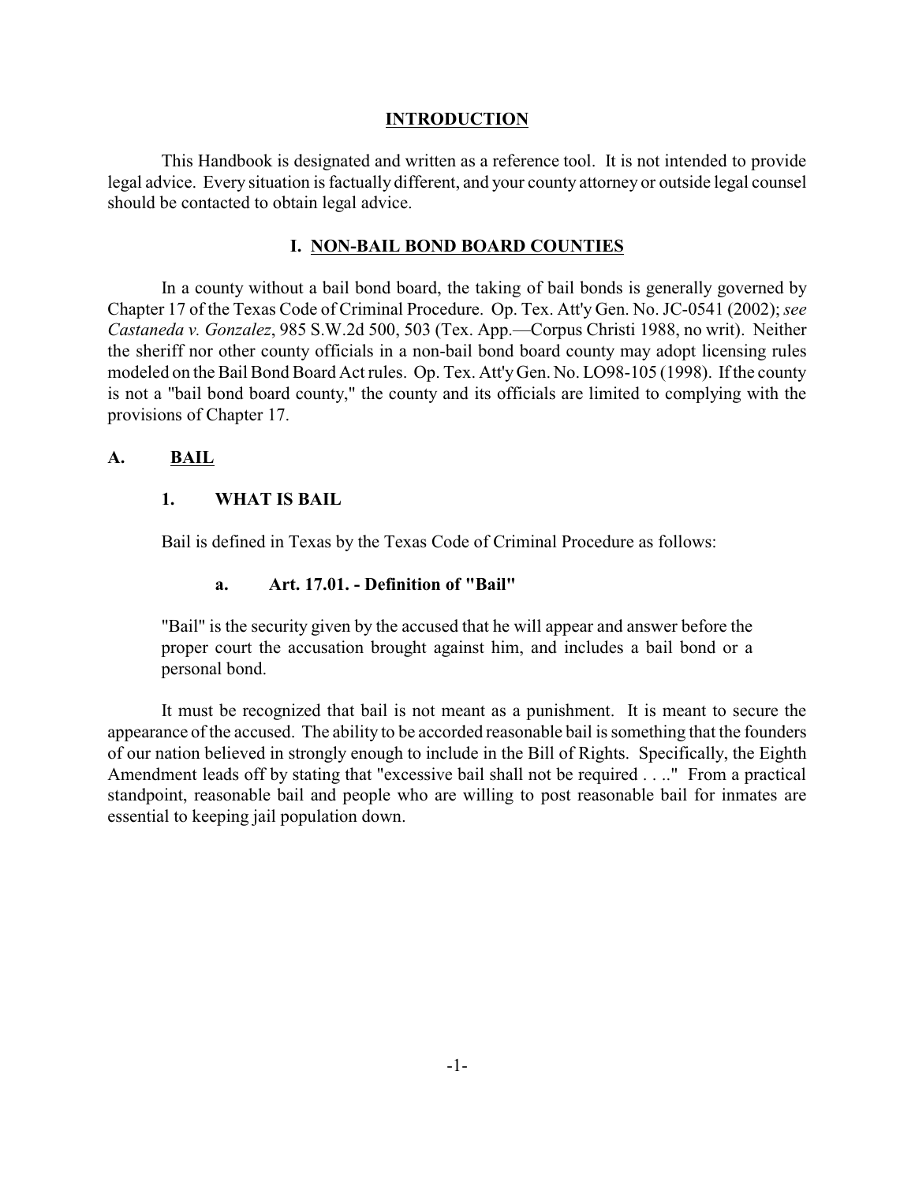## INTRODUCTION

This Handbook is designated and written as a reference tool. It is not intended to provide legal advice. Every situation is factually different, and your county attorney or outside legal counsel should be contacted to obtain legal advice.

## I. NON-BAIL BOND BOARD COUNTIES

In a county without a bail bond board, the taking of bail bonds is generally governed by Chapter 17 of the Texas Code of Criminal Procedure. Op. Tex. Att'y Gen. No. JC-0541 (2002); *see Castaneda v. Gonzalez*, 985 S.W.2d 500, 503 (Tex. App.—Corpus Christi 1988, no writ). Neither the sheriff nor other county officials in a non-bail bond board county may adopt licensing rules modeled on the Bail Bond Board Act rules. Op. Tex. Att'y Gen. No. LO98-105 (1998). If the county is not a "bail bond board county," the county and its officials are limited to complying with the provisions of Chapter 17.

### A. BAIL

#### 1. WHAT IS BAIL

Bail is defined in Texas by the Texas Code of Criminal Procedure as follows:

##### a. Art. 17.01. - Definition of "Bail"

> "Bail" is the security given by the accused that he will appear and answer before the proper court the accusation brought against him, and includes a bail bond or a personal bond.

It must be recognized that bail is not meant as a punishment. It is meant to secure the appearance of the accused. The ability to be accorded reasonable bail is something that the founders of our nation believed in strongly enough to include in the Bill of Rights. Specifically, the Eighth Amendment leads off by stating that "excessive bail shall not be required . . .." From a practical standpoint, reasonable bail and people who are willing to post reasonable bail for inmates are essential to keeping jail population down.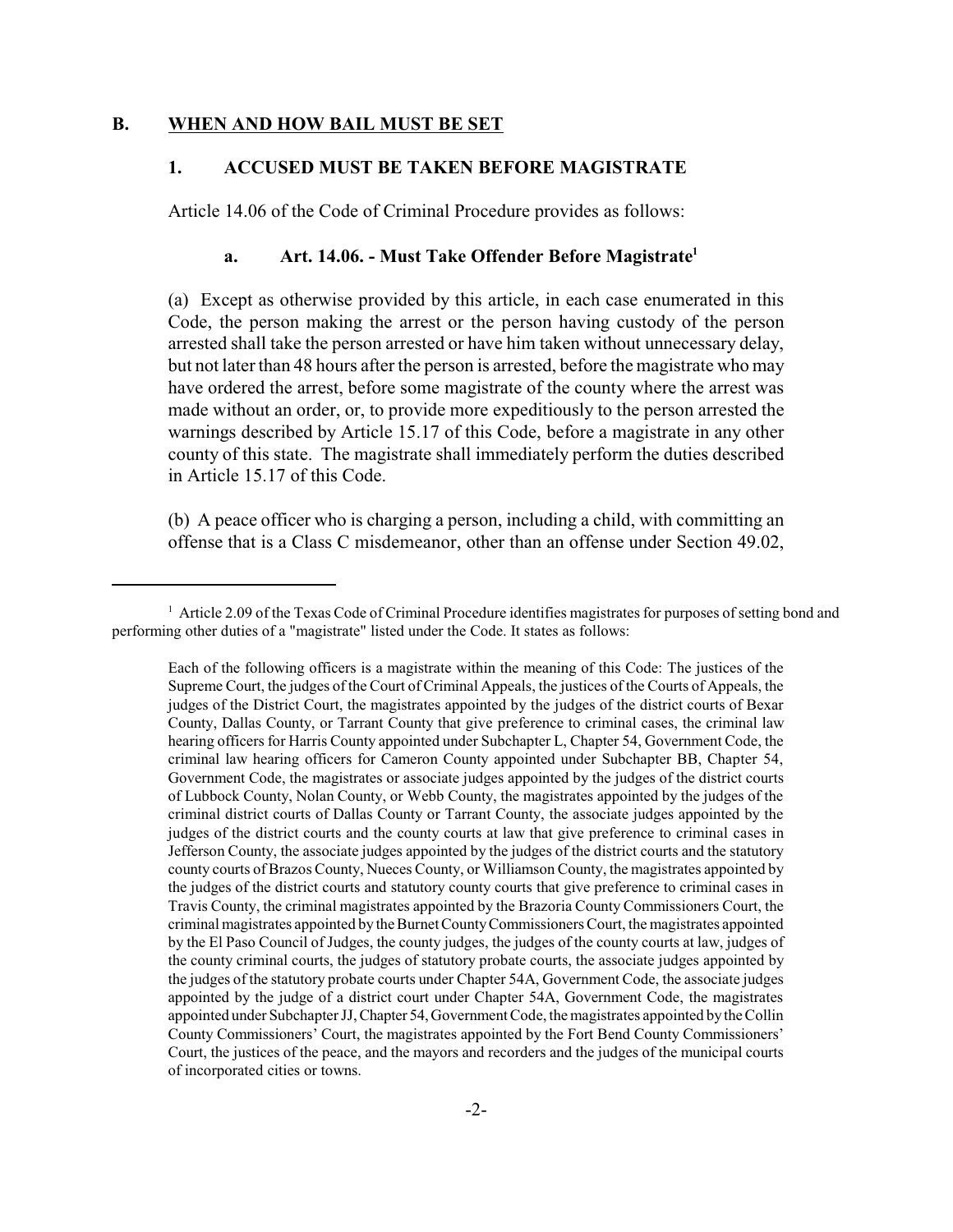## B. WHEN AND HOW BAIL MUST BE SET

### 1. ACCUSED MUST BE TAKEN BEFORE MAGISTRATE

Article 14.06 of the Code of Criminal Procedure provides as follows:

#### a. Art. 14.06. - Must Take Offender Before Magistrate[1]

(a) Except as otherwise provided by this article, in each case enumerated in this Code, the person making the arrest or the person having custody of the person arrested shall take the person arrested or have him taken without unnecessary delay, but not later than 48 hours after the person is arrested, before the magistrate who may have ordered the arrest, before some magistrate of the county where the arrest was made without an order, or, to provide more expeditiously to the person arrested the warnings described by Article 15.17 of this Code, before a magistrate in any other county of this state. The magistrate shall immediately perform the duties described in Article 15.17 of this Code.

(b) A peace officer who is charging a person, including a child, with committing an offense that is a Class C misdemeanor, other than an offense under Section 49.02,

---

[1] Article 2.09 of the Texas Code of Criminal Procedure identifies magistrates for purposes of setting bond and performing other duties of a "magistrate" listed under the Code. It states as follows:

> Each of the following officers is a magistrate within the meaning of this Code: The justices of the Supreme Court, the judges of the Court of Criminal Appeals, the justices of the Courts of Appeals, the judges of the District Court, the magistrates appointed by the judges of the district courts of Bexar County, Dallas County, or Tarrant County that give preference to criminal cases, the criminal law hearing officers for Harris County appointed under Subchapter L, Chapter 54, Government Code, the criminal law hearing officers for Cameron County appointed under Subchapter BB, Chapter 54, Government Code, the magistrates or associate judges appointed by the judges of the district courts of Lubbock County, Nolan County, or Webb County, the magistrates appointed by the judges of the criminal district courts of Dallas County or Tarrant County, the associate judges appointed by the judges of the district courts and the county courts at law that give preference to criminal cases in Jefferson County, the associate judges appointed by the judges of the district courts and the statutory county courts of Brazos County, Nueces County, or Williamson County, the magistrates appointed by the judges of the district courts and statutory county courts that give preference to criminal cases in Travis County, the criminal magistrates appointed by the Brazoria County Commissioners Court, the criminal magistrates appointed by the Burnet County Commissioners Court, the magistrates appointed by the El Paso Council of Judges, the county judges, the judges of the county courts at law, judges of the county criminal courts, the judges of statutory probate courts, the associate judges appointed by the judges of the statutory probate courts under Chapter 54A, Government Code, the associate judges appointed by the judge of a district court under Chapter 54A, Government Code, the magistrates appointed under Subchapter JJ, Chapter 54, Government Code, the magistrates appointed by the Collin County Commissioners' Court, the magistrates appointed by the Fort Bend County Commissioners' Court, the justices of the peace, and the mayors and recorders and the judges of the municipal courts of incorporated cities or towns.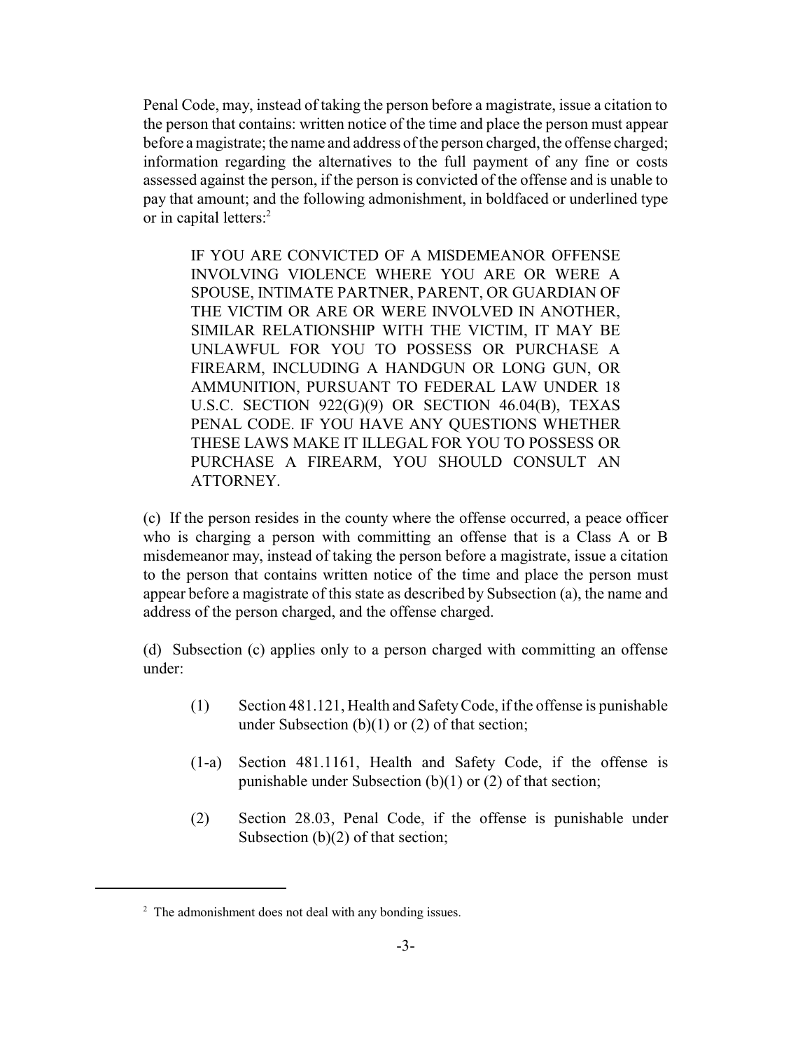Penal Code, may, instead of taking the person before a magistrate, issue a citation to the person that contains: written notice of the time and place the person must appear before a magistrate; the name and address of the person charged, the offense charged; information regarding the alternatives to the full payment of any fine or costs assessed against the person, if the person is convicted of the offense and is unable to pay that amount; and the following admonishment, in boldfaced or underlined type or in capital letters:[2]

> IF YOU ARE CONVICTED OF A MISDEMEANOR OFFENSE INVOLVING VIOLENCE WHERE YOU ARE OR WERE A SPOUSE, INTIMATE PARTNER, PARENT, OR GUARDIAN OF THE VICTIM OR ARE OR WERE INVOLVED IN ANOTHER, SIMILAR RELATIONSHIP WITH THE VICTIM, IT MAY BE UNLAWFUL FOR YOU TO POSSESS OR PURCHASE A FIREARM, INCLUDING A HANDGUN OR LONG GUN, OR AMMUNITION, PURSUANT TO FEDERAL LAW UNDER 18 U.S.C. SECTION 922(G)(9) OR SECTION 46.04(B), TEXAS PENAL CODE. IF YOU HAVE ANY QUESTIONS WHETHER THESE LAWS MAKE IT ILLEGAL FOR YOU TO POSSESS OR PURCHASE A FIREARM, YOU SHOULD CONSULT AN ATTORNEY.

(c) If the person resides in the county where the offense occurred, a peace officer who is charging a person with committing an offense that is a Class A or B misdemeanor may, instead of taking the person before a magistrate, issue a citation to the person that contains written notice of the time and place the person must appear before a magistrate of this state as described by Subsection (a), the name and address of the person charged, and the offense charged.

(d) Subsection (c) applies only to a person charged with committing an offense under:

> (1) Section 481.121, Health and Safety Code, if the offense is punishable under Subsection (b)(1) or (2) of that section;
>
> (1-a) Section 481.1161, Health and Safety Code, if the offense is punishable under Subsection (b)(1) or (2) of that section;
>
> (2) Section 28.03, Penal Code, if the offense is punishable under Subsection (b)(2) of that section;

---

[2] The admonishment does not deal with any bonding issues.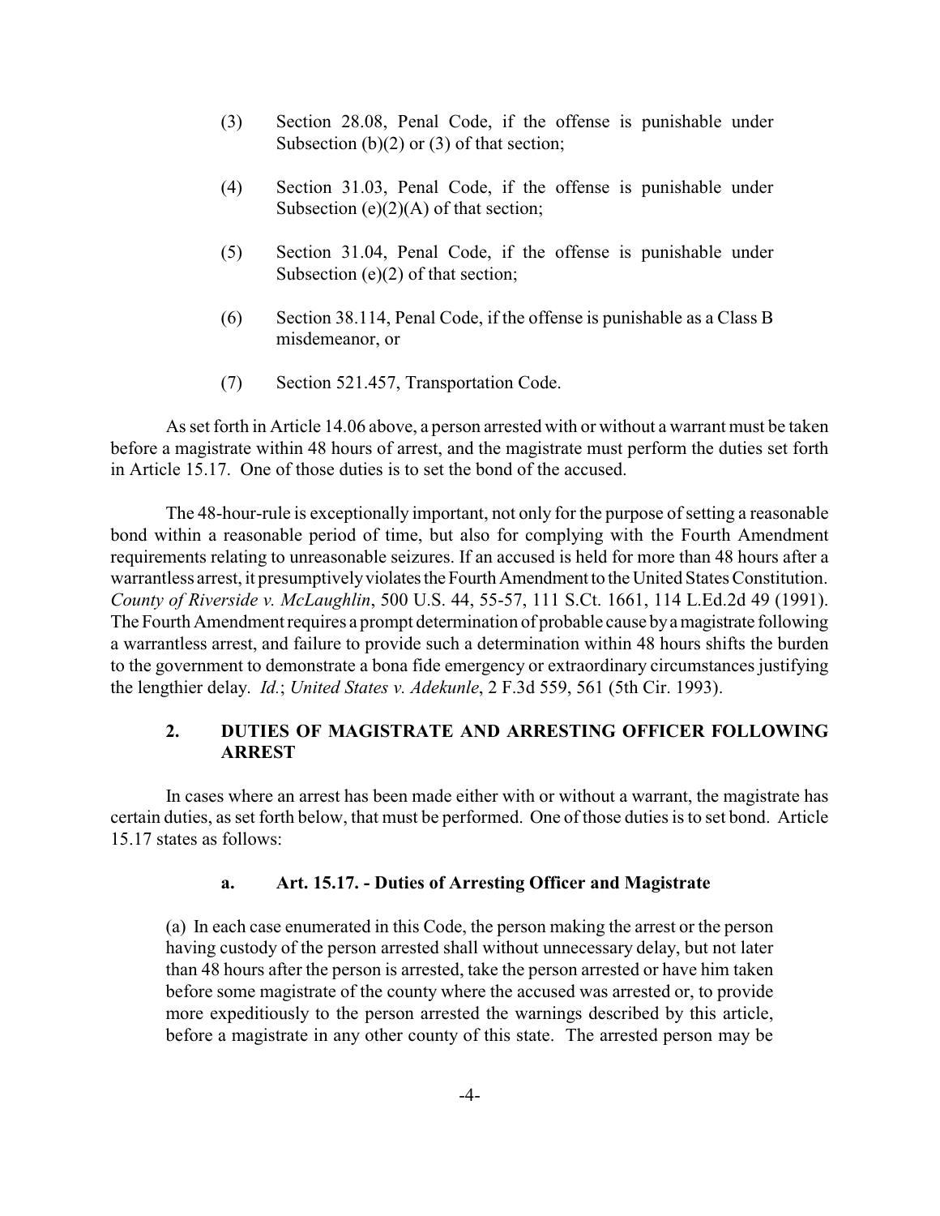(3) Section 28.08, Penal Code, if the offense is punishable under Subsection (b)(2) or (3) of that section;

(4) Section 31.03, Penal Code, if the offense is punishable under Subsection (e)(2)(A) of that section;

(5) Section 31.04, Penal Code, if the offense is punishable under Subsection (e)(2) of that section;

(6) Section 38.114, Penal Code, if the offense is punishable as a Class B misdemeanor, or

(7) Section 521.457, Transportation Code.

As set forth in Article 14.06 above, a person arrested with or without a warrant must be taken before a magistrate within 48 hours of arrest, and the magistrate must perform the duties set forth in Article 15.17. One of those duties is to set the bond of the accused.

The 48-hour-rule is exceptionally important, not only for the purpose of setting a reasonable bond within a reasonable period of time, but also for complying with the Fourth Amendment requirements relating to unreasonable seizures. If an accused is held for more than 48 hours after a warrantless arrest, it presumptively violates the Fourth Amendment to the United States Constitution. *County of Riverside v. McLaughlin*, 500 U.S. 44, 55-57, 111 S.Ct. 1661, 114 L.Ed.2d 49 (1991). The Fourth Amendment requires a prompt determination of probable cause by a magistrate following a warrantless arrest, and failure to provide such a determination within 48 hours shifts the burden to the government to demonstrate a bona fide emergency or extraordinary circumstances justifying the lengthier delay. *Id.*; *United States v. Adekunle*, 2 F.3d 559, 561 (5th Cir. 1993).

## 2. DUTIES OF MAGISTRATE AND ARRESTING OFFICER FOLLOWING ARREST

In cases where an arrest has been made either with or without a warrant, the magistrate has certain duties, as set forth below, that must be performed. One of those duties is to set bond. Article 15.17 states as follows:

### a. Art. 15.17. - Duties of Arresting Officer and Magistrate

(a) In each case enumerated in this Code, the person making the arrest or the person having custody of the person arrested shall without unnecessary delay, but not later than 48 hours after the person is arrested, take the person arrested or have him taken before some magistrate of the county where the accused was arrested or, to provide more expeditiously to the person arrested the warnings described by this article, before a magistrate in any other county of this state. The arrested person may be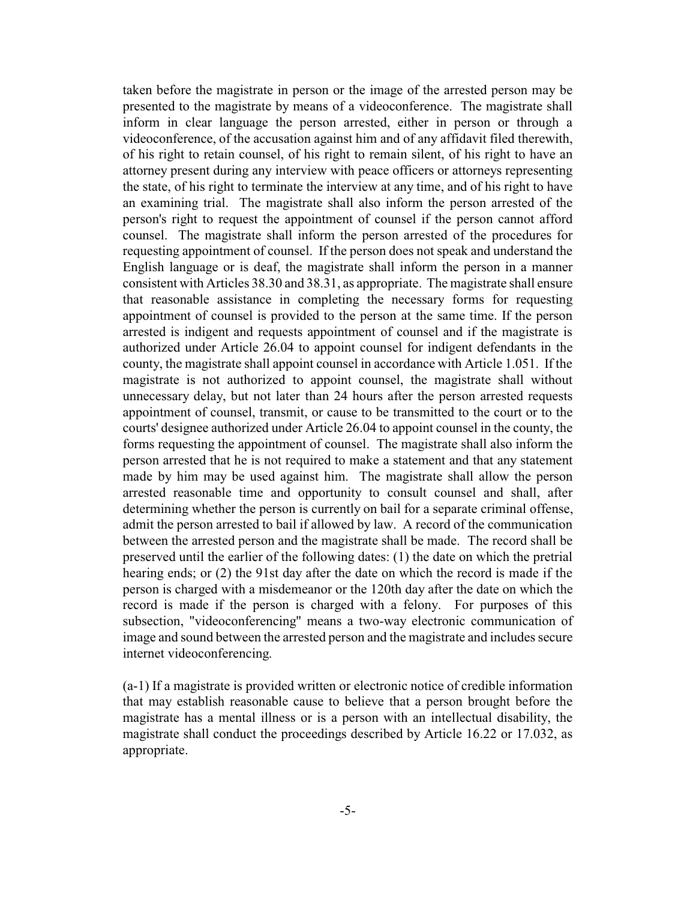taken before the magistrate in person or the image of the arrested person may be presented to the magistrate by means of a videoconference. The magistrate shall inform in clear language the person arrested, either in person or through a videoconference, of the accusation against him and of any affidavit filed therewith, of his right to retain counsel, of his right to remain silent, of his right to have an attorney present during any interview with peace officers or attorneys representing the state, of his right to terminate the interview at any time, and of his right to have an examining trial. The magistrate shall also inform the person arrested of the person's right to request the appointment of counsel if the person cannot afford counsel. The magistrate shall inform the person arrested of the procedures for requesting appointment of counsel. If the person does not speak and understand the English language or is deaf, the magistrate shall inform the person in a manner consistent with Articles 38.30 and 38.31, as appropriate. The magistrate shall ensure that reasonable assistance in completing the necessary forms for requesting appointment of counsel is provided to the person at the same time. If the person arrested is indigent and requests appointment of counsel and if the magistrate is authorized under Article 26.04 to appoint counsel for indigent defendants in the county, the magistrate shall appoint counsel in accordance with Article 1.051. If the magistrate is not authorized to appoint counsel, the magistrate shall without unnecessary delay, but not later than 24 hours after the person arrested requests appointment of counsel, transmit, or cause to be transmitted to the court or to the courts' designee authorized under Article 26.04 to appoint counsel in the county, the forms requesting the appointment of counsel. The magistrate shall also inform the person arrested that he is not required to make a statement and that any statement made by him may be used against him. The magistrate shall allow the person arrested reasonable time and opportunity to consult counsel and shall, after determining whether the person is currently on bail for a separate criminal offense, admit the person arrested to bail if allowed by law. A record of the communication between the arrested person and the magistrate shall be made. The record shall be preserved until the earlier of the following dates: (1) the date on which the pretrial hearing ends; or (2) the 91st day after the date on which the record is made if the person is charged with a misdemeanor or the 120th day after the date on which the record is made if the person is charged with a felony. For purposes of this subsection, "videoconferencing" means a two-way electronic communication of image and sound between the arrested person and the magistrate and includes secure internet videoconferencing.

(a-1) If a magistrate is provided written or electronic notice of credible information that may establish reasonable cause to believe that a person brought before the magistrate has a mental illness or is a person with an intellectual disability, the magistrate shall conduct the proceedings described by Article 16.22 or 17.032, as appropriate.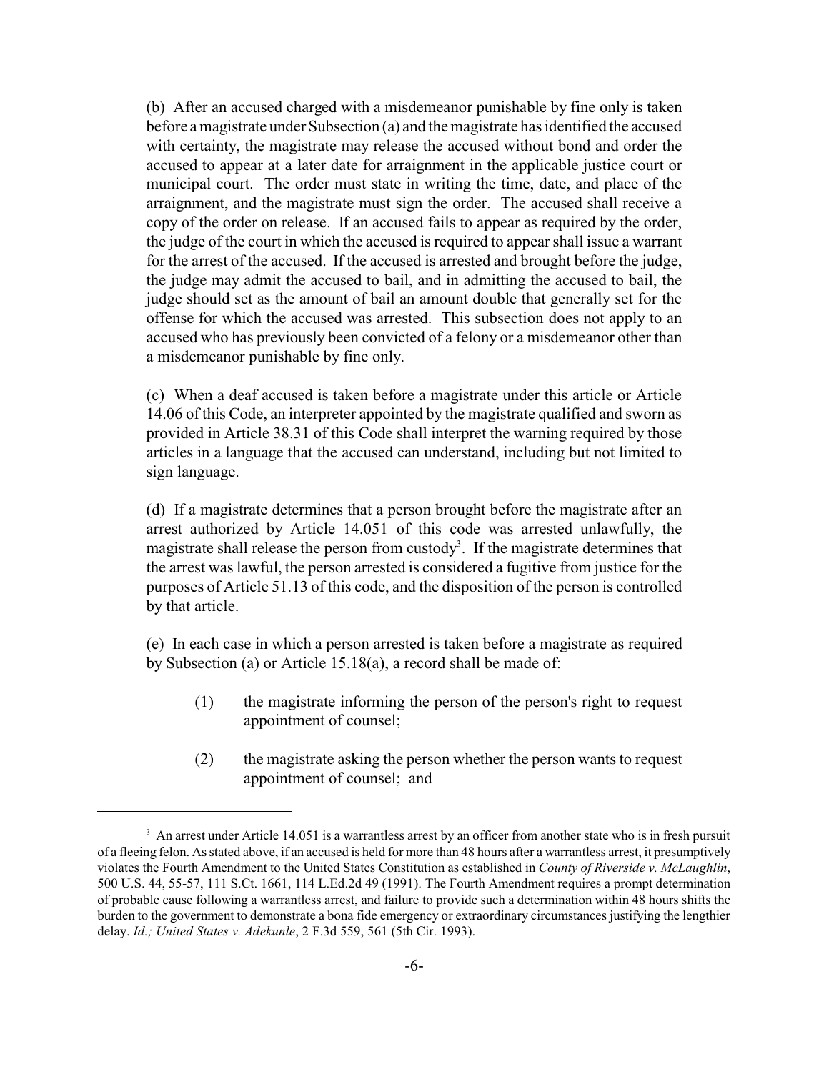(b) After an accused charged with a misdemeanor punishable by fine only is taken before a magistrate under Subsection (a) and the magistrate has identified the accused with certainty, the magistrate may release the accused without bond and order the accused to appear at a later date for arraignment in the applicable justice court or municipal court. The order must state in writing the time, date, and place of the arraignment, and the magistrate must sign the order. The accused shall receive a copy of the order on release. If an accused fails to appear as required by the order, the judge of the court in which the accused is required to appear shall issue a warrant for the arrest of the accused. If the accused is arrested and brought before the judge, the judge may admit the accused to bail, and in admitting the accused to bail, the judge should set as the amount of bail an amount double that generally set for the offense for which the accused was arrested. This subsection does not apply to an accused who has previously been convicted of a felony or a misdemeanor other than a misdemeanor punishable by fine only.

(c) When a deaf accused is taken before a magistrate under this article or Article 14.06 of this Code, an interpreter appointed by the magistrate qualified and sworn as provided in Article 38.31 of this Code shall interpret the warning required by those articles in a language that the accused can understand, including but not limited to sign language.

(d) If a magistrate determines that a person brought before the magistrate after an arrest authorized by Article 14.051 of this code was arrested unlawfully, the magistrate shall release the person from custody[3]. If the magistrate determines that the arrest was lawful, the person arrested is considered a fugitive from justice for the purposes of Article 51.13 of this code, and the disposition of the person is controlled by that article.

(e) In each case in which a person arrested is taken before a magistrate as required by Subsection (a) or Article 15.18(a), a record shall be made of:

(1) the magistrate informing the person of the person's right to request appointment of counsel;

(2) the magistrate asking the person whether the person wants to request appointment of counsel; and

[3] An arrest under Article 14.051 is a warrantless arrest by an officer from another state who is in fresh pursuit of a fleeing felon. As stated above, if an accused is held for more than 48 hours after a warrantless arrest, it presumptively violates the Fourth Amendment to the United States Constitution as established in *County of Riverside v. McLaughlin*, 500 U.S. 44, 55-57, 111 S.Ct. 1661, 114 L.Ed.2d 49 (1991). The Fourth Amendment requires a prompt determination of probable cause following a warrantless arrest, and failure to provide such a determination within 48 hours shifts the burden to the government to demonstrate a bona fide emergency or extraordinary circumstances justifying the lengthier delay. *Id.; United States v. Adekunle*, 2 F.3d 559, 561 (5th Cir. 1993).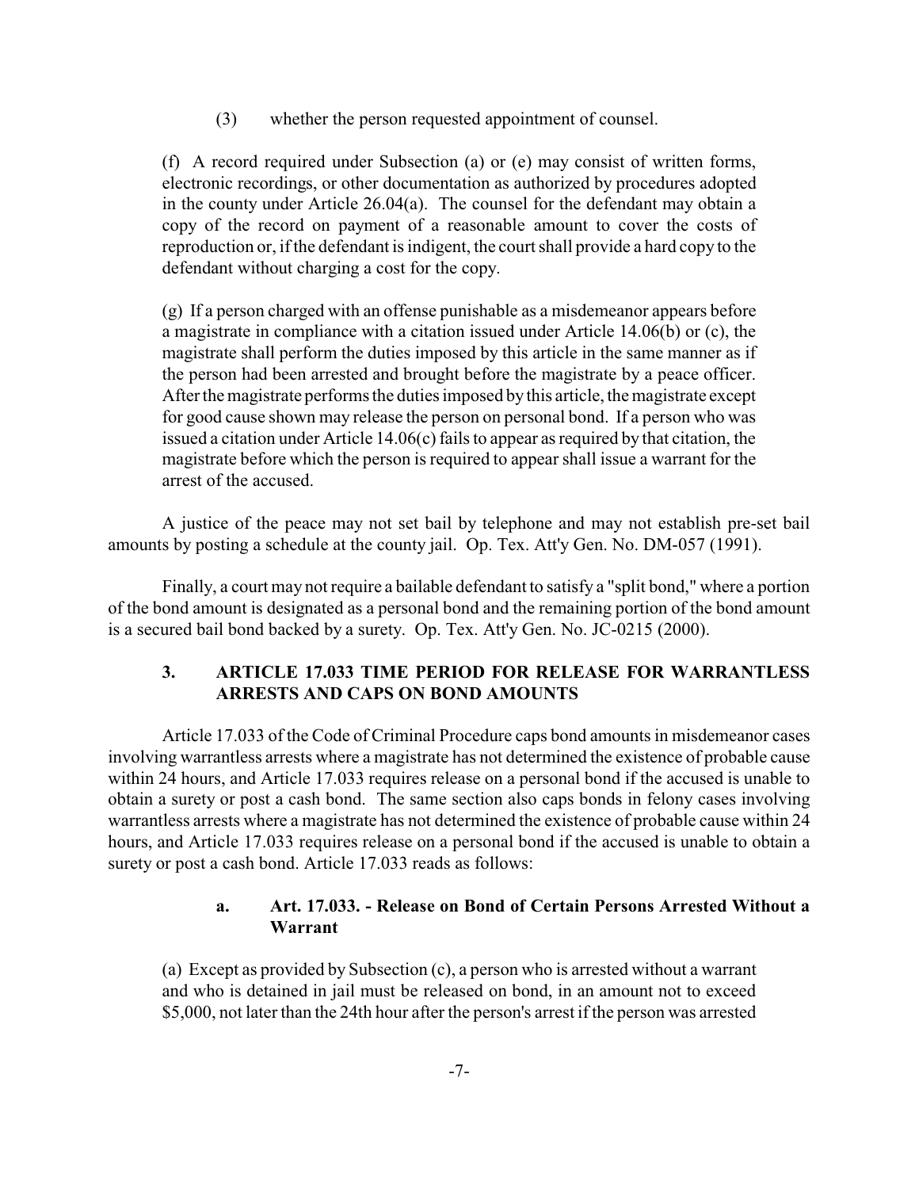(3) whether the person requested appointment of counsel.

(f) A record required under Subsection (a) or (e) may consist of written forms, electronic recordings, or other documentation as authorized by procedures adopted in the county under Article 26.04(a). The counsel for the defendant may obtain a copy of the record on payment of a reasonable amount to cover the costs of reproduction or, if the defendant is indigent, the court shall provide a hard copy to the defendant without charging a cost for the copy.

(g) If a person charged with an offense punishable as a misdemeanor appears before a magistrate in compliance with a citation issued under Article 14.06(b) or (c), the magistrate shall perform the duties imposed by this article in the same manner as if the person had been arrested and brought before the magistrate by a peace officer. After the magistrate performs the duties imposed by this article, the magistrate except for good cause shown may release the person on personal bond. If a person who was issued a citation under Article 14.06(c) fails to appear as required by that citation, the magistrate before which the person is required to appear shall issue a warrant for the arrest of the accused.

A justice of the peace may not set bail by telephone and may not establish pre-set bail amounts by posting a schedule at the county jail. Op. Tex. Att'y Gen. No. DM-057 (1991).

Finally, a court may not require a bailable defendant to satisfy a "split bond," where a portion of the bond amount is designated as a personal bond and the remaining portion of the bond amount is a secured bail bond backed by a surety. Op. Tex. Att'y Gen. No. JC-0215 (2000).

## 3. ARTICLE 17.033 TIME PERIOD FOR RELEASE FOR WARRANTLESS ARRESTS AND CAPS ON BOND AMOUNTS

Article 17.033 of the Code of Criminal Procedure caps bond amounts in misdemeanor cases involving warrantless arrests where a magistrate has not determined the existence of probable cause within 24 hours, and Article 17.033 requires release on a personal bond if the accused is unable to obtain a surety or post a cash bond. The same section also caps bonds in felony cases involving warrantless arrests where a magistrate has not determined the existence of probable cause within 24 hours, and Article 17.033 requires release on a personal bond if the accused is unable to obtain a surety or post a cash bond. Article 17.033 reads as follows:

### a. Art. 17.033. - Release on Bond of Certain Persons Arrested Without a Warrant

(a) Except as provided by Subsection (c), a person who is arrested without a warrant and who is detained in jail must be released on bond, in an amount not to exceed $5,000, not later than the 24th hour after the person's arrest if the person was arrested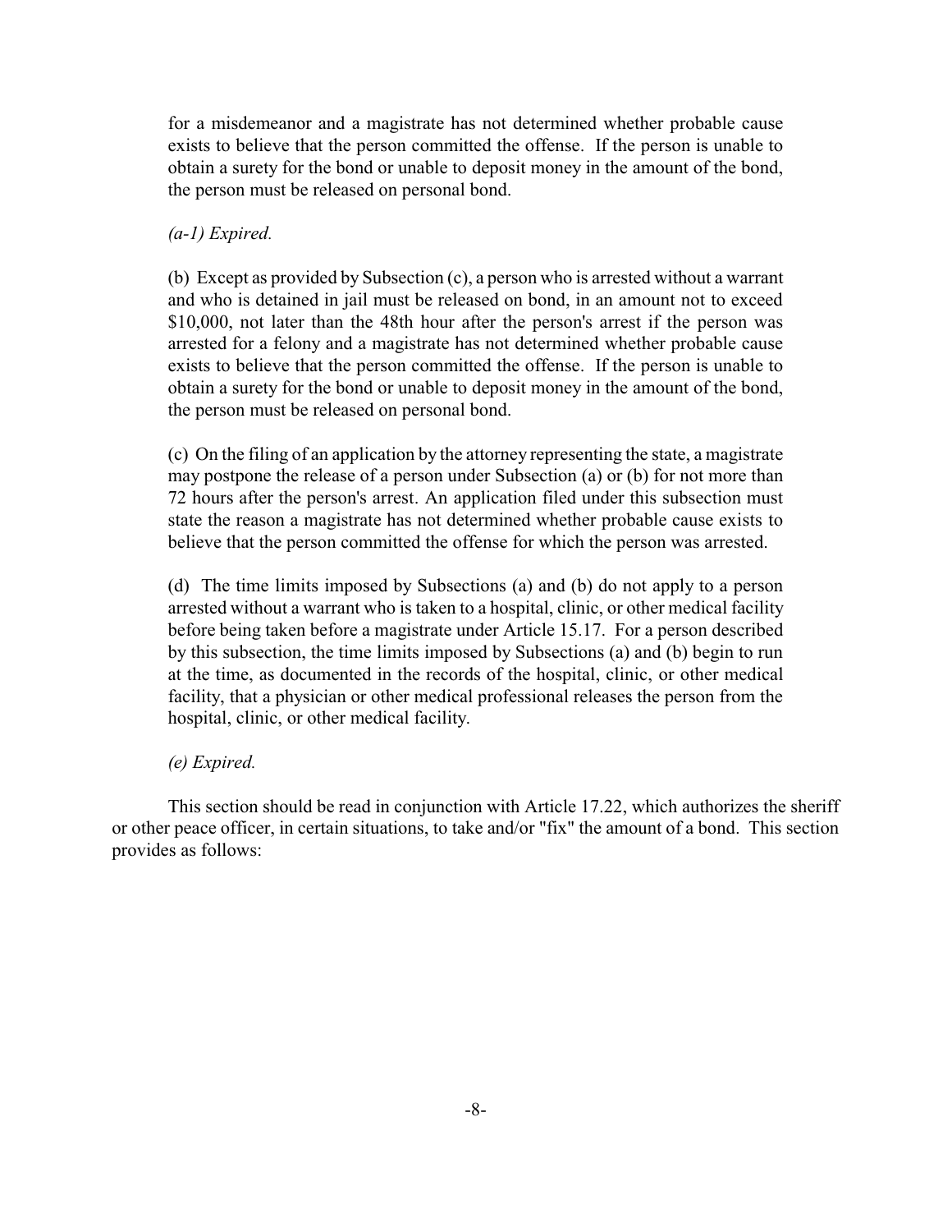for a misdemeanor and a magistrate has not determined whether probable cause exists to believe that the person committed the offense. If the person is unable to obtain a surety for the bond or unable to deposit money in the amount of the bond, the person must be released on personal bond.

*(a-1) Expired.*

(b) Except as provided by Subsection (c), a person who is arrested without a warrant and who is detained in jail must be released on bond, in an amount not to exceed $10,000, not later than the 48th hour after the person's arrest if the person was arrested for a felony and a magistrate has not determined whether probable cause exists to believe that the person committed the offense. If the person is unable to obtain a surety for the bond or unable to deposit money in the amount of the bond, the person must be released on personal bond.

(c) On the filing of an application by the attorney representing the state, a magistrate may postpone the release of a person under Subsection (a) or (b) for not more than 72 hours after the person's arrest. An application filed under this subsection must state the reason a magistrate has not determined whether probable cause exists to believe that the person committed the offense for which the person was arrested.

(d) The time limits imposed by Subsections (a) and (b) do not apply to a person arrested without a warrant who is taken to a hospital, clinic, or other medical facility before being taken before a magistrate under Article 15.17. For a person described by this subsection, the time limits imposed by Subsections (a) and (b) begin to run at the time, as documented in the records of the hospital, clinic, or other medical facility, that a physician or other medical professional releases the person from the hospital, clinic, or other medical facility.

*(e) Expired.*

This section should be read in conjunction with Article 17.22, which authorizes the sheriff or other peace officer, in certain situations, to take and/or "fix" the amount of a bond. This section provides as follows: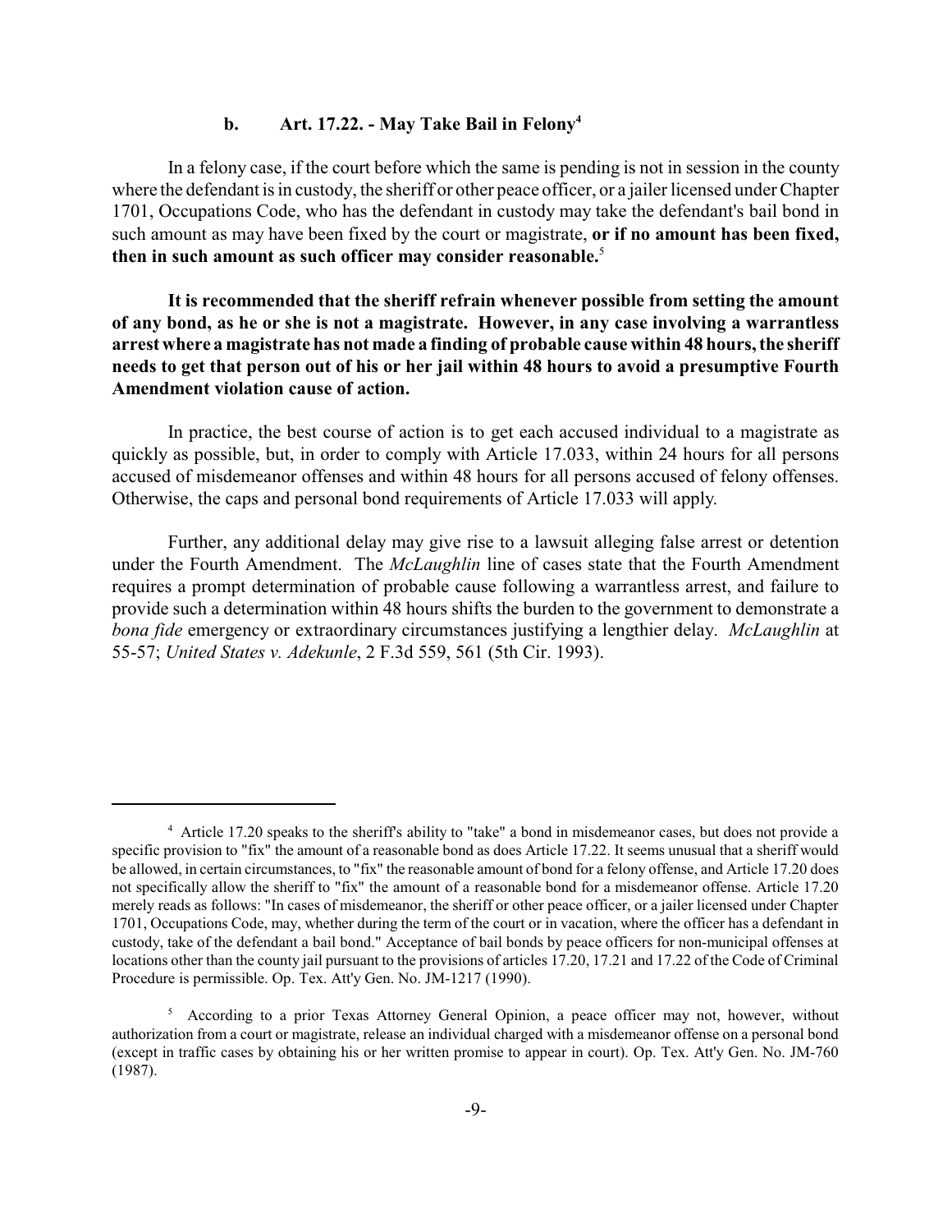### b. Art. 17.22. - May Take Bail in Felony[4]

In a felony case, if the court before which the same is pending is not in session in the county where the defendant is in custody, the sheriff or other peace officer, or a jailer licensed under Chapter 1701, Occupations Code, who has the defendant in custody may take the defendant's bail bond in such amount as may have been fixed by the court or magistrate, **or if no amount has been fixed, then in such amount as such officer may consider reasonable.**[5]

**It is recommended that the sheriff refrain whenever possible from setting the amount of any bond, as he or she is not a magistrate. However, in any case involving a warrantless arrest where a magistrate has not made a finding of probable cause within 48 hours, the sheriff needs to get that person out of his or her jail within 48 hours to avoid a presumptive Fourth Amendment violation cause of action.**

In practice, the best course of action is to get each accused individual to a magistrate as quickly as possible, but, in order to comply with Article 17.033, within 24 hours for all persons accused of misdemeanor offenses and within 48 hours for all persons accused of felony offenses. Otherwise, the caps and personal bond requirements of Article 17.033 will apply.

Further, any additional delay may give rise to a lawsuit alleging false arrest or detention under the Fourth Amendment. The *McLaughlin* line of cases state that the Fourth Amendment requires a prompt determination of probable cause following a warrantless arrest, and failure to provide such a determination within 48 hours shifts the burden to the government to demonstrate a *bona fide* emergency or extraordinary circumstances justifying a lengthier delay. *McLaughlin* at 55-57; *United States v. Adekunle*, 2 F.3d 559, 561 (5th Cir. 1993).

---

[4] Article 17.20 speaks to the sheriff's ability to "take" a bond in misdemeanor cases, but does not provide a specific provision to "fix" the amount of a reasonable bond as does Article 17.22. It seems unusual that a sheriff would be allowed, in certain circumstances, to "fix" the reasonable amount of bond for a felony offense, and Article 17.20 does not specifically allow the sheriff to "fix" the amount of a reasonable bond for a misdemeanor offense. Article 17.20 merely reads as follows: "In cases of misdemeanor, the sheriff or other peace officer, or a jailer licensed under Chapter 1701, Occupations Code, may, whether during the term of the court or in vacation, where the officer has a defendant in custody, take of the defendant a bail bond." Acceptance of bail bonds by peace officers for non-municipal offenses at locations other than the county jail pursuant to the provisions of articles 17.20, 17.21 and 17.22 of the Code of Criminal Procedure is permissible. Op. Tex. Att'y Gen. No. JM-1217 (1990).

[5] According to a prior Texas Attorney General Opinion, a peace officer may not, however, without authorization from a court or magistrate, release an individual charged with a misdemeanor offense on a personal bond (except in traffic cases by obtaining his or her written promise to appear in court). Op. Tex. Att'y Gen. No. JM-760 (1987).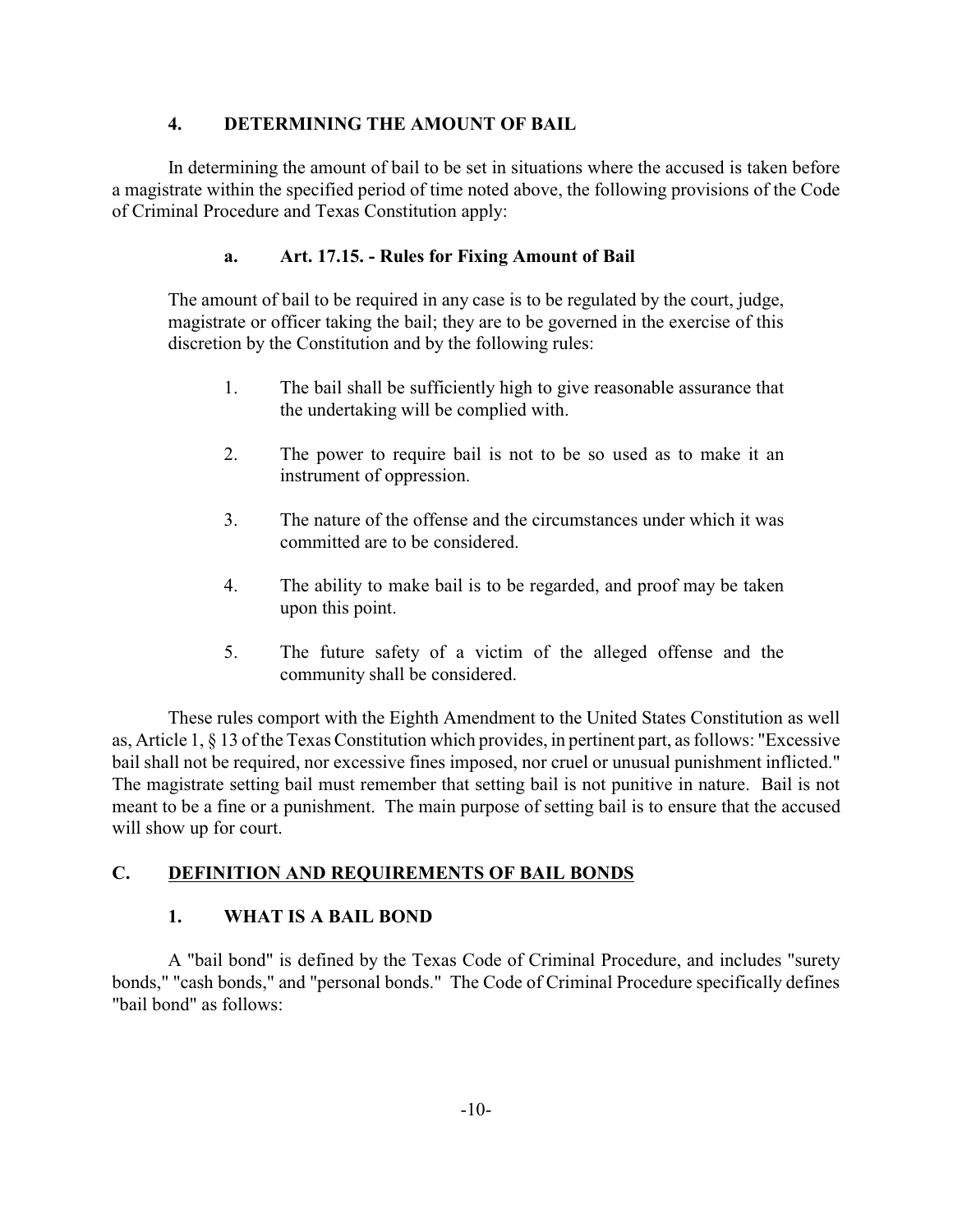### 4. DETERMINING THE AMOUNT OF BAIL

In determining the amount of bail to be set in situations where the accused is taken before a magistrate within the specified period of time noted above, the following provisions of the Code of Criminal Procedure and Texas Constitution apply:

#### a. Art. 17.15. - Rules for Fixing Amount of Bail

> The amount of bail to be required in any case is to be regulated by the court, judge, magistrate or officer taking the bail; they are to be governed in the exercise of this discretion by the Constitution and by the following rules:
>
> 1. The bail shall be sufficiently high to give reasonable assurance that the undertaking will be complied with.
> 2. The power to require bail is not to be so used as to make it an instrument of oppression.
> 3. The nature of the offense and the circumstances under which it was committed are to be considered.
> 4. The ability to make bail is to be regarded, and proof may be taken upon this point.
> 5. The future safety of a victim of the alleged offense and the community shall be considered.

These rules comport with the Eighth Amendment to the United States Constitution as well as, Article 1, § 13 of the Texas Constitution which provides, in pertinent part, as follows: "Excessive bail shall not be required, nor excessive fines imposed, nor cruel or unusual punishment inflicted." The magistrate setting bail must remember that setting bail is not punitive in nature. Bail is not meant to be a fine or a punishment. The main purpose of setting bail is to ensure that the accused will show up for court.

## C. DEFINITION AND REQUIREMENTS OF BAIL BONDS

### 1. WHAT IS A BAIL BOND

A "bail bond" is defined by the Texas Code of Criminal Procedure, and includes "surety bonds," "cash bonds," and "personal bonds." The Code of Criminal Procedure specifically defines "bail bond" as follows: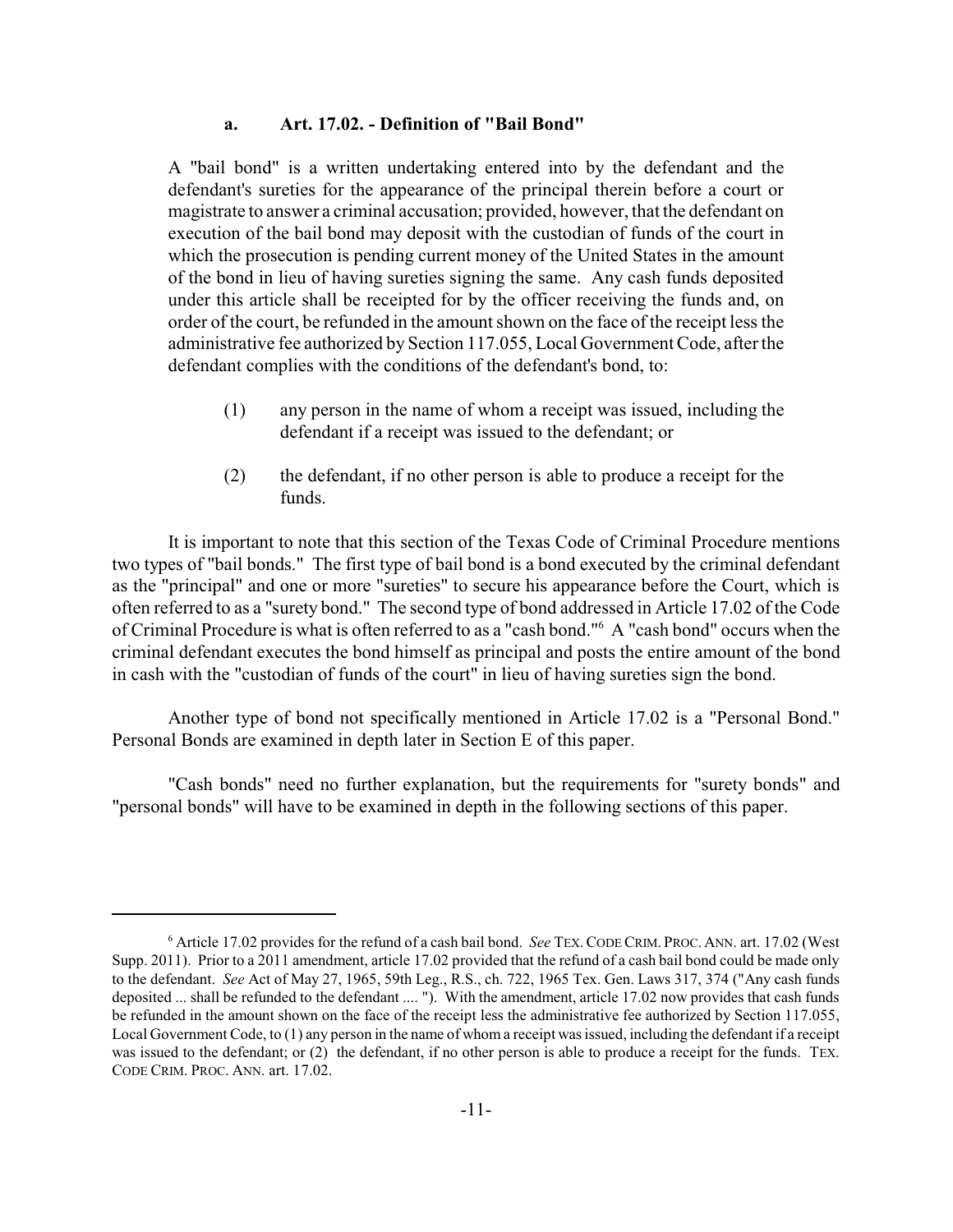#### a. Art. 17.02. - Definition of "Bail Bond"

A "bail bond" is a written undertaking entered into by the defendant and the defendant's sureties for the appearance of the principal therein before a court or magistrate to answer a criminal accusation; provided, however, that the defendant on execution of the bail bond may deposit with the custodian of funds of the court in which the prosecution is pending current money of the United States in the amount of the bond in lieu of having sureties signing the same. Any cash funds deposited under this article shall be receipted for by the officer receiving the funds and, on order of the court, be refunded in the amount shown on the face of the receipt less the administrative fee authorized by Section 117.055, Local Government Code, after the defendant complies with the conditions of the defendant's bond, to:

(1) any person in the name of whom a receipt was issued, including the defendant if a receipt was issued to the defendant; or

(2) the defendant, if no other person is able to produce a receipt for the funds.

It is important to note that this section of the Texas Code of Criminal Procedure mentions two types of "bail bonds." The first type of bail bond is a bond executed by the criminal defendant as the "principal" and one or more "sureties" to secure his appearance before the Court, which is often referred to as a "surety bond." The second type of bond addressed in Article 17.02 of the Code of Criminal Procedure is what is often referred to as a "cash bond."[6] A "cash bond" occurs when the criminal defendant executes the bond himself as principal and posts the entire amount of the bond in cash with the "custodian of funds of the court" in lieu of having sureties sign the bond.

Another type of bond not specifically mentioned in Article 17.02 is a "Personal Bond." Personal Bonds are examined in depth later in Section E of this paper.

"Cash bonds" need no further explanation, but the requirements for "surety bonds" and "personal bonds" will have to be examined in depth in the following sections of this paper.

---

[6] Article 17.02 provides for the refund of a cash bail bond. *See* TEX. CODE CRIM. PROC. ANN. art. 17.02 (West Supp. 2011). Prior to a 2011 amendment, article 17.02 provided that the refund of a cash bail bond could be made only to the defendant. *See* Act of May 27, 1965, 59th Leg., R.S., ch. 722, 1965 Tex. Gen. Laws 317, 374 ("Any cash funds deposited ... shall be refunded to the defendant .... "). With the amendment, article 17.02 now provides that cash funds be refunded in the amount shown on the face of the receipt less the administrative fee authorized by Section 117.055, Local Government Code, to (1) any person in the name of whom a receipt was issued, including the defendant if a receipt was issued to the defendant; or (2) the defendant, if no other person is able to produce a receipt for the funds. TEX. CODE CRIM. PROC. ANN. art. 17.02.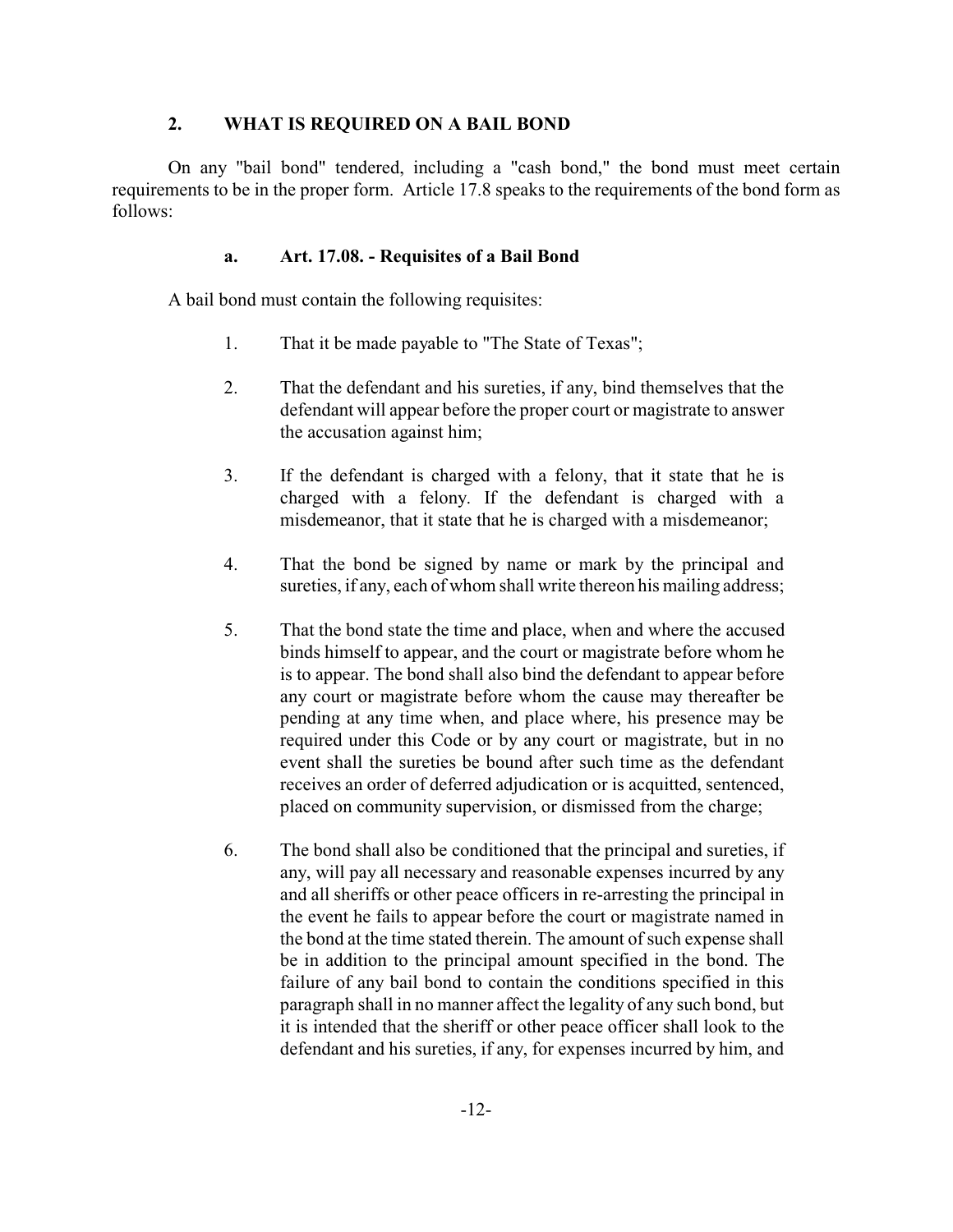## 2. WHAT IS REQUIRED ON A BAIL BOND

On any "bail bond" tendered, including a "cash bond," the bond must meet certain requirements to be in the proper form. Article 17.8 speaks to the requirements of the bond form as follows:

### a. Art. 17.08. - Requisites of a Bail Bond

A bail bond must contain the following requisites:

1. That it be made payable to "The State of Texas";

2. That the defendant and his sureties, if any, bind themselves that the defendant will appear before the proper court or magistrate to answer the accusation against him;

3. If the defendant is charged with a felony, that it state that he is charged with a felony. If the defendant is charged with a misdemeanor, that it state that he is charged with a misdemeanor;

4. That the bond be signed by name or mark by the principal and sureties, if any, each of whom shall write thereon his mailing address;

5. That the bond state the time and place, when and where the accused binds himself to appear, and the court or magistrate before whom he is to appear. The bond shall also bind the defendant to appear before any court or magistrate before whom the cause may thereafter be pending at any time when, and place where, his presence may be required under this Code or by any court or magistrate, but in no event shall the sureties be bound after such time as the defendant receives an order of deferred adjudication or is acquitted, sentenced, placed on community supervision, or dismissed from the charge;

6. The bond shall also be conditioned that the principal and sureties, if any, will pay all necessary and reasonable expenses incurred by any and all sheriffs or other peace officers in re-arresting the principal in the event he fails to appear before the court or magistrate named in the bond at the time stated therein. The amount of such expense shall be in addition to the principal amount specified in the bond. The failure of any bail bond to contain the conditions specified in this paragraph shall in no manner affect the legality of any such bond, but it is intended that the sheriff or other peace officer shall look to the defendant and his sureties, if any, for expenses incurred by him, and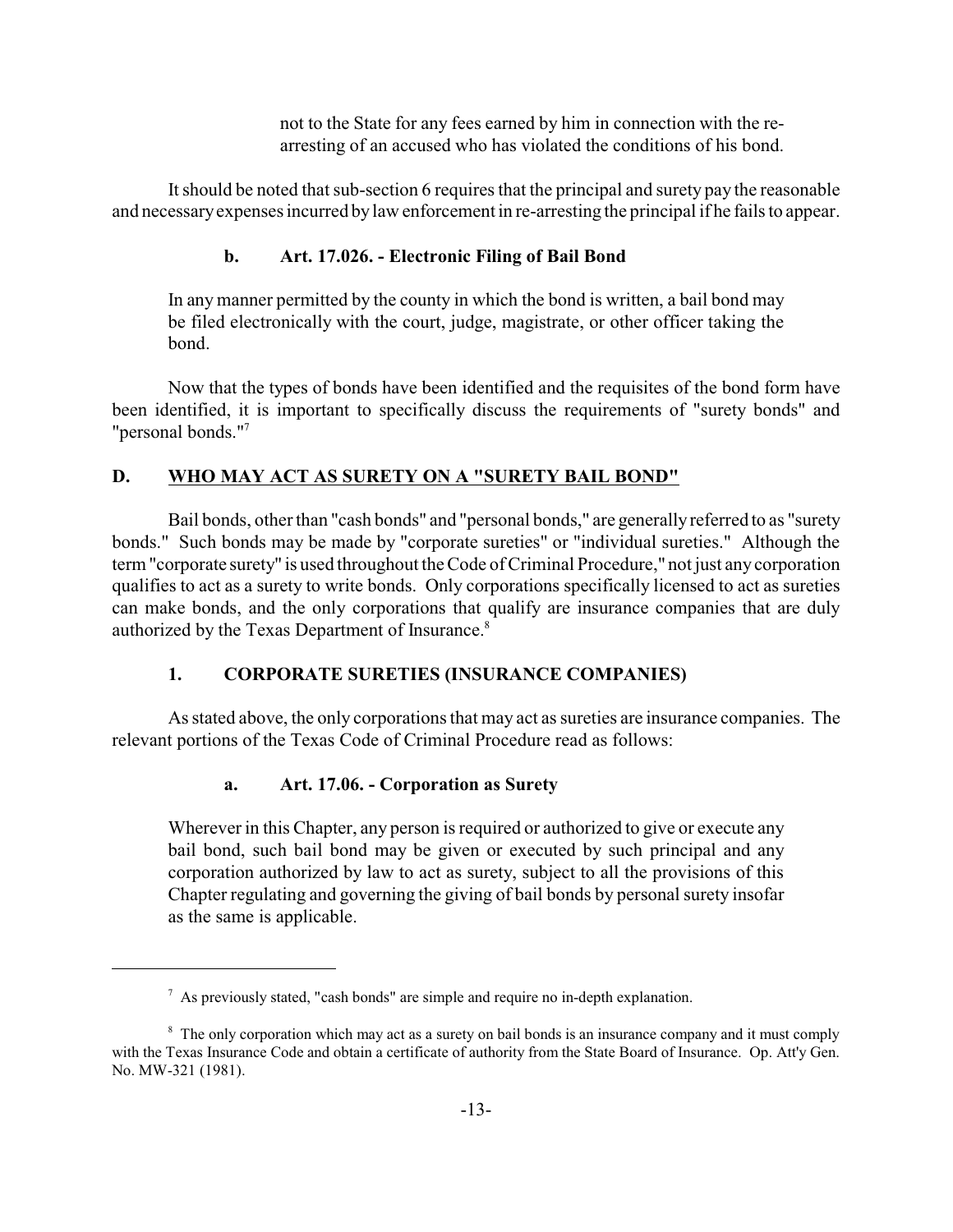> not to the State for any fees earned by him in connection with the re-arresting of an accused who has violated the conditions of his bond.

It should be noted that sub-section 6 requires that the principal and surety pay the reasonable and necessary expenses incurred by law enforcement in re-arresting the principal if he fails to appear.

#### b. Art. 17.026. - Electronic Filing of Bail Bond

> In any manner permitted by the county in which the bond is written, a bail bond may be filed electronically with the court, judge, magistrate, or other officer taking the bond.

Now that the types of bonds have been identified and the requisites of the bond form have been identified, it is important to specifically discuss the requirements of "surety bonds" and "personal bonds."[7]

## D. WHO MAY ACT AS SURETY ON A "SURETY BAIL BOND"

Bail bonds, other than "cash bonds" and "personal bonds," are generally referred to as "surety bonds." Such bonds may be made by "corporate sureties" or "individual sureties." Although the term "corporate surety" is used throughout the Code of Criminal Procedure," not just any corporation qualifies to act as a surety to write bonds. Only corporations specifically licensed to act as sureties can make bonds, and the only corporations that qualify are insurance companies that are duly authorized by the Texas Department of Insurance.[8]

### 1. CORPORATE SURETIES (INSURANCE COMPANIES)

As stated above, the only corporations that may act as sureties are insurance companies. The relevant portions of the Texas Code of Criminal Procedure read as follows:

#### a. Art. 17.06. - Corporation as Surety

> Wherever in this Chapter, any person is required or authorized to give or execute any bail bond, such bail bond may be given or executed by such principal and any corporation authorized by law to act as surety, subject to all the provisions of this Chapter regulating and governing the giving of bail bonds by personal surety insofar as the same is applicable.

---

[7] As previously stated, "cash bonds" are simple and require no in-depth explanation.

[8] The only corporation which may act as a surety on bail bonds is an insurance company and it must comply with the Texas Insurance Code and obtain a certificate of authority from the State Board of Insurance. Op. Att'y Gen. No. MW-321 (1981).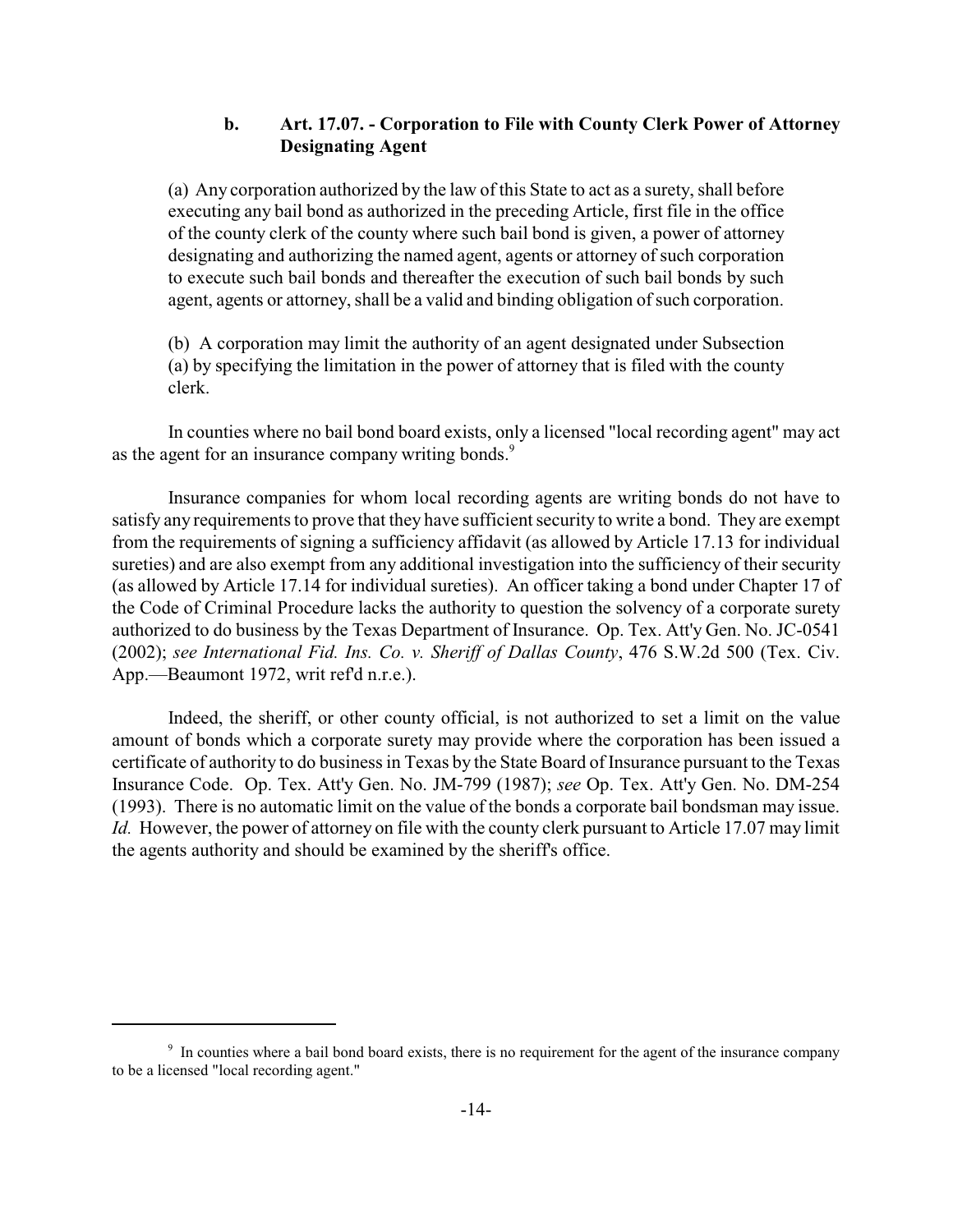### b. Art. 17.07. - Corporation to File with County Clerk Power of Attorney Designating Agent

> (a) Any corporation authorized by the law of this State to act as a surety, shall before executing any bail bond as authorized in the preceding Article, first file in the office of the county clerk of the county where such bail bond is given, a power of attorney designating and authorizing the named agent, agents or attorney of such corporation to execute such bail bonds and thereafter the execution of such bail bonds by such agent, agents or attorney, shall be a valid and binding obligation of such corporation.
>
> (b) A corporation may limit the authority of an agent designated under Subsection (a) by specifying the limitation in the power of attorney that is filed with the county clerk.

In counties where no bail bond board exists, only a licensed "local recording agent" may act as the agent for an insurance company writing bonds.[9]

Insurance companies for whom local recording agents are writing bonds do not have to satisfy any requirements to prove that they have sufficient security to write a bond. They are exempt from the requirements of signing a sufficiency affidavit (as allowed by Article 17.13 for individual sureties) and are also exempt from any additional investigation into the sufficiency of their security (as allowed by Article 17.14 for individual sureties). An officer taking a bond under Chapter 17 of the Code of Criminal Procedure lacks the authority to question the solvency of a corporate surety authorized to do business by the Texas Department of Insurance. Op. Tex. Att'y Gen. No. JC-0541 (2002); *see International Fid. Ins. Co. v. Sheriff of Dallas County*, 476 S.W.2d 500 (Tex. Civ. App.—Beaumont 1972, writ ref'd n.r.e.).

Indeed, the sheriff, or other county official, is not authorized to set a limit on the value amount of bonds which a corporate surety may provide where the corporation has been issued a certificate of authority to do business in Texas by the State Board of Insurance pursuant to the Texas Insurance Code. Op. Tex. Att'y Gen. No. JM-799 (1987); *see* Op. Tex. Att'y Gen. No. DM-254 (1993). There is no automatic limit on the value of the bonds a corporate bail bondsman may issue. *Id.* However, the power of attorney on file with the county clerk pursuant to Article 17.07 may limit the agents authority and should be examined by the sheriff's office.

---

[9] In counties where a bail bond board exists, there is no requirement for the agent of the insurance company to be a licensed "local recording agent."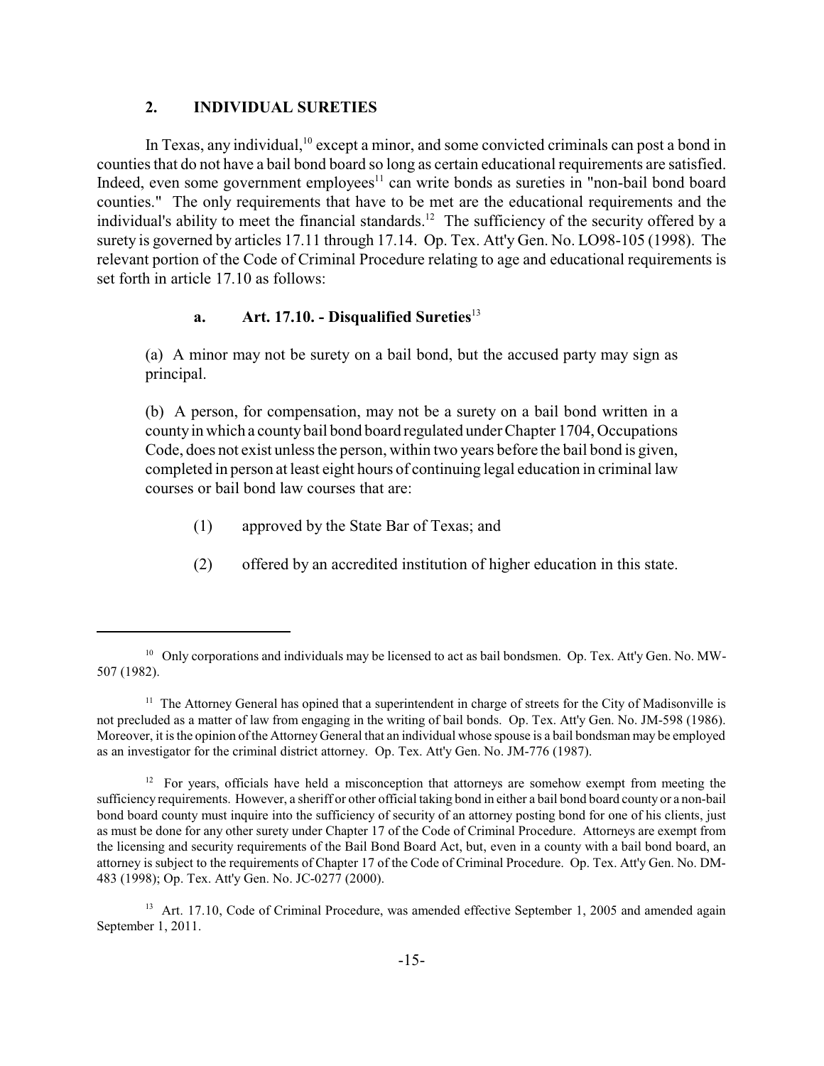## 2. INDIVIDUAL SURETIES

In Texas, any individual,[10] except a minor, and some convicted criminals can post a bond in counties that do not have a bail bond board so long as certain educational requirements are satisfied. Indeed, even some government employees[11] can write bonds as sureties in "non-bail bond board counties." The only requirements that have to be met are the educational requirements and the individual's ability to meet the financial standards.[12] The sufficiency of the security offered by a surety is governed by articles 17.11 through 17.14. Op. Tex. Att'y Gen. No. LO98-105 (1998). The relevant portion of the Code of Criminal Procedure relating to age and educational requirements is set forth in article 17.10 as follows:

### a. Art. 17.10. - Disqualified Sureties[13]

(a) A minor may not be surety on a bail bond, but the accused party may sign as principal.

(b) A person, for compensation, may not be a surety on a bail bond written in a county in which a county bail bond board regulated under Chapter 1704, Occupations Code, does not exist unless the person, within two years before the bail bond is given, completed in person at least eight hours of continuing legal education in criminal law courses or bail bond law courses that are:

(1) approved by the State Bar of Texas; and

(2) offered by an accredited institution of higher education in this state.

---

[10] Only corporations and individuals may be licensed to act as bail bondsmen. Op. Tex. Att'y Gen. No. MW-507 (1982).

[11] The Attorney General has opined that a superintendent in charge of streets for the City of Madisonville is not precluded as a matter of law from engaging in the writing of bail bonds. Op. Tex. Att'y Gen. No. JM-598 (1986). Moreover, it is the opinion of the Attorney General that an individual whose spouse is a bail bondsman may be employed as an investigator for the criminal district attorney. Op. Tex. Att'y Gen. No. JM-776 (1987).

[12] For years, officials have held a misconception that attorneys are somehow exempt from meeting the sufficiency requirements. However, a sheriff or other official taking bond in either a bail bond board county or a non-bail bond board county must inquire into the sufficiency of security of an attorney posting bond for one of his clients, just as must be done for any other surety under Chapter 17 of the Code of Criminal Procedure. Attorneys are exempt from the licensing and security requirements of the Bail Bond Board Act, but, even in a county with a bail bond board, an attorney is subject to the requirements of Chapter 17 of the Code of Criminal Procedure. Op. Tex. Att'y Gen. No. DM-483 (1998); Op. Tex. Att'y Gen. No. JC-0277 (2000).

[13] Art. 17.10, Code of Criminal Procedure, was amended effective September 1, 2005 and amended again September 1, 2011.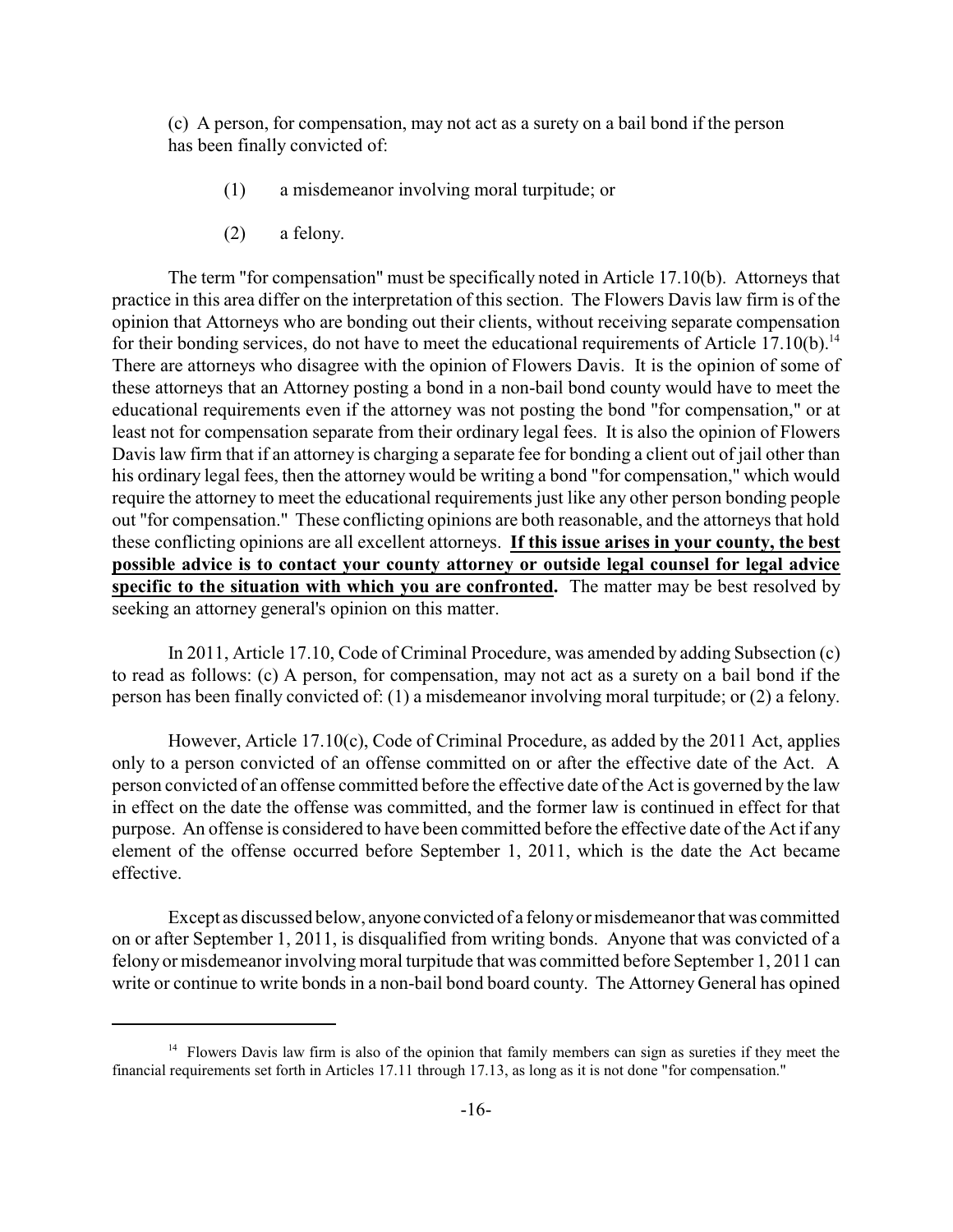(c) A person, for compensation, may not act as a surety on a bail bond if the person has been finally convicted of:

(1) a misdemeanor involving moral turpitude; or

(2) a felony.

The term "for compensation" must be specifically noted in Article 17.10(b). Attorneys that practice in this area differ on the interpretation of this section. The Flowers Davis law firm is of the opinion that Attorneys who are bonding out their clients, without receiving separate compensation for their bonding services, do not have to meet the educational requirements of Article 17.10(b).[14] There are attorneys who disagree with the opinion of Flowers Davis. It is the opinion of some of these attorneys that an Attorney posting a bond in a non-bail bond county would have to meet the educational requirements even if the attorney was not posting the bond "for compensation," or at least not for compensation separate from their ordinary legal fees. It is also the opinion of Flowers Davis law firm that if an attorney is charging a separate fee for bonding a client out of jail other than his ordinary legal fees, then the attorney would be writing a bond "for compensation," which would require the attorney to meet the educational requirements just like any other person bonding people out "for compensation." These conflicting opinions are both reasonable, and the attorneys that hold these conflicting opinions are all excellent attorneys. **If this issue arises in your county, the best possible advice is to contact your county attorney or outside legal counsel for legal advice specific to the situation with which you are confronted.** The matter may be best resolved by seeking an attorney general's opinion on this matter.

In 2011, Article 17.10, Code of Criminal Procedure, was amended by adding Subsection (c) to read as follows: (c) A person, for compensation, may not act as a surety on a bail bond if the person has been finally convicted of: (1) a misdemeanor involving moral turpitude; or (2) a felony.

However, Article 17.10(c), Code of Criminal Procedure, as added by the 2011 Act, applies only to a person convicted of an offense committed on or after the effective date of the Act. A person convicted of an offense committed before the effective date of the Act is governed by the law in effect on the date the offense was committed, and the former law is continued in effect for that purpose. An offense is considered to have been committed before the effective date of the Act if any element of the offense occurred before September 1, 2011, which is the date the Act became effective.

Except as discussed below, anyone convicted of a felony or misdemeanor that was committed on or after September 1, 2011, is disqualified from writing bonds. Anyone that was convicted of a felony or misdemeanor involving moral turpitude that was committed before September 1, 2011 can write or continue to write bonds in a non-bail bond board county. The Attorney General has opined

[14] Flowers Davis law firm is also of the opinion that family members can sign as sureties if they meet the financial requirements set forth in Articles 17.11 through 17.13, as long as it is not done "for compensation."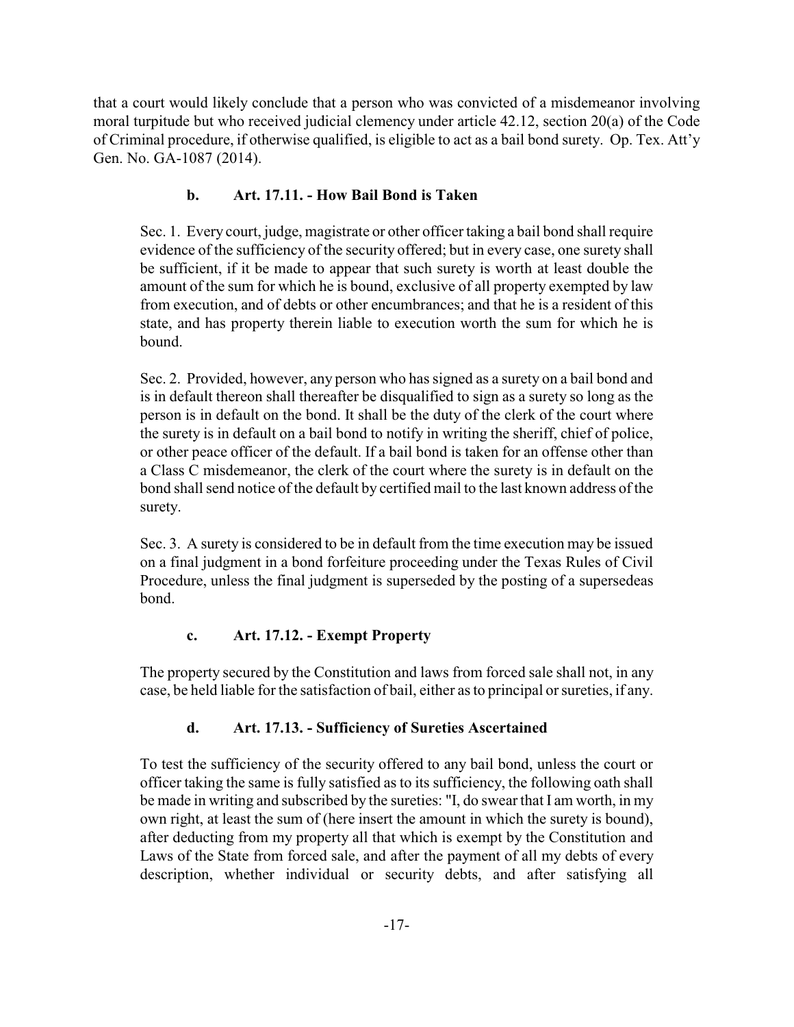that a court would likely conclude that a person who was convicted of a misdemeanor involving moral turpitude but who received judicial clemency under article 42.12, section 20(a) of the Code of Criminal procedure, if otherwise qualified, is eligible to act as a bail bond surety. Op. Tex. Att'y Gen. No. GA-1087 (2014).

### b. Art. 17.11. - How Bail Bond is Taken

Sec. 1. Every court, judge, magistrate or other officer taking a bail bond shall require evidence of the sufficiency of the security offered; but in every case, one surety shall be sufficient, if it be made to appear that such surety is worth at least double the amount of the sum for which he is bound, exclusive of all property exempted by law from execution, and of debts or other encumbrances; and that he is a resident of this state, and has property therein liable to execution worth the sum for which he is bound.

Sec. 2. Provided, however, any person who has signed as a surety on a bail bond and is in default thereon shall thereafter be disqualified to sign as a surety so long as the person is in default on the bond. It shall be the duty of the clerk of the court where the surety is in default on a bail bond to notify in writing the sheriff, chief of police, or other peace officer of the default. If a bail bond is taken for an offense other than a Class C misdemeanor, the clerk of the court where the surety is in default on the bond shall send notice of the default by certified mail to the last known address of the surety.

Sec. 3. A surety is considered to be in default from the time execution may be issued on a final judgment in a bond forfeiture proceeding under the Texas Rules of Civil Procedure, unless the final judgment is superseded by the posting of a supersedeas bond.

### c. Art. 17.12. - Exempt Property

The property secured by the Constitution and laws from forced sale shall not, in any case, be held liable for the satisfaction of bail, either as to principal or sureties, if any.

### d. Art. 17.13. - Sufficiency of Sureties Ascertained

To test the sufficiency of the security offered to any bail bond, unless the court or officer taking the same is fully satisfied as to its sufficiency, the following oath shall be made in writing and subscribed by the sureties: "I, do swear that I am worth, in my own right, at least the sum of (here insert the amount in which the surety is bound), after deducting from my property all that which is exempt by the Constitution and Laws of the State from forced sale, and after the payment of all my debts of every description, whether individual or security debts, and after satisfying all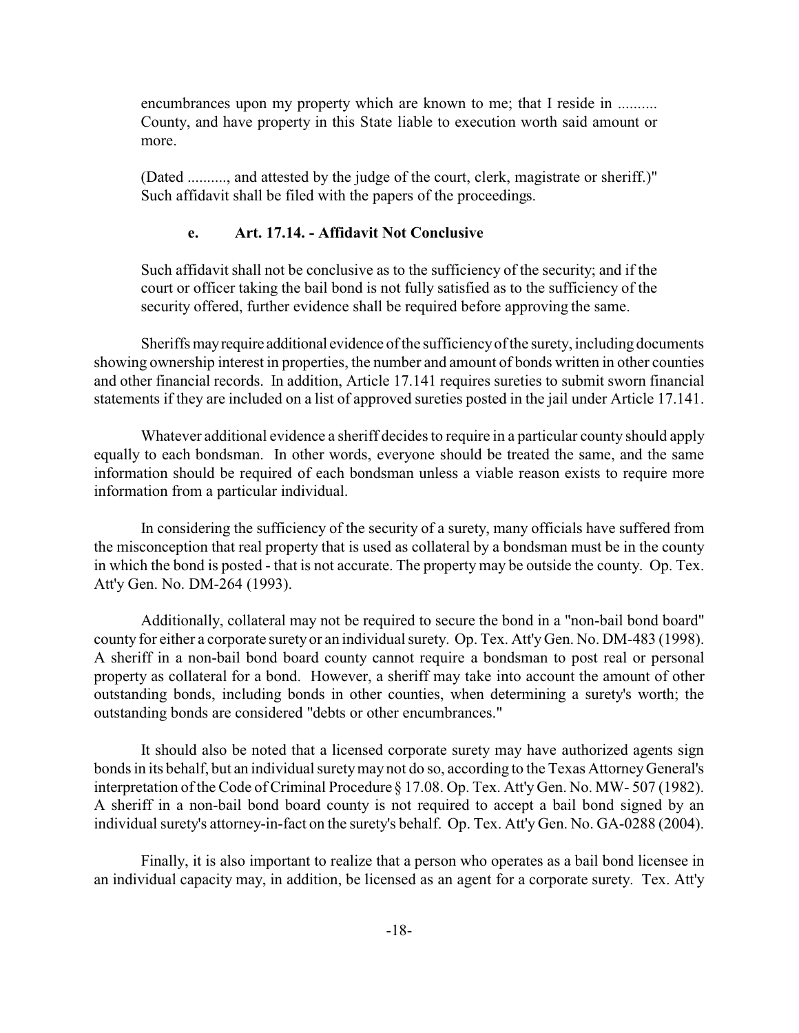encumbrances upon my property which are known to me; that I reside in .......... County, and have property in this State liable to execution worth said amount or more.

(Dated .........., and attested by the judge of the court, clerk, magistrate or sheriff.)" Such affidavit shall be filed with the papers of the proceedings.

### e. Art. 17.14. - Affidavit Not Conclusive

Such affidavit shall not be conclusive as to the sufficiency of the security; and if the court or officer taking the bail bond is not fully satisfied as to the sufficiency of the security offered, further evidence shall be required before approving the same.

Sheriffs may require additional evidence of the sufficiency of the surety, including documents showing ownership interest in properties, the number and amount of bonds written in other counties and other financial records. In addition, Article 17.141 requires sureties to submit sworn financial statements if they are included on a list of approved sureties posted in the jail under Article 17.141.

Whatever additional evidence a sheriff decides to require in a particular county should apply equally to each bondsman. In other words, everyone should be treated the same, and the same information should be required of each bondsman unless a viable reason exists to require more information from a particular individual.

In considering the sufficiency of the security of a surety, many officials have suffered from the misconception that real property that is used as collateral by a bondsman must be in the county in which the bond is posted - that is not accurate. The property may be outside the county. Op. Tex. Att'y Gen. No. DM-264 (1993).

Additionally, collateral may not be required to secure the bond in a "non-bail bond board" county for either a corporate surety or an individual surety. Op. Tex. Att'y Gen. No. DM-483 (1998). A sheriff in a non-bail bond board county cannot require a bondsman to post real or personal property as collateral for a bond. However, a sheriff may take into account the amount of other outstanding bonds, including bonds in other counties, when determining a surety's worth; the outstanding bonds are considered "debts or other encumbrances."

It should also be noted that a licensed corporate surety may have authorized agents sign bonds in its behalf, but an individual surety may not do so, according to the Texas Attorney General's interpretation of the Code of Criminal Procedure § 17.08. Op. Tex. Att'y Gen. No. MW- 507 (1982). A sheriff in a non-bail bond board county is not required to accept a bail bond signed by an individual surety's attorney-in-fact on the surety's behalf. Op. Tex. Att'y Gen. No. GA-0288 (2004).

Finally, it is also important to realize that a person who operates as a bail bond licensee in an individual capacity may, in addition, be licensed as an agent for a corporate surety. Tex. Att'y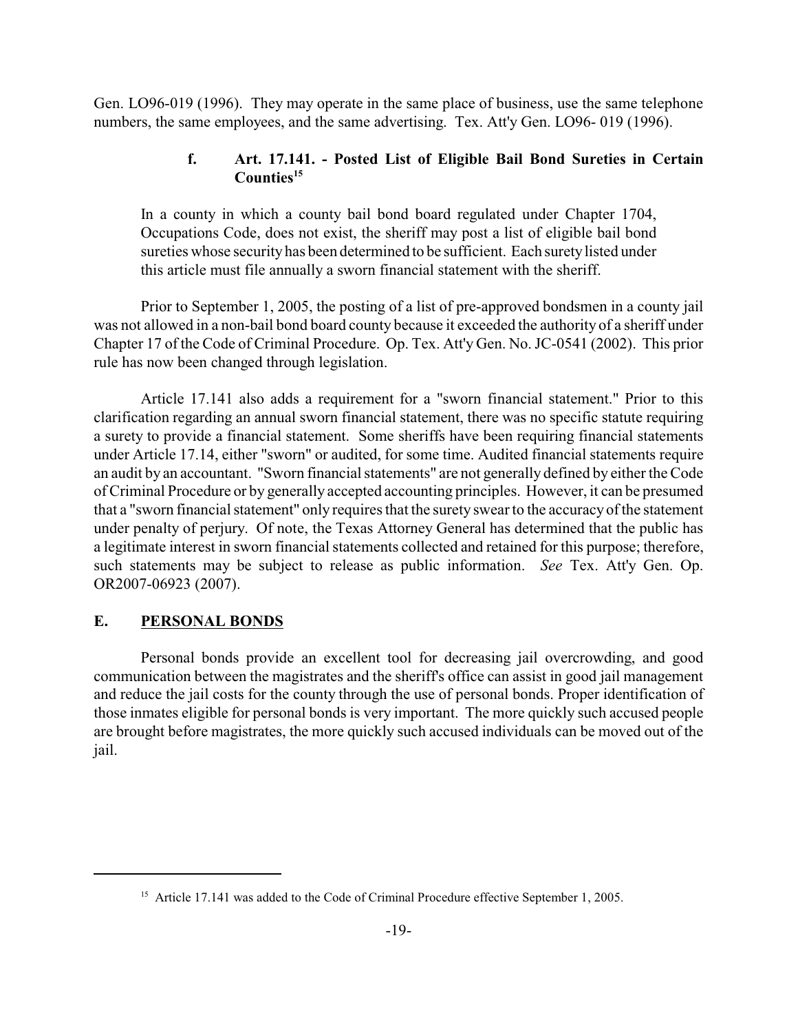Gen. LO96-019 (1996). They may operate in the same place of business, use the same telephone numbers, the same employees, and the same advertising. Tex. Att'y Gen. LO96- 019 (1996).

#### f. Art. 17.141. - Posted List of Eligible Bail Bond Sureties in Certain Counties[15]

> In a county in which a county bail bond board regulated under Chapter 1704, Occupations Code, does not exist, the sheriff may post a list of eligible bail bond sureties whose security has been determined to be sufficient. Each surety listed under this article must file annually a sworn financial statement with the sheriff.

Prior to September 1, 2005, the posting of a list of pre-approved bondsmen in a county jail was not allowed in a non-bail bond board county because it exceeded the authority of a sheriff under Chapter 17 of the Code of Criminal Procedure. Op. Tex. Att'y Gen. No. JC-0541 (2002). This prior rule has now been changed through legislation.

Article 17.141 also adds a requirement for a "sworn financial statement." Prior to this clarification regarding an annual sworn financial statement, there was no specific statute requiring a surety to provide a financial statement. Some sheriffs have been requiring financial statements under Article 17.14, either "sworn" or audited, for some time. Audited financial statements require an audit by an accountant. "Sworn financial statements" are not generally defined by either the Code of Criminal Procedure or by generally accepted accounting principles. However, it can be presumed that a "sworn financial statement" only requires that the surety swear to the accuracy of the statement under penalty of perjury. Of note, the Texas Attorney General has determined that the public has a legitimate interest in sworn financial statements collected and retained for this purpose; therefore, such statements may be subject to release as public information. *See* Tex. Att'y Gen. Op. OR2007-06923 (2007).

## E. PERSONAL BONDS

Personal bonds provide an excellent tool for decreasing jail overcrowding, and good communication between the magistrates and the sheriff's office can assist in good jail management and reduce the jail costs for the county through the use of personal bonds. Proper identification of those inmates eligible for personal bonds is very important. The more quickly such accused people are brought before magistrates, the more quickly such accused individuals can be moved out of the jail.

---

[15] Article 17.141 was added to the Code of Criminal Procedure effective September 1, 2005.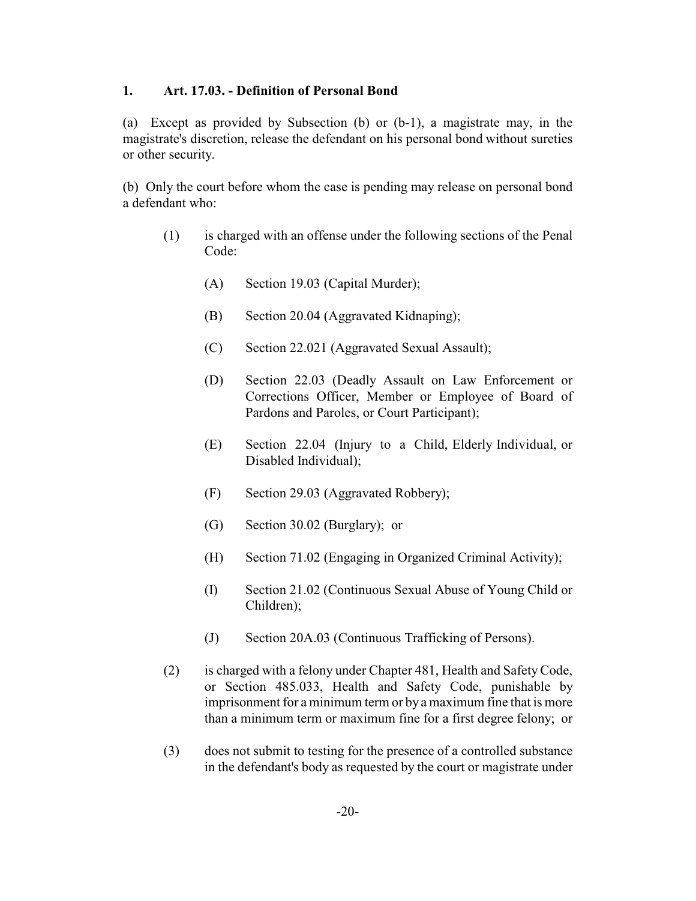### 1. Art. 17.03. - Definition of Personal Bond

(a) Except as provided by Subsection (b) or (b-1), a magistrate may, in the magistrate's discretion, release the defendant on his personal bond without sureties or other security.

(b) Only the court before whom the case is pending may release on personal bond a defendant who:

- (1) is charged with an offense under the following sections of the Penal Code:
  - (A) Section 19.03 (Capital Murder);
  - (B) Section 20.04 (Aggravated Kidnaping);
  - (C) Section 22.021 (Aggravated Sexual Assault);
  - (D) Section 22.03 (Deadly Assault on Law Enforcement or Corrections Officer, Member or Employee of Board of Pardons and Paroles, or Court Participant);
  - (E) Section 22.04 (Injury to a Child, Elderly Individual, or Disabled Individual);
  - (F) Section 29.03 (Aggravated Robbery);
  - (G) Section 30.02 (Burglary); or
  - (H) Section 71.02 (Engaging in Organized Criminal Activity);
  - (I) Section 21.02 (Continuous Sexual Abuse of Young Child or Children);
  - (J) Section 20A.03 (Continuous Trafficking of Persons).
- (2) is charged with a felony under Chapter 481, Health and Safety Code, or Section 485.033, Health and Safety Code, punishable by imprisonment for a minimum term or by a maximum fine that is more than a minimum term or maximum fine for a first degree felony; or
- (3) does not submit to testing for the presence of a controlled substance in the defendant's body as requested by the court or magistrate under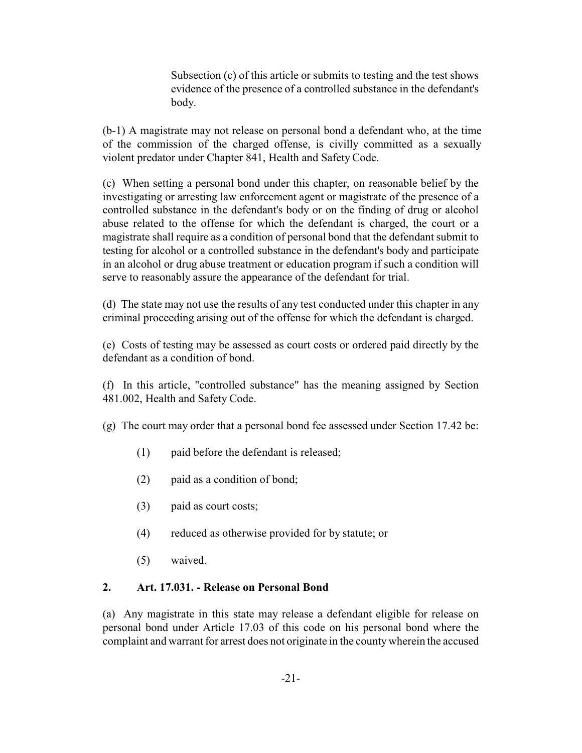Subsection (c) of this article or submits to testing and the test shows evidence of the presence of a controlled substance in the defendant's body.

(b-1) A magistrate may not release on personal bond a defendant who, at the time of the commission of the charged offense, is civilly committed as a sexually violent predator under Chapter 841, Health and Safety Code.

(c) When setting a personal bond under this chapter, on reasonable belief by the investigating or arresting law enforcement agent or magistrate of the presence of a controlled substance in the defendant's body or on the finding of drug or alcohol abuse related to the offense for which the defendant is charged, the court or a magistrate shall require as a condition of personal bond that the defendant submit to testing for alcohol or a controlled substance in the defendant's body and participate in an alcohol or drug abuse treatment or education program if such a condition will serve to reasonably assure the appearance of the defendant for trial.

(d) The state may not use the results of any test conducted under this chapter in any criminal proceeding arising out of the offense for which the defendant is charged.

(e) Costs of testing may be assessed as court costs or ordered paid directly by the defendant as a condition of bond.

(f) In this article, "controlled substance" has the meaning assigned by Section 481.002, Health and Safety Code.

(g) The court may order that a personal bond fee assessed under Section 17.42 be:

(1) paid before the defendant is released;

(2) paid as a condition of bond;

(3) paid as court costs;

(4) reduced as otherwise provided for by statute; or

(5) waived.

### 2. Art. 17.031. - Release on Personal Bond

(a) Any magistrate in this state may release a defendant eligible for release on personal bond under Article 17.03 of this code on his personal bond where the complaint and warrant for arrest does not originate in the county wherein the accused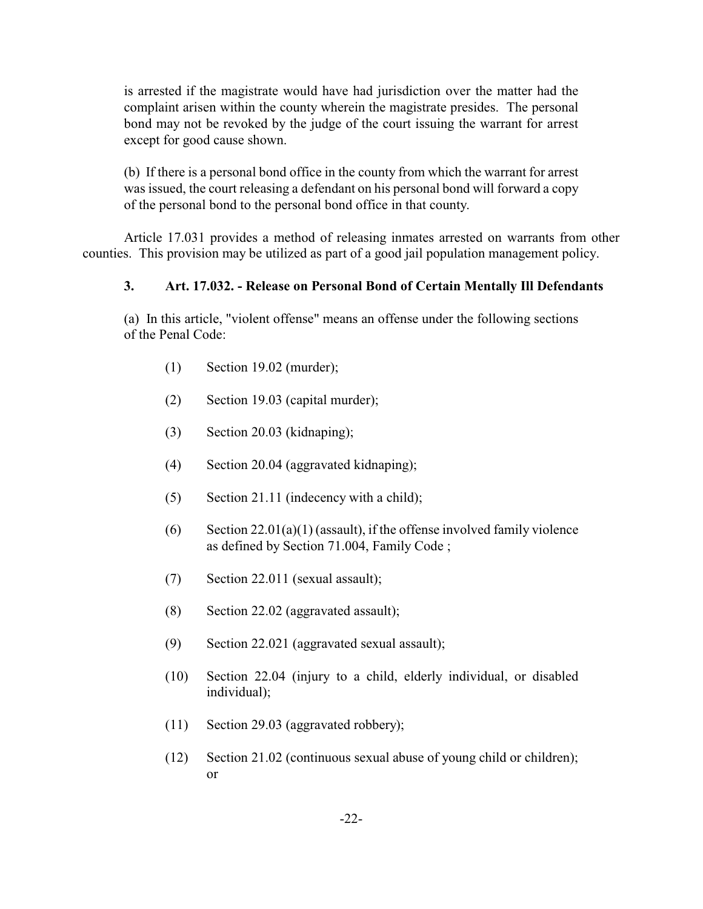is arrested if the magistrate would have had jurisdiction over the matter had the complaint arisen within the county wherein the magistrate presides. The personal bond may not be revoked by the judge of the court issuing the warrant for arrest except for good cause shown.

(b) If there is a personal bond office in the county from which the warrant for arrest was issued, the court releasing a defendant on his personal bond will forward a copy of the personal bond to the personal bond office in that county.

Article 17.031 provides a method of releasing inmates arrested on warrants from other counties. This provision may be utilized as part of a good jail population management policy.

### 3. Art. 17.032. - Release on Personal Bond of Certain Mentally Ill Defendants

(a) In this article, "violent offense" means an offense under the following sections of the Penal Code:

(1) Section 19.02 (murder);

(2) Section 19.03 (capital murder);

(3) Section 20.03 (kidnaping);

(4) Section 20.04 (aggravated kidnaping);

(5) Section 21.11 (indecency with a child);

(6) Section 22.01(a)(1) (assault), if the offense involved family violence as defined by Section 71.004, Family Code ;

(7) Section 22.011 (sexual assault);

(8) Section 22.02 (aggravated assault);

(9) Section 22.021 (aggravated sexual assault);

(10) Section 22.04 (injury to a child, elderly individual, or disabled individual);

(11) Section 29.03 (aggravated robbery);

(12) Section 21.02 (continuous sexual abuse of young child or children); or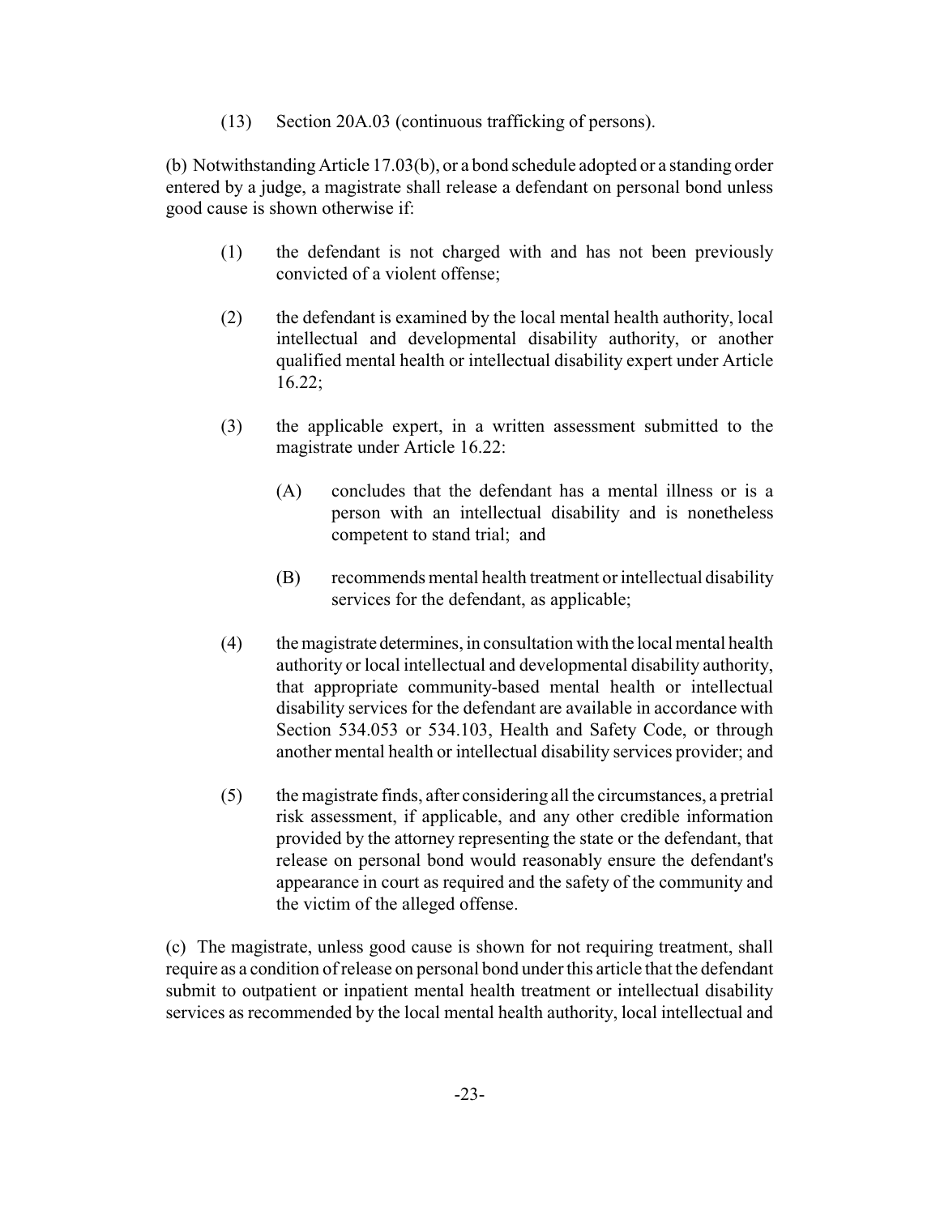(13) Section 20A.03 (continuous trafficking of persons).

(b) Notwithstanding Article 17.03(b), or a bond schedule adopted or a standing order entered by a judge, a magistrate shall release a defendant on personal bond unless good cause is shown otherwise if:

(1) the defendant is not charged with and has not been previously convicted of a violent offense;

(2) the defendant is examined by the local mental health authority, local intellectual and developmental disability authority, or another qualified mental health or intellectual disability expert under Article 16.22;

(3) the applicable expert, in a written assessment submitted to the magistrate under Article 16.22:

(A) concludes that the defendant has a mental illness or is a person with an intellectual disability and is nonetheless competent to stand trial; and

(B) recommends mental health treatment or intellectual disability services for the defendant, as applicable;

(4) the magistrate determines, in consultation with the local mental health authority or local intellectual and developmental disability authority, that appropriate community-based mental health or intellectual disability services for the defendant are available in accordance with Section 534.053 or 534.103, Health and Safety Code, or through another mental health or intellectual disability services provider; and

(5) the magistrate finds, after considering all the circumstances, a pretrial risk assessment, if applicable, and any other credible information provided by the attorney representing the state or the defendant, that release on personal bond would reasonably ensure the defendant's appearance in court as required and the safety of the community and the victim of the alleged offense.

(c) The magistrate, unless good cause is shown for not requiring treatment, shall require as a condition of release on personal bond under this article that the defendant submit to outpatient or inpatient mental health treatment or intellectual disability services as recommended by the local mental health authority, local intellectual and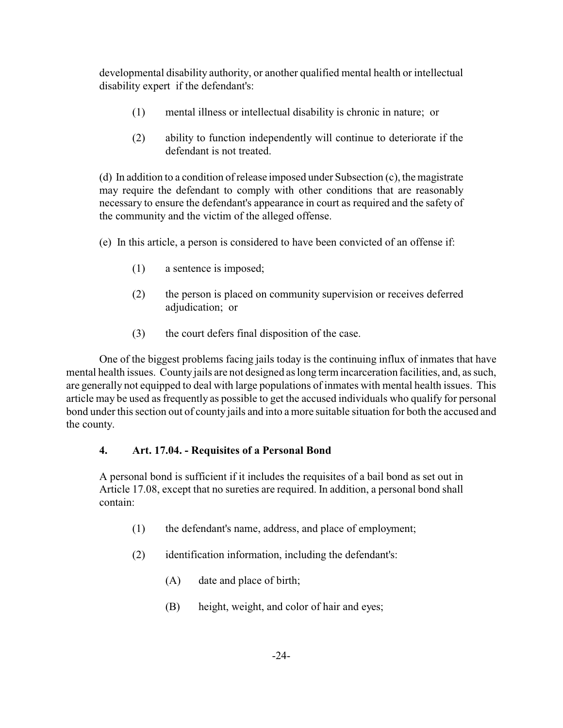developmental disability authority, or another qualified mental health or intellectual disability expert if the defendant's:

(1) mental illness or intellectual disability is chronic in nature; or

(2) ability to function independently will continue to deteriorate if the defendant is not treated.

(d) In addition to a condition of release imposed under Subsection (c), the magistrate may require the defendant to comply with other conditions that are reasonably necessary to ensure the defendant's appearance in court as required and the safety of the community and the victim of the alleged offense.

(e) In this article, a person is considered to have been convicted of an offense if:

(1) a sentence is imposed;

(2) the person is placed on community supervision or receives deferred adjudication; or

(3) the court defers final disposition of the case.

One of the biggest problems facing jails today is the continuing influx of inmates that have mental health issues. County jails are not designed as long term incarceration facilities, and, as such, are generally not equipped to deal with large populations of inmates with mental health issues. This article may be used as frequently as possible to get the accused individuals who qualify for personal bond under this section out of county jails and into a more suitable situation for both the accused and the county.

### 4. Art. 17.04. - Requisites of a Personal Bond

A personal bond is sufficient if it includes the requisites of a bail bond as set out in Article 17.08, except that no sureties are required. In addition, a personal bond shall contain:

(1) the defendant's name, address, and place of employment;

(2) identification information, including the defendant's:

(A) date and place of birth;

(B) height, weight, and color of hair and eyes;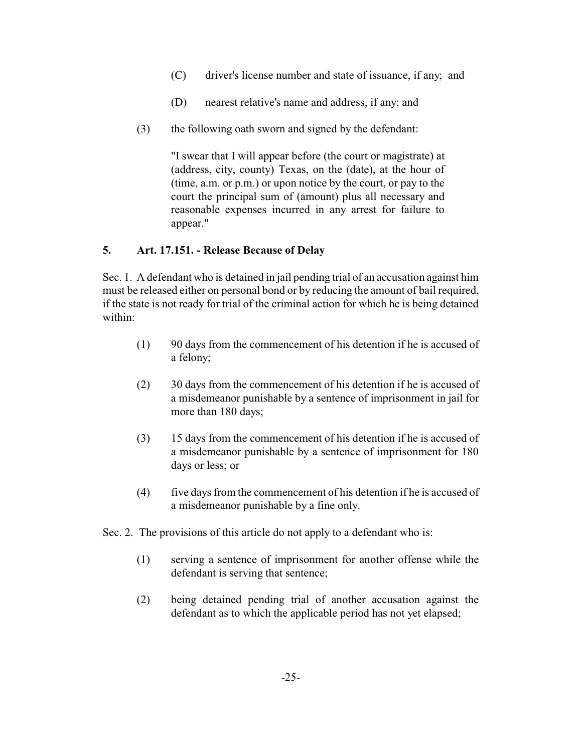(C) driver's license number and state of issuance, if any; and

(D) nearest relative's name and address, if any; and

(3) the following oath sworn and signed by the defendant:

> "I swear that I will appear before (the court or magistrate) at (address, city, county) Texas, on the (date), at the hour of (time, a.m. or p.m.) or upon notice by the court, or pay to the court the principal sum of (amount) plus all necessary and reasonable expenses incurred in any arrest for failure to appear."

### 5. Art. 17.151. - Release Because of Delay

Sec. 1. A defendant who is detained in jail pending trial of an accusation against him must be released either on personal bond or by reducing the amount of bail required, if the state is not ready for trial of the criminal action for which he is being detained within:

(1) 90 days from the commencement of his detention if he is accused of a felony;

(2) 30 days from the commencement of his detention if he is accused of a misdemeanor punishable by a sentence of imprisonment in jail for more than 180 days;

(3) 15 days from the commencement of his detention if he is accused of a misdemeanor punishable by a sentence of imprisonment for 180 days or less; or

(4) five days from the commencement of his detention if he is accused of a misdemeanor punishable by a fine only.

Sec. 2. The provisions of this article do not apply to a defendant who is:

(1) serving a sentence of imprisonment for another offense while the defendant is serving that sentence;

(2) being detained pending trial of another accusation against the defendant as to which the applicable period has not yet elapsed;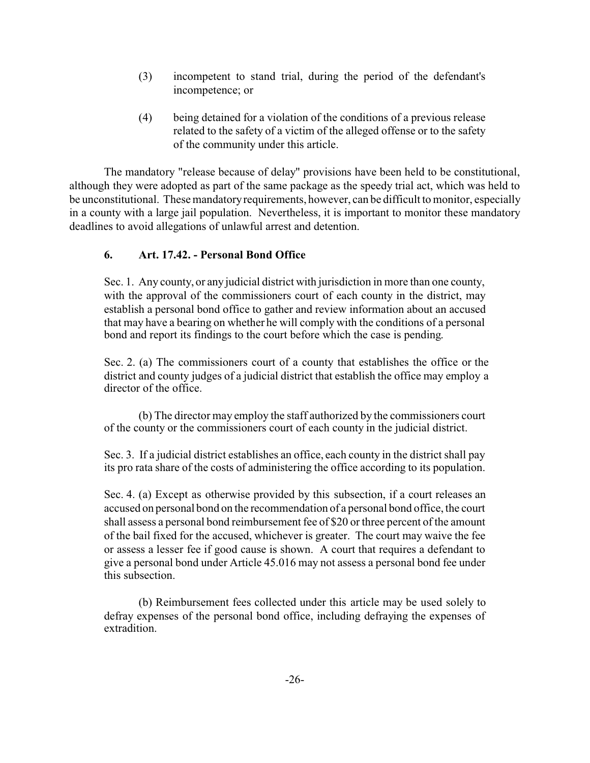(3) incompetent to stand trial, during the period of the defendant's incompetence; or

(4) being detained for a violation of the conditions of a previous release related to the safety of a victim of the alleged offense or to the safety of the community under this article.

The mandatory "release because of delay" provisions have been held to be constitutional, although they were adopted as part of the same package as the speedy trial act, which was held to be unconstitutional. These mandatory requirements, however, can be difficult to monitor, especially in a county with a large jail population. Nevertheless, it is important to monitor these mandatory deadlines to avoid allegations of unlawful arrest and detention.

### 6. Art. 17.42. - Personal Bond Office

Sec. 1. Any county, or any judicial district with jurisdiction in more than one county, with the approval of the commissioners court of each county in the district, may establish a personal bond office to gather and review information about an accused that may have a bearing on whether he will comply with the conditions of a personal bond and report its findings to the court before which the case is pending.

Sec. 2. (a) The commissioners court of a county that establishes the office or the district and county judges of a judicial district that establish the office may employ a director of the office.

(b) The director may employ the staff authorized by the commissioners court of the county or the commissioners court of each county in the judicial district.

Sec. 3. If a judicial district establishes an office, each county in the district shall pay its pro rata share of the costs of administering the office according to its population.

Sec. 4. (a) Except as otherwise provided by this subsection, if a court releases an accused on personal bond on the recommendation of a personal bond office, the court shall assess a personal bond reimbursement fee of $20 or three percent of the amount of the bail fixed for the accused, whichever is greater. The court may waive the fee or assess a lesser fee if good cause is shown. A court that requires a defendant to give a personal bond under Article 45.016 may not assess a personal bond fee under this subsection.

(b) Reimbursement fees collected under this article may be used solely to defray expenses of the personal bond office, including defraying the expenses of extradition.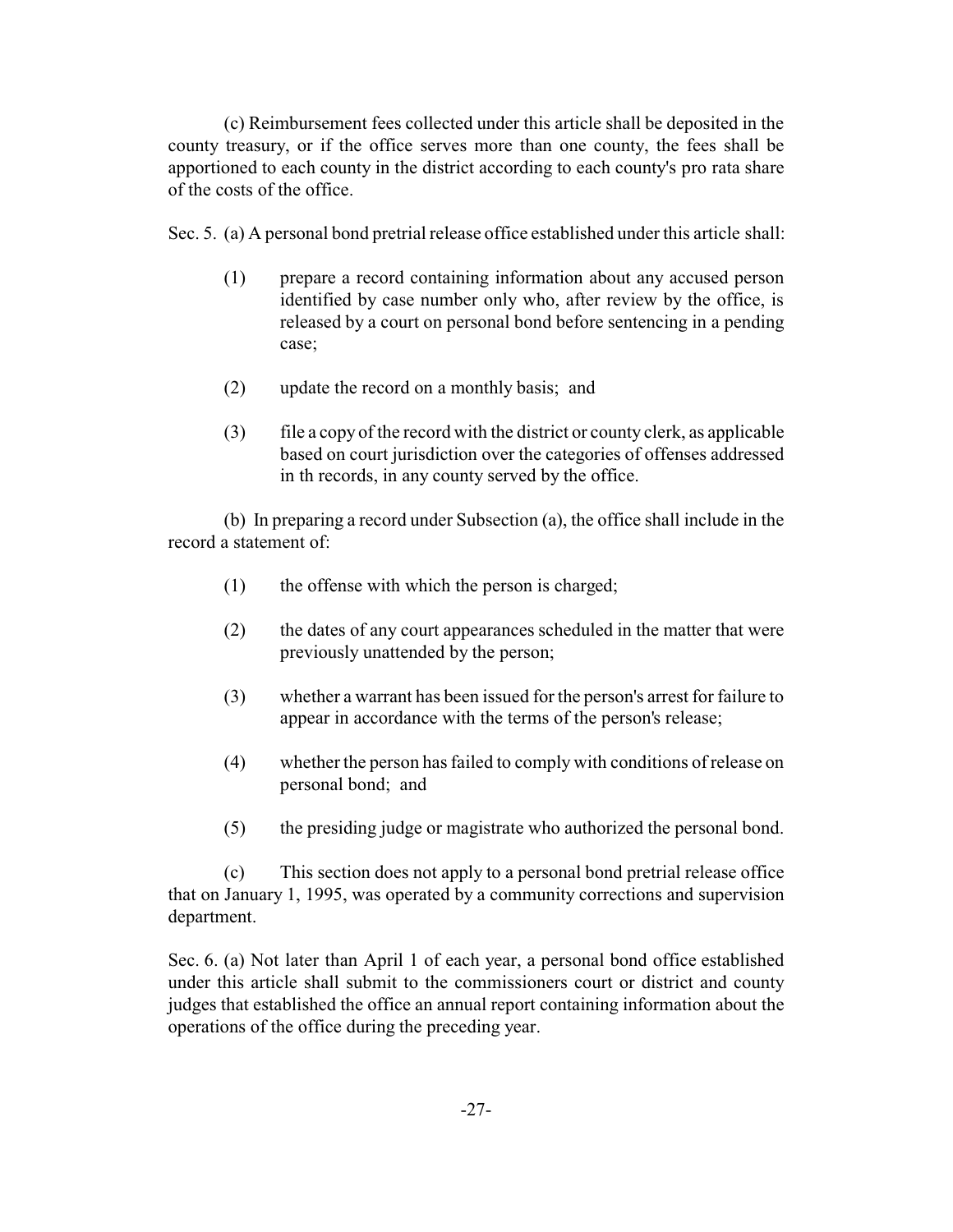(c) Reimbursement fees collected under this article shall be deposited in the county treasury, or if the office serves more than one county, the fees shall be apportioned to each county in the district according to each county's pro rata share of the costs of the office.

Sec. 5. (a) A personal bond pretrial release office established under this article shall:

(1) prepare a record containing information about any accused person identified by case number only who, after review by the office, is released by a court on personal bond before sentencing in a pending case;

(2) update the record on a monthly basis; and

(3) file a copy of the record with the district or county clerk, as applicable based on court jurisdiction over the categories of offenses addressed in th records, in any county served by the office.

(b) In preparing a record under Subsection (a), the office shall include in the record a statement of:

(1) the offense with which the person is charged;

(2) the dates of any court appearances scheduled in the matter that were previously unattended by the person;

(3) whether a warrant has been issued for the person's arrest for failure to appear in accordance with the terms of the person's release;

(4) whether the person has failed to comply with conditions of release on personal bond; and

(5) the presiding judge or magistrate who authorized the personal bond.

(c) This section does not apply to a personal bond pretrial release office that on January 1, 1995, was operated by a community corrections and supervision department.

Sec. 6. (a) Not later than April 1 of each year, a personal bond office established under this article shall submit to the commissioners court or district and county judges that established the office an annual report containing information about the operations of the office during the preceding year.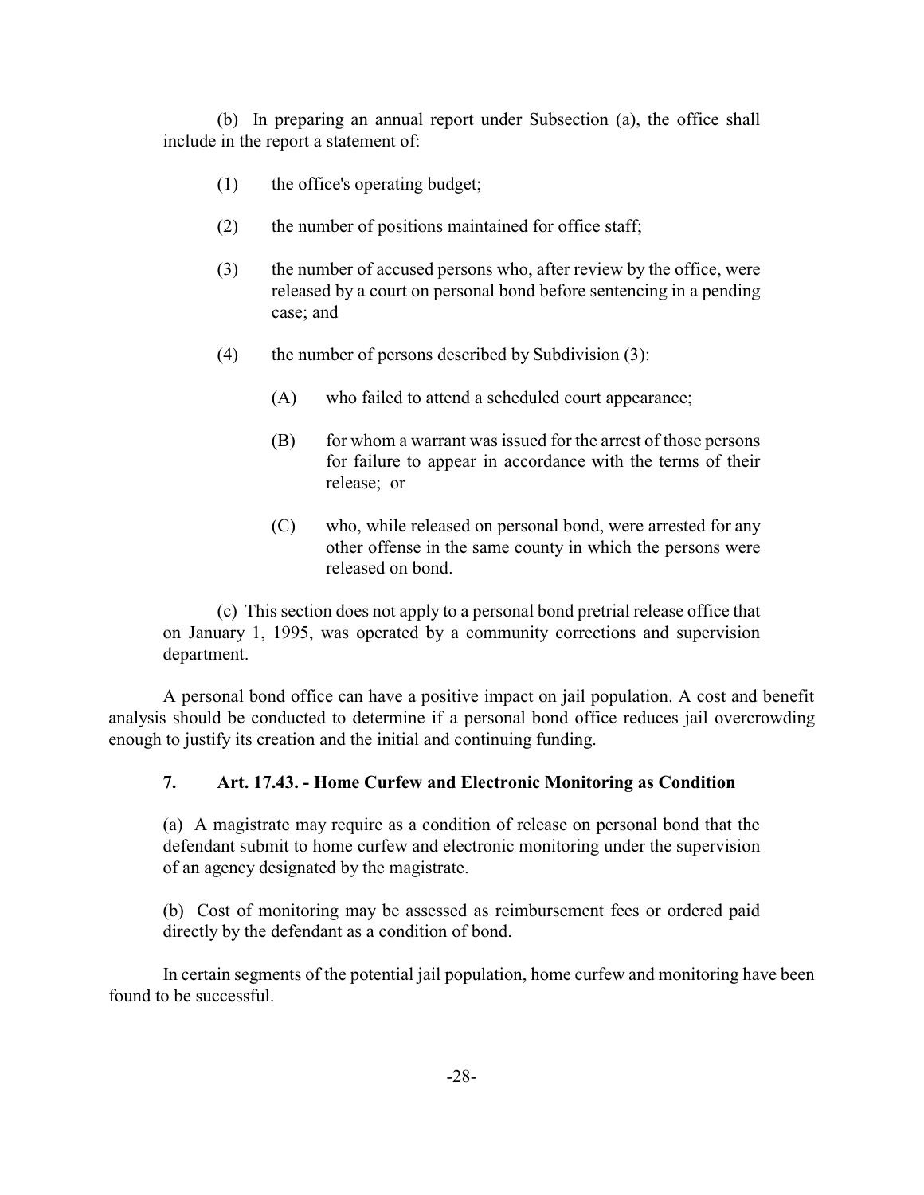(b) In preparing an annual report under Subsection (a), the office shall include in the report a statement of:

(1) the office's operating budget;

(2) the number of positions maintained for office staff;

(3) the number of accused persons who, after review by the office, were released by a court on personal bond before sentencing in a pending case; and

(4) the number of persons described by Subdivision (3):

(A) who failed to attend a scheduled court appearance;

(B) for whom a warrant was issued for the arrest of those persons for failure to appear in accordance with the terms of their release; or

(C) who, while released on personal bond, were arrested for any other offense in the same county in which the persons were released on bond.

(c) This section does not apply to a personal bond pretrial release office that on January 1, 1995, was operated by a community corrections and supervision department.

A personal bond office can have a positive impact on jail population. A cost and benefit analysis should be conducted to determine if a personal bond office reduces jail overcrowding enough to justify its creation and the initial and continuing funding.

### 7. Art. 17.43. - Home Curfew and Electronic Monitoring as Condition

(a) A magistrate may require as a condition of release on personal bond that the defendant submit to home curfew and electronic monitoring under the supervision of an agency designated by the magistrate.

(b) Cost of monitoring may be assessed as reimbursement fees or ordered paid directly by the defendant as a condition of bond.

In certain segments of the potential jail population, home curfew and monitoring have been found to be successful.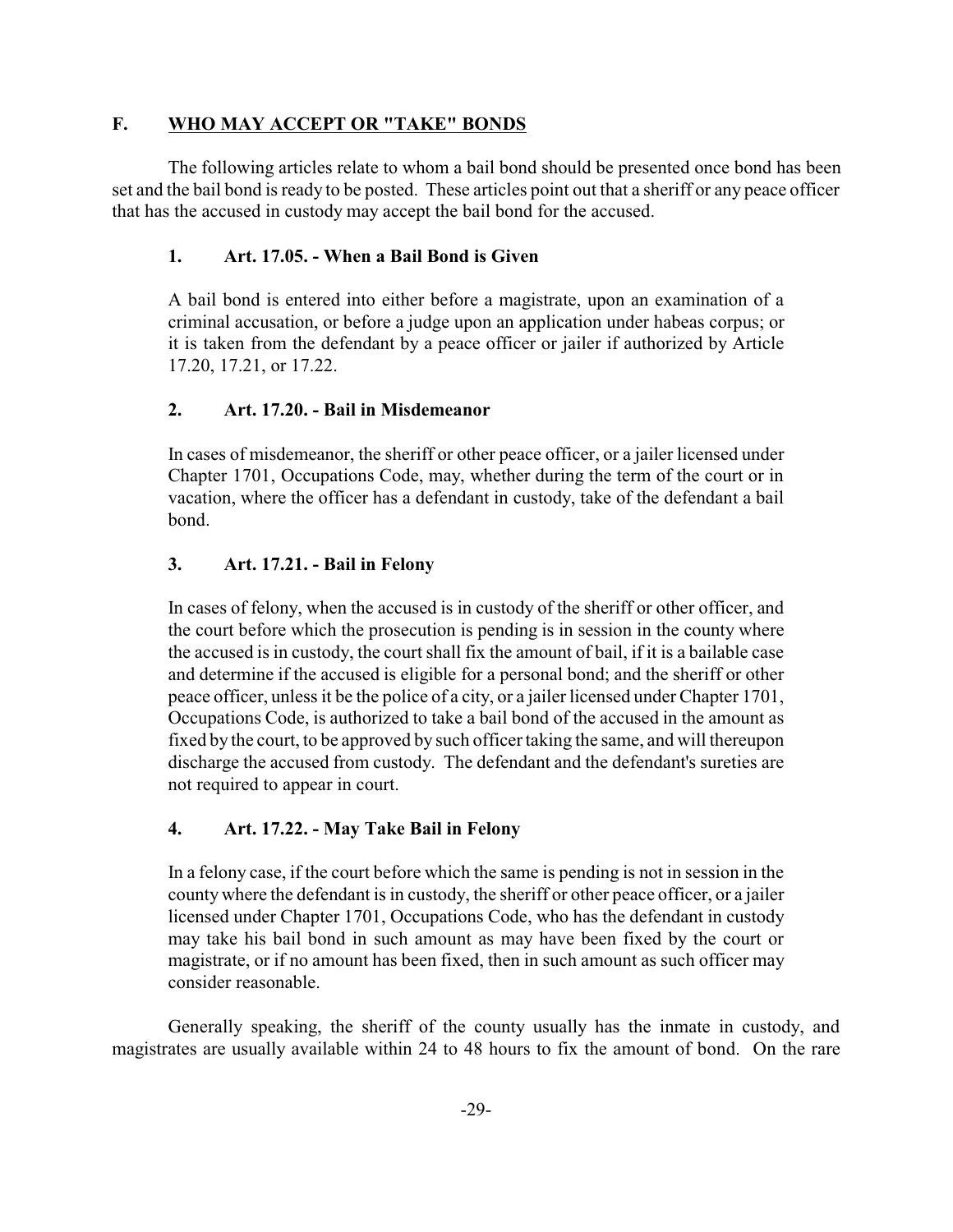## F. WHO MAY ACCEPT OR "TAKE" BONDS

The following articles relate to whom a bail bond should be presented once bond has been set and the bail bond is ready to be posted. These articles point out that a sheriff or any peace officer that has the accused in custody may accept the bail bond for the accused.

### 1. Art. 17.05. - When a Bail Bond is Given

A bail bond is entered into either before a magistrate, upon an examination of a criminal accusation, or before a judge upon an application under habeas corpus; or it is taken from the defendant by a peace officer or jailer if authorized by Article 17.20, 17.21, or 17.22.

### 2. Art. 17.20. - Bail in Misdemeanor

In cases of misdemeanor, the sheriff or other peace officer, or a jailer licensed under Chapter 1701, Occupations Code, may, whether during the term of the court or in vacation, where the officer has a defendant in custody, take of the defendant a bail bond.

### 3. Art. 17.21. - Bail in Felony

In cases of felony, when the accused is in custody of the sheriff or other officer, and the court before which the prosecution is pending is in session in the county where the accused is in custody, the court shall fix the amount of bail, if it is a bailable case and determine if the accused is eligible for a personal bond; and the sheriff or other peace officer, unless it be the police of a city, or a jailer licensed under Chapter 1701, Occupations Code, is authorized to take a bail bond of the accused in the amount as fixed by the court, to be approved by such officer taking the same, and will thereupon discharge the accused from custody. The defendant and the defendant's sureties are not required to appear in court.

### 4. Art. 17.22. - May Take Bail in Felony

In a felony case, if the court before which the same is pending is not in session in the county where the defendant is in custody, the sheriff or other peace officer, or a jailer licensed under Chapter 1701, Occupations Code, who has the defendant in custody may take his bail bond in such amount as may have been fixed by the court or magistrate, or if no amount has been fixed, then in such amount as such officer may consider reasonable.

Generally speaking, the sheriff of the county usually has the inmate in custody, and magistrates are usually available within 24 to 48 hours to fix the amount of bond. On the rare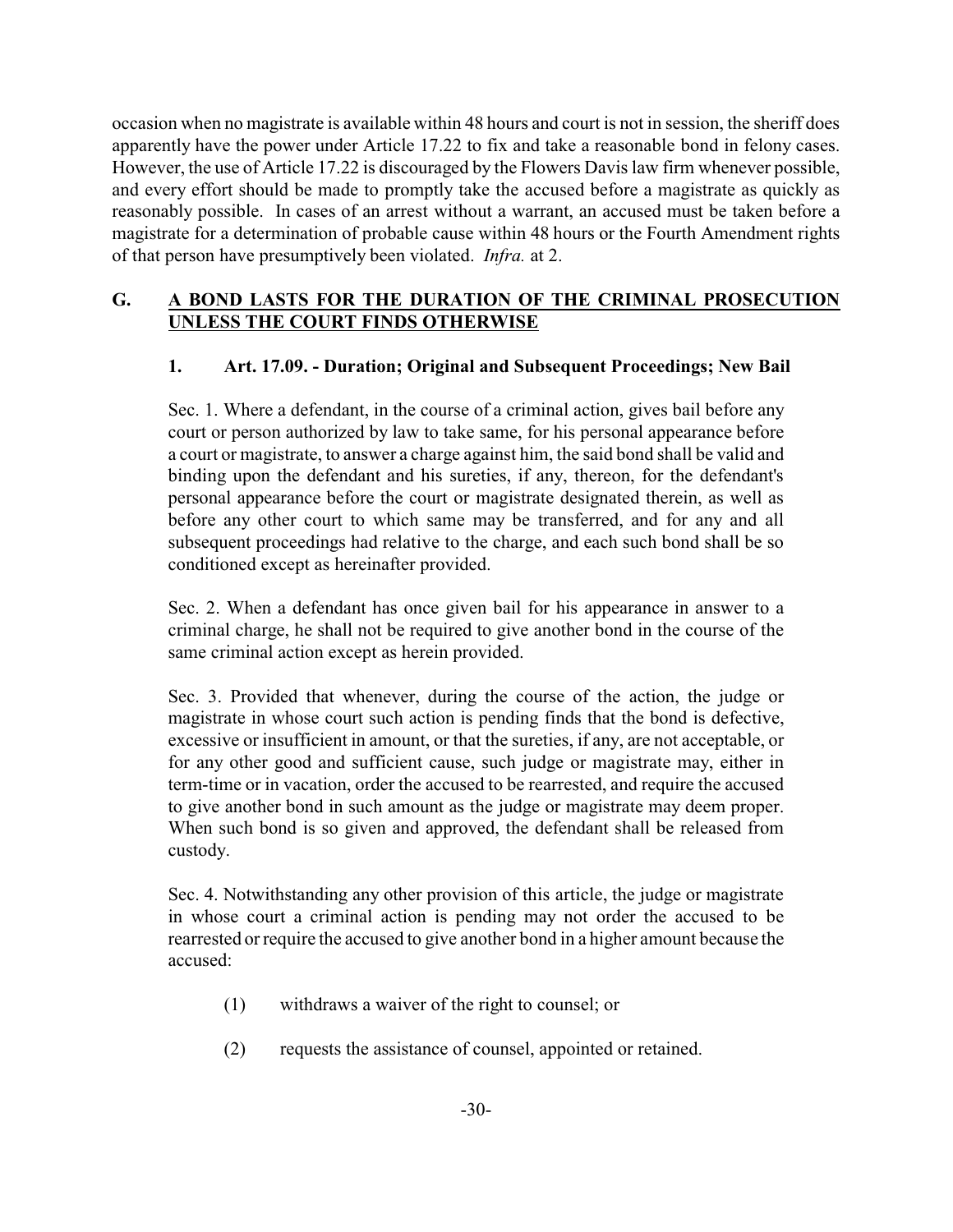occasion when no magistrate is available within 48 hours and court is not in session, the sheriff does apparently have the power under Article 17.22 to fix and take a reasonable bond in felony cases. However, the use of Article 17.22 is discouraged by the Flowers Davis law firm whenever possible, and every effort should be made to promptly take the accused before a magistrate as quickly as reasonably possible. In cases of an arrest without a warrant, an accused must be taken before a magistrate for a determination of probable cause within 48 hours or the Fourth Amendment rights of that person have presumptively been violated. *Infra.* at 2.

## G. A BOND LASTS FOR THE DURATION OF THE CRIMINAL PROSECUTION UNLESS THE COURT FINDS OTHERWISE

### 1. Art. 17.09. - Duration; Original and Subsequent Proceedings; New Bail

Sec. 1. Where a defendant, in the course of a criminal action, gives bail before any court or person authorized by law to take same, for his personal appearance before a court or magistrate, to answer a charge against him, the said bond shall be valid and binding upon the defendant and his sureties, if any, thereon, for the defendant's personal appearance before the court or magistrate designated therein, as well as before any other court to which same may be transferred, and for any and all subsequent proceedings had relative to the charge, and each such bond shall be so conditioned except as hereinafter provided.

Sec. 2. When a defendant has once given bail for his appearance in answer to a criminal charge, he shall not be required to give another bond in the course of the same criminal action except as herein provided.

Sec. 3. Provided that whenever, during the course of the action, the judge or magistrate in whose court such action is pending finds that the bond is defective, excessive or insufficient in amount, or that the sureties, if any, are not acceptable, or for any other good and sufficient cause, such judge or magistrate may, either in term-time or in vacation, order the accused to be rearrested, and require the accused to give another bond in such amount as the judge or magistrate may deem proper. When such bond is so given and approved, the defendant shall be released from custody.

Sec. 4. Notwithstanding any other provision of this article, the judge or magistrate in whose court a criminal action is pending may not order the accused to be rearrested or require the accused to give another bond in a higher amount because the accused:

(1) withdraws a waiver of the right to counsel; or

(2) requests the assistance of counsel, appointed or retained.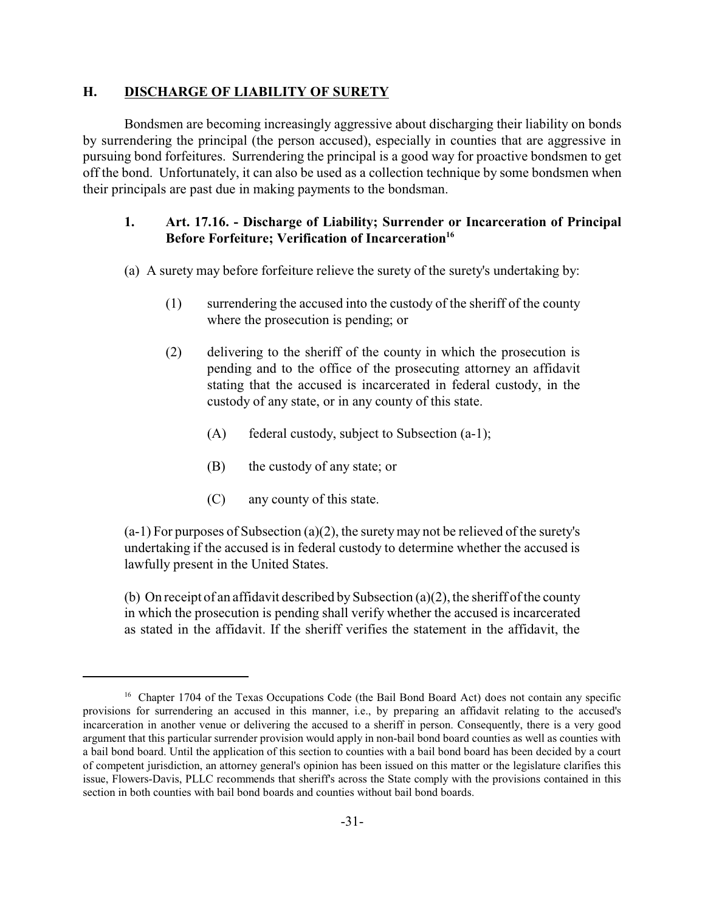## H. DISCHARGE OF LIABILITY OF SURETY

Bondsmen are becoming increasingly aggressive about discharging their liability on bonds by surrendering the principal (the person accused), especially in counties that are aggressive in pursuing bond forfeitures. Surrendering the principal is a good way for proactive bondsmen to get off the bond. Unfortunately, it can also be used as a collection technique by some bondsmen when their principals are past due in making payments to the bondsman.

### 1. Art. 17.16. - Discharge of Liability; Surrender or Incarceration of Principal Before Forfeiture; Verification of Incarceration[16]

(a) A surety may before forfeiture relieve the surety of the surety's undertaking by:

> (1) surrendering the accused into the custody of the sheriff of the county where the prosecution is pending; or
>
> (2) delivering to the sheriff of the county in which the prosecution is pending and to the office of the prosecuting attorney an affidavit stating that the accused is incarcerated in federal custody, in the custody of any state, or in any county of this state.
>
> > (A) federal custody, subject to Subsection (a-1);
> >
> > (B) the custody of any state; or
> >
> > (C) any county of this state.

(a-1) For purposes of Subsection (a)(2), the surety may not be relieved of the surety's undertaking if the accused is in federal custody to determine whether the accused is lawfully present in the United States.

(b) On receipt of an affidavit described by Subsection (a)(2), the sheriff of the county in which the prosecution is pending shall verify whether the accused is incarcerated as stated in the affidavit. If the sheriff verifies the statement in the affidavit, the

---

[16] Chapter 1704 of the Texas Occupations Code (the Bail Bond Board Act) does not contain any specific provisions for surrendering an accused in this manner, i.e., by preparing an affidavit relating to the accused's incarceration in another venue or delivering the accused to a sheriff in person. Consequently, there is a very good argument that this particular surrender provision would apply in non-bail bond board counties as well as counties with a bail bond board. Until the application of this section to counties with a bail bond board has been decided by a court of competent jurisdiction, an attorney general's opinion has been issued on this matter or the legislature clarifies this issue, Flowers-Davis, PLLC recommends that sheriff's across the State comply with the provisions contained in this section in both counties with bail bond boards and counties without bail bond boards.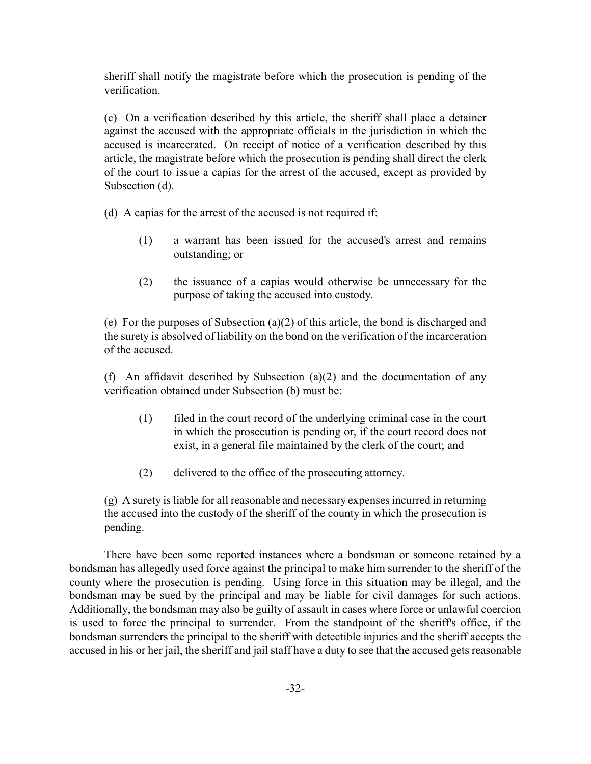sheriff shall notify the magistrate before which the prosecution is pending of the verification.

(c) On a verification described by this article, the sheriff shall place a detainer against the accused with the appropriate officials in the jurisdiction in which the accused is incarcerated. On receipt of notice of a verification described by this article, the magistrate before which the prosecution is pending shall direct the clerk of the court to issue a capias for the arrest of the accused, except as provided by Subsection (d).

(d) A capias for the arrest of the accused is not required if:

(1) a warrant has been issued for the accused's arrest and remains outstanding; or

(2) the issuance of a capias would otherwise be unnecessary for the purpose of taking the accused into custody.

(e) For the purposes of Subsection (a)(2) of this article, the bond is discharged and the surety is absolved of liability on the bond on the verification of the incarceration of the accused.

(f) An affidavit described by Subsection (a)(2) and the documentation of any verification obtained under Subsection (b) must be:

(1) filed in the court record of the underlying criminal case in the court in which the prosecution is pending or, if the court record does not exist, in a general file maintained by the clerk of the court; and

(2) delivered to the office of the prosecuting attorney.

(g) A surety is liable for all reasonable and necessary expenses incurred in returning the accused into the custody of the sheriff of the county in which the prosecution is pending.

There have been some reported instances where a bondsman or someone retained by a bondsman has allegedly used force against the principal to make him surrender to the sheriff of the county where the prosecution is pending. Using force in this situation may be illegal, and the bondsman may be sued by the principal and may be liable for civil damages for such actions. Additionally, the bondsman may also be guilty of assault in cases where force or unlawful coercion is used to force the principal to surrender. From the standpoint of the sheriff's office, if the bondsman surrenders the principal to the sheriff with detectible injuries and the sheriff accepts the accused in his or her jail, the sheriff and jail staff have a duty to see that the accused gets reasonable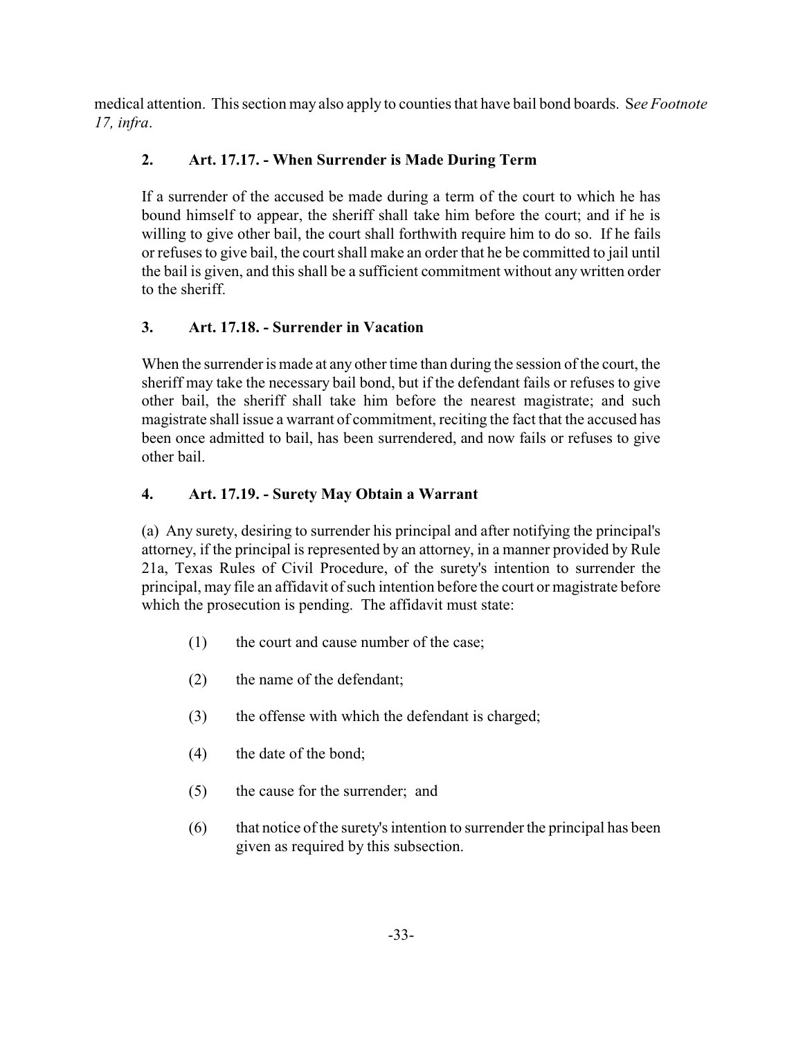medical attention. This section may also apply to counties that have bail bond boards. S*ee Footnote 17, infra*.

### 2. Art. 17.17. - When Surrender is Made During Term

If a surrender of the accused be made during a term of the court to which he has bound himself to appear, the sheriff shall take him before the court; and if he is willing to give other bail, the court shall forthwith require him to do so. If he fails or refuses to give bail, the court shall make an order that he be committed to jail until the bail is given, and this shall be a sufficient commitment without any written order to the sheriff.

### 3. Art. 17.18. - Surrender in Vacation

When the surrender is made at any other time than during the session of the court, the sheriff may take the necessary bail bond, but if the defendant fails or refuses to give other bail, the sheriff shall take him before the nearest magistrate; and such magistrate shall issue a warrant of commitment, reciting the fact that the accused has been once admitted to bail, has been surrendered, and now fails or refuses to give other bail.

### 4. Art. 17.19. - Surety May Obtain a Warrant

(a) Any surety, desiring to surrender his principal and after notifying the principal's attorney, if the principal is represented by an attorney, in a manner provided by Rule 21a, Texas Rules of Civil Procedure, of the surety's intention to surrender the principal, may file an affidavit of such intention before the court or magistrate before which the prosecution is pending. The affidavit must state:

(1) the court and cause number of the case;

(2) the name of the defendant;

(3) the offense with which the defendant is charged;

(4) the date of the bond;

(5) the cause for the surrender; and

(6) that notice of the surety's intention to surrender the principal has been given as required by this subsection.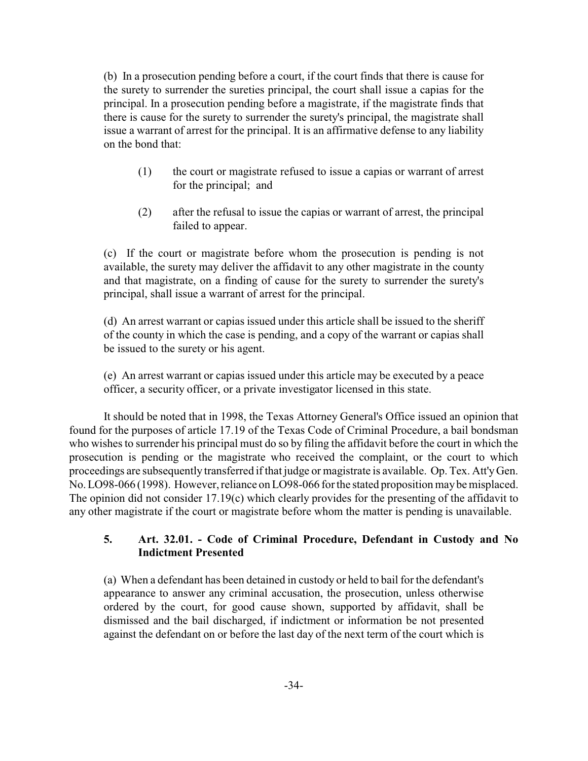(b) In a prosecution pending before a court, if the court finds that there is cause for the surety to surrender the sureties principal, the court shall issue a capias for the principal. In a prosecution pending before a magistrate, if the magistrate finds that there is cause for the surety to surrender the surety's principal, the magistrate shall issue a warrant of arrest for the principal. It is an affirmative defense to any liability on the bond that:

(1) the court or magistrate refused to issue a capias or warrant of arrest for the principal; and

(2) after the refusal to issue the capias or warrant of arrest, the principal failed to appear.

(c) If the court or magistrate before whom the prosecution is pending is not available, the surety may deliver the affidavit to any other magistrate in the county and that magistrate, on a finding of cause for the surety to surrender the surety's principal, shall issue a warrant of arrest for the principal.

(d) An arrest warrant or capias issued under this article shall be issued to the sheriff of the county in which the case is pending, and a copy of the warrant or capias shall be issued to the surety or his agent.

(e) An arrest warrant or capias issued under this article may be executed by a peace officer, a security officer, or a private investigator licensed in this state.

It should be noted that in 1998, the Texas Attorney General's Office issued an opinion that found for the purposes of article 17.19 of the Texas Code of Criminal Procedure, a bail bondsman who wishes to surrender his principal must do so by filing the affidavit before the court in which the prosecution is pending or the magistrate who received the complaint, or the court to which proceedings are subsequently transferred if that judge or magistrate is available. Op. Tex. Att'y Gen. No. LO98-066 (1998). However, reliance on LO98-066 for the stated proposition may be misplaced. The opinion did not consider 17.19(c) which clearly provides for the presenting of the affidavit to any other magistrate if the court or magistrate before whom the matter is pending is unavailable.

### 5. Art. 32.01. - Code of Criminal Procedure, Defendant in Custody and No Indictment Presented

(a) When a defendant has been detained in custody or held to bail for the defendant's appearance to answer any criminal accusation, the prosecution, unless otherwise ordered by the court, for good cause shown, supported by affidavit, shall be dismissed and the bail discharged, if indictment or information be not presented against the defendant on or before the last day of the next term of the court which is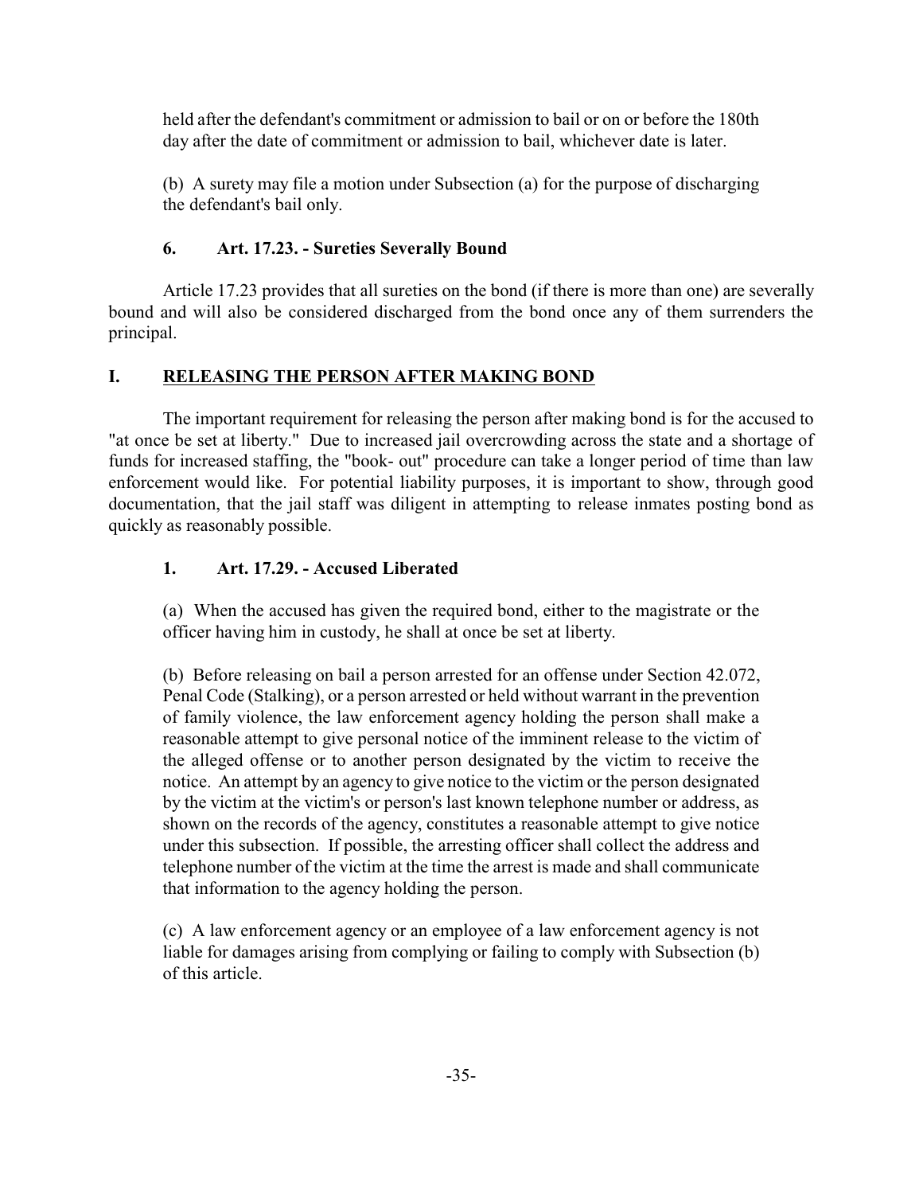held after the defendant's commitment or admission to bail or on or before the 180th day after the date of commitment or admission to bail, whichever date is later.

(b) A surety may file a motion under Subsection (a) for the purpose of discharging the defendant's bail only.

### 6. Art. 17.23. - Sureties Severally Bound

Article 17.23 provides that all sureties on the bond (if there is more than one) are severally bound and will also be considered discharged from the bond once any of them surrenders the principal.

## I. RELEASING THE PERSON AFTER MAKING BOND

The important requirement for releasing the person after making bond is for the accused to "at once be set at liberty." Due to increased jail overcrowding across the state and a shortage of funds for increased staffing, the "book- out" procedure can take a longer period of time than law enforcement would like. For potential liability purposes, it is important to show, through good documentation, that the jail staff was diligent in attempting to release inmates posting bond as quickly as reasonably possible.

### 1. Art. 17.29. - Accused Liberated

(a) When the accused has given the required bond, either to the magistrate or the officer having him in custody, he shall at once be set at liberty.

(b) Before releasing on bail a person arrested for an offense under Section 42.072, Penal Code (Stalking), or a person arrested or held without warrant in the prevention of family violence, the law enforcement agency holding the person shall make a reasonable attempt to give personal notice of the imminent release to the victim of the alleged offense or to another person designated by the victim to receive the notice. An attempt by an agency to give notice to the victim or the person designated by the victim at the victim's or person's last known telephone number or address, as shown on the records of the agency, constitutes a reasonable attempt to give notice under this subsection. If possible, the arresting officer shall collect the address and telephone number of the victim at the time the arrest is made and shall communicate that information to the agency holding the person.

(c) A law enforcement agency or an employee of a law enforcement agency is not liable for damages arising from complying or failing to comply with Subsection (b) of this article.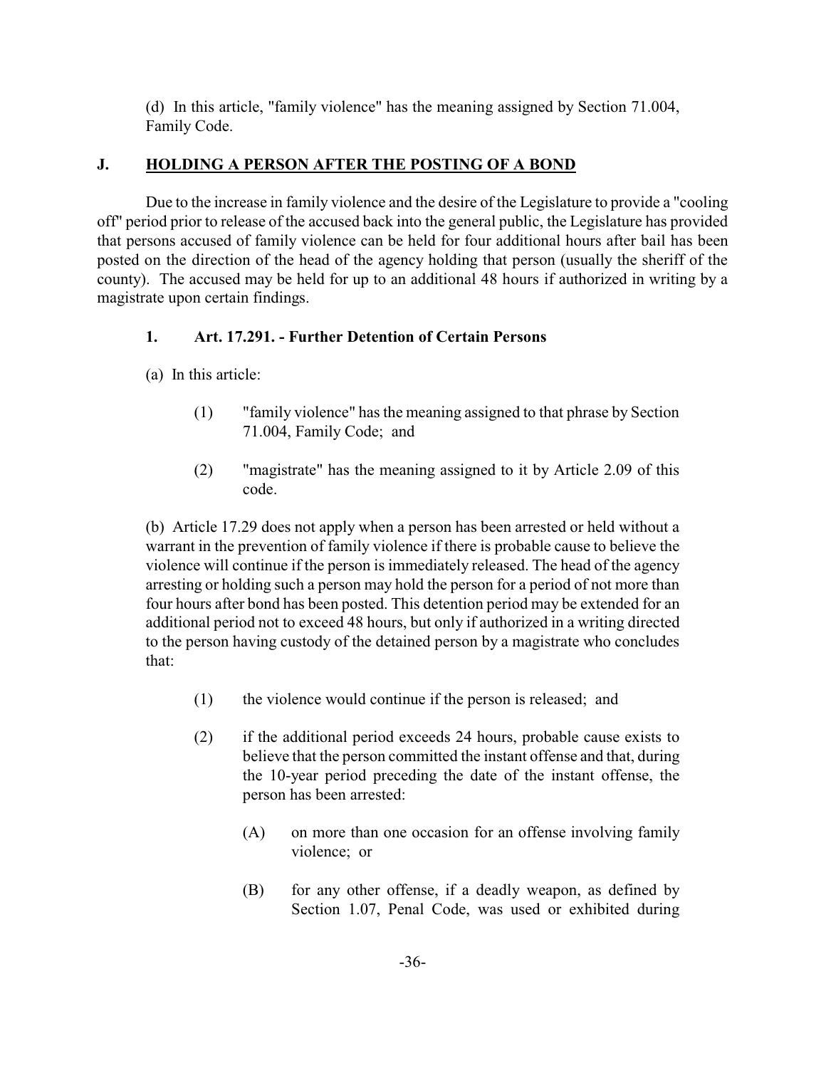(d) In this article, "family violence" has the meaning assigned by Section 71.004, Family Code.

## J. HOLDING A PERSON AFTER THE POSTING OF A BOND

Due to the increase in family violence and the desire of the Legislature to provide a "cooling off" period prior to release of the accused back into the general public, the Legislature has provided that persons accused of family violence can be held for four additional hours after bail has been posted on the direction of the head of the agency holding that person (usually the sheriff of the county). The accused may be held for up to an additional 48 hours if authorized in writing by a magistrate upon certain findings.

### 1. Art. 17.291. - Further Detention of Certain Persons

(a) In this article:

(1) "family violence" has the meaning assigned to that phrase by Section 71.004, Family Code; and

(2) "magistrate" has the meaning assigned to it by Article 2.09 of this code.

(b) Article 17.29 does not apply when a person has been arrested or held without a warrant in the prevention of family violence if there is probable cause to believe the violence will continue if the person is immediately released. The head of the agency arresting or holding such a person may hold the person for a period of not more than four hours after bond has been posted. This detention period may be extended for an additional period not to exceed 48 hours, but only if authorized in a writing directed to the person having custody of the detained person by a magistrate who concludes that:

(1) the violence would continue if the person is released; and

(2) if the additional period exceeds 24 hours, probable cause exists to believe that the person committed the instant offense and that, during the 10-year period preceding the date of the instant offense, the person has been arrested:

(A) on more than one occasion for an offense involving family violence; or

(B) for any other offense, if a deadly weapon, as defined by Section 1.07, Penal Code, was used or exhibited during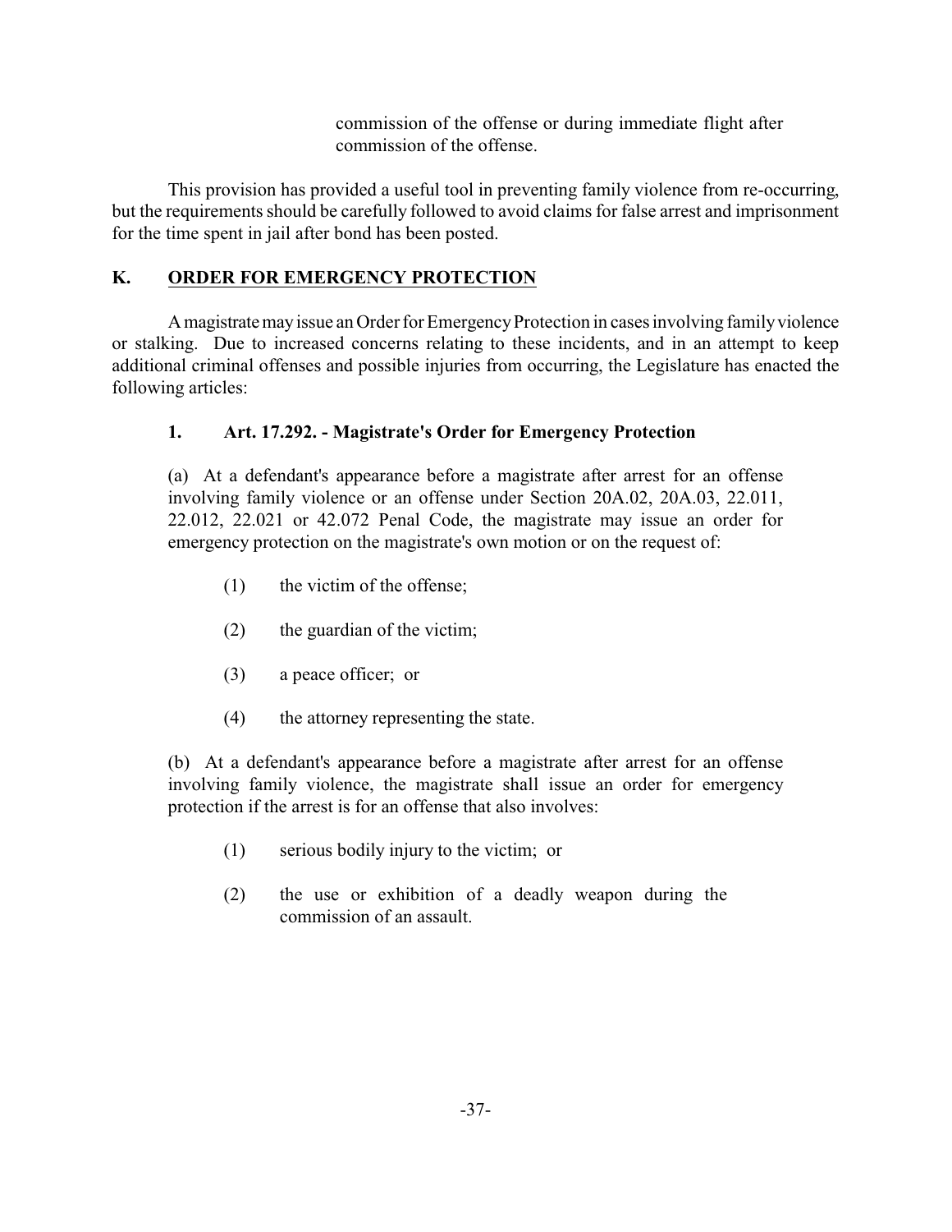commission of the offense or during immediate flight after commission of the offense.

This provision has provided a useful tool in preventing family violence from re-occurring, but the requirements should be carefully followed to avoid claims for false arrest and imprisonment for the time spent in jail after bond has been posted.

## K. ORDER FOR EMERGENCY PROTECTION

A magistrate may issue an Order for Emergency Protection in cases involving family violence or stalking. Due to increased concerns relating to these incidents, and in an attempt to keep additional criminal offenses and possible injuries from occurring, the Legislature has enacted the following articles:

### 1. Art. 17.292. - Magistrate's Order for Emergency Protection

(a) At a defendant's appearance before a magistrate after arrest for an offense involving family violence or an offense under Section 20A.02, 20A.03, 22.011, 22.012, 22.021 or 42.072 Penal Code, the magistrate may issue an order for emergency protection on the magistrate's own motion or on the request of:

(1) the victim of the offense;

(2) the guardian of the victim;

(3) a peace officer; or

(4) the attorney representing the state.

(b) At a defendant's appearance before a magistrate after arrest for an offense involving family violence, the magistrate shall issue an order for emergency protection if the arrest is for an offense that also involves:

(1) serious bodily injury to the victim; or

(2) the use or exhibition of a deadly weapon during the commission of an assault.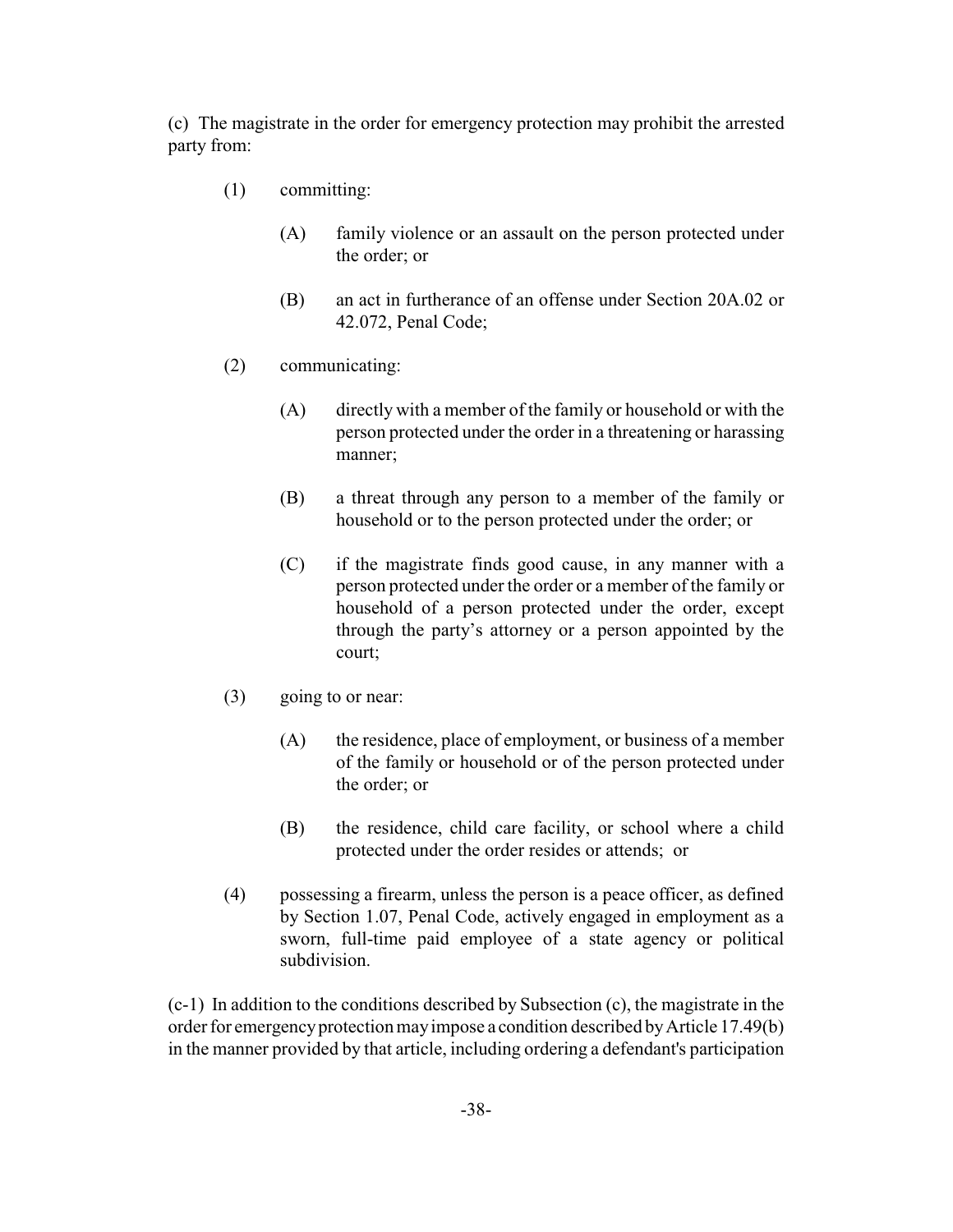(c) The magistrate in the order for emergency protection may prohibit the arrested party from:

(1) committing:

(A) family violence or an assault on the person protected under the order; or

(B) an act in furtherance of an offense under Section 20A.02 or 42.072, Penal Code;

(2) communicating:

(A) directly with a member of the family or household or with the person protected under the order in a threatening or harassing manner;

(B) a threat through any person to a member of the family or household or to the person protected under the order; or

(C) if the magistrate finds good cause, in any manner with a person protected under the order or a member of the family or household of a person protected under the order, except through the party's attorney or a person appointed by the court;

(3) going to or near:

(A) the residence, place of employment, or business of a member of the family or household or of the person protected under the order; or

(B) the residence, child care facility, or school where a child protected under the order resides or attends; or

(4) possessing a firearm, unless the person is a peace officer, as defined by Section 1.07, Penal Code, actively engaged in employment as a sworn, full-time paid employee of a state agency or political subdivision.

(c-1) In addition to the conditions described by Subsection (c), the magistrate in the order for emergency protection may impose a condition described by Article 17.49(b) in the manner provided by that article, including ordering a defendant's participation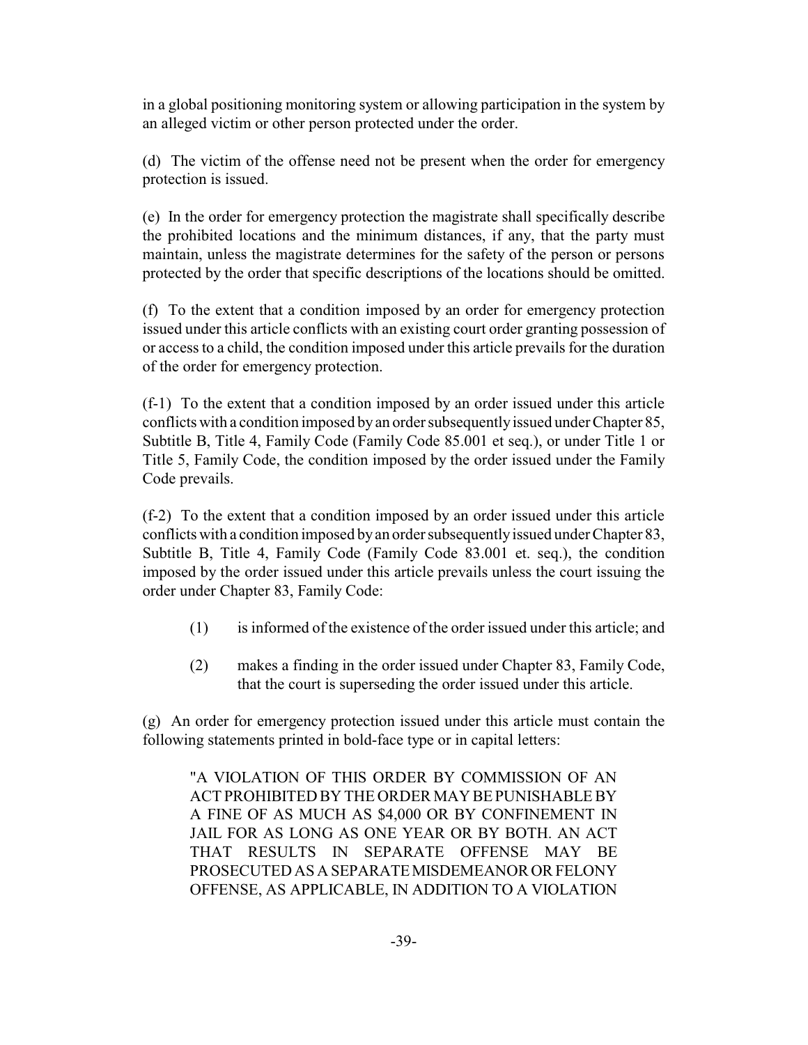in a global positioning monitoring system or allowing participation in the system by an alleged victim or other person protected under the order.

(d) The victim of the offense need not be present when the order for emergency protection is issued.

(e) In the order for emergency protection the magistrate shall specifically describe the prohibited locations and the minimum distances, if any, that the party must maintain, unless the magistrate determines for the safety of the person or persons protected by the order that specific descriptions of the locations should be omitted.

(f) To the extent that a condition imposed by an order for emergency protection issued under this article conflicts with an existing court order granting possession of or access to a child, the condition imposed under this article prevails for the duration of the order for emergency protection.

(f-1) To the extent that a condition imposed by an order issued under this article conflicts with a condition imposed by an order subsequently issued under Chapter 85, Subtitle B, Title 4, Family Code (Family Code 85.001 et seq.), or under Title 1 or Title 5, Family Code, the condition imposed by the order issued under the Family Code prevails.

(f-2) To the extent that a condition imposed by an order issued under this article conflicts with a condition imposed by an order subsequently issued under Chapter 83, Subtitle B, Title 4, Family Code (Family Code 83.001 et. seq.), the condition imposed by the order issued under this article prevails unless the court issuing the order under Chapter 83, Family Code:

> (1) is informed of the existence of the order issued under this article; and
>
> (2) makes a finding in the order issued under Chapter 83, Family Code, that the court is superseding the order issued under this article.

(g) An order for emergency protection issued under this article must contain the following statements printed in bold-face type or in capital letters:

> "A VIOLATION OF THIS ORDER BY COMMISSION OF AN ACT PROHIBITED BY THE ORDER MAY BE PUNISHABLE BY A FINE OF AS MUCH AS $4,000 OR BY CONFINEMENT IN JAIL FOR AS LONG AS ONE YEAR OR BY BOTH. AN ACT THAT RESULTS IN SEPARATE OFFENSE MAY BE PROSECUTED AS A SEPARATE MISDEMEANOR OR FELONY OFFENSE, AS APPLICABLE, IN ADDITION TO A VIOLATION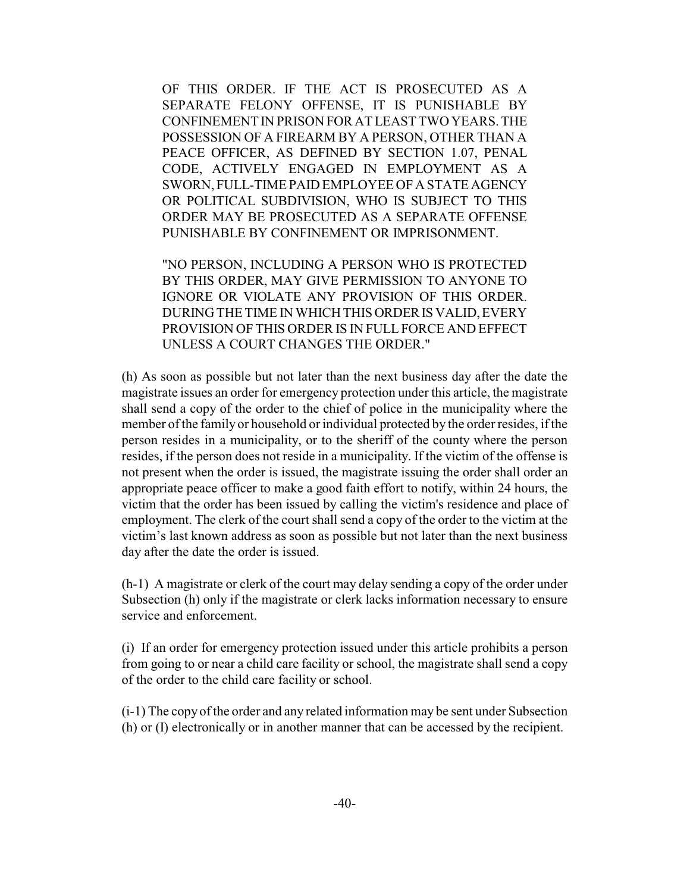OF THIS ORDER. IF THE ACT IS PROSECUTED AS A SEPARATE FELONY OFFENSE, IT IS PUNISHABLE BY CONFINEMENT IN PRISON FOR AT LEAST TWO YEARS. THE POSSESSION OF A FIREARM BY A PERSON, OTHER THAN A PEACE OFFICER, AS DEFINED BY SECTION 1.07, PENAL CODE, ACTIVELY ENGAGED IN EMPLOYMENT AS A SWORN, FULL-TIME PAID EMPLOYEE OF A STATE AGENCY OR POLITICAL SUBDIVISION, WHO IS SUBJECT TO THIS ORDER MAY BE PROSECUTED AS A SEPARATE OFFENSE PUNISHABLE BY CONFINEMENT OR IMPRISONMENT.

"NO PERSON, INCLUDING A PERSON WHO IS PROTECTED BY THIS ORDER, MAY GIVE PERMISSION TO ANYONE TO IGNORE OR VIOLATE ANY PROVISION OF THIS ORDER. DURING THE TIME IN WHICH THIS ORDER IS VALID, EVERY PROVISION OF THIS ORDER IS IN FULL FORCE AND EFFECT UNLESS A COURT CHANGES THE ORDER."

(h) As soon as possible but not later than the next business day after the date the magistrate issues an order for emergency protection under this article, the magistrate shall send a copy of the order to the chief of police in the municipality where the member of the family or household or individual protected by the order resides, if the person resides in a municipality, or to the sheriff of the county where the person resides, if the person does not reside in a municipality. If the victim of the offense is not present when the order is issued, the magistrate issuing the order shall order an appropriate peace officer to make a good faith effort to notify, within 24 hours, the victim that the order has been issued by calling the victim's residence and place of employment. The clerk of the court shall send a copy of the order to the victim at the victim's last known address as soon as possible but not later than the next business day after the date the order is issued.

(h-1) A magistrate or clerk of the court may delay sending a copy of the order under Subsection (h) only if the magistrate or clerk lacks information necessary to ensure service and enforcement.

(i) If an order for emergency protection issued under this article prohibits a person from going to or near a child care facility or school, the magistrate shall send a copy of the order to the child care facility or school.

(i-1) The copy of the order and any related information may be sent under Subsection (h) or (I) electronically or in another manner that can be accessed by the recipient.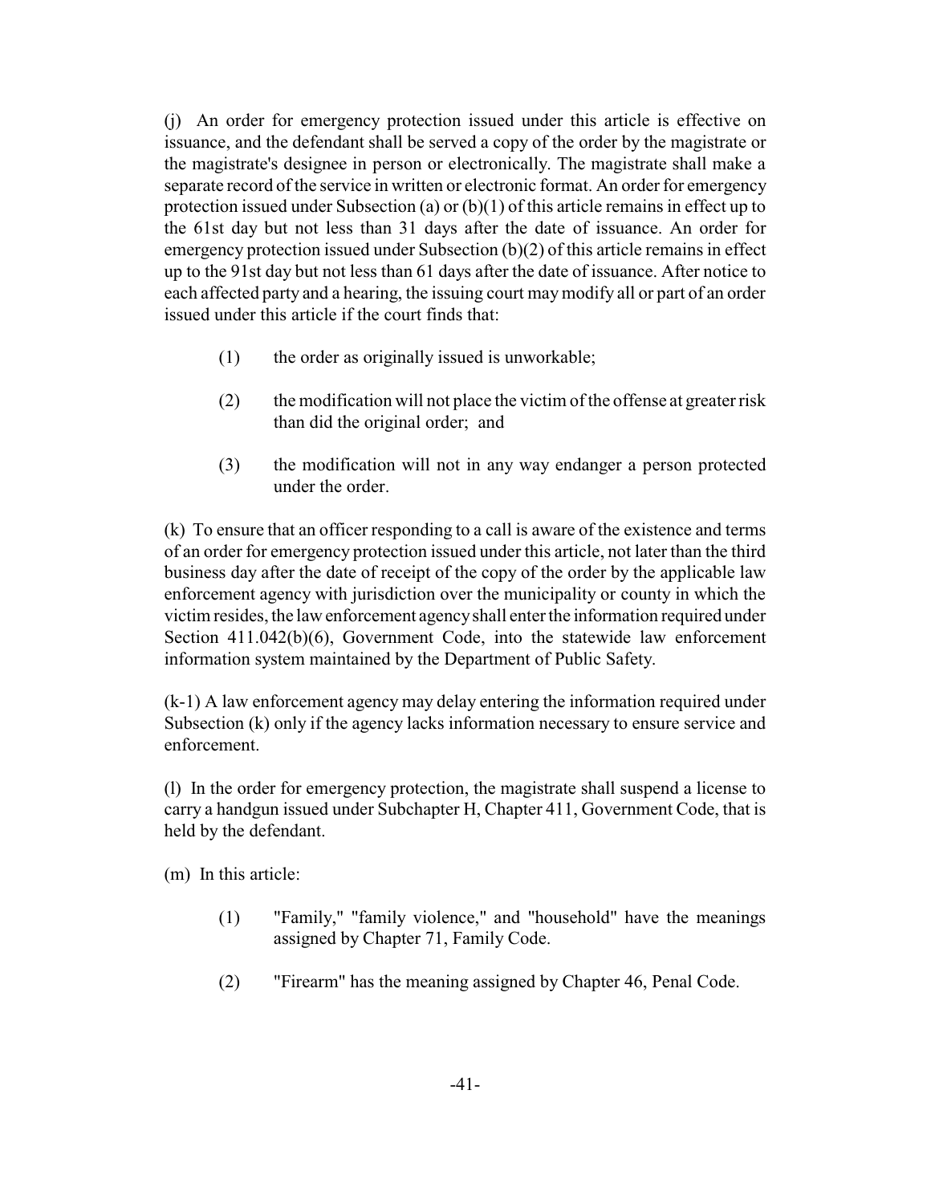(j) An order for emergency protection issued under this article is effective on issuance, and the defendant shall be served a copy of the order by the magistrate or the magistrate's designee in person or electronically. The magistrate shall make a separate record of the service in written or electronic format. An order for emergency protection issued under Subsection (a) or (b)(1) of this article remains in effect up to the 61st day but not less than 31 days after the date of issuance. An order for emergency protection issued under Subsection (b)(2) of this article remains in effect up to the 91st day but not less than 61 days after the date of issuance. After notice to each affected party and a hearing, the issuing court may modify all or part of an order issued under this article if the court finds that:

(1) the order as originally issued is unworkable;

(2) the modification will not place the victim of the offense at greater risk than did the original order; and

(3) the modification will not in any way endanger a person protected under the order.

(k) To ensure that an officer responding to a call is aware of the existence and terms of an order for emergency protection issued under this article, not later than the third business day after the date of receipt of the copy of the order by the applicable law enforcement agency with jurisdiction over the municipality or county in which the victim resides, the law enforcement agency shall enter the information required under Section 411.042(b)(6), Government Code, into the statewide law enforcement information system maintained by the Department of Public Safety.

(k-1) A law enforcement agency may delay entering the information required under Subsection (k) only if the agency lacks information necessary to ensure service and enforcement.

(l) In the order for emergency protection, the magistrate shall suspend a license to carry a handgun issued under Subchapter H, Chapter 411, Government Code, that is held by the defendant.

(m) In this article:

(1) "Family," "family violence," and "household" have the meanings assigned by Chapter 71, Family Code.

(2) "Firearm" has the meaning assigned by Chapter 46, Penal Code.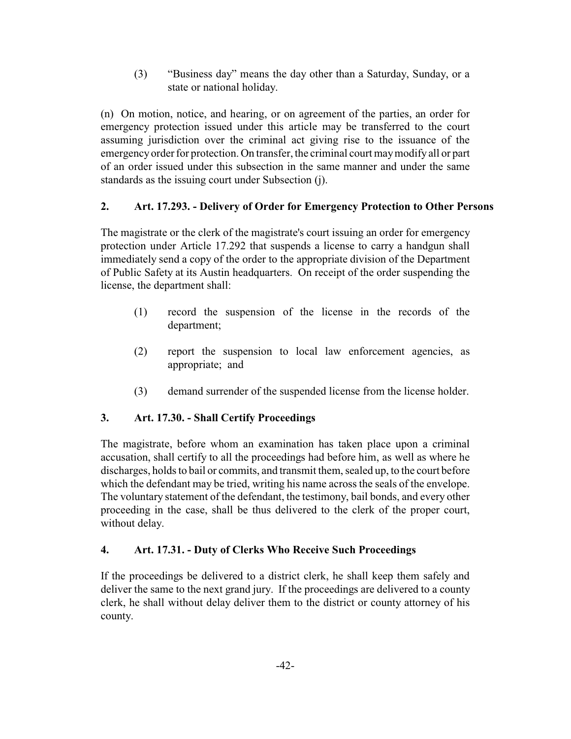(3) "Business day" means the day other than a Saturday, Sunday, or a state or national holiday.

(n) On motion, notice, and hearing, or on agreement of the parties, an order for emergency protection issued under this article may be transferred to the court assuming jurisdiction over the criminal act giving rise to the issuance of the emergency order for protection. On transfer, the criminal court may modify all or part of an order issued under this subsection in the same manner and under the same standards as the issuing court under Subsection (j).

## 2. Art. 17.293. - Delivery of Order for Emergency Protection to Other Persons

The magistrate or the clerk of the magistrate's court issuing an order for emergency protection under Article 17.292 that suspends a license to carry a handgun shall immediately send a copy of the order to the appropriate division of the Department of Public Safety at its Austin headquarters. On receipt of the order suspending the license, the department shall:

(1) record the suspension of the license in the records of the department;

(2) report the suspension to local law enforcement agencies, as appropriate; and

(3) demand surrender of the suspended license from the license holder.

## 3. Art. 17.30. - Shall Certify Proceedings

The magistrate, before whom an examination has taken place upon a criminal accusation, shall certify to all the proceedings had before him, as well as where he discharges, holds to bail or commits, and transmit them, sealed up, to the court before which the defendant may be tried, writing his name across the seals of the envelope. The voluntary statement of the defendant, the testimony, bail bonds, and every other proceeding in the case, shall be thus delivered to the clerk of the proper court, without delay.

## 4. Art. 17.31. - Duty of Clerks Who Receive Such Proceedings

If the proceedings be delivered to a district clerk, he shall keep them safely and deliver the same to the next grand jury. If the proceedings are delivered to a county clerk, he shall without delay deliver them to the district or county attorney of his county.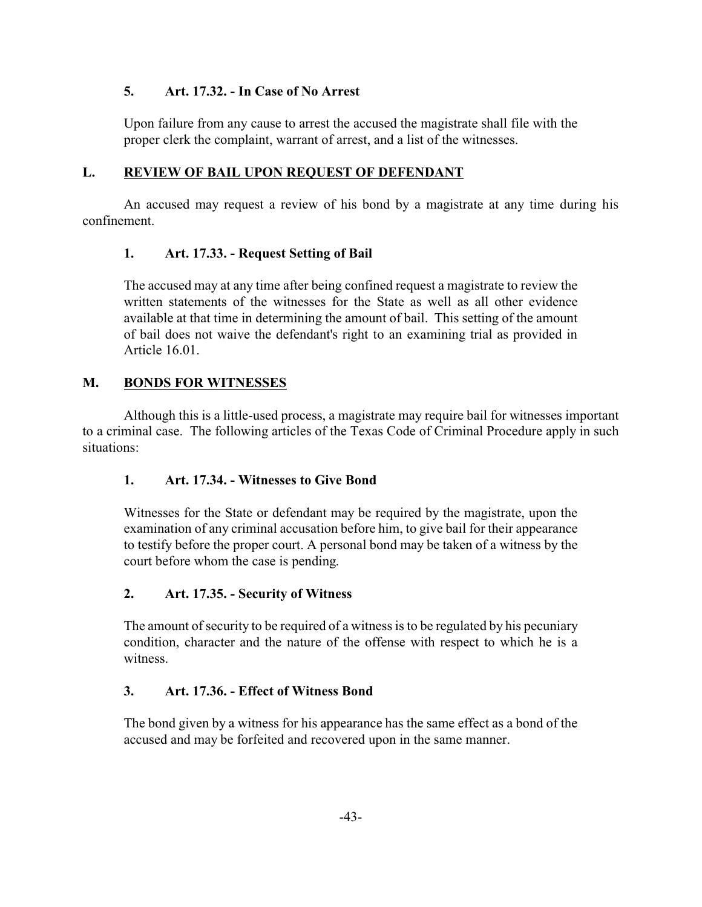### 5. Art. 17.32. - In Case of No Arrest

Upon failure from any cause to arrest the accused the magistrate shall file with the proper clerk the complaint, warrant of arrest, and a list of the witnesses.

## L. REVIEW OF BAIL UPON REQUEST OF DEFENDANT

An accused may request a review of his bond by a magistrate at any time during his confinement.

### 1. Art. 17.33. - Request Setting of Bail

The accused may at any time after being confined request a magistrate to review the written statements of the witnesses for the State as well as all other evidence available at that time in determining the amount of bail. This setting of the amount of bail does not waive the defendant's right to an examining trial as provided in Article 16.01.

## M. BONDS FOR WITNESSES

Although this is a little-used process, a magistrate may require bail for witnesses important to a criminal case. The following articles of the Texas Code of Criminal Procedure apply in such situations:

### 1. Art. 17.34. - Witnesses to Give Bond

Witnesses for the State or defendant may be required by the magistrate, upon the examination of any criminal accusation before him, to give bail for their appearance to testify before the proper court. A personal bond may be taken of a witness by the court before whom the case is pending.

### 2. Art. 17.35. - Security of Witness

The amount of security to be required of a witness is to be regulated by his pecuniary condition, character and the nature of the offense with respect to which he is a witness.

### 3. Art. 17.36. - Effect of Witness Bond

The bond given by a witness for his appearance has the same effect as a bond of the accused and may be forfeited and recovered upon in the same manner.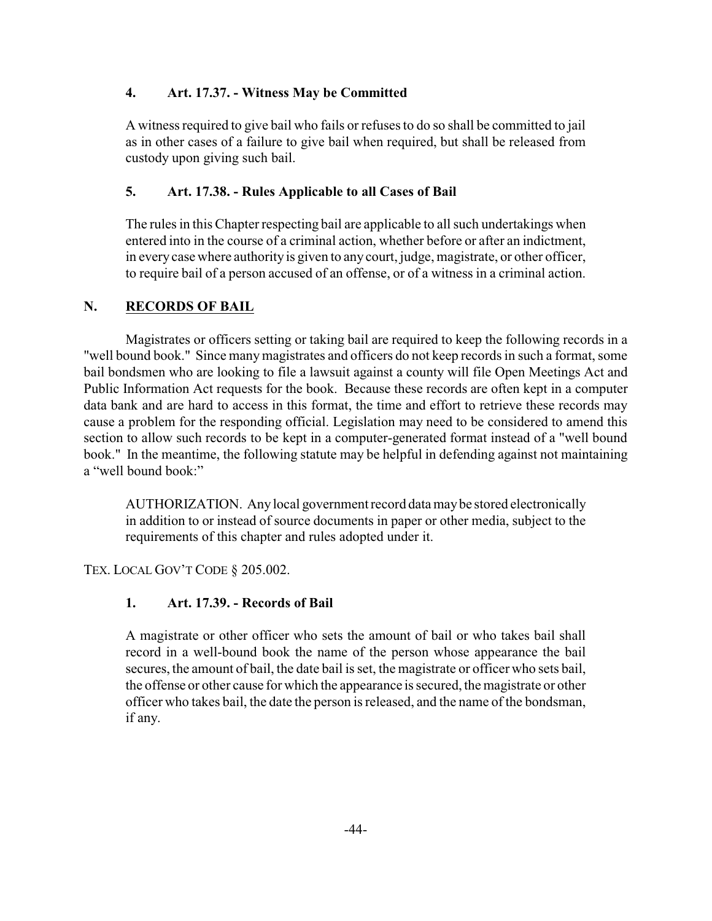### 4. Art. 17.37. - Witness May be Committed

A witness required to give bail who fails or refuses to do so shall be committed to jail as in other cases of a failure to give bail when required, but shall be released from custody upon giving such bail.

### 5. Art. 17.38. - Rules Applicable to all Cases of Bail

The rules in this Chapter respecting bail are applicable to all such undertakings when entered into in the course of a criminal action, whether before or after an indictment, in every case where authority is given to any court, judge, magistrate, or other officer, to require bail of a person accused of an offense, or of a witness in a criminal action.

## N. RECORDS OF BAIL

Magistrates or officers setting or taking bail are required to keep the following records in a "well bound book." Since many magistrates and officers do not keep records in such a format, some bail bondsmen who are looking to file a lawsuit against a county will file Open Meetings Act and Public Information Act requests for the book. Because these records are often kept in a computer data bank and are hard to access in this format, the time and effort to retrieve these records may cause a problem for the responding official. Legislation may need to be considered to amend this section to allow such records to be kept in a computer-generated format instead of a "well bound book." In the meantime, the following statute may be helpful in defending against not maintaining a "well bound book:"

> AUTHORIZATION. Any local government record data may be stored electronically in addition to or instead of source documents in paper or other media, subject to the requirements of this chapter and rules adopted under it.

TEX. LOCAL GOV'T CODE § 205.002.

### 1. Art. 17.39. - Records of Bail

A magistrate or other officer who sets the amount of bail or who takes bail shall record in a well-bound book the name of the person whose appearance the bail secures, the amount of bail, the date bail is set, the magistrate or officer who sets bail, the offense or other cause for which the appearance is secured, the magistrate or other officer who takes bail, the date the person is released, and the name of the bondsman, if any.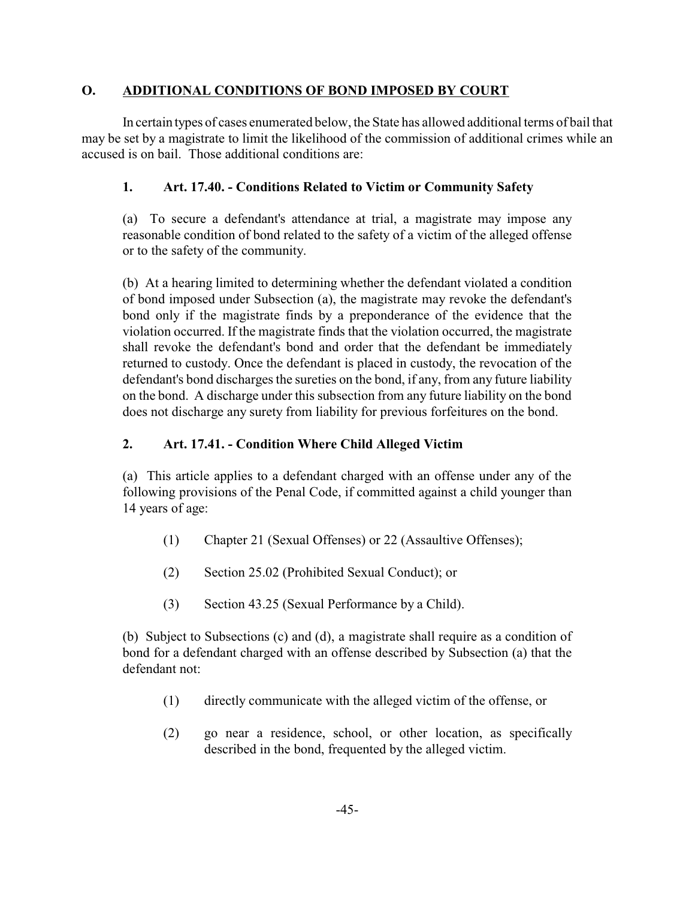## O. ADDITIONAL CONDITIONS OF BOND IMPOSED BY COURT

In certain types of cases enumerated below, the State has allowed additional terms of bail that may be set by a magistrate to limit the likelihood of the commission of additional crimes while an accused is on bail. Those additional conditions are:

### 1. Art. 17.40. - Conditions Related to Victim or Community Safety

(a) To secure a defendant's attendance at trial, a magistrate may impose any reasonable condition of bond related to the safety of a victim of the alleged offense or to the safety of the community.

(b) At a hearing limited to determining whether the defendant violated a condition of bond imposed under Subsection (a), the magistrate may revoke the defendant's bond only if the magistrate finds by a preponderance of the evidence that the violation occurred. If the magistrate finds that the violation occurred, the magistrate shall revoke the defendant's bond and order that the defendant be immediately returned to custody. Once the defendant is placed in custody, the revocation of the defendant's bond discharges the sureties on the bond, if any, from any future liability on the bond. A discharge under this subsection from any future liability on the bond does not discharge any surety from liability for previous forfeitures on the bond.

### 2. Art. 17.41. - Condition Where Child Alleged Victim

(a) This article applies to a defendant charged with an offense under any of the following provisions of the Penal Code, if committed against a child younger than 14 years of age:

(1) Chapter 21 (Sexual Offenses) or 22 (Assaultive Offenses);

(2) Section 25.02 (Prohibited Sexual Conduct); or

(3) Section 43.25 (Sexual Performance by a Child).

(b) Subject to Subsections (c) and (d), a magistrate shall require as a condition of bond for a defendant charged with an offense described by Subsection (a) that the defendant not:

(1) directly communicate with the alleged victim of the offense, or

(2) go near a residence, school, or other location, as specifically described in the bond, frequented by the alleged victim.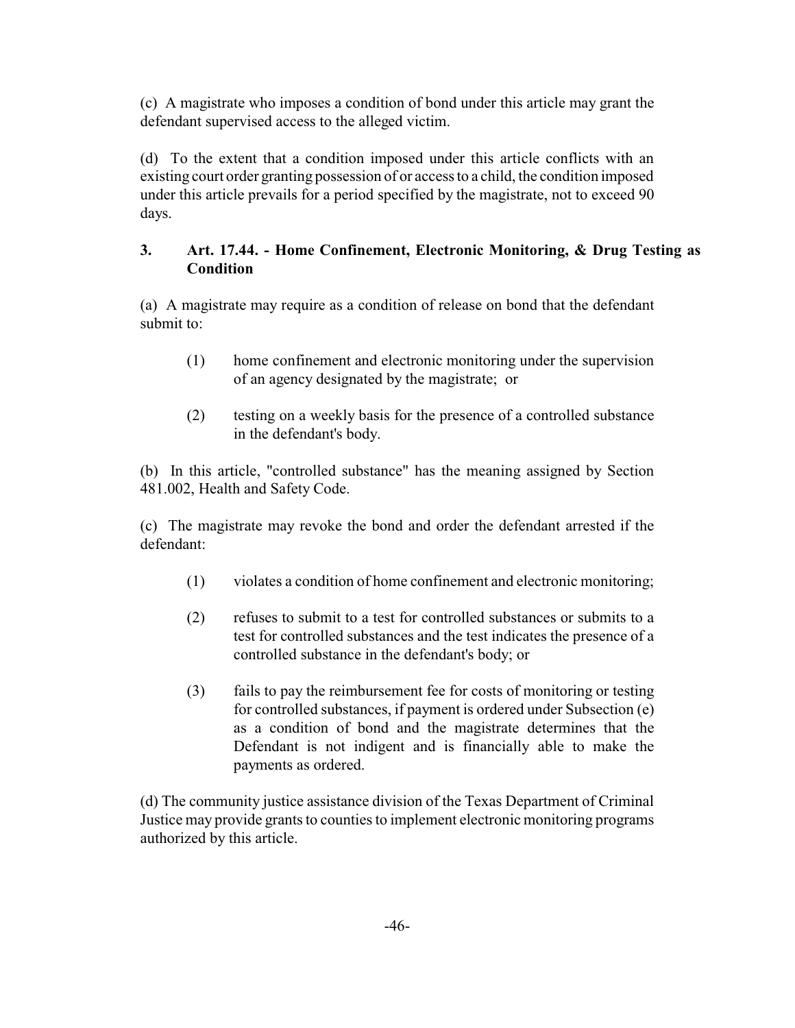(c) A magistrate who imposes a condition of bond under this article may grant the defendant supervised access to the alleged victim.

(d) To the extent that a condition imposed under this article conflicts with an existing court order granting possession of or access to a child, the condition imposed under this article prevails for a period specified by the magistrate, not to exceed 90 days.

### 3. Art. 17.44. - Home Confinement, Electronic Monitoring, & Drug Testing as Condition

(a) A magistrate may require as a condition of release on bond that the defendant submit to:

> (1) home confinement and electronic monitoring under the supervision of an agency designated by the magistrate; or
>
> (2) testing on a weekly basis for the presence of a controlled substance in the defendant's body.

(b) In this article, "controlled substance" has the meaning assigned by Section 481.002, Health and Safety Code.

(c) The magistrate may revoke the bond and order the defendant arrested if the defendant:

> (1) violates a condition of home confinement and electronic monitoring;
>
> (2) refuses to submit to a test for controlled substances or submits to a test for controlled substances and the test indicates the presence of a controlled substance in the defendant's body; or
>
> (3) fails to pay the reimbursement fee for costs of monitoring or testing for controlled substances, if payment is ordered under Subsection (e) as a condition of bond and the magistrate determines that the Defendant is not indigent and is financially able to make the payments as ordered.

(d) The community justice assistance division of the Texas Department of Criminal Justice may provide grants to counties to implement electronic monitoring programs authorized by this article.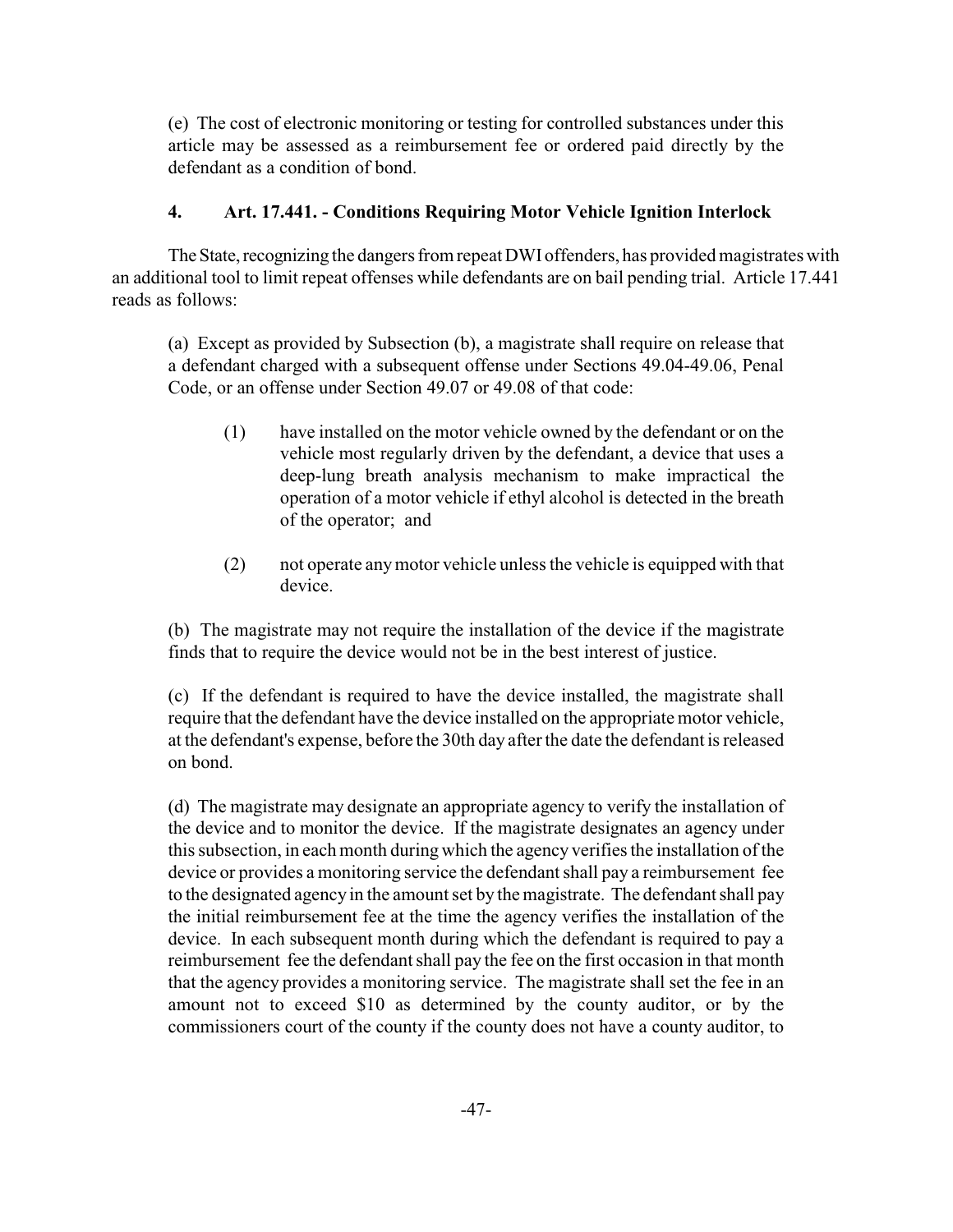(e) The cost of electronic monitoring or testing for controlled substances under this article may be assessed as a reimbursement fee or ordered paid directly by the defendant as a condition of bond.

### 4. Art. 17.441. - Conditions Requiring Motor Vehicle Ignition Interlock

The State, recognizing the dangers from repeat DWI offenders, has provided magistrates with an additional tool to limit repeat offenses while defendants are on bail pending trial. Article 17.441 reads as follows:

> (a) Except as provided by Subsection (b), a magistrate shall require on release that a defendant charged with a subsequent offense under Sections 49.04-49.06, Penal Code, or an offense under Section 49.07 or 49.08 of that code:
>
> (1) have installed on the motor vehicle owned by the defendant or on the vehicle most regularly driven by the defendant, a device that uses a deep-lung breath analysis mechanism to make impractical the operation of a motor vehicle if ethyl alcohol is detected in the breath of the operator; and
>
> (2) not operate any motor vehicle unless the vehicle is equipped with that device.
>
> (b) The magistrate may not require the installation of the device if the magistrate finds that to require the device would not be in the best interest of justice.
>
> (c) If the defendant is required to have the device installed, the magistrate shall require that the defendant have the device installed on the appropriate motor vehicle, at the defendant's expense, before the 30th day after the date the defendant is released on bond.
>
> (d) The magistrate may designate an appropriate agency to verify the installation of the device and to monitor the device. If the magistrate designates an agency under this subsection, in each month during which the agency verifies the installation of the device or provides a monitoring service the defendant shall pay a reimbursement fee to the designated agency in the amount set by the magistrate. The defendant shall pay the initial reimbursement fee at the time the agency verifies the installation of the device. In each subsequent month during which the defendant is required to pay a reimbursement fee the defendant shall pay the fee on the first occasion in that month that the agency provides a monitoring service. The magistrate shall set the fee in an amount not to exceed $10 as determined by the county auditor, or by the commissioners court of the county if the county does not have a county auditor, to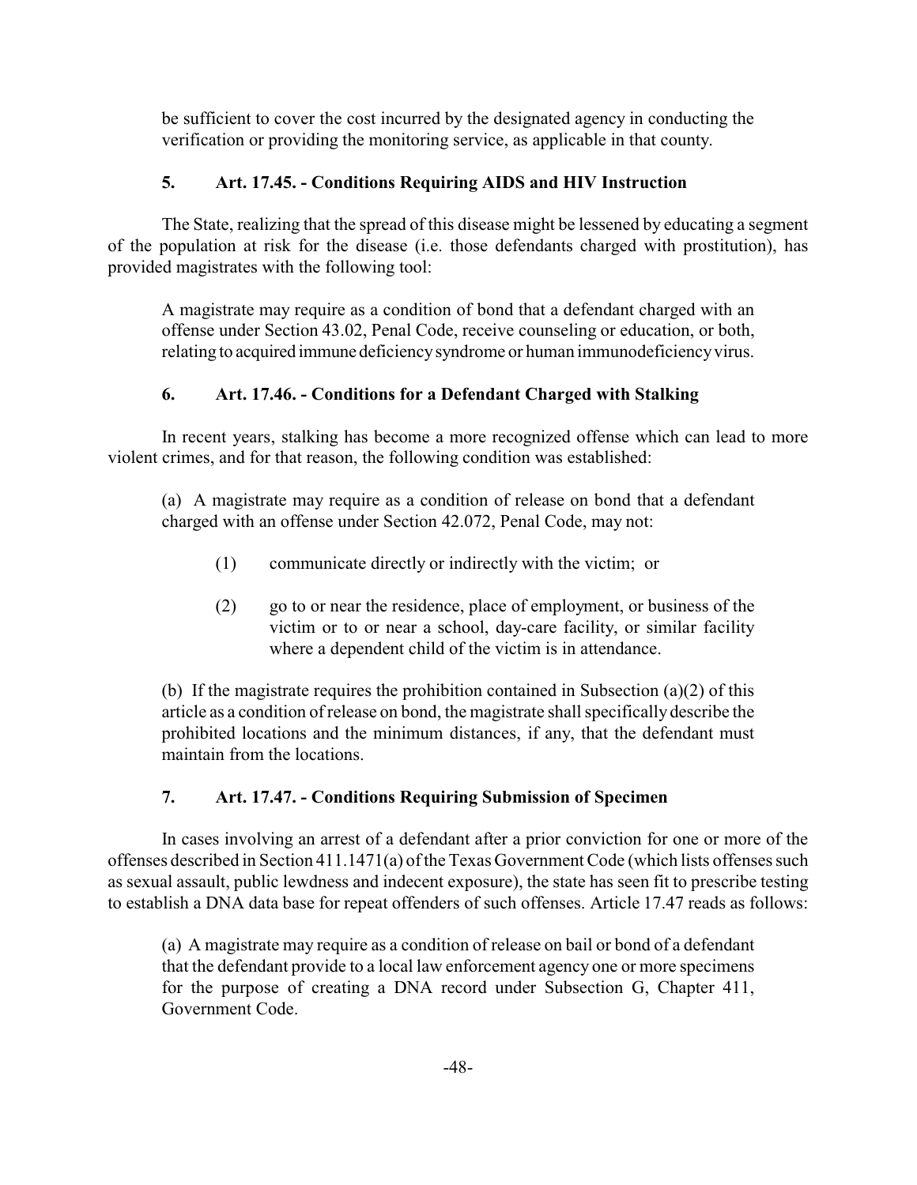be sufficient to cover the cost incurred by the designated agency in conducting the verification or providing the monitoring service, as applicable in that county.

### 5. Art. 17.45. - Conditions Requiring AIDS and HIV Instruction

The State, realizing that the spread of this disease might be lessened by educating a segment of the population at risk for the disease (i.e. those defendants charged with prostitution), has provided magistrates with the following tool:

> A magistrate may require as a condition of bond that a defendant charged with an offense under Section 43.02, Penal Code, receive counseling or education, or both, relating to acquired immune deficiency syndrome or human immunodeficiency virus.

### 6. Art. 17.46. - Conditions for a Defendant Charged with Stalking

In recent years, stalking has become a more recognized offense which can lead to more violent crimes, and for that reason, the following condition was established:

> (a) A magistrate may require as a condition of release on bond that a defendant charged with an offense under Section 42.072, Penal Code, may not:
>
> (1) communicate directly or indirectly with the victim; or
>
> (2) go to or near the residence, place of employment, or business of the victim or to or near a school, day-care facility, or similar facility where a dependent child of the victim is in attendance.
>
> (b) If the magistrate requires the prohibition contained in Subsection (a)(2) of this article as a condition of release on bond, the magistrate shall specifically describe the prohibited locations and the minimum distances, if any, that the defendant must maintain from the locations.

### 7. Art. 17.47. - Conditions Requiring Submission of Specimen

In cases involving an arrest of a defendant after a prior conviction for one or more of the offenses described in Section 411.1471(a) of the Texas Government Code (which lists offenses such as sexual assault, public lewdness and indecent exposure), the state has seen fit to prescribe testing to establish a DNA data base for repeat offenders of such offenses. Article 17.47 reads as follows:

> (a) A magistrate may require as a condition of release on bail or bond of a defendant that the defendant provide to a local law enforcement agency one or more specimens for the purpose of creating a DNA record under Subsection G, Chapter 411, Government Code.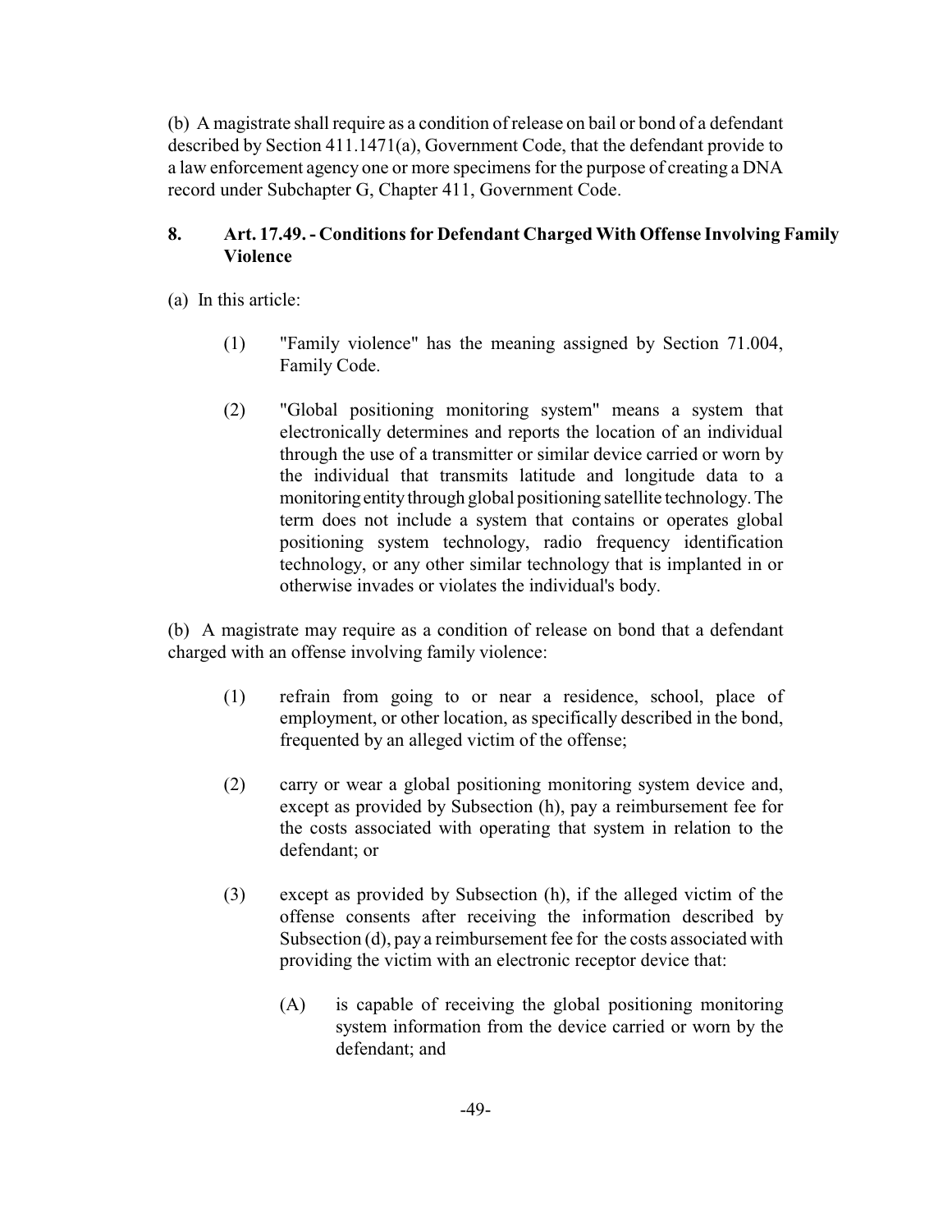(b) A magistrate shall require as a condition of release on bail or bond of a defendant described by Section 411.1471(a), Government Code, that the defendant provide to a law enforcement agency one or more specimens for the purpose of creating a DNA record under Subchapter G, Chapter 411, Government Code.

## 8. Art. 17.49. - Conditions for Defendant Charged With Offense Involving Family Violence

(a) In this article:

(1) "Family violence" has the meaning assigned by Section 71.004, Family Code.

(2) "Global positioning monitoring system" means a system that electronically determines and reports the location of an individual through the use of a transmitter or similar device carried or worn by the individual that transmits latitude and longitude data to a monitoring entity through global positioning satellite technology. The term does not include a system that contains or operates global positioning system technology, radio frequency identification technology, or any other similar technology that is implanted in or otherwise invades or violates the individual's body.

(b) A magistrate may require as a condition of release on bond that a defendant charged with an offense involving family violence:

(1) refrain from going to or near a residence, school, place of employment, or other location, as specifically described in the bond, frequented by an alleged victim of the offense;

(2) carry or wear a global positioning monitoring system device and, except as provided by Subsection (h), pay a reimbursement fee for the costs associated with operating that system in relation to the defendant; or

(3) except as provided by Subsection (h), if the alleged victim of the offense consents after receiving the information described by Subsection (d), pay a reimbursement fee for the costs associated with providing the victim with an electronic receptor device that:

(A) is capable of receiving the global positioning monitoring system information from the device carried or worn by the defendant; and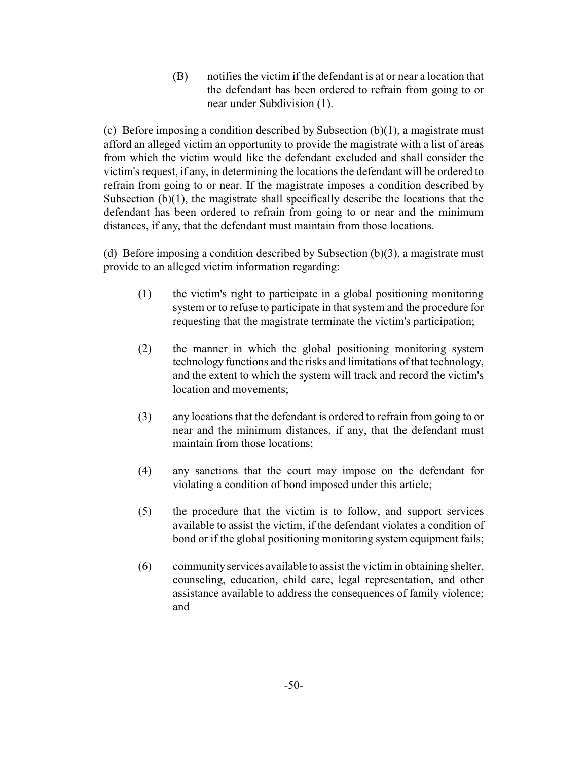(B) notifies the victim if the defendant is at or near a location that the defendant has been ordered to refrain from going to or near under Subdivision (1).

(c) Before imposing a condition described by Subsection (b)(1), a magistrate must afford an alleged victim an opportunity to provide the magistrate with a list of areas from which the victim would like the defendant excluded and shall consider the victim's request, if any, in determining the locations the defendant will be ordered to refrain from going to or near. If the magistrate imposes a condition described by Subsection (b)(1), the magistrate shall specifically describe the locations that the defendant has been ordered to refrain from going to or near and the minimum distances, if any, that the defendant must maintain from those locations.

(d) Before imposing a condition described by Subsection (b)(3), a magistrate must provide to an alleged victim information regarding:

(1) the victim's right to participate in a global positioning monitoring system or to refuse to participate in that system and the procedure for requesting that the magistrate terminate the victim's participation;

(2) the manner in which the global positioning monitoring system technology functions and the risks and limitations of that technology, and the extent to which the system will track and record the victim's location and movements;

(3) any locations that the defendant is ordered to refrain from going to or near and the minimum distances, if any, that the defendant must maintain from those locations;

(4) any sanctions that the court may impose on the defendant for violating a condition of bond imposed under this article;

(5) the procedure that the victim is to follow, and support services available to assist the victim, if the defendant violates a condition of bond or if the global positioning monitoring system equipment fails;

(6) community services available to assist the victim in obtaining shelter, counseling, education, child care, legal representation, and other assistance available to address the consequences of family violence; and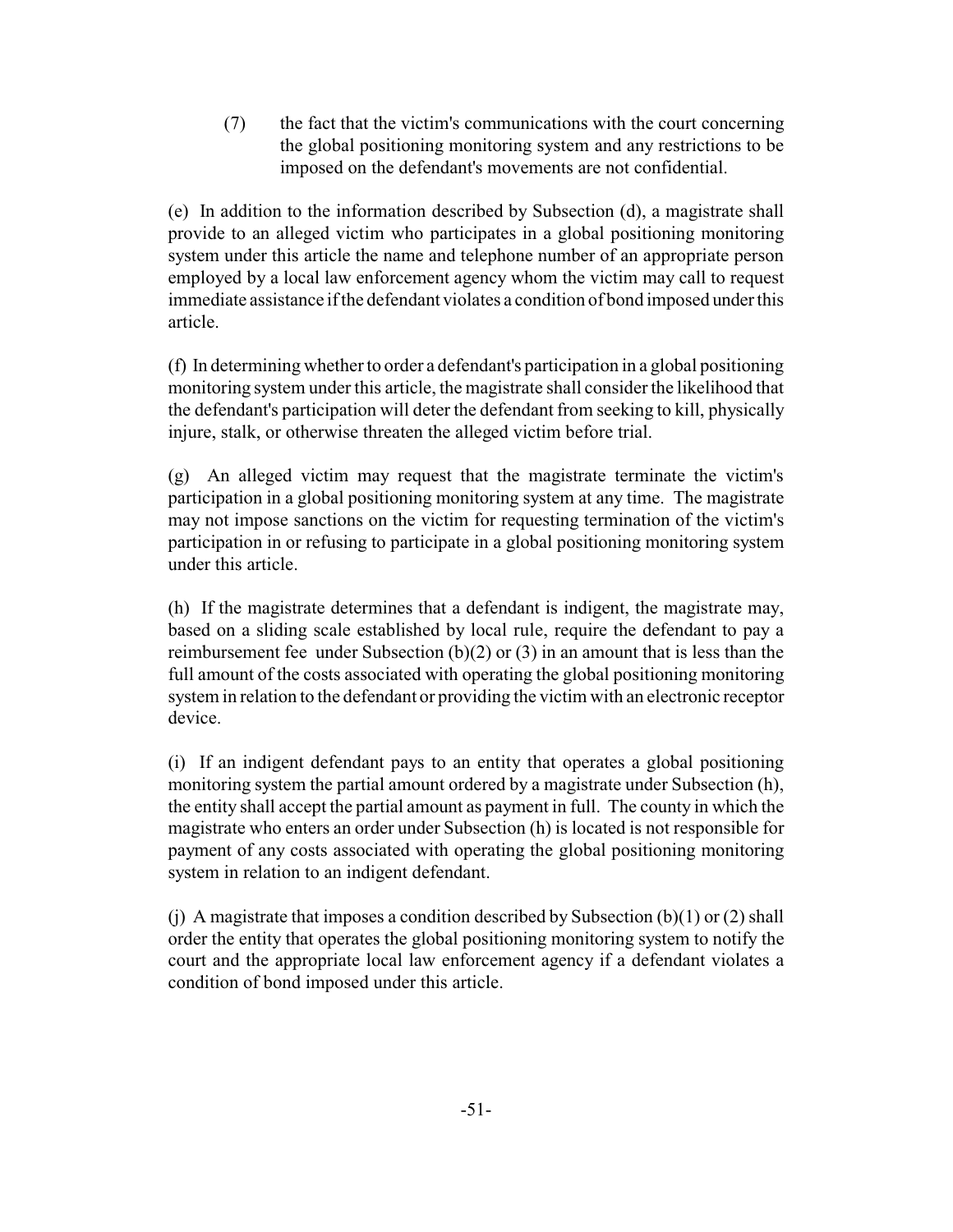(7) the fact that the victim's communications with the court concerning the global positioning monitoring system and any restrictions to be imposed on the defendant's movements are not confidential.

(e) In addition to the information described by Subsection (d), a magistrate shall provide to an alleged victim who participates in a global positioning monitoring system under this article the name and telephone number of an appropriate person employed by a local law enforcement agency whom the victim may call to request immediate assistance if the defendant violates a condition of bond imposed under this article.

(f) In determining whether to order a defendant's participation in a global positioning monitoring system under this article, the magistrate shall consider the likelihood that the defendant's participation will deter the defendant from seeking to kill, physically injure, stalk, or otherwise threaten the alleged victim before trial.

(g) An alleged victim may request that the magistrate terminate the victim's participation in a global positioning monitoring system at any time. The magistrate may not impose sanctions on the victim for requesting termination of the victim's participation in or refusing to participate in a global positioning monitoring system under this article.

(h) If the magistrate determines that a defendant is indigent, the magistrate may, based on a sliding scale established by local rule, require the defendant to pay a reimbursement fee under Subsection (b)(2) or (3) in an amount that is less than the full amount of the costs associated with operating the global positioning monitoring system in relation to the defendant or providing the victim with an electronic receptor device.

(i) If an indigent defendant pays to an entity that operates a global positioning monitoring system the partial amount ordered by a magistrate under Subsection (h), the entity shall accept the partial amount as payment in full. The county in which the magistrate who enters an order under Subsection (h) is located is not responsible for payment of any costs associated with operating the global positioning monitoring system in relation to an indigent defendant.

(j) A magistrate that imposes a condition described by Subsection (b)(1) or (2) shall order the entity that operates the global positioning monitoring system to notify the court and the appropriate local law enforcement agency if a defendant violates a condition of bond imposed under this article.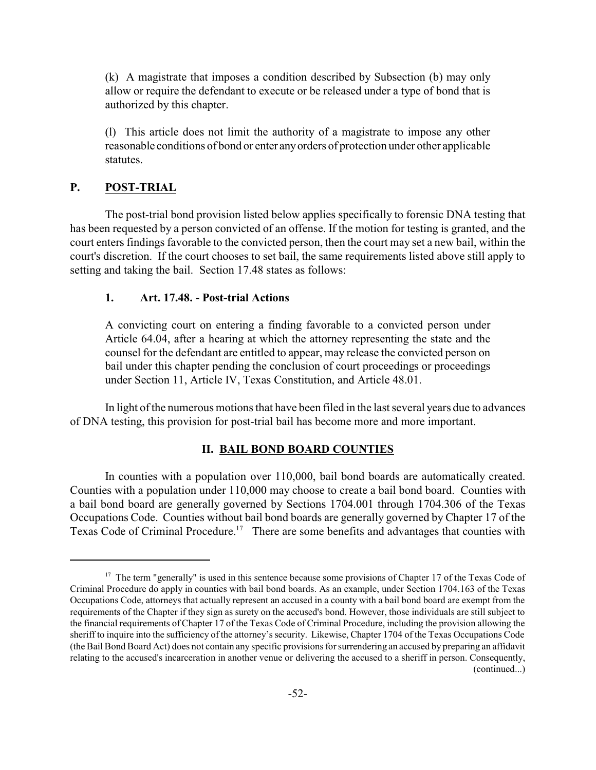(k) A magistrate that imposes a condition described by Subsection (b) may only allow or require the defendant to execute or be released under a type of bond that is authorized by this chapter.

(l) This article does not limit the authority of a magistrate to impose any other reasonable conditions of bond or enter any orders of protection under other applicable statutes.

## P. POST-TRIAL

The post-trial bond provision listed below applies specifically to forensic DNA testing that has been requested by a person convicted of an offense. If the motion for testing is granted, and the court enters findings favorable to the convicted person, then the court may set a new bail, within the court's discretion. If the court chooses to set bail, the same requirements listed above still apply to setting and taking the bail. Section 17.48 states as follows:

### 1. Art. 17.48. - Post-trial Actions

A convicting court on entering a finding favorable to a convicted person under Article 64.04, after a hearing at which the attorney representing the state and the counsel for the defendant are entitled to appear, may release the convicted person on bail under this chapter pending the conclusion of court proceedings or proceedings under Section 11, Article IV, Texas Constitution, and Article 48.01.

In light of the numerous motions that have been filed in the last several years due to advances of DNA testing, this provision for post-trial bail has become more and more important.

## II. BAIL BOND BOARD COUNTIES

In counties with a population over 110,000, bail bond boards are automatically created. Counties with a population under 110,000 may choose to create a bail bond board. Counties with a bail bond board are generally governed by Sections 1704.001 through 1704.306 of the Texas Occupations Code. Counties without bail bond boards are generally governed by Chapter 17 of the Texas Code of Criminal Procedure.[17] There are some benefits and advantages that counties with

---

[17] The term "generally" is used in this sentence because some provisions of Chapter 17 of the Texas Code of Criminal Procedure do apply in counties with bail bond boards. As an example, under Section 1704.163 of the Texas Occupations Code, attorneys that actually represent an accused in a county with a bail bond board are exempt from the requirements of the Chapter if they sign as surety on the accused's bond. However, those individuals are still subject to the financial requirements of Chapter 17 of the Texas Code of Criminal Procedure, including the provision allowing the sheriff to inquire into the sufficiency of the attorney's security. Likewise, Chapter 1704 of the Texas Occupations Code (the Bail Bond Board Act) does not contain any specific provisions for surrendering an accused by preparing an affidavit relating to the accused's incarceration in another venue or delivering the accused to a sheriff in person. Consequently, (continued...)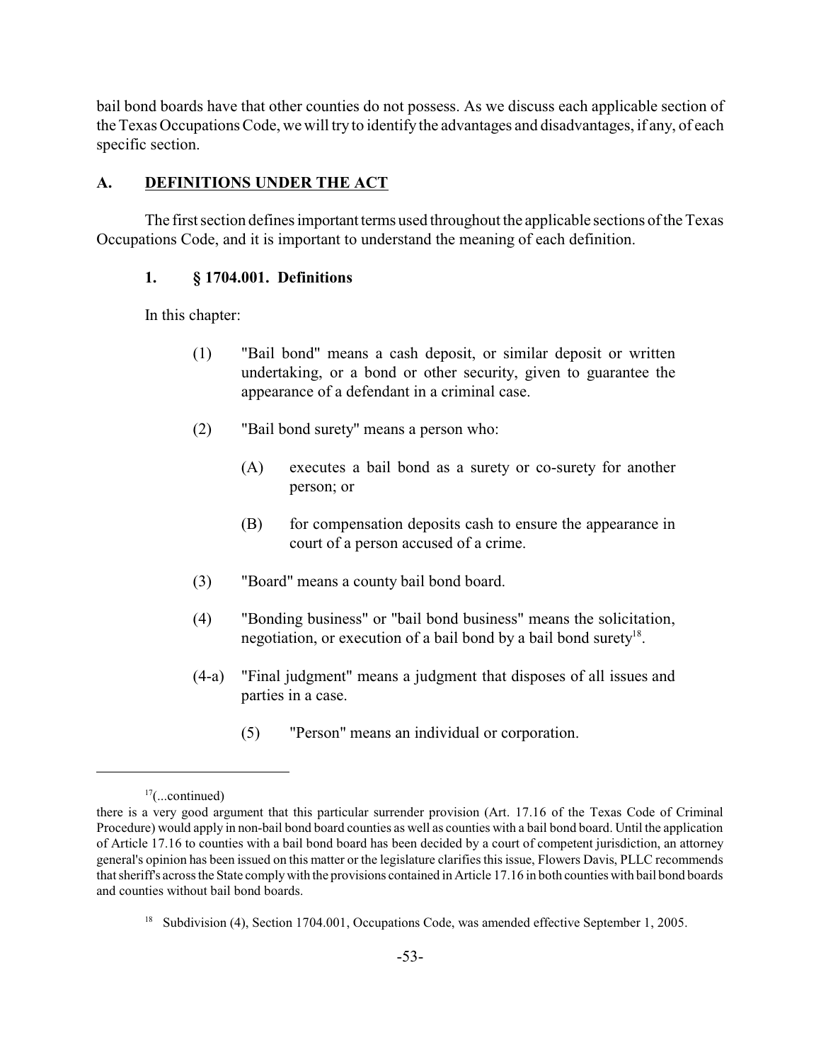bail bond boards have that other counties do not possess. As we discuss each applicable section of the Texas Occupations Code, we will try to identify the advantages and disadvantages, if any, of each specific section.

## A. DEFINITIONS UNDER THE ACT

The first section defines important terms used throughout the applicable sections of the Texas Occupations Code, and it is important to understand the meaning of each definition.

### 1. § 1704.001. Definitions

In this chapter:

(1) "Bail bond" means a cash deposit, or similar deposit or written undertaking, or a bond or other security, given to guarantee the appearance of a defendant in a criminal case.

(2) "Bail bond surety" means a person who:

(A) executes a bail bond as a surety or co-surety for another person; or

(B) for compensation deposits cash to ensure the appearance in court of a person accused of a crime.

(3) "Board" means a county bail bond board.

(4) "Bonding business" or "bail bond business" means the solicitation, negotiation, or execution of a bail bond by a bail bond surety[18].

(4-a) "Final judgment" means a judgment that disposes of all issues and parties in a case.

(5) "Person" means an individual or corporation.

---

[17](...continued)

there is a very good argument that this particular surrender provision (Art. 17.16 of the Texas Code of Criminal Procedure) would apply in non-bail bond board counties as well as counties with a bail bond board. Until the application of Article 17.16 to counties with a bail bond board has been decided by a court of competent jurisdiction, an attorney general's opinion has been issued on this matter or the legislature clarifies this issue, Flowers Davis, PLLC recommends that sheriff's across the State comply with the provisions contained in Article 17.16 in both counties with bail bond boards and counties without bail bond boards.

[18] Subdivision (4), Section 1704.001, Occupations Code, was amended effective September 1, 2005.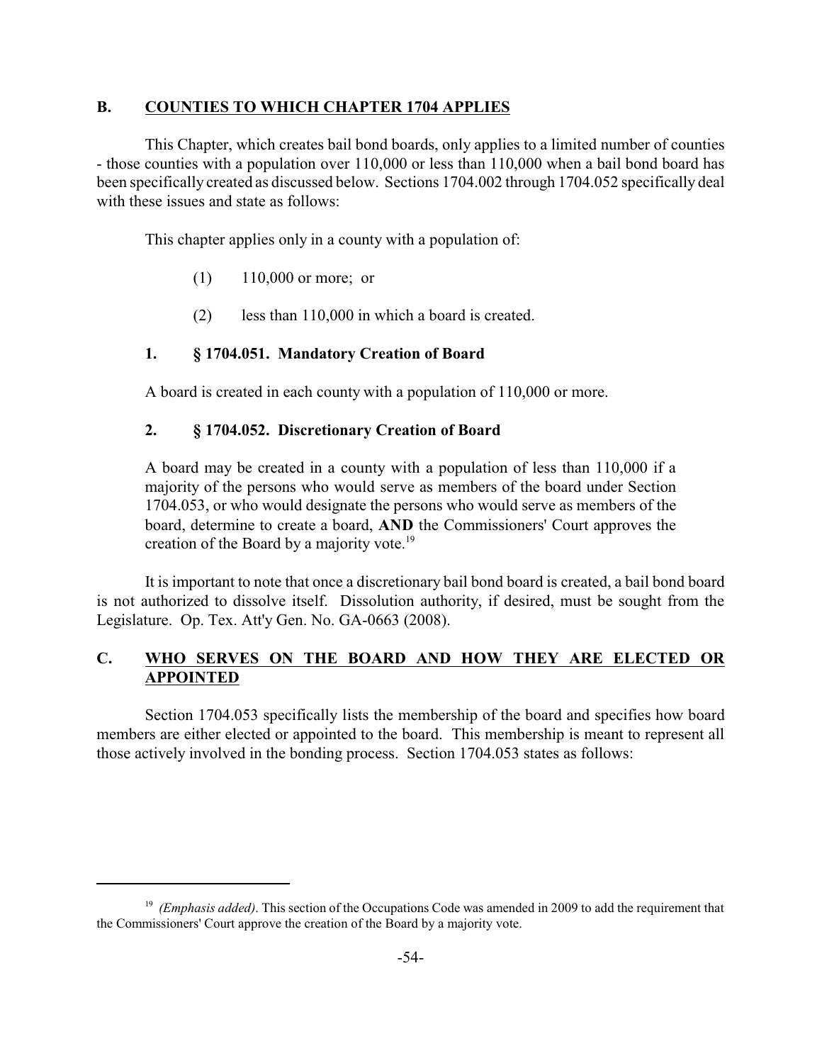## B. COUNTIES TO WHICH CHAPTER 1704 APPLIES

This Chapter, which creates bail bond boards, only applies to a limited number of counties - those counties with a population over 110,000 or less than 110,000 when a bail bond board has been specifically created as discussed below. Sections 1704.002 through 1704.052 specifically deal with these issues and state as follows:

> This chapter applies only in a county with a population of:
>
> (1) 110,000 or more; or
>
> (2) less than 110,000 in which a board is created.

### 1. § 1704.051. Mandatory Creation of Board

> A board is created in each county with a population of 110,000 or more.

### 2. § 1704.052. Discretionary Creation of Board

> A board may be created in a county with a population of less than 110,000 if a majority of the persons who would serve as members of the board under Section 1704.053, or who would designate the persons who would serve as members of the board, determine to create a board, **AND** the Commissioners' Court approves the creation of the Board by a majority vote.[19]

It is important to note that once a discretionary bail bond board is created, a bail bond board is not authorized to dissolve itself. Dissolution authority, if desired, must be sought from the Legislature. Op. Tex. Att'y Gen. No. GA-0663 (2008).

## C. WHO SERVES ON THE BOARD AND HOW THEY ARE ELECTED OR APPOINTED

Section 1704.053 specifically lists the membership of the board and specifies how board members are either elected or appointed to the board. This membership is meant to represent all those actively involved in the bonding process. Section 1704.053 states as follows:

---

[19] *(Emphasis added)*. This section of the Occupations Code was amended in 2009 to add the requirement that the Commissioners' Court approve the creation of the Board by a majority vote.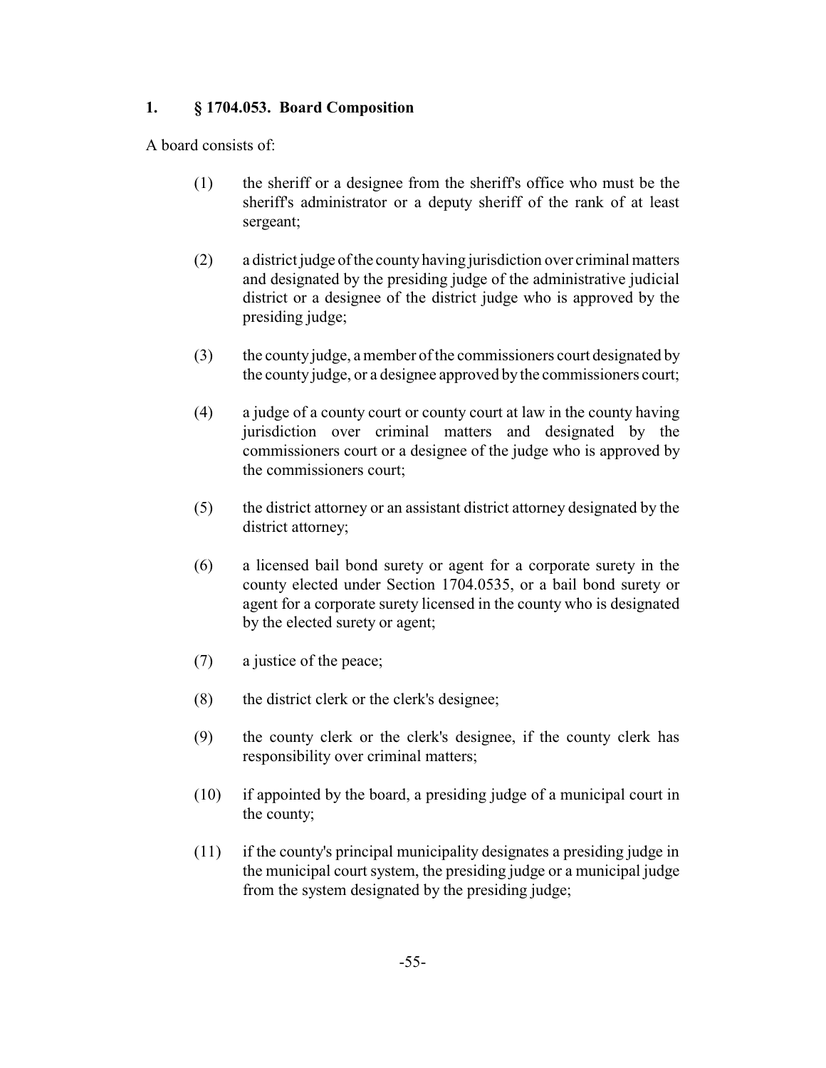**1. § 1704.053. Board Composition**

A board consists of:

(1) the sheriff or a designee from the sheriff's office who must be the sheriff's administrator or a deputy sheriff of the rank of at least sergeant;

(2) a district judge of the county having jurisdiction over criminal matters and designated by the presiding judge of the administrative judicial district or a designee of the district judge who is approved by the presiding judge;

(3) the county judge, a member of the commissioners court designated by the county judge, or a designee approved by the commissioners court;

(4) a judge of a county court or county court at law in the county having jurisdiction over criminal matters and designated by the commissioners court or a designee of the judge who is approved by the commissioners court;

(5) the district attorney or an assistant district attorney designated by the district attorney;

(6) a licensed bail bond surety or agent for a corporate surety in the county elected under Section 1704.0535, or a bail bond surety or agent for a corporate surety licensed in the county who is designated by the elected surety or agent;

(7) a justice of the peace;

(8) the district clerk or the clerk's designee;

(9) the county clerk or the clerk's designee, if the county clerk has responsibility over criminal matters;

(10) if appointed by the board, a presiding judge of a municipal court in the county;

(11) if the county's principal municipality designates a presiding judge in the municipal court system, the presiding judge or a municipal judge from the system designated by the presiding judge;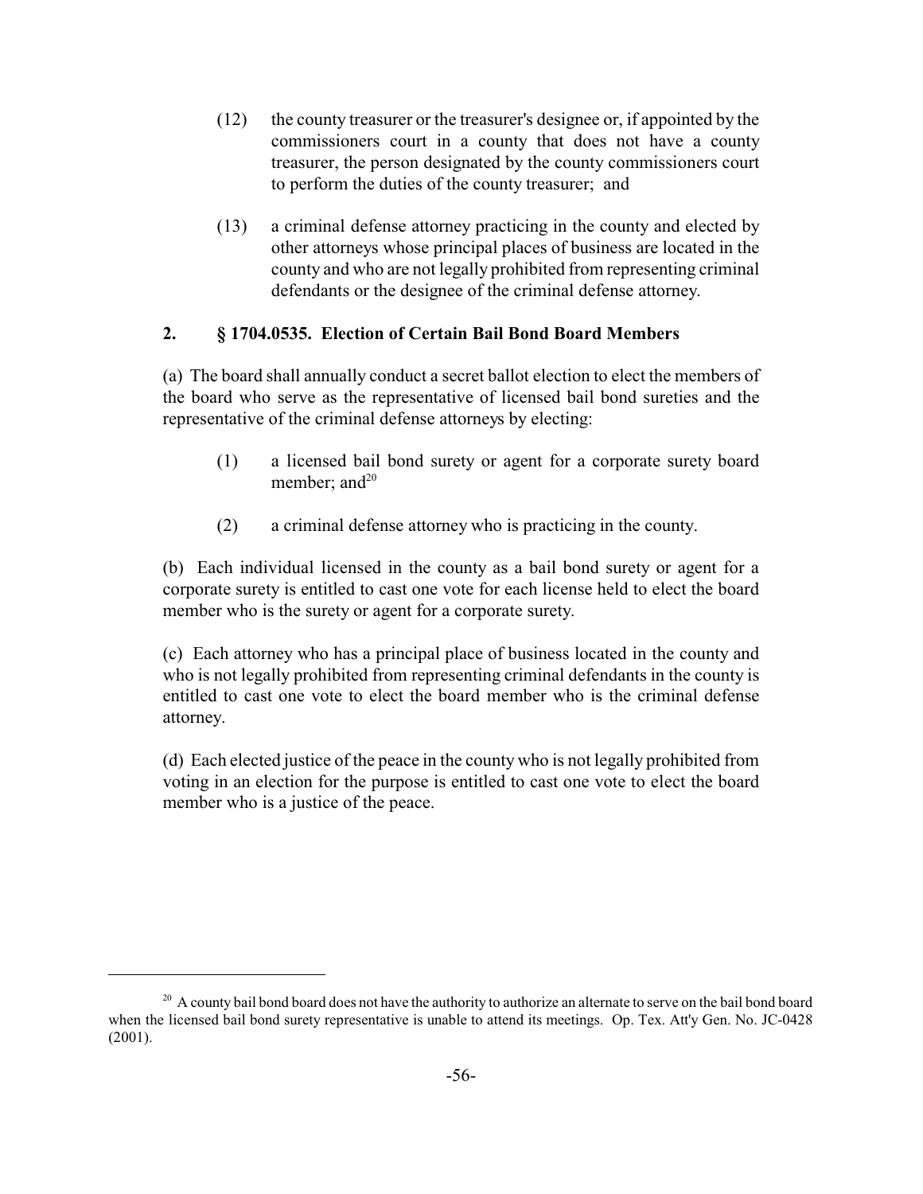(12) the county treasurer or the treasurer's designee or, if appointed by the commissioners court in a county that does not have a county treasurer, the person designated by the county commissioners court to perform the duties of the county treasurer; and

(13) a criminal defense attorney practicing in the county and elected by other attorneys whose principal places of business are located in the county and who are not legally prohibited from representing criminal defendants or the designee of the criminal defense attorney.

## 2. § 1704.0535. Election of Certain Bail Bond Board Members

(a) The board shall annually conduct a secret ballot election to elect the members of the board who serve as the representative of licensed bail bond sureties and the representative of the criminal defense attorneys by electing:

(1) a licensed bail bond surety or agent for a corporate surety board member; and[20]

(2) a criminal defense attorney who is practicing in the county.

(b) Each individual licensed in the county as a bail bond surety or agent for a corporate surety is entitled to cast one vote for each license held to elect the board member who is the surety or agent for a corporate surety.

(c) Each attorney who has a principal place of business located in the county and who is not legally prohibited from representing criminal defendants in the county is entitled to cast one vote to elect the board member who is the criminal defense attorney.

(d) Each elected justice of the peace in the county who is not legally prohibited from voting in an election for the purpose is entitled to cast one vote to elect the board member who is a justice of the peace.

---

[20] A county bail bond board does not have the authority to authorize an alternate to serve on the bail bond board when the licensed bail bond surety representative is unable to attend its meetings. Op. Tex. Att'y Gen. No. JC-0428 (2001).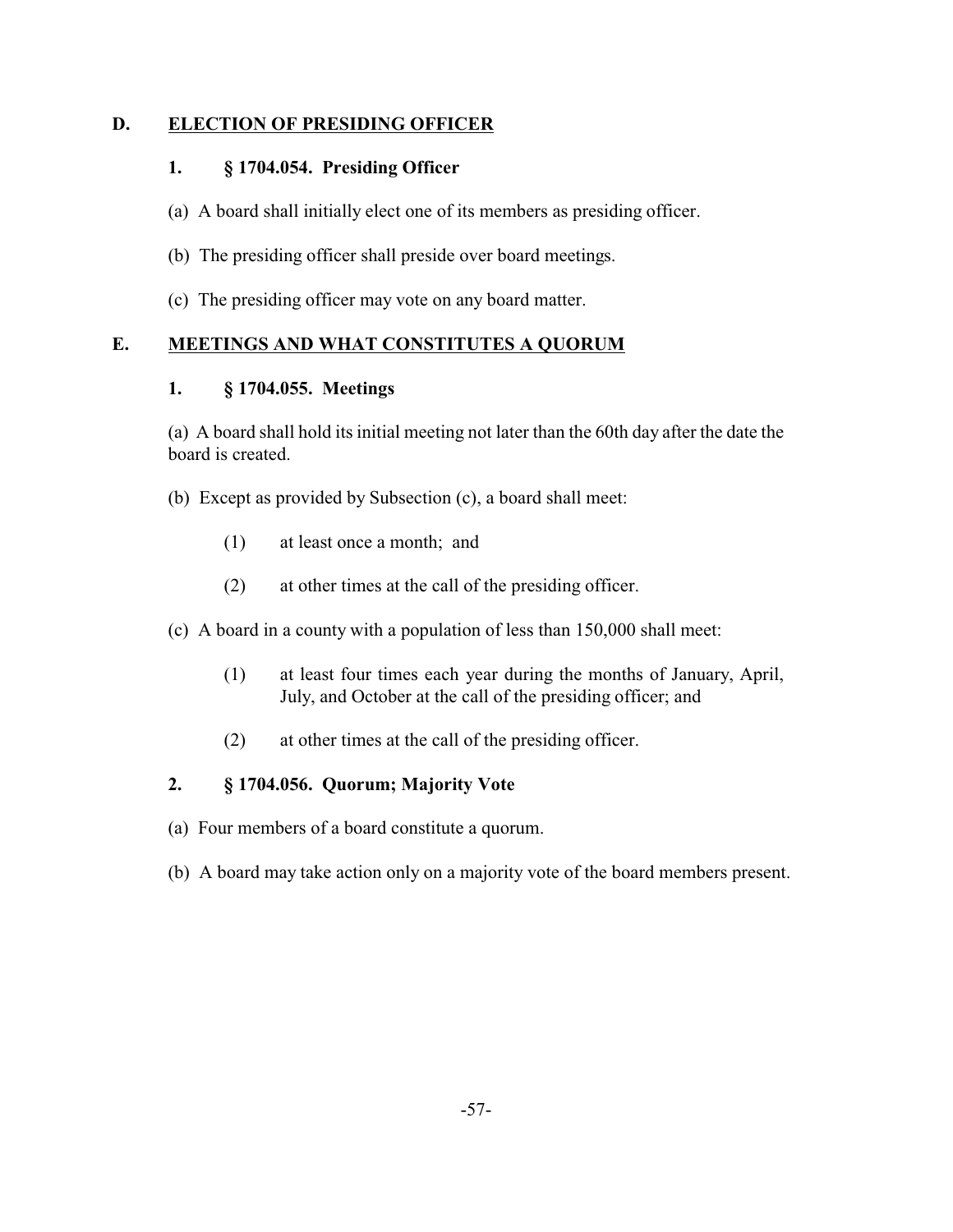## D. ELECTION OF PRESIDING OFFICER

### 1. § 1704.054. Presiding Officer

(a) A board shall initially elect one of its members as presiding officer.

(b) The presiding officer shall preside over board meetings.

(c) The presiding officer may vote on any board matter.

## E. MEETINGS AND WHAT CONSTITUTES A QUORUM

### 1. § 1704.055. Meetings

(a) A board shall hold its initial meeting not later than the 60th day after the date the board is created.

(b) Except as provided by Subsection (c), a board shall meet:

- (1) at least once a month; and
- (2) at other times at the call of the presiding officer.

(c) A board in a county with a population of less than 150,000 shall meet:

- (1) at least four times each year during the months of January, April, July, and October at the call of the presiding officer; and
- (2) at other times at the call of the presiding officer.

### 2. § 1704.056. Quorum; Majority Vote

(a) Four members of a board constitute a quorum.

(b) A board may take action only on a majority vote of the board members present.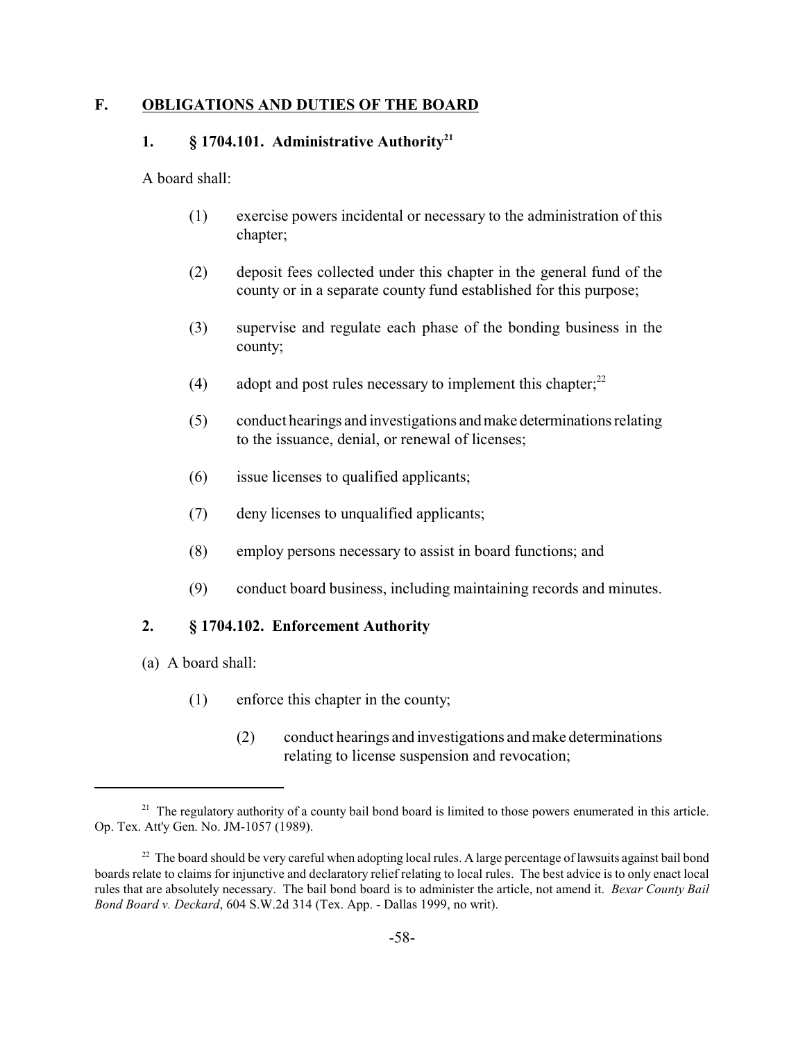## F. OBLIGATIONS AND DUTIES OF THE BOARD

### 1. § 1704.101. Administrative Authority[21]

A board shall:

(1) exercise powers incidental or necessary to the administration of this chapter;

(2) deposit fees collected under this chapter in the general fund of the county or in a separate county fund established for this purpose;

(3) supervise and regulate each phase of the bonding business in the county;

(4) adopt and post rules necessary to implement this chapter;[22]

(5) conduct hearings and investigations and make determinations relating to the issuance, denial, or renewal of licenses;

(6) issue licenses to qualified applicants;

(7) deny licenses to unqualified applicants;

(8) employ persons necessary to assist in board functions; and

(9) conduct board business, including maintaining records and minutes.

### 2. § 1704.102. Enforcement Authority

(a) A board shall:

(1) enforce this chapter in the county;

(2) conduct hearings and investigations and make determinations relating to license suspension and revocation;

---

[21] The regulatory authority of a county bail bond board is limited to those powers enumerated in this article. Op. Tex. Att'y Gen. No. JM-1057 (1989).

[22] The board should be very careful when adopting local rules. A large percentage of lawsuits against bail bond boards relate to claims for injunctive and declaratory relief relating to local rules. The best advice is to only enact local rules that are absolutely necessary. The bail bond board is to administer the article, not amend it. *Bexar County Bail Bond Board v. Deckard*, 604 S.W.2d 314 (Tex. App. - Dallas 1999, no writ).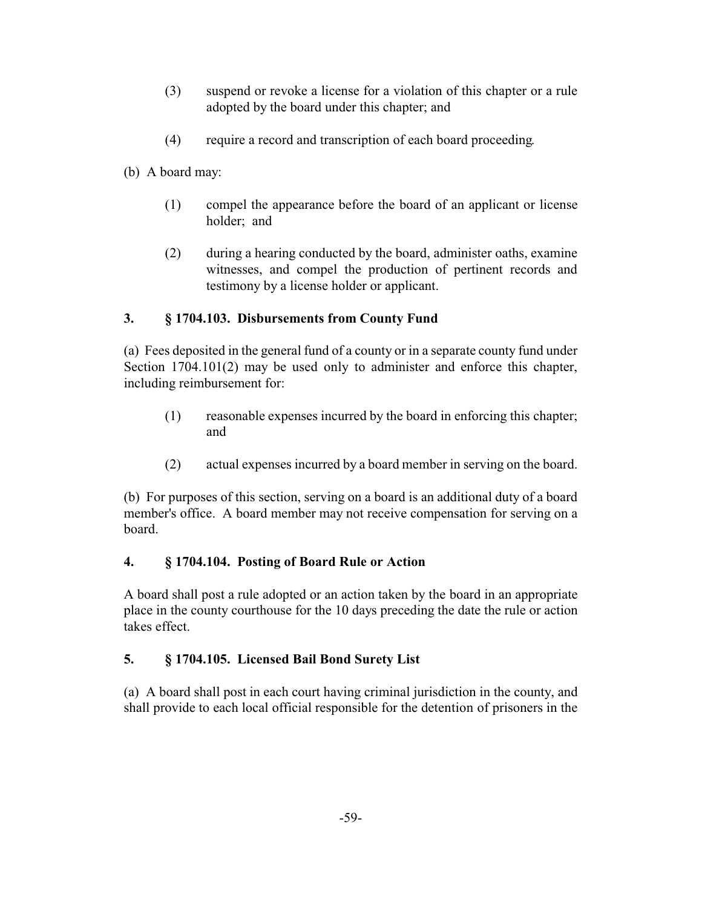(3) suspend or revoke a license for a violation of this chapter or a rule adopted by the board under this chapter; and

(4) require a record and transcription of each board proceeding.

(b) A board may:

(1) compel the appearance before the board of an applicant or license holder; and

(2) during a hearing conducted by the board, administer oaths, examine witnesses, and compel the production of pertinent records and testimony by a license holder or applicant.

### 3. § 1704.103. Disbursements from County Fund

(a) Fees deposited in the general fund of a county or in a separate county fund under Section 1704.101(2) may be used only to administer and enforce this chapter, including reimbursement for:

(1) reasonable expenses incurred by the board in enforcing this chapter; and

(2) actual expenses incurred by a board member in serving on the board.

(b) For purposes of this section, serving on a board is an additional duty of a board member's office. A board member may not receive compensation for serving on a board.

### 4. § 1704.104. Posting of Board Rule or Action

A board shall post a rule adopted or an action taken by the board in an appropriate place in the county courthouse for the 10 days preceding the date the rule or action takes effect.

### 5. § 1704.105. Licensed Bail Bond Surety List

(a) A board shall post in each court having criminal jurisdiction in the county, and shall provide to each local official responsible for the detention of prisoners in the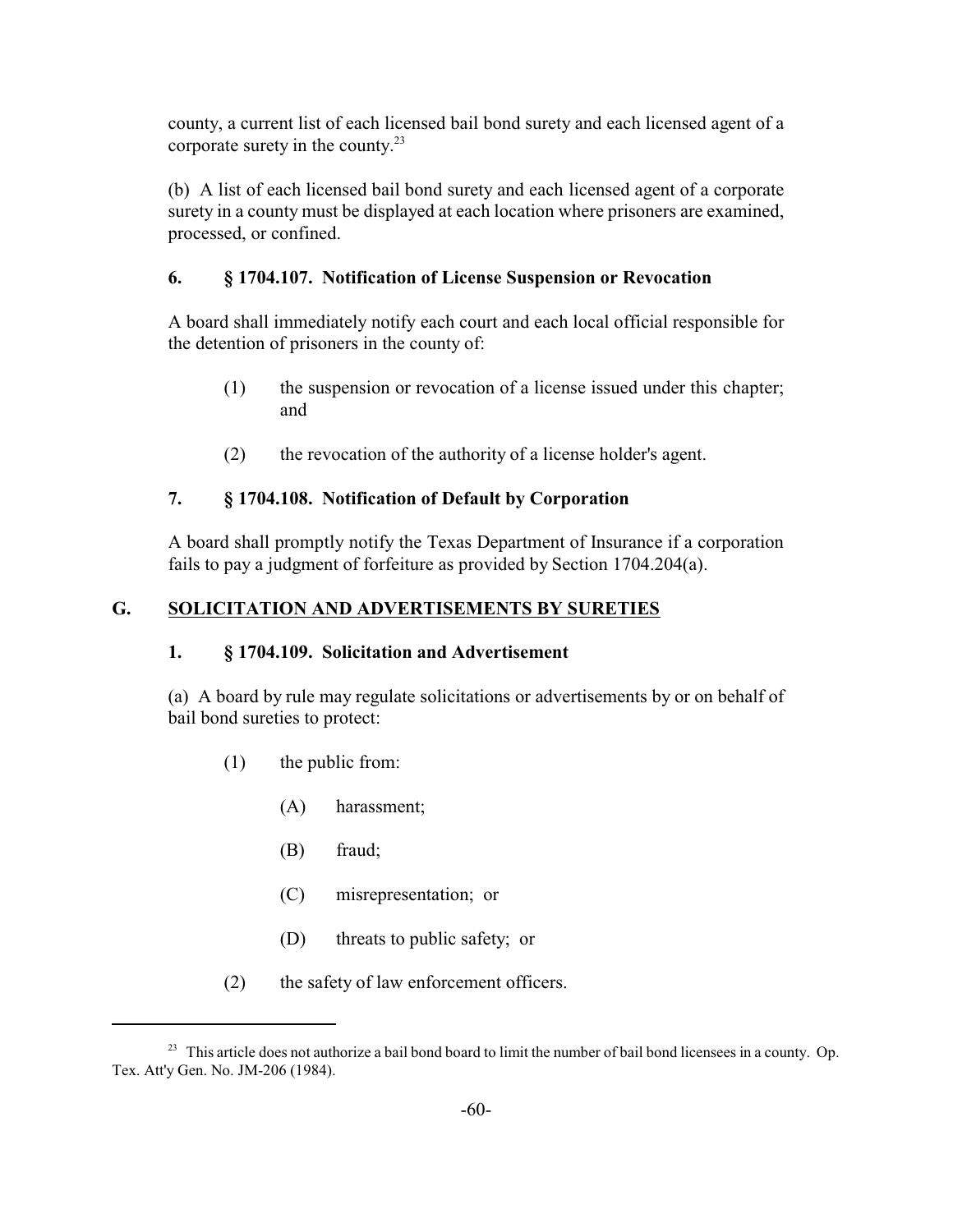county, a current list of each licensed bail bond surety and each licensed agent of a corporate surety in the county.[23]

(b) A list of each licensed bail bond surety and each licensed agent of a corporate surety in a county must be displayed at each location where prisoners are examined, processed, or confined.

### 6. § 1704.107. Notification of License Suspension or Revocation

A board shall immediately notify each court and each local official responsible for the detention of prisoners in the county of:

(1) the suspension or revocation of a license issued under this chapter; and

(2) the revocation of the authority of a license holder's agent.

### 7. § 1704.108. Notification of Default by Corporation

A board shall promptly notify the Texas Department of Insurance if a corporation fails to pay a judgment of forfeiture as provided by Section 1704.204(a).

## G. SOLICITATION AND ADVERTISEMENTS BY SURETIES

### 1. § 1704.109. Solicitation and Advertisement

(a) A board by rule may regulate solicitations or advertisements by or on behalf of bail bond sureties to protect:

(1) the public from:

(A) harassment;

(B) fraud;

(C) misrepresentation; or

(D) threats to public safety; or

(2) the safety of law enforcement officers.

---

[23] This article does not authorize a bail bond board to limit the number of bail bond licensees in a county. Op. Tex. Att'y Gen. No. JM-206 (1984).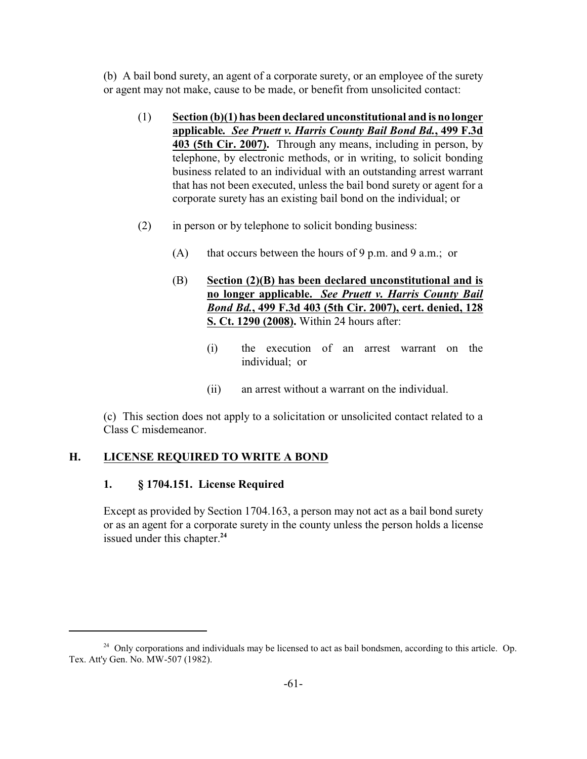(b) A bail bond surety, an agent of a corporate surety, or an employee of the surety or agent may not make, cause to be made, or benefit from unsolicited contact:

(1) **Section (b)(1) has been declared unconstitutional and is no longer applicable. *See Pruett v. Harris County Bail Bond Bd.*, 499 F.3d 403 (5th Cir. 2007).** Through any means, including in person, by telephone, by electronic methods, or in writing, to solicit bonding business related to an individual with an outstanding arrest warrant that has not been executed, unless the bail bond surety or agent for a corporate surety has an existing bail bond on the individual; or

(2) in person or by telephone to solicit bonding business:

(A) that occurs between the hours of 9 p.m. and 9 a.m.; or

(B) **Section (2)(B) has been declared unconstitutional and is no longer applicable. *See Pruett v. Harris County Bail Bond Bd.*, 499 F.3d 403 (5th Cir. 2007), cert. denied, 128 S. Ct. 1290 (2008).** Within 24 hours after:

(i) the execution of an arrest warrant on the individual; or

(ii) an arrest without a warrant on the individual.

(c) This section does not apply to a solicitation or unsolicited contact related to a Class C misdemeanor.

## H. LICENSE REQUIRED TO WRITE A BOND

### 1. § 1704.151. License Required

Except as provided by Section 1704.163, a person may not act as a bail bond surety or as an agent for a corporate surety in the county unless the person holds a license issued under this chapter.[24]

[24] Only corporations and individuals may be licensed to act as bail bondsmen, according to this article. Op. Tex. Att'y Gen. No. MW-507 (1982).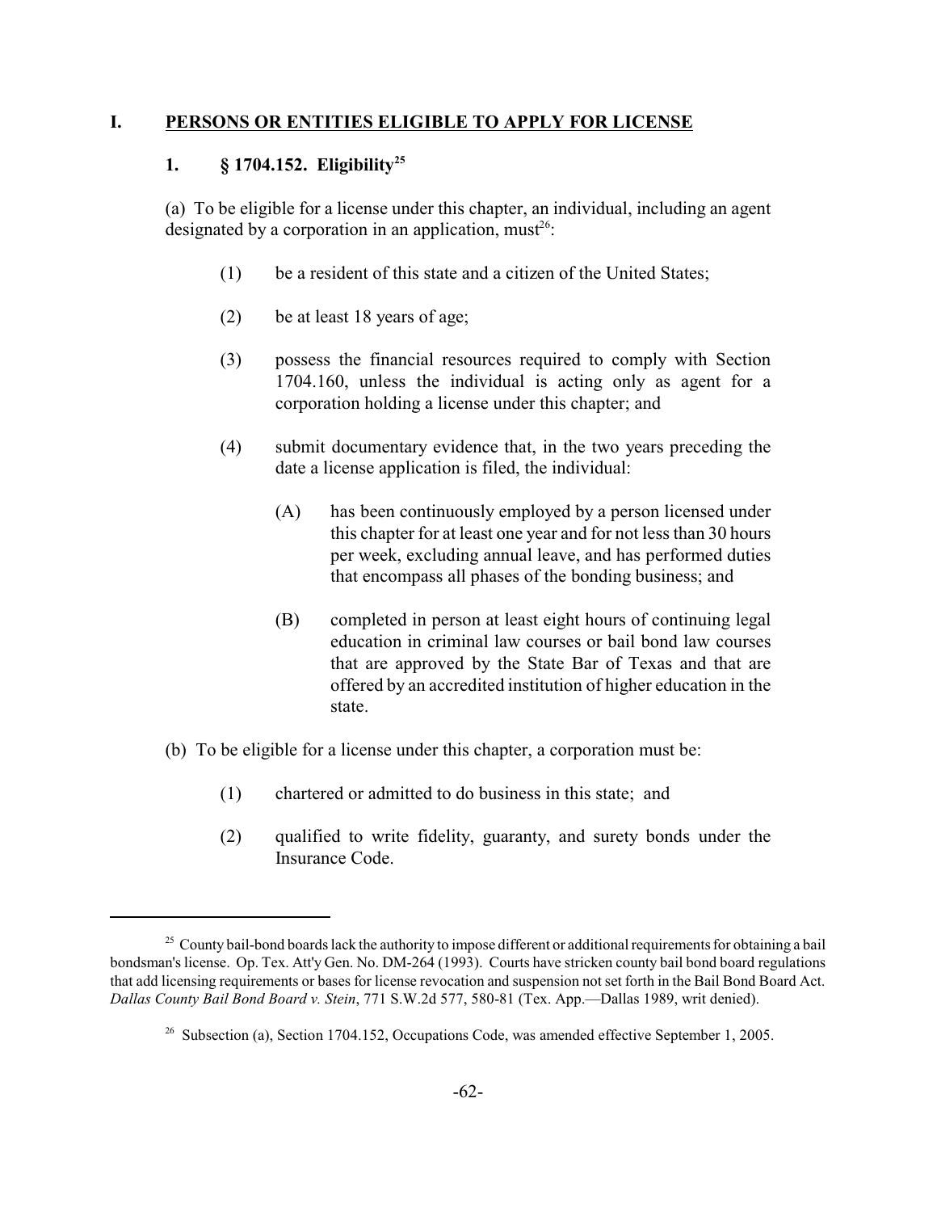## I. PERSONS OR ENTITIES ELIGIBLE TO APPLY FOR LICENSE

### 1. § 1704.152. Eligibility[25]

(a) To be eligible for a license under this chapter, an individual, including an agent designated by a corporation in an application, must[26]:

(1) be a resident of this state and a citizen of the United States;

(2) be at least 18 years of age;

(3) possess the financial resources required to comply with Section 1704.160, unless the individual is acting only as agent for a corporation holding a license under this chapter; and

(4) submit documentary evidence that, in the two years preceding the date a license application is filed, the individual:

(A) has been continuously employed by a person licensed under this chapter for at least one year and for not less than 30 hours per week, excluding annual leave, and has performed duties that encompass all phases of the bonding business; and

(B) completed in person at least eight hours of continuing legal education in criminal law courses or bail bond law courses that are approved by the State Bar of Texas and that are offered by an accredited institution of higher education in the state.

(b) To be eligible for a license under this chapter, a corporation must be:

(1) chartered or admitted to do business in this state; and

(2) qualified to write fidelity, guaranty, and surety bonds under the Insurance Code.

---

[25] County bail-bond boards lack the authority to impose different or additional requirements for obtaining a bail bondsman's license. Op. Tex. Att'y Gen. No. DM-264 (1993). Courts have stricken county bail bond board regulations that add licensing requirements or bases for license revocation and suspension not set forth in the Bail Bond Board Act. *Dallas County Bail Bond Board v. Stein*, 771 S.W.2d 577, 580-81 (Tex. App.—Dallas 1989, writ denied).

[26] Subsection (a), Section 1704.152, Occupations Code, was amended effective September 1, 2005.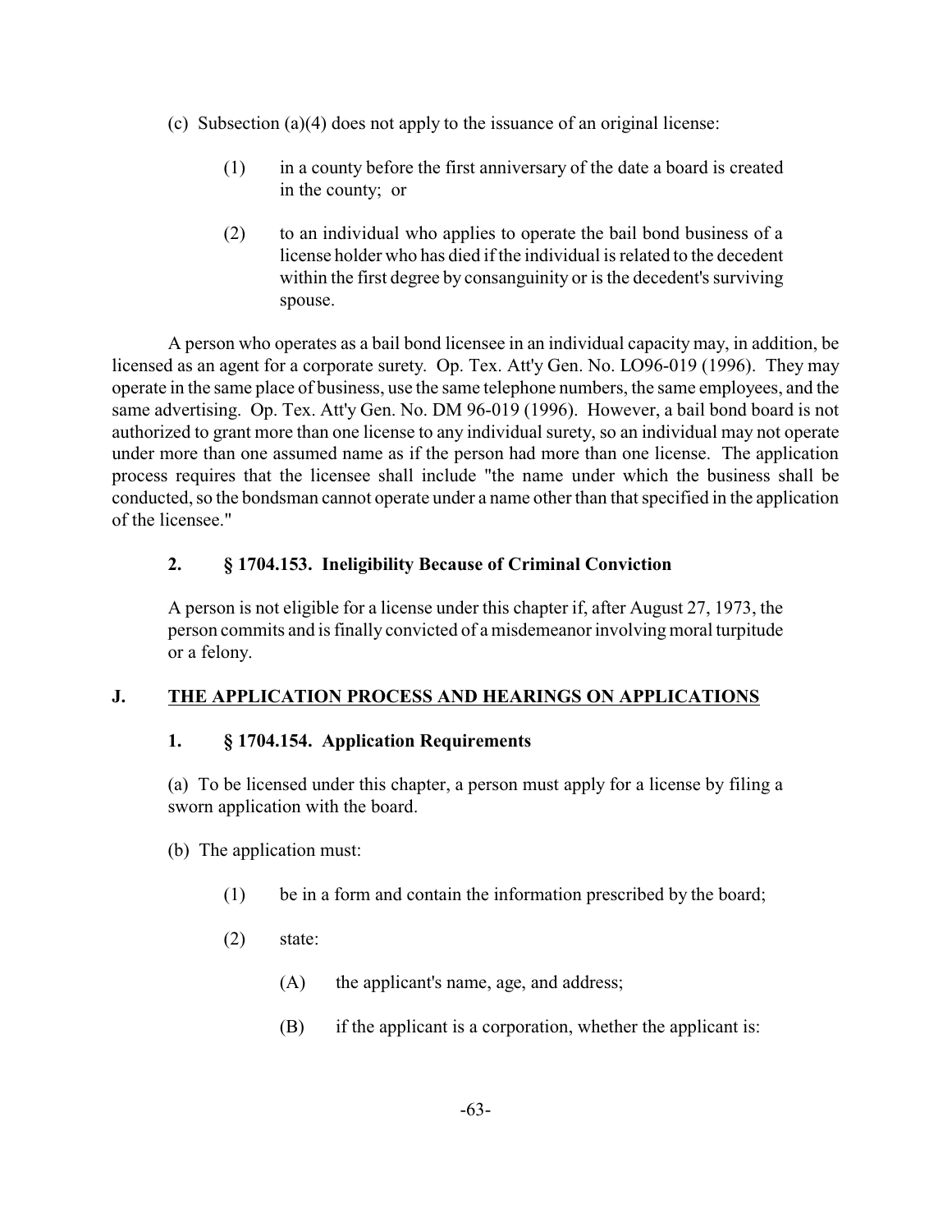(c) Subsection (a)(4) does not apply to the issuance of an original license:

(1) in a county before the first anniversary of the date a board is created in the county; or

(2) to an individual who applies to operate the bail bond business of a license holder who has died if the individual is related to the decedent within the first degree by consanguinity or is the decedent's surviving spouse.

A person who operates as a bail bond licensee in an individual capacity may, in addition, be licensed as an agent for a corporate surety. Op. Tex. Att'y Gen. No. LO96-019 (1996). They may operate in the same place of business, use the same telephone numbers, the same employees, and the same advertising. Op. Tex. Att'y Gen. No. DM 96-019 (1996). However, a bail bond board is not authorized to grant more than one license to any individual surety, so an individual may not operate under more than one assumed name as if the person had more than one license. The application process requires that the licensee shall include "the name under which the business shall be conducted, so the bondsman cannot operate under a name other than that specified in the application of the licensee."

### 2. § 1704.153. Ineligibility Because of Criminal Conviction

A person is not eligible for a license under this chapter if, after August 27, 1973, the person commits and is finally convicted of a misdemeanor involving moral turpitude or a felony.

## J. THE APPLICATION PROCESS AND HEARINGS ON APPLICATIONS

### 1. § 1704.154. Application Requirements

(a) To be licensed under this chapter, a person must apply for a license by filing a sworn application with the board.

(b) The application must:

(1) be in a form and contain the information prescribed by the board;

(2) state:

(A) the applicant's name, age, and address;

(B) if the applicant is a corporation, whether the applicant is: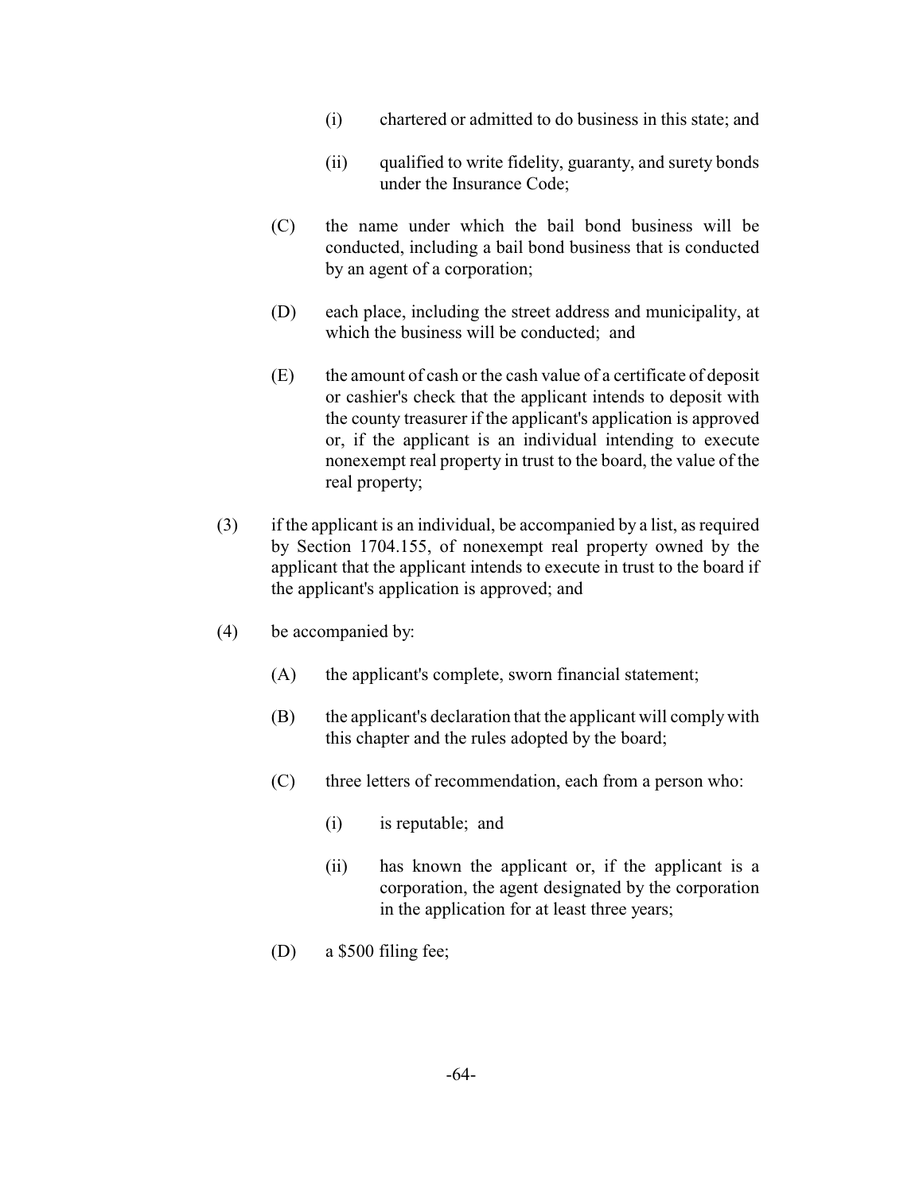(i) chartered or admitted to do business in this state; and

(ii) qualified to write fidelity, guaranty, and surety bonds under the Insurance Code;

(C) the name under which the bail bond business will be conducted, including a bail bond business that is conducted by an agent of a corporation;

(D) each place, including the street address and municipality, at which the business will be conducted; and

(E) the amount of cash or the cash value of a certificate of deposit or cashier's check that the applicant intends to deposit with the county treasurer if the applicant's application is approved or, if the applicant is an individual intending to execute nonexempt real property in trust to the board, the value of the real property;

(3) if the applicant is an individual, be accompanied by a list, as required by Section 1704.155, of nonexempt real property owned by the applicant that the applicant intends to execute in trust to the board if the applicant's application is approved; and

(4) be accompanied by:

(A) the applicant's complete, sworn financial statement;

(B) the applicant's declaration that the applicant will comply with this chapter and the rules adopted by the board;

(C) three letters of recommendation, each from a person who:

(i) is reputable; and

(ii) has known the applicant or, if the applicant is a corporation, the agent designated by the corporation in the application for at least three years;

(D) a $500 filing fee;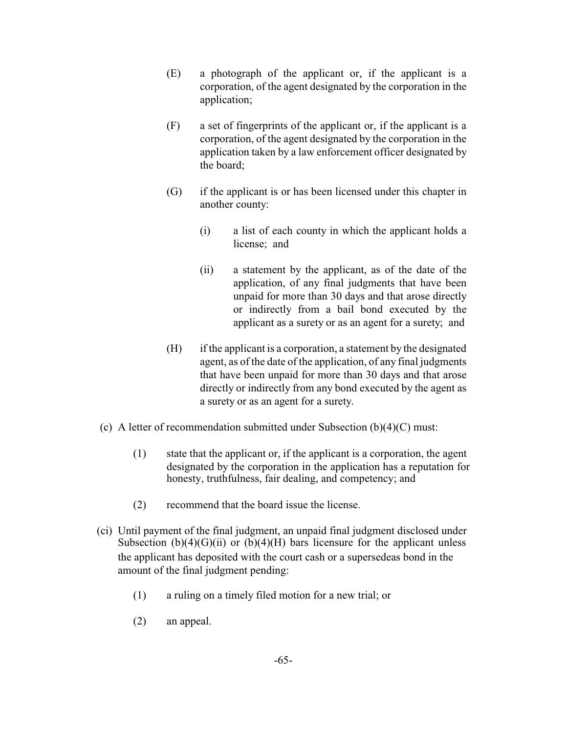(E) a photograph of the applicant or, if the applicant is a corporation, of the agent designated by the corporation in the application;

(F) a set of fingerprints of the applicant or, if the applicant is a corporation, of the agent designated by the corporation in the application taken by a law enforcement officer designated by the board;

(G) if the applicant is or has been licensed under this chapter in another county:

(i) a list of each county in which the applicant holds a license; and

(ii) a statement by the applicant, as of the date of the application, of any final judgments that have been unpaid for more than 30 days and that arose directly or indirectly from a bail bond executed by the applicant as a surety or as an agent for a surety; and

(H) if the applicant is a corporation, a statement by the designated agent, as of the date of the application, of any final judgments that have been unpaid for more than 30 days and that arose directly or indirectly from any bond executed by the agent as a surety or as an agent for a surety.

(c) A letter of recommendation submitted under Subsection (b)(4)(C) must:

(1) state that the applicant or, if the applicant is a corporation, the agent designated by the corporation in the application has a reputation for honesty, truthfulness, fair dealing, and competency; and

(2) recommend that the board issue the license.

(ci) Until payment of the final judgment, an unpaid final judgment disclosed under Subsection (b)(4)(G)(ii) or (b)(4)(H) bars licensure for the applicant unless the applicant has deposited with the court cash or a supersedeas bond in the amount of the final judgment pending:

(1) a ruling on a timely filed motion for a new trial; or

(2) an appeal.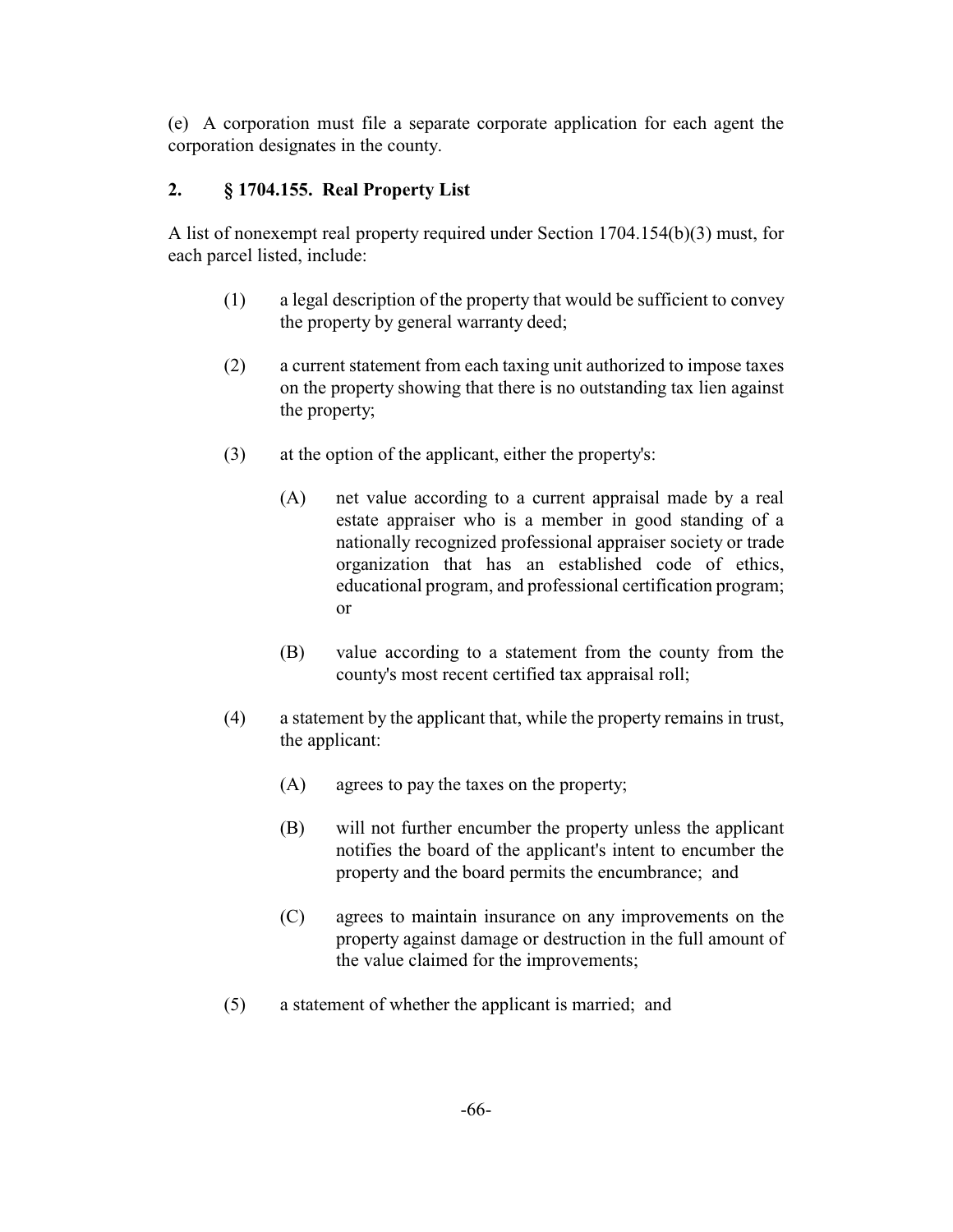(e) A corporation must file a separate corporate application for each agent the corporation designates in the county.

## 2. § 1704.155. Real Property List

A list of nonexempt real property required under Section 1704.154(b)(3) must, for each parcel listed, include:

(1) a legal description of the property that would be sufficient to convey the property by general warranty deed;

(2) a current statement from each taxing unit authorized to impose taxes on the property showing that there is no outstanding tax lien against the property;

(3) at the option of the applicant, either the property's:

(A) net value according to a current appraisal made by a real estate appraiser who is a member in good standing of a nationally recognized professional appraiser society or trade organization that has an established code of ethics, educational program, and professional certification program; or

(B) value according to a statement from the county from the county's most recent certified tax appraisal roll;

(4) a statement by the applicant that, while the property remains in trust, the applicant:

(A) agrees to pay the taxes on the property;

(B) will not further encumber the property unless the applicant notifies the board of the applicant's intent to encumber the property and the board permits the encumbrance; and

(C) agrees to maintain insurance on any improvements on the property against damage or destruction in the full amount of the value claimed for the improvements;

(5) a statement of whether the applicant is married; and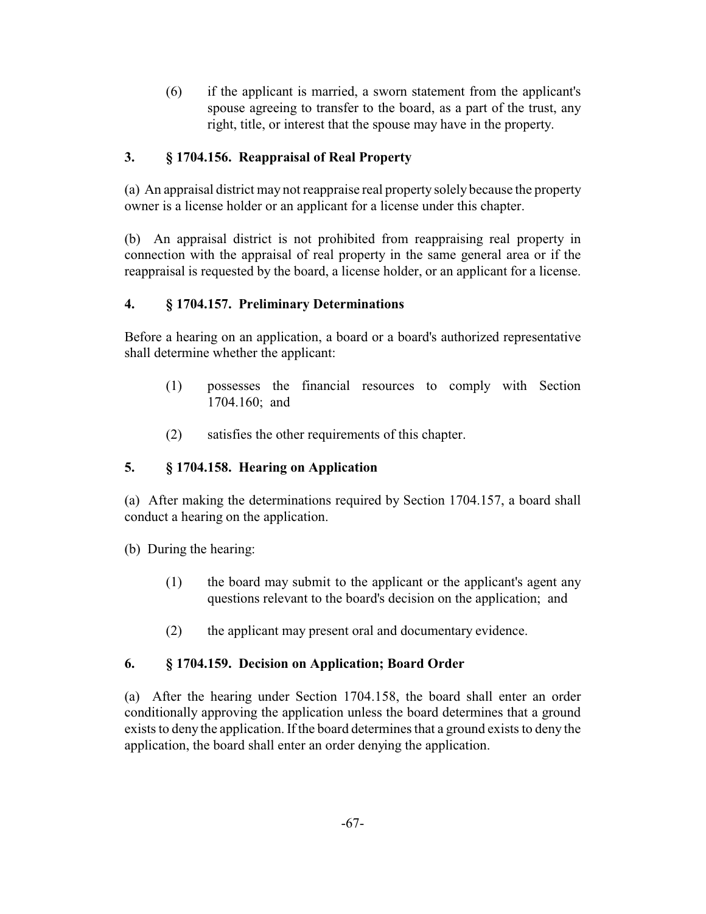(6) if the applicant is married, a sworn statement from the applicant's spouse agreeing to transfer to the board, as a part of the trust, any right, title, or interest that the spouse may have in the property.

### 3. § 1704.156. Reappraisal of Real Property

(a) An appraisal district may not reappraise real property solely because the property owner is a license holder or an applicant for a license under this chapter.

(b) An appraisal district is not prohibited from reappraising real property in connection with the appraisal of real property in the same general area or if the reappraisal is requested by the board, a license holder, or an applicant for a license.

### 4. § 1704.157. Preliminary Determinations

Before a hearing on an application, a board or a board's authorized representative shall determine whether the applicant:

(1) possesses the financial resources to comply with Section 1704.160; and

(2) satisfies the other requirements of this chapter.

### 5. § 1704.158. Hearing on Application

(a) After making the determinations required by Section 1704.157, a board shall conduct a hearing on the application.

(b) During the hearing:

(1) the board may submit to the applicant or the applicant's agent any questions relevant to the board's decision on the application; and

(2) the applicant may present oral and documentary evidence.

### 6. § 1704.159. Decision on Application; Board Order

(a) After the hearing under Section 1704.158, the board shall enter an order conditionally approving the application unless the board determines that a ground exists to deny the application. If the board determines that a ground exists to deny the application, the board shall enter an order denying the application.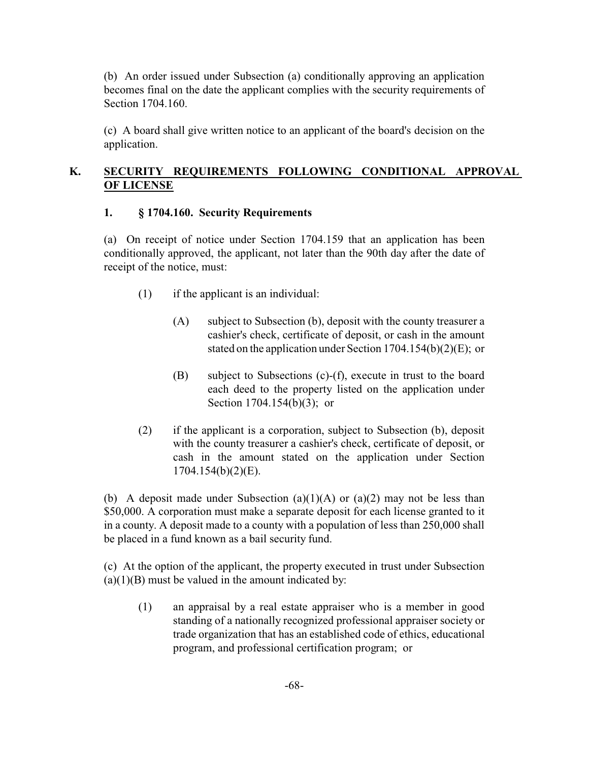(b) An order issued under Subsection (a) conditionally approving an application becomes final on the date the applicant complies with the security requirements of Section 1704.160.

(c) A board shall give written notice to an applicant of the board's decision on the application.

## K. <u>SECURITY REQUIREMENTS FOLLOWING CONDITIONAL APPROVAL OF LICENSE</u>

### 1. § 1704.160. Security Requirements

(a) On receipt of notice under Section 1704.159 that an application has been conditionally approved, the applicant, not later than the 90th day after the date of receipt of the notice, must:

- (1) if the applicant is an individual:
  - (A) subject to Subsection (b), deposit with the county treasurer a cashier's check, certificate of deposit, or cash in the amount stated on the application under Section 1704.154(b)(2)(E); or
  - (B) subject to Subsections (c)-(f), execute in trust to the board each deed to the property listed on the application under Section 1704.154(b)(3); or
- (2) if the applicant is a corporation, subject to Subsection (b), deposit with the county treasurer a cashier's check, certificate of deposit, or cash in the amount stated on the application under Section 1704.154(b)(2)(E).

(b) A deposit made under Subsection (a)(1)(A) or (a)(2) may not be less than $50,000. A corporation must make a separate deposit for each license granted to it in a county. A deposit made to a county with a population of less than 250,000 shall be placed in a fund known as a bail security fund.

(c) At the option of the applicant, the property executed in trust under Subsection (a)(1)(B) must be valued in the amount indicated by:

- (1) an appraisal by a real estate appraiser who is a member in good standing of a nationally recognized professional appraiser society or trade organization that has an established code of ethics, educational program, and professional certification program; or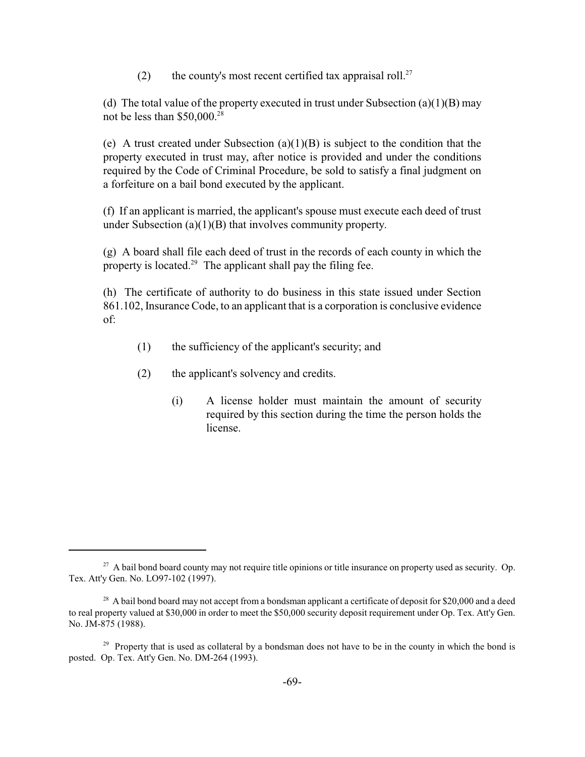(2) the county's most recent certified tax appraisal roll.[27]

(d) The total value of the property executed in trust under Subsection (a)(1)(B) may not be less than $50,000.[28]

(e) A trust created under Subsection (a)(1)(B) is subject to the condition that the property executed in trust may, after notice is provided and under the conditions required by the Code of Criminal Procedure, be sold to satisfy a final judgment on a forfeiture on a bail bond executed by the applicant.

(f) If an applicant is married, the applicant's spouse must execute each deed of trust under Subsection (a)(1)(B) that involves community property.

(g) A board shall file each deed of trust in the records of each county in which the property is located.[29] The applicant shall pay the filing fee.

(h) The certificate of authority to do business in this state issued under Section 861.102, Insurance Code, to an applicant that is a corporation is conclusive evidence of:

(1) the sufficiency of the applicant's security; and

(2) the applicant's solvency and credits.

(i) A license holder must maintain the amount of security required by this section during the time the person holds the license.

---

[27] A bail bond board county may not require title opinions or title insurance on property used as security. Op. Tex. Att'y Gen. No. LO97-102 (1997).

[28] A bail bond board may not accept from a bondsman applicant a certificate of deposit for $20,000 and a deed to real property valued at $30,000 in order to meet the $50,000 security deposit requirement under Op. Tex. Att'y Gen. No. JM-875 (1988).

[29] Property that is used as collateral by a bondsman does not have to be in the county in which the bond is posted. Op. Tex. Att'y Gen. No. DM-264 (1993).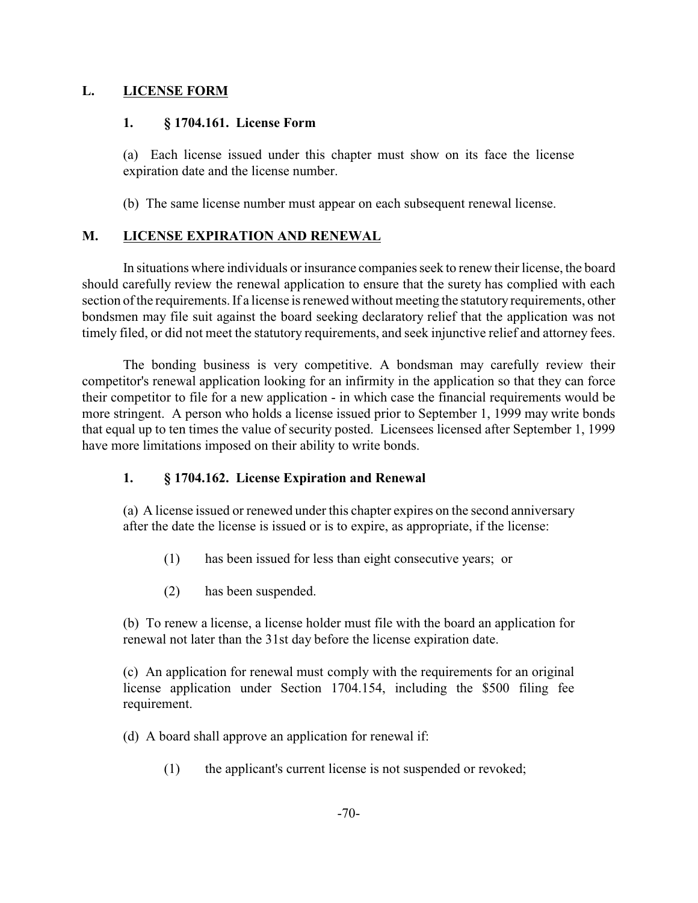## L. LICENSE FORM

### 1. § 1704.161. License Form

(a) Each license issued under this chapter must show on its face the license expiration date and the license number.

(b) The same license number must appear on each subsequent renewal license.

## M. LICENSE EXPIRATION AND RENEWAL

In situations where individuals or insurance companies seek to renew their license, the board should carefully review the renewal application to ensure that the surety has complied with each section of the requirements. If a license is renewed without meeting the statutory requirements, other bondsmen may file suit against the board seeking declaratory relief that the application was not timely filed, or did not meet the statutory requirements, and seek injunctive relief and attorney fees.

The bonding business is very competitive. A bondsman may carefully review their competitor's renewal application looking for an infirmity in the application so that they can force their competitor to file for a new application - in which case the financial requirements would be more stringent. A person who holds a license issued prior to September 1, 1999 may write bonds that equal up to ten times the value of security posted. Licensees licensed after September 1, 1999 have more limitations imposed on their ability to write bonds.

### 1. § 1704.162. License Expiration and Renewal

(a) A license issued or renewed under this chapter expires on the second anniversary after the date the license is issued or is to expire, as appropriate, if the license:

(1) has been issued for less than eight consecutive years; or

(2) has been suspended.

(b) To renew a license, a license holder must file with the board an application for renewal not later than the 31st day before the license expiration date.

(c) An application for renewal must comply with the requirements for an original license application under Section 1704.154, including the $500 filing fee requirement.

(d) A board shall approve an application for renewal if:

(1) the applicant's current license is not suspended or revoked;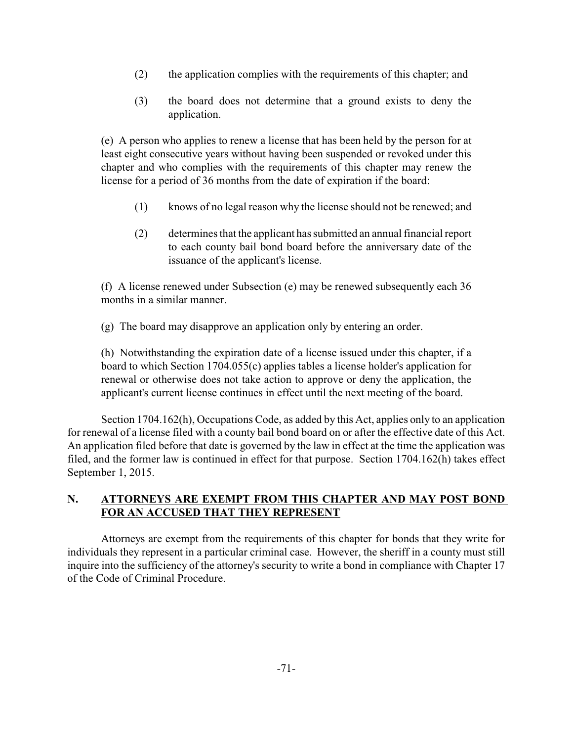(2) the application complies with the requirements of this chapter; and

(3) the board does not determine that a ground exists to deny the application.

(e) A person who applies to renew a license that has been held by the person for at least eight consecutive years without having been suspended or revoked under this chapter and who complies with the requirements of this chapter may renew the license for a period of 36 months from the date of expiration if the board:

(1) knows of no legal reason why the license should not be renewed; and

(2) determines that the applicant has submitted an annual financial report to each county bail bond board before the anniversary date of the issuance of the applicant's license.

(f) A license renewed under Subsection (e) may be renewed subsequently each 36 months in a similar manner.

(g) The board may disapprove an application only by entering an order.

(h) Notwithstanding the expiration date of a license issued under this chapter, if a board to which Section 1704.055(c) applies tables a license holder's application for renewal or otherwise does not take action to approve or deny the application, the applicant's current license continues in effect until the next meeting of the board.

Section 1704.162(h), Occupations Code, as added by this Act, applies only to an application for renewal of a license filed with a county bail bond board on or after the effective date of this Act. An application filed before that date is governed by the law in effect at the time the application was filed, and the former law is continued in effect for that purpose. Section 1704.162(h) takes effect September 1, 2015.

## N. ATTORNEYS ARE EXEMPT FROM THIS CHAPTER AND MAY POST BOND FOR AN ACCUSED THAT THEY REPRESENT

Attorneys are exempt from the requirements of this chapter for bonds that they write for individuals they represent in a particular criminal case. However, the sheriff in a county must still inquire into the sufficiency of the attorney's security to write a bond in compliance with Chapter 17 of the Code of Criminal Procedure.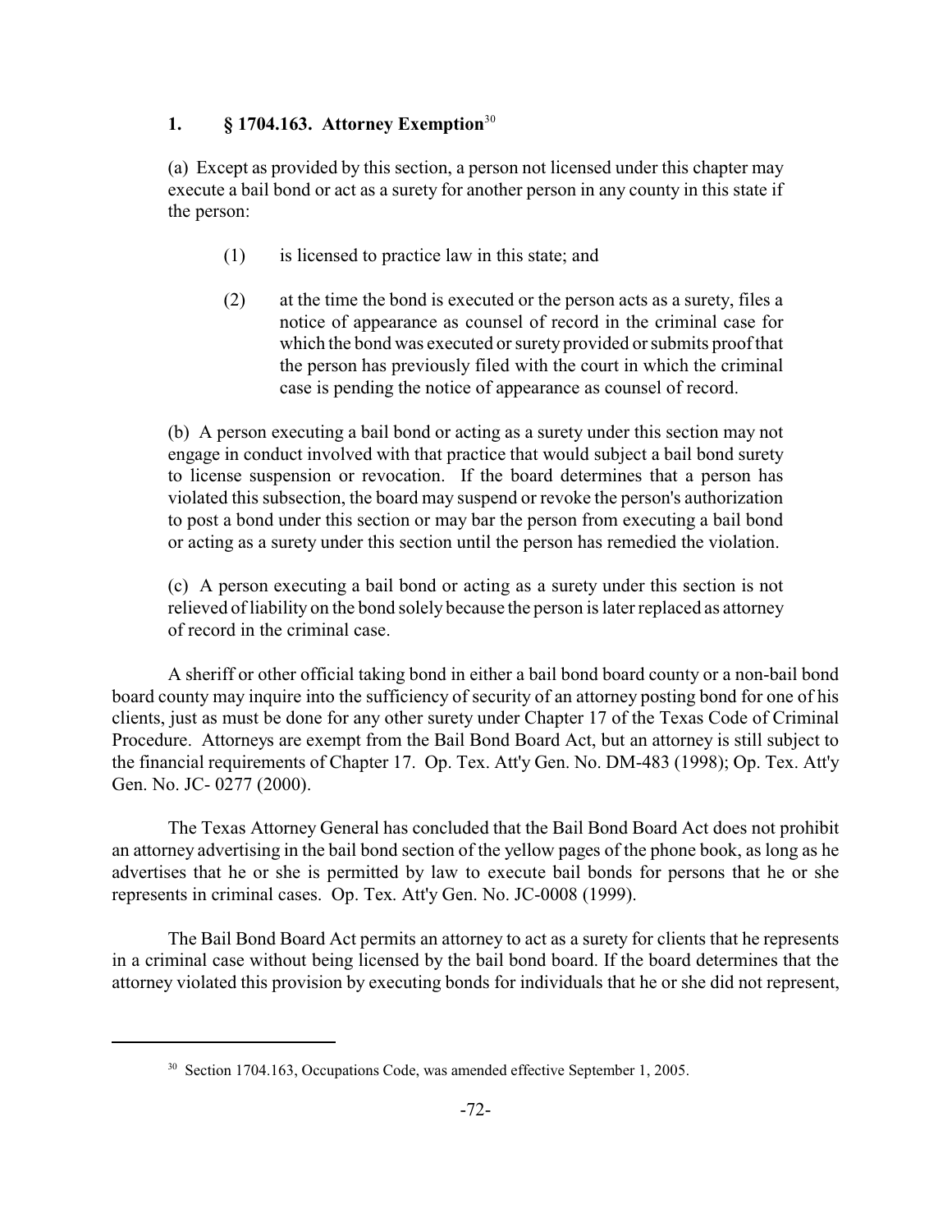### 1. § 1704.163. Attorney Exemption[30]

(a) Except as provided by this section, a person not licensed under this chapter may execute a bail bond or act as a surety for another person in any county in this state if the person:

> (1) is licensed to practice law in this state; and
>
> (2) at the time the bond is executed or the person acts as a surety, files a notice of appearance as counsel of record in the criminal case for which the bond was executed or surety provided or submits proof that the person has previously filed with the court in which the criminal case is pending the notice of appearance as counsel of record.

(b) A person executing a bail bond or acting as a surety under this section may not engage in conduct involved with that practice that would subject a bail bond surety to license suspension or revocation. If the board determines that a person has violated this subsection, the board may suspend or revoke the person's authorization to post a bond under this section or may bar the person from executing a bail bond or acting as a surety under this section until the person has remedied the violation.

(c) A person executing a bail bond or acting as a surety under this section is not relieved of liability on the bond solely because the person is later replaced as attorney of record in the criminal case.

A sheriff or other official taking bond in either a bail bond board county or a non-bail bond board county may inquire into the sufficiency of security of an attorney posting bond for one of his clients, just as must be done for any other surety under Chapter 17 of the Texas Code of Criminal Procedure. Attorneys are exempt from the Bail Bond Board Act, but an attorney is still subject to the financial requirements of Chapter 17. Op. Tex. Att'y Gen. No. DM-483 (1998); Op. Tex. Att'y Gen. No. JC- 0277 (2000).

The Texas Attorney General has concluded that the Bail Bond Board Act does not prohibit an attorney advertising in the bail bond section of the yellow pages of the phone book, as long as he advertises that he or she is permitted by law to execute bail bonds for persons that he or she represents in criminal cases. Op. Tex. Att'y Gen. No. JC-0008 (1999).

The Bail Bond Board Act permits an attorney to act as a surety for clients that he represents in a criminal case without being licensed by the bail bond board. If the board determines that the attorney violated this provision by executing bonds for individuals that he or she did not represent,

---

[30] Section 1704.163, Occupations Code, was amended effective September 1, 2005.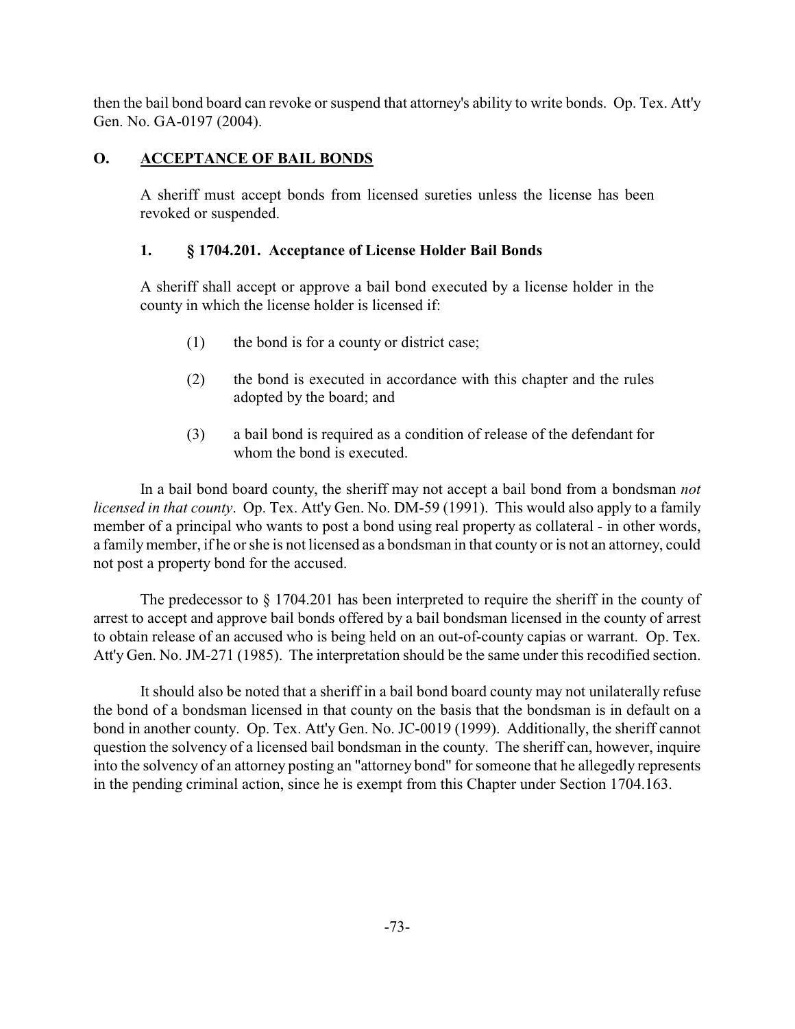then the bail bond board can revoke or suspend that attorney's ability to write bonds. Op. Tex. Att'y Gen. No. GA-0197 (2004).

## O. ACCEPTANCE OF BAIL BONDS

A sheriff must accept bonds from licensed sureties unless the license has been revoked or suspended.

### 1. § 1704.201. Acceptance of License Holder Bail Bonds

A sheriff shall accept or approve a bail bond executed by a license holder in the county in which the license holder is licensed if:

(1) the bond is for a county or district case;

(2) the bond is executed in accordance with this chapter and the rules adopted by the board; and

(3) a bail bond is required as a condition of release of the defendant for whom the bond is executed.

In a bail bond board county, the sheriff may not accept a bail bond from a bondsman *not licensed in that county*. Op. Tex. Att'y Gen. No. DM-59 (1991). This would also apply to a family member of a principal who wants to post a bond using real property as collateral - in other words, a family member, if he or she is not licensed as a bondsman in that county or is not an attorney, could not post a property bond for the accused.

The predecessor to § 1704.201 has been interpreted to require the sheriff in the county of arrest to accept and approve bail bonds offered by a bail bondsman licensed in the county of arrest to obtain release of an accused who is being held on an out-of-county capias or warrant. Op. Tex. Att'y Gen. No. JM-271 (1985). The interpretation should be the same under this recodified section.

It should also be noted that a sheriff in a bail bond board county may not unilaterally refuse the bond of a bondsman licensed in that county on the basis that the bondsman is in default on a bond in another county. Op. Tex. Att'y Gen. No. JC-0019 (1999). Additionally, the sheriff cannot question the solvency of a licensed bail bondsman in the county. The sheriff can, however, inquire into the solvency of an attorney posting an "attorney bond" for someone that he allegedly represents in the pending criminal action, since he is exempt from this Chapter under Section 1704.163.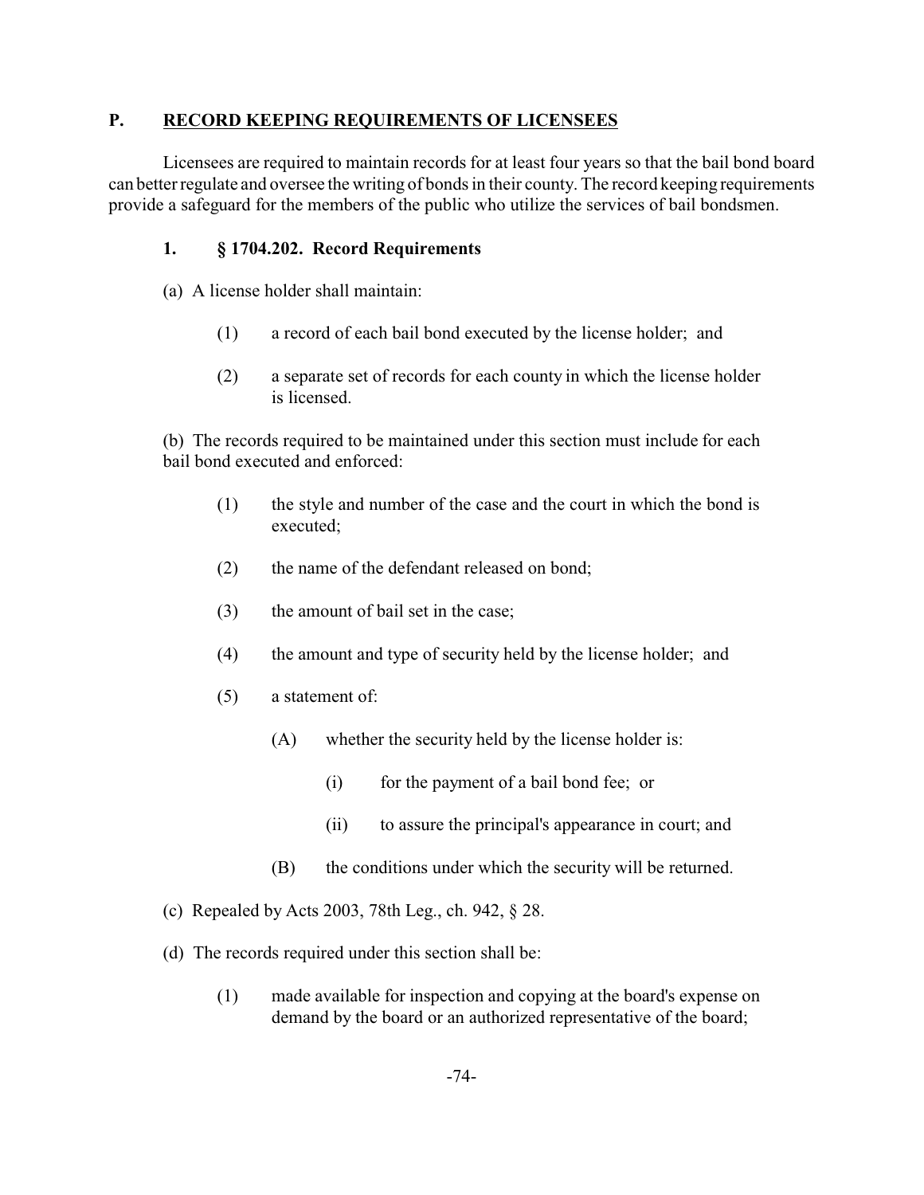## P. RECORD KEEPING REQUIREMENTS OF LICENSEES

Licensees are required to maintain records for at least four years so that the bail bond board can better regulate and oversee the writing of bonds in their county. The record keeping requirements provide a safeguard for the members of the public who utilize the services of bail bondsmen.

### 1. § 1704.202. Record Requirements

(a) A license holder shall maintain:

- (1) a record of each bail bond executed by the license holder; and
- (2) a separate set of records for each county in which the license holder is licensed.

(b) The records required to be maintained under this section must include for each bail bond executed and enforced:

- (1) the style and number of the case and the court in which the bond is executed;
- (2) the name of the defendant released on bond;
- (3) the amount of bail set in the case;
- (4) the amount and type of security held by the license holder; and
- (5) a statement of:
  - (A) whether the security held by the license holder is:
    - (i) for the payment of a bail bond fee; or
    - (ii) to assure the principal's appearance in court; and
  - (B) the conditions under which the security will be returned.

(c) Repealed by Acts 2003, 78th Leg., ch. 942, § 28.

(d) The records required under this section shall be:

- (1) made available for inspection and copying at the board's expense on demand by the board or an authorized representative of the board;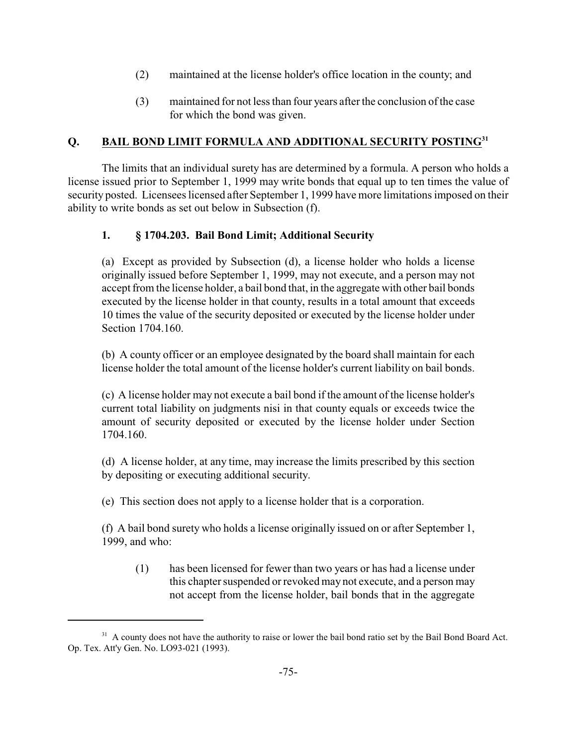(2) maintained at the license holder's office location in the county; and

(3) maintained for not less than four years after the conclusion of the case for which the bond was given.

## Q. BAIL BOND LIMIT FORMULA AND ADDITIONAL SECURITY POSTING[31]

The limits that an individual surety has are determined by a formula. A person who holds a license issued prior to September 1, 1999 may write bonds that equal up to ten times the value of security posted. Licensees licensed after September 1, 1999 have more limitations imposed on their ability to write bonds as set out below in Subsection (f).

### 1. § 1704.203. Bail Bond Limit; Additional Security

(a) Except as provided by Subsection (d), a license holder who holds a license originally issued before September 1, 1999, may not execute, and a person may not accept from the license holder, a bail bond that, in the aggregate with other bail bonds executed by the license holder in that county, results in a total amount that exceeds 10 times the value of the security deposited or executed by the license holder under Section 1704.160.

(b) A county officer or an employee designated by the board shall maintain for each license holder the total amount of the license holder's current liability on bail bonds.

(c) A license holder may not execute a bail bond if the amount of the license holder's current total liability on judgments nisi in that county equals or exceeds twice the amount of security deposited or executed by the license holder under Section 1704.160.

(d) A license holder, at any time, may increase the limits prescribed by this section by depositing or executing additional security.

(e) This section does not apply to a license holder that is a corporation.

(f) A bail bond surety who holds a license originally issued on or after September 1, 1999, and who:

(1) has been licensed for fewer than two years or has had a license under this chapter suspended or revoked may not execute, and a person may not accept from the license holder, bail bonds that in the aggregate

[31] A county does not have the authority to raise or lower the bail bond ratio set by the Bail Bond Board Act. Op. Tex. Att'y Gen. No. LO93-021 (1993).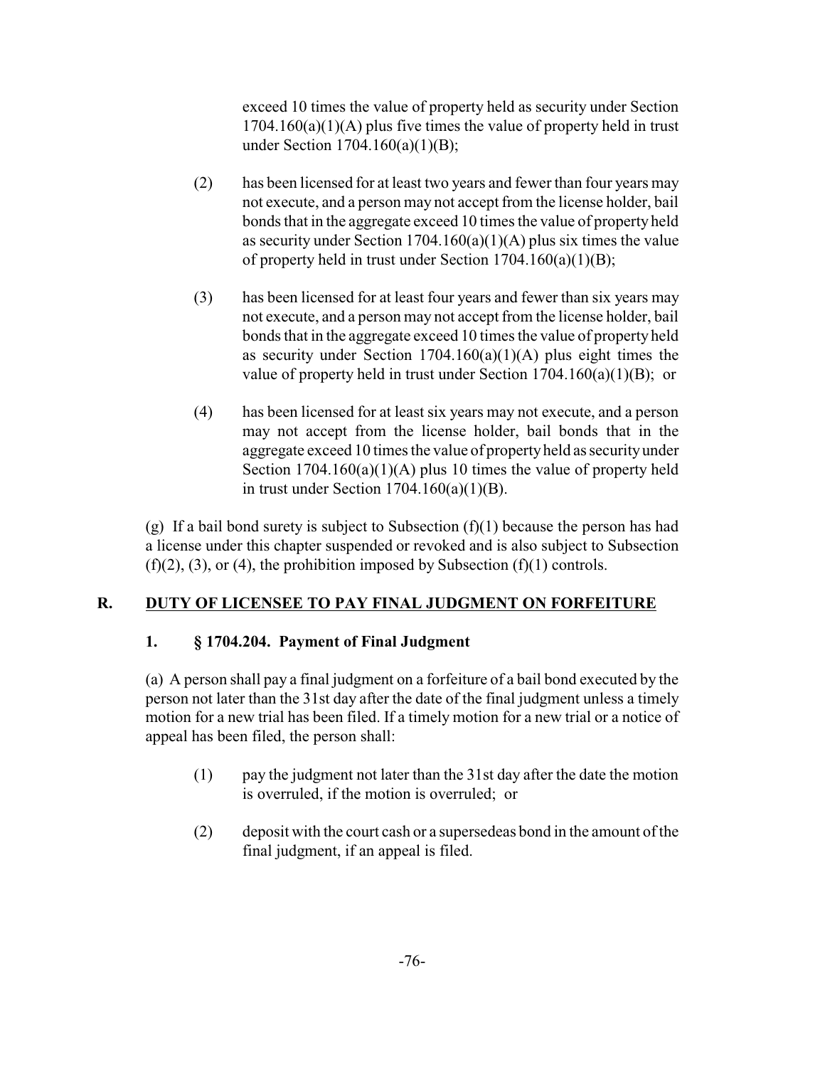exceed 10 times the value of property held as security under Section 1704.160(a)(1)(A) plus five times the value of property held in trust under Section 1704.160(a)(1)(B);

(2) has been licensed for at least two years and fewer than four years may not execute, and a person may not accept from the license holder, bail bonds that in the aggregate exceed 10 times the value of property held as security under Section 1704.160(a)(1)(A) plus six times the value of property held in trust under Section 1704.160(a)(1)(B);

(3) has been licensed for at least four years and fewer than six years may not execute, and a person may not accept from the license holder, bail bonds that in the aggregate exceed 10 times the value of property held as security under Section 1704.160(a)(1)(A) plus eight times the value of property held in trust under Section 1704.160(a)(1)(B); or

(4) has been licensed for at least six years may not execute, and a person may not accept from the license holder, bail bonds that in the aggregate exceed 10 times the value of property held as security under Section 1704.160(a)(1)(A) plus 10 times the value of property held in trust under Section 1704.160(a)(1)(B).

(g) If a bail bond surety is subject to Subsection (f)(1) because the person has had a license under this chapter suspended or revoked and is also subject to Subsection (f)(2), (3), or (4), the prohibition imposed by Subsection (f)(1) controls.

## R. DUTY OF LICENSEE TO PAY FINAL JUDGMENT ON FORFEITURE

### 1. § 1704.204. Payment of Final Judgment

(a) A person shall pay a final judgment on a forfeiture of a bail bond executed by the person not later than the 31st day after the date of the final judgment unless a timely motion for a new trial has been filed. If a timely motion for a new trial or a notice of appeal has been filed, the person shall:

(1) pay the judgment not later than the 31st day after the date the motion is overruled, if the motion is overruled; or

(2) deposit with the court cash or a supersedeas bond in the amount of the final judgment, if an appeal is filed.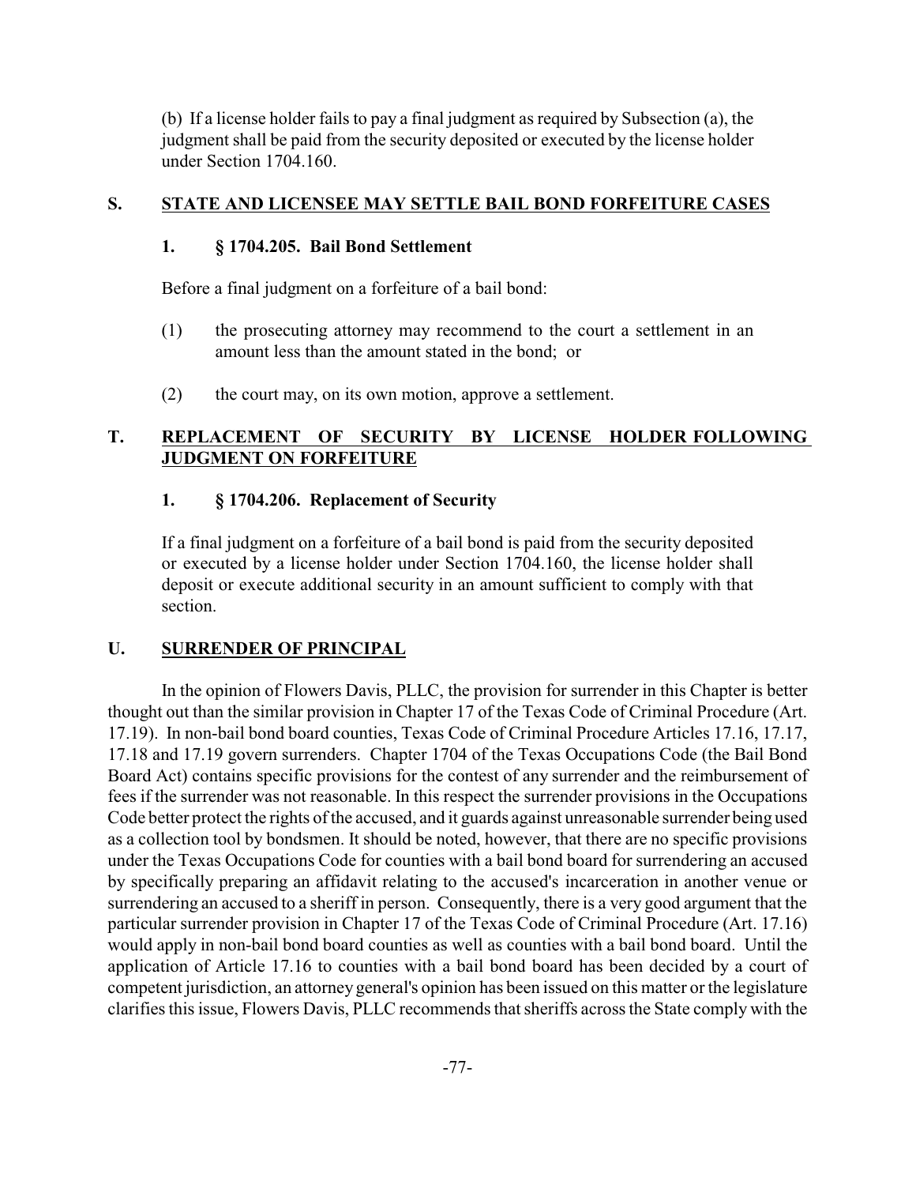(b) If a license holder fails to pay a final judgment as required by Subsection (a), the judgment shall be paid from the security deposited or executed by the license holder under Section 1704.160.

## S. STATE AND LICENSEE MAY SETTLE BAIL BOND FORFEITURE CASES

### 1. § 1704.205. Bail Bond Settlement

Before a final judgment on a forfeiture of a bail bond:

(1) the prosecuting attorney may recommend to the court a settlement in an amount less than the amount stated in the bond; or

(2) the court may, on its own motion, approve a settlement.

## T. REPLACEMENT OF SECURITY BY LICENSE HOLDER FOLLOWING JUDGMENT ON FORFEITURE

### 1. § 1704.206. Replacement of Security

If a final judgment on a forfeiture of a bail bond is paid from the security deposited or executed by a license holder under Section 1704.160, the license holder shall deposit or execute additional security in an amount sufficient to comply with that section.

## U. SURRENDER OF PRINCIPAL

In the opinion of Flowers Davis, PLLC, the provision for surrender in this Chapter is better thought out than the similar provision in Chapter 17 of the Texas Code of Criminal Procedure (Art. 17.19). In non-bail bond board counties, Texas Code of Criminal Procedure Articles 17.16, 17.17, 17.18 and 17.19 govern surrenders. Chapter 1704 of the Texas Occupations Code (the Bail Bond Board Act) contains specific provisions for the contest of any surrender and the reimbursement of fees if the surrender was not reasonable. In this respect the surrender provisions in the Occupations Code better protect the rights of the accused, and it guards against unreasonable surrender being used as a collection tool by bondsmen. It should be noted, however, that there are no specific provisions under the Texas Occupations Code for counties with a bail bond board for surrendering an accused by specifically preparing an affidavit relating to the accused's incarceration in another venue or surrendering an accused to a sheriff in person. Consequently, there is a very good argument that the particular surrender provision in Chapter 17 of the Texas Code of Criminal Procedure (Art. 17.16) would apply in non-bail bond board counties as well as counties with a bail bond board. Until the application of Article 17.16 to counties with a bail bond board has been decided by a court of competent jurisdiction, an attorney general's opinion has been issued on this matter or the legislature clarifies this issue, Flowers Davis, PLLC recommends that sheriffs across the State comply with the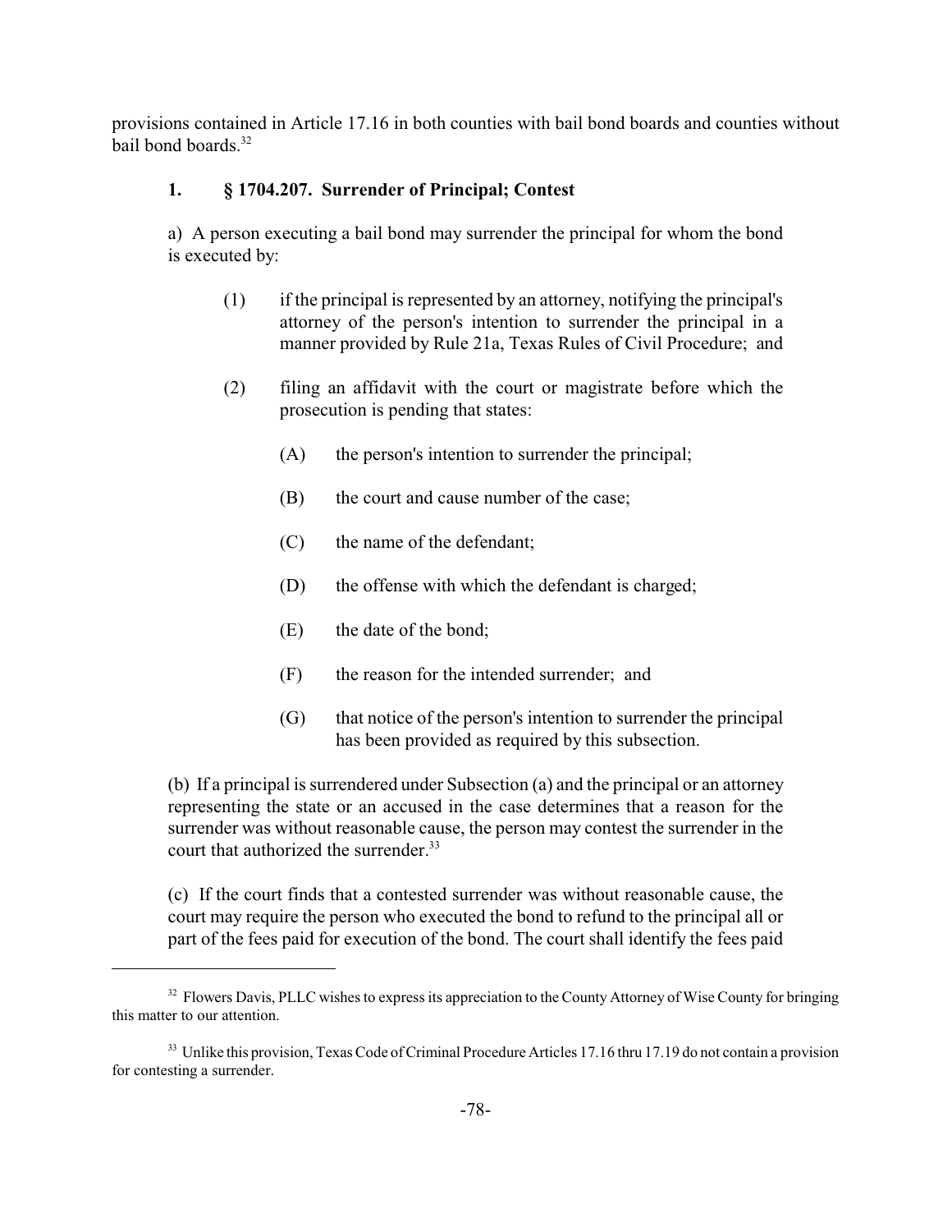provisions contained in Article 17.16 in both counties with bail bond boards and counties without bail bond boards.[32]

### 1. § 1704.207. Surrender of Principal; Contest

a) A person executing a bail bond may surrender the principal for whom the bond is executed by:

(1) if the principal is represented by an attorney, notifying the principal's attorney of the person's intention to surrender the principal in a manner provided by Rule 21a, Texas Rules of Civil Procedure; and

(2) filing an affidavit with the court or magistrate before which the prosecution is pending that states:

(A) the person's intention to surrender the principal;

(B) the court and cause number of the case;

(C) the name of the defendant;

(D) the offense with which the defendant is charged;

(E) the date of the bond;

(F) the reason for the intended surrender; and

(G) that notice of the person's intention to surrender the principal has been provided as required by this subsection.

(b) If a principal is surrendered under Subsection (a) and the principal or an attorney representing the state or an accused in the case determines that a reason for the surrender was without reasonable cause, the person may contest the surrender in the court that authorized the surrender.[33]

(c) If the court finds that a contested surrender was without reasonable cause, the court may require the person who executed the bond to refund to the principal all or part of the fees paid for execution of the bond. The court shall identify the fees paid

---

[32] Flowers Davis, PLLC wishes to express its appreciation to the County Attorney of Wise County for bringing this matter to our attention.

[33] Unlike this provision, Texas Code of Criminal Procedure Articles 17.16 thru 17.19 do not contain a provision for contesting a surrender.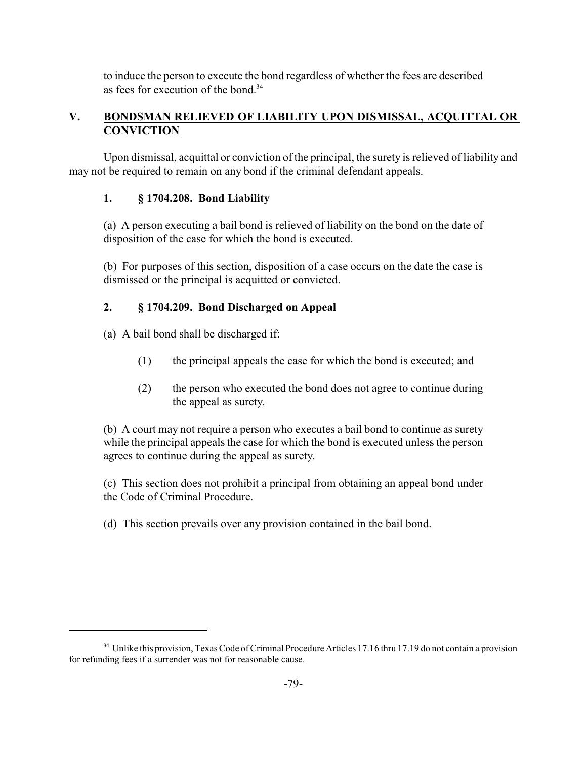to induce the person to execute the bond regardless of whether the fees are described as fees for execution of the bond.[34]

## V. BONDSMAN RELIEVED OF LIABILITY UPON DISMISSAL, ACQUITTAL OR CONVICTION

Upon dismissal, acquittal or conviction of the principal, the surety is relieved of liability and may not be required to remain on any bond if the criminal defendant appeals.

### 1. § 1704.208. Bond Liability

(a) A person executing a bail bond is relieved of liability on the bond on the date of disposition of the case for which the bond is executed.

(b) For purposes of this section, disposition of a case occurs on the date the case is dismissed or the principal is acquitted or convicted.

### 2. § 1704.209. Bond Discharged on Appeal

(a) A bail bond shall be discharged if:

(1) the principal appeals the case for which the bond is executed; and

(2) the person who executed the bond does not agree to continue during the appeal as surety.

(b) A court may not require a person who executes a bail bond to continue as surety while the principal appeals the case for which the bond is executed unless the person agrees to continue during the appeal as surety.

(c) This section does not prohibit a principal from obtaining an appeal bond under the Code of Criminal Procedure.

(d) This section prevails over any provision contained in the bail bond.

---

[34] Unlike this provision, Texas Code of Criminal Procedure Articles 17.16 thru 17.19 do not contain a provision for refunding fees if a surrender was not for reasonable cause.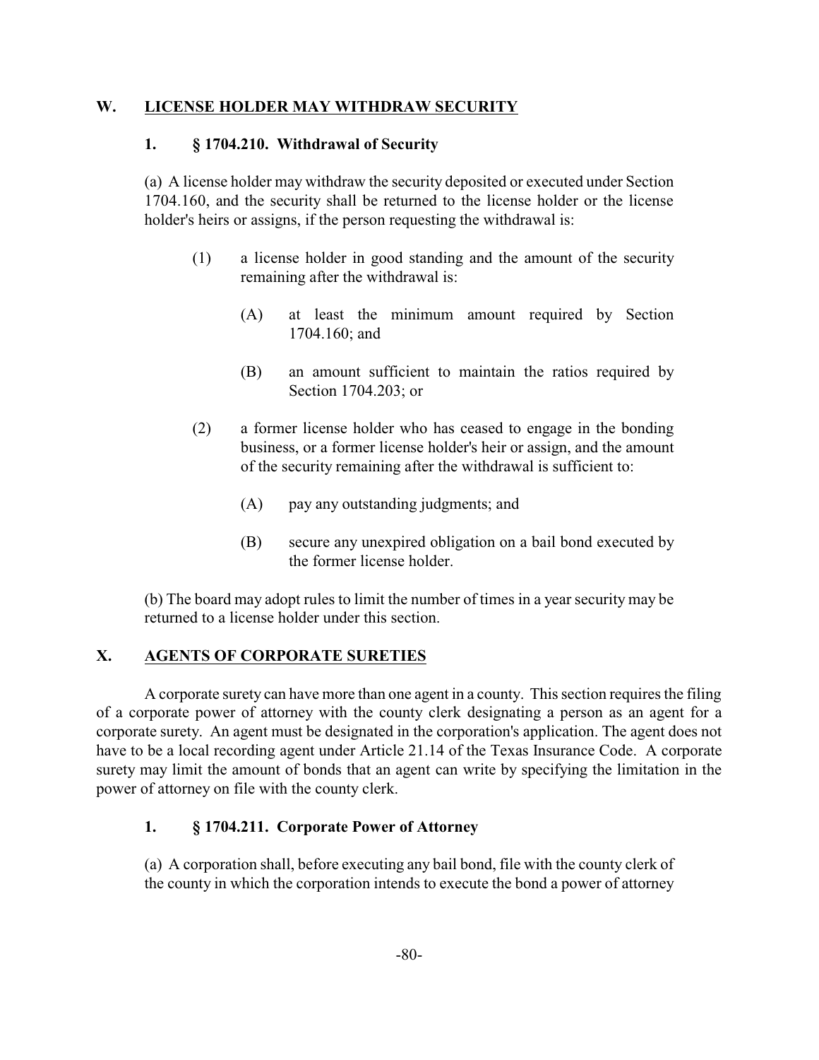## W. LICENSE HOLDER MAY WITHDRAW SECURITY

### 1. § 1704.210. Withdrawal of Security

(a) A license holder may withdraw the security deposited or executed under Section 1704.160, and the security shall be returned to the license holder or the license holder's heirs or assigns, if the person requesting the withdrawal is:

(1) a license holder in good standing and the amount of the security remaining after the withdrawal is:

(A) at least the minimum amount required by Section 1704.160; and

(B) an amount sufficient to maintain the ratios required by Section 1704.203; or

(2) a former license holder who has ceased to engage in the bonding business, or a former license holder's heir or assign, and the amount of the security remaining after the withdrawal is sufficient to:

(A) pay any outstanding judgments; and

(B) secure any unexpired obligation on a bail bond executed by the former license holder.

(b) The board may adopt rules to limit the number of times in a year security may be returned to a license holder under this section.

## X. AGENTS OF CORPORATE SURETIES

A corporate surety can have more than one agent in a county. This section requires the filing of a corporate power of attorney with the county clerk designating a person as an agent for a corporate surety. An agent must be designated in the corporation's application. The agent does not have to be a local recording agent under Article 21.14 of the Texas Insurance Code. A corporate surety may limit the amount of bonds that an agent can write by specifying the limitation in the power of attorney on file with the county clerk.

### 1. § 1704.211. Corporate Power of Attorney

(a) A corporation shall, before executing any bail bond, file with the county clerk of the county in which the corporation intends to execute the bond a power of attorney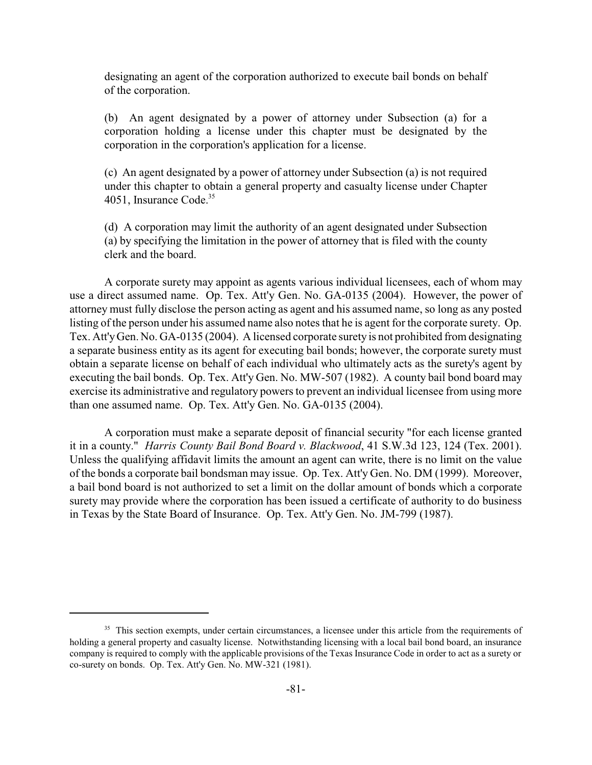designating an agent of the corporation authorized to execute bail bonds on behalf of the corporation.

(b) An agent designated by a power of attorney under Subsection (a) for a corporation holding a license under this chapter must be designated by the corporation in the corporation's application for a license.

(c) An agent designated by a power of attorney under Subsection (a) is not required under this chapter to obtain a general property and casualty license under Chapter 4051, Insurance Code.[35]

(d) A corporation may limit the authority of an agent designated under Subsection (a) by specifying the limitation in the power of attorney that is filed with the county clerk and the board.

A corporate surety may appoint as agents various individual licensees, each of whom may use a direct assumed name. Op. Tex. Att'y Gen. No. GA-0135 (2004). However, the power of attorney must fully disclose the person acting as agent and his assumed name, so long as any posted listing of the person under his assumed name also notes that he is agent for the corporate surety. Op. Tex. Att'y Gen. No. GA-0135 (2004). A licensed corporate surety is not prohibited from designating a separate business entity as its agent for executing bail bonds; however, the corporate surety must obtain a separate license on behalf of each individual who ultimately acts as the surety's agent by executing the bail bonds. Op. Tex. Att'y Gen. No. MW-507 (1982). A county bail bond board may exercise its administrative and regulatory powers to prevent an individual licensee from using more than one assumed name. Op. Tex. Att'y Gen. No. GA-0135 (2004).

A corporation must make a separate deposit of financial security "for each license granted it in a county." *Harris County Bail Bond Board v. Blackwood*, 41 S.W.3d 123, 124 (Tex. 2001). Unless the qualifying affidavit limits the amount an agent can write, there is no limit on the value of the bonds a corporate bail bondsman may issue. Op. Tex. Att'y Gen. No. DM (1999). Moreover, a bail bond board is not authorized to set a limit on the dollar amount of bonds which a corporate surety may provide where the corporation has been issued a certificate of authority to do business in Texas by the State Board of Insurance. Op. Tex. Att'y Gen. No. JM-799 (1987).

---

[35] This section exempts, under certain circumstances, a licensee under this article from the requirements of holding a general property and casualty license. Notwithstanding licensing with a local bail bond board, an insurance company is required to comply with the applicable provisions of the Texas Insurance Code in order to act as a surety or co-surety on bonds. Op. Tex. Att'y Gen. No. MW-321 (1981).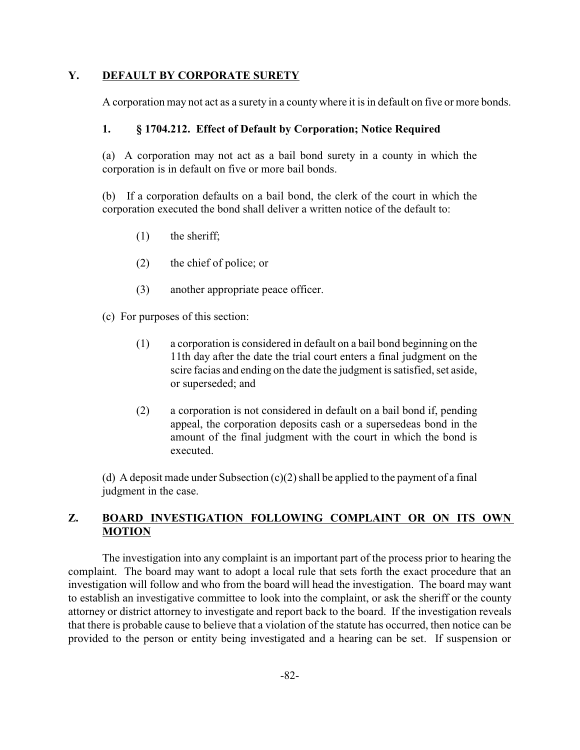## Y. DEFAULT BY CORPORATE SURETY

A corporation may not act as a surety in a county where it is in default on five or more bonds.

### 1. § 1704.212. Effect of Default by Corporation; Notice Required

(a) A corporation may not act as a bail bond surety in a county in which the corporation is in default on five or more bail bonds.

(b) If a corporation defaults on a bail bond, the clerk of the court in which the corporation executed the bond shall deliver a written notice of the default to:

(1) the sheriff;

(2) the chief of police; or

(3) another appropriate peace officer.

(c) For purposes of this section:

(1) a corporation is considered in default on a bail bond beginning on the 11th day after the date the trial court enters a final judgment on the scire facias and ending on the date the judgment is satisfied, set aside, or superseded; and

(2) a corporation is not considered in default on a bail bond if, pending appeal, the corporation deposits cash or a supersedeas bond in the amount of the final judgment with the court in which the bond is executed.

(d) A deposit made under Subsection (c)(2) shall be applied to the payment of a final judgment in the case.

## Z. BOARD INVESTIGATION FOLLOWING COMPLAINT OR ON ITS OWN MOTION

The investigation into any complaint is an important part of the process prior to hearing the complaint. The board may want to adopt a local rule that sets forth the exact procedure that an investigation will follow and who from the board will head the investigation. The board may want to establish an investigative committee to look into the complaint, or ask the sheriff or the county attorney or district attorney to investigate and report back to the board. If the investigation reveals that there is probable cause to believe that a violation of the statute has occurred, then notice can be provided to the person or entity being investigated and a hearing can be set. If suspension or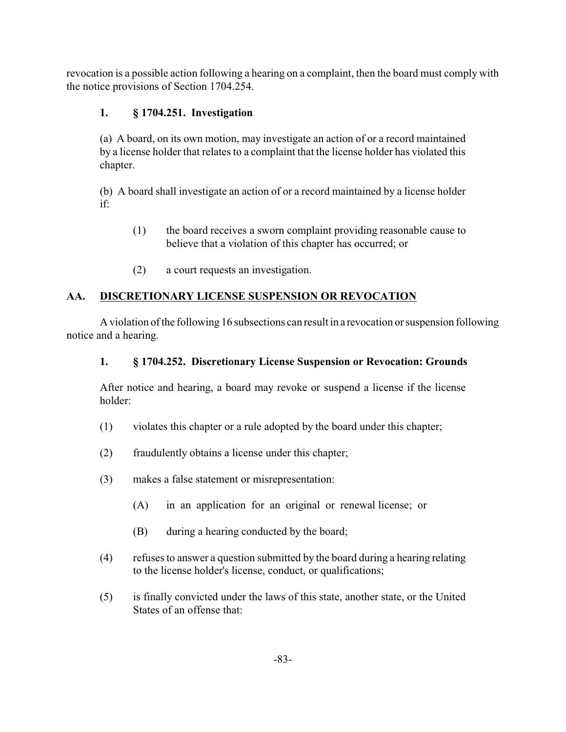revocation is a possible action following a hearing on a complaint, then the board must comply with the notice provisions of Section 1704.254.

### 1. § 1704.251. Investigation

(a) A board, on its own motion, may investigate an action of or a record maintained by a license holder that relates to a complaint that the license holder has violated this chapter.

(b) A board shall investigate an action of or a record maintained by a license holder if:

(1) the board receives a sworn complaint providing reasonable cause to believe that a violation of this chapter has occurred; or

(2) a court requests an investigation.

## AA. DISCRETIONARY LICENSE SUSPENSION OR REVOCATION

A violation of the following 16 subsections can result in a revocation or suspension following notice and a hearing.

### 1. § 1704.252. Discretionary License Suspension or Revocation: Grounds

After notice and hearing, a board may revoke or suspend a license if the license holder:

(1) violates this chapter or a rule adopted by the board under this chapter;

(2) fraudulently obtains a license under this chapter;

(3) makes a false statement or misrepresentation:

(A) in an application for an original or renewal license; or

(B) during a hearing conducted by the board;

(4) refuses to answer a question submitted by the board during a hearing relating to the license holder's license, conduct, or qualifications;

(5) is finally convicted under the laws of this state, another state, or the United States of an offense that: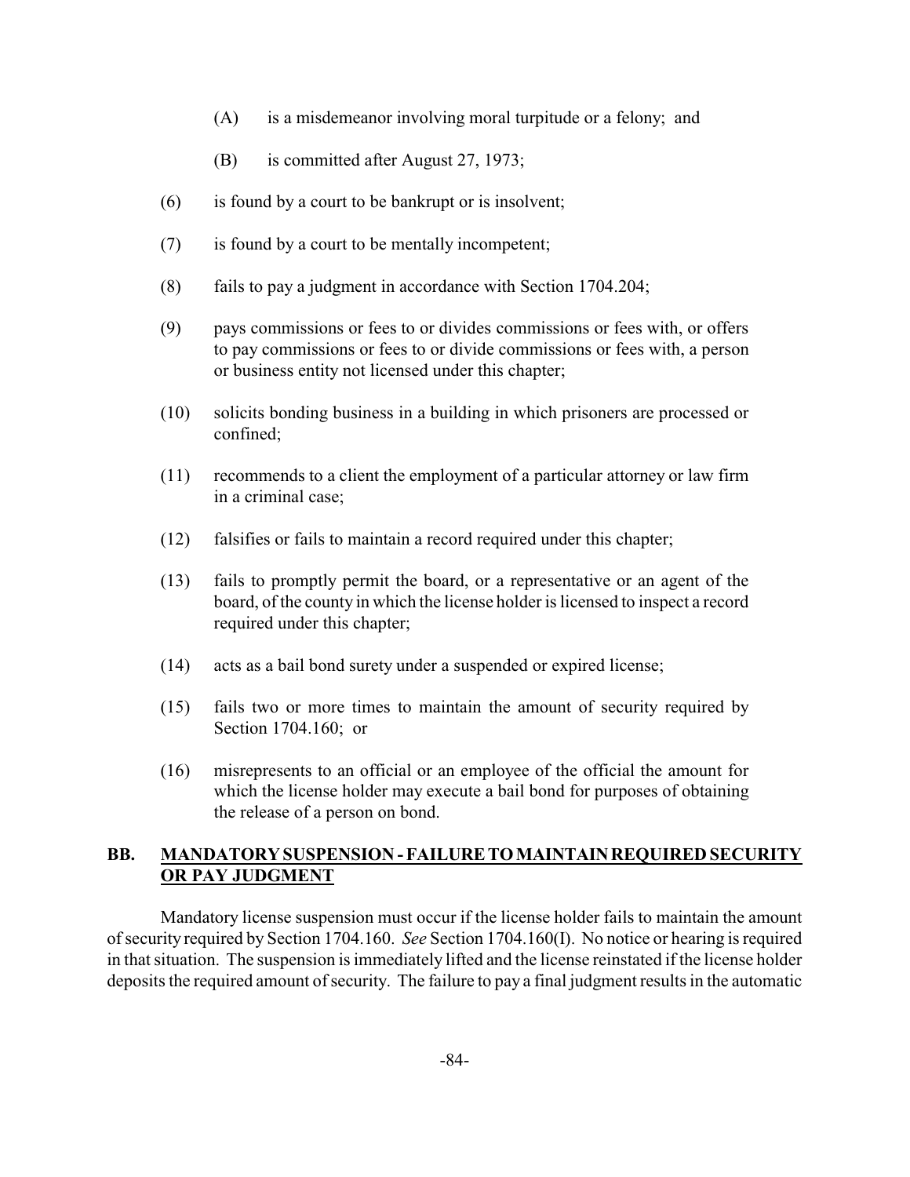(A) is a misdemeanor involving moral turpitude or a felony; and

(B) is committed after August 27, 1973;

(6) is found by a court to be bankrupt or is insolvent;

(7) is found by a court to be mentally incompetent;

(8) fails to pay a judgment in accordance with Section 1704.204;

(9) pays commissions or fees to or divides commissions or fees with, or offers to pay commissions or fees to or divide commissions or fees with, a person or business entity not licensed under this chapter;

(10) solicits bonding business in a building in which prisoners are processed or confined;

(11) recommends to a client the employment of a particular attorney or law firm in a criminal case;

(12) falsifies or fails to maintain a record required under this chapter;

(13) fails to promptly permit the board, or a representative or an agent of the board, of the county in which the license holder is licensed to inspect a record required under this chapter;

(14) acts as a bail bond surety under a suspended or expired license;

(15) fails two or more times to maintain the amount of security required by Section 1704.160; or

(16) misrepresents to an official or an employee of the official the amount for which the license holder may execute a bail bond for purposes of obtaining the release of a person on bond.

## BB. MANDATORY SUSPENSION - FAILURE TO MAINTAIN REQUIRED SECURITY OR PAY JUDGMENT

Mandatory license suspension must occur if the license holder fails to maintain the amount of security required by Section 1704.160. *See* Section 1704.160(I). No notice or hearing is required in that situation. The suspension is immediately lifted and the license reinstated if the license holder deposits the required amount of security. The failure to pay a final judgment results in the automatic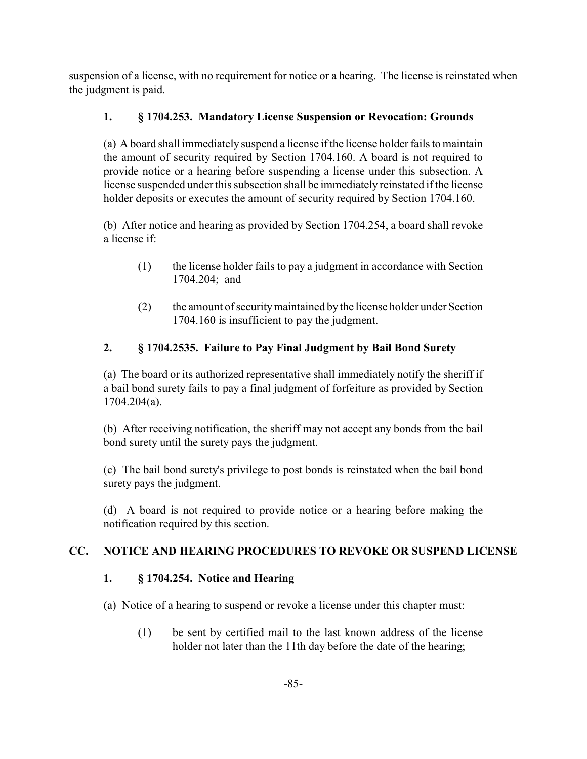suspension of a license, with no requirement for notice or a hearing. The license is reinstated when the judgment is paid.

### 1. § 1704.253. Mandatory License Suspension or Revocation: Grounds

(a) A board shall immediately suspend a license if the license holder fails to maintain the amount of security required by Section 1704.160. A board is not required to provide notice or a hearing before suspending a license under this subsection. A license suspended under this subsection shall be immediately reinstated if the license holder deposits or executes the amount of security required by Section 1704.160.

(b) After notice and hearing as provided by Section 1704.254, a board shall revoke a license if:

(1) the license holder fails to pay a judgment in accordance with Section 1704.204; and

(2) the amount of security maintained by the license holder under Section 1704.160 is insufficient to pay the judgment.

### 2. § 1704.2535. Failure to Pay Final Judgment by Bail Bond Surety

(a) The board or its authorized representative shall immediately notify the sheriff if a bail bond surety fails to pay a final judgment of forfeiture as provided by Section 1704.204(a).

(b) After receiving notification, the sheriff may not accept any bonds from the bail bond surety until the surety pays the judgment.

(c) The bail bond surety's privilege to post bonds is reinstated when the bail bond surety pays the judgment.

(d) A board is not required to provide notice or a hearing before making the notification required by this section.

## CC. NOTICE AND HEARING PROCEDURES TO REVOKE OR SUSPEND LICENSE

### 1. § 1704.254. Notice and Hearing

(a) Notice of a hearing to suspend or revoke a license under this chapter must:

(1) be sent by certified mail to the last known address of the license holder not later than the 11th day before the date of the hearing;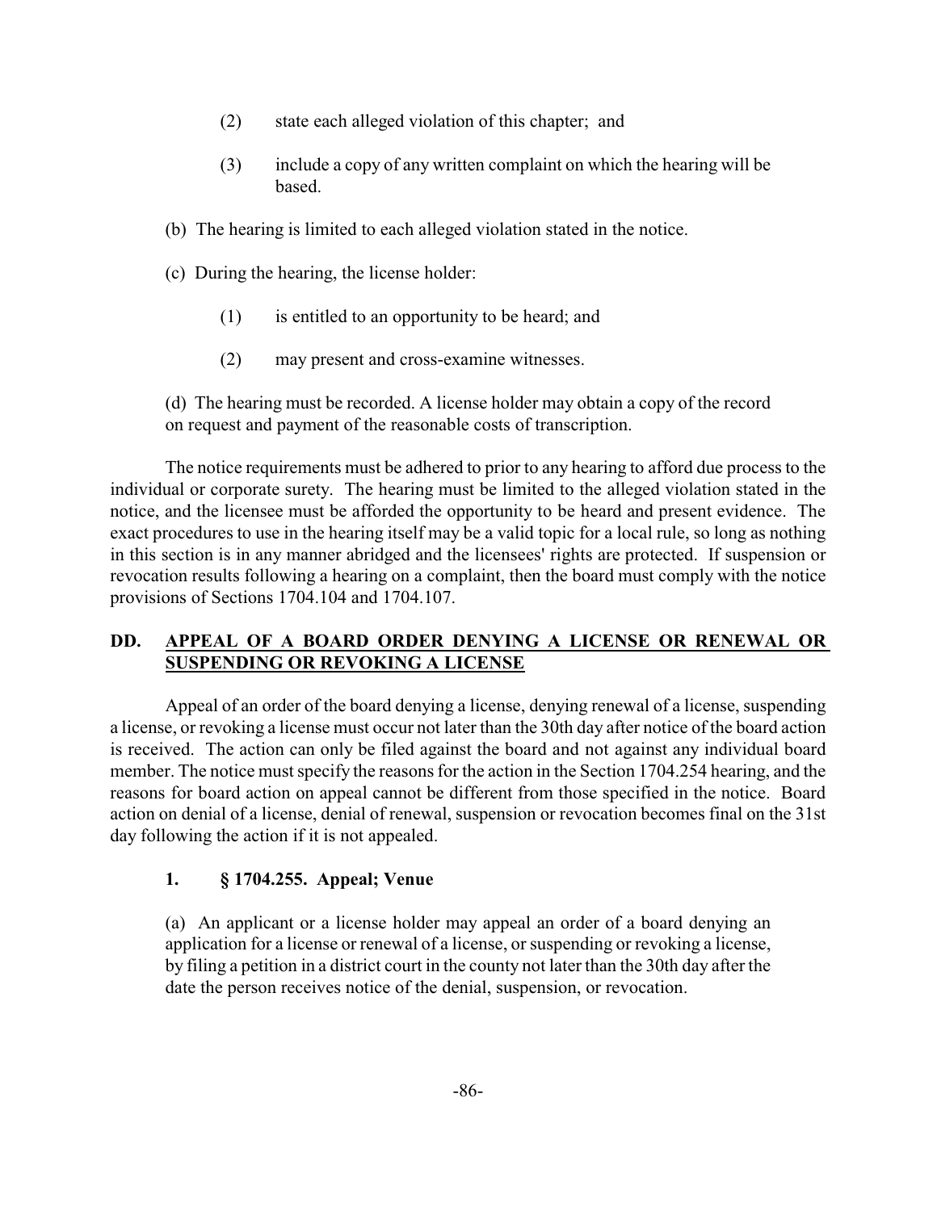(2) state each alleged violation of this chapter; and

(3) include a copy of any written complaint on which the hearing will be based.

(b) The hearing is limited to each alleged violation stated in the notice.

(c) During the hearing, the license holder:

(1) is entitled to an opportunity to be heard; and

(2) may present and cross-examine witnesses.

(d) The hearing must be recorded. A license holder may obtain a copy of the record on request and payment of the reasonable costs of transcription.

The notice requirements must be adhered to prior to any hearing to afford due process to the individual or corporate surety. The hearing must be limited to the alleged violation stated in the notice, and the licensee must be afforded the opportunity to be heard and present evidence. The exact procedures to use in the hearing itself may be a valid topic for a local rule, so long as nothing in this section is in any manner abridged and the licensees' rights are protected. If suspension or revocation results following a hearing on a complaint, then the board must comply with the notice provisions of Sections 1704.104 and 1704.107.

## DD. APPEAL OF A BOARD ORDER DENYING A LICENSE OR RENEWAL OR SUSPENDING OR REVOKING A LICENSE

Appeal of an order of the board denying a license, denying renewal of a license, suspending a license, or revoking a license must occur not later than the 30th day after notice of the board action is received. The action can only be filed against the board and not against any individual board member. The notice must specify the reasons for the action in the Section 1704.254 hearing, and the reasons for board action on appeal cannot be different from those specified in the notice. Board action on denial of a license, denial of renewal, suspension or revocation becomes final on the 31st day following the action if it is not appealed.

### 1. § 1704.255. Appeal; Venue

(a) An applicant or a license holder may appeal an order of a board denying an application for a license or renewal of a license, or suspending or revoking a license, by filing a petition in a district court in the county not later than the 30th day after the date the person receives notice of the denial, suspension, or revocation.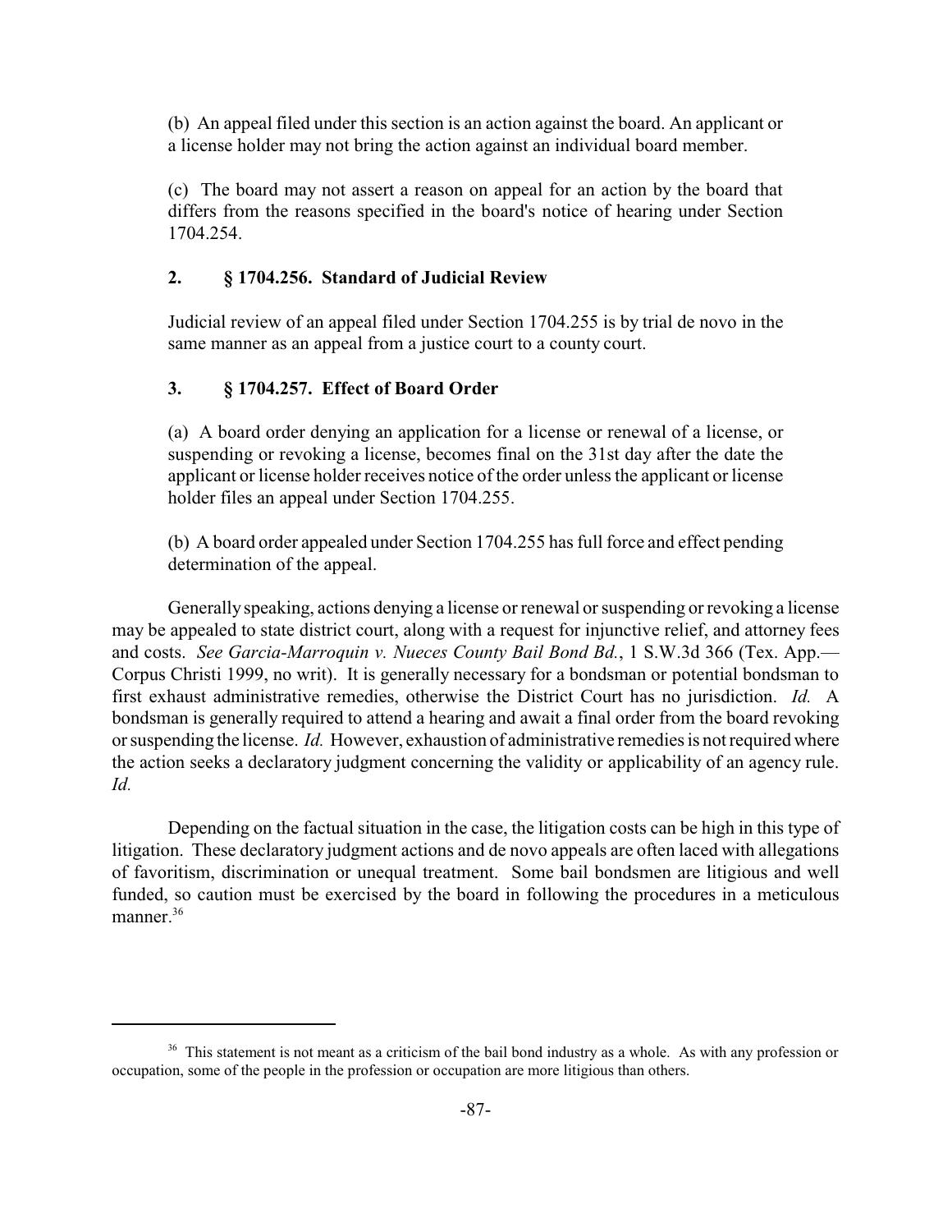(b) An appeal filed under this section is an action against the board. An applicant or a license holder may not bring the action against an individual board member.

(c) The board may not assert a reason on appeal for an action by the board that differs from the reasons specified in the board's notice of hearing under Section 1704.254.

### 2. § 1704.256. Standard of Judicial Review

Judicial review of an appeal filed under Section 1704.255 is by trial de novo in the same manner as an appeal from a justice court to a county court.

### 3. § 1704.257. Effect of Board Order

(a) A board order denying an application for a license or renewal of a license, or suspending or revoking a license, becomes final on the 31st day after the date the applicant or license holder receives notice of the order unless the applicant or license holder files an appeal under Section 1704.255.

(b) A board order appealed under Section 1704.255 has full force and effect pending determination of the appeal.

Generally speaking, actions denying a license or renewal or suspending or revoking a license may be appealed to state district court, along with a request for injunctive relief, and attorney fees and costs. *See Garcia-Marroquin v. Nueces County Bail Bond Bd.*, 1 S.W.3d 366 (Tex. App.—Corpus Christi 1999, no writ). It is generally necessary for a bondsman or potential bondsman to first exhaust administrative remedies, otherwise the District Court has no jurisdiction. *Id.* A bondsman is generally required to attend a hearing and await a final order from the board revoking or suspending the license. *Id.* However, exhaustion of administrative remedies is not required where the action seeks a declaratory judgment concerning the validity or applicability of an agency rule. *Id.*

Depending on the factual situation in the case, the litigation costs can be high in this type of litigation. These declaratory judgment actions and de novo appeals are often laced with allegations of favoritism, discrimination or unequal treatment. Some bail bondsmen are litigious and well funded, so caution must be exercised by the board in following the procedures in a meticulous manner.[36]

---

[36] This statement is not meant as a criticism of the bail bond industry as a whole. As with any profession or occupation, some of the people in the profession or occupation are more litigious than others.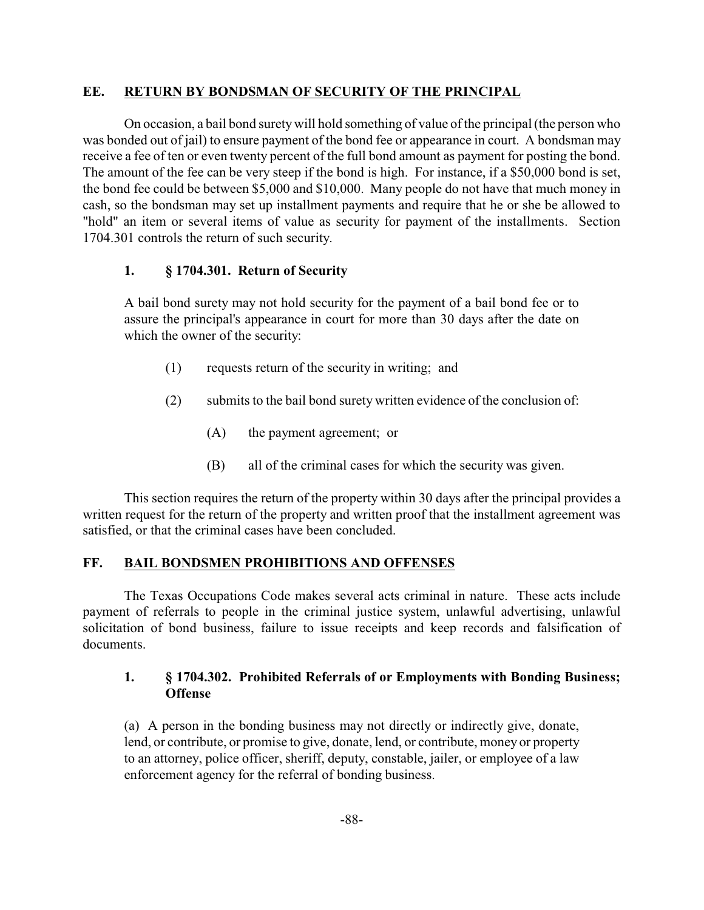## EE. RETURN BY BONDSMAN OF SECURITY OF THE PRINCIPAL

On occasion, a bail bond surety will hold something of value of the principal (the person who was bonded out of jail) to ensure payment of the bond fee or appearance in court. A bondsman may receive a fee of ten or even twenty percent of the full bond amount as payment for posting the bond. The amount of the fee can be very steep if the bond is high. For instance, if a $50,000 bond is set, the bond fee could be between $5,000 and $10,000. Many people do not have that much money in cash, so the bondsman may set up installment payments and require that he or she be allowed to "hold" an item or several items of value as security for payment of the installments. Section 1704.301 controls the return of such security.

### 1. § 1704.301. Return of Security

> A bail bond surety may not hold security for the payment of a bail bond fee or to assure the principal's appearance in court for more than 30 days after the date on which the owner of the security:
>
> (1) requests return of the security in writing; and
>
> (2) submits to the bail bond surety written evidence of the conclusion of:
>
> (A) the payment agreement; or
>
> (B) all of the criminal cases for which the security was given.

This section requires the return of the property within 30 days after the principal provides a written request for the return of the property and written proof that the installment agreement was satisfied, or that the criminal cases have been concluded.

## FF. BAIL BONDSMEN PROHIBITIONS AND OFFENSES

The Texas Occupations Code makes several acts criminal in nature. These acts include payment of referrals to people in the criminal justice system, unlawful advertising, unlawful solicitation of bond business, failure to issue receipts and keep records and falsification of documents.

### 1. § 1704.302. Prohibited Referrals of or Employments with Bonding Business; Offense

> (a) A person in the bonding business may not directly or indirectly give, donate, lend, or contribute, or promise to give, donate, lend, or contribute, money or property to an attorney, police officer, sheriff, deputy, constable, jailer, or employee of a law enforcement agency for the referral of bonding business.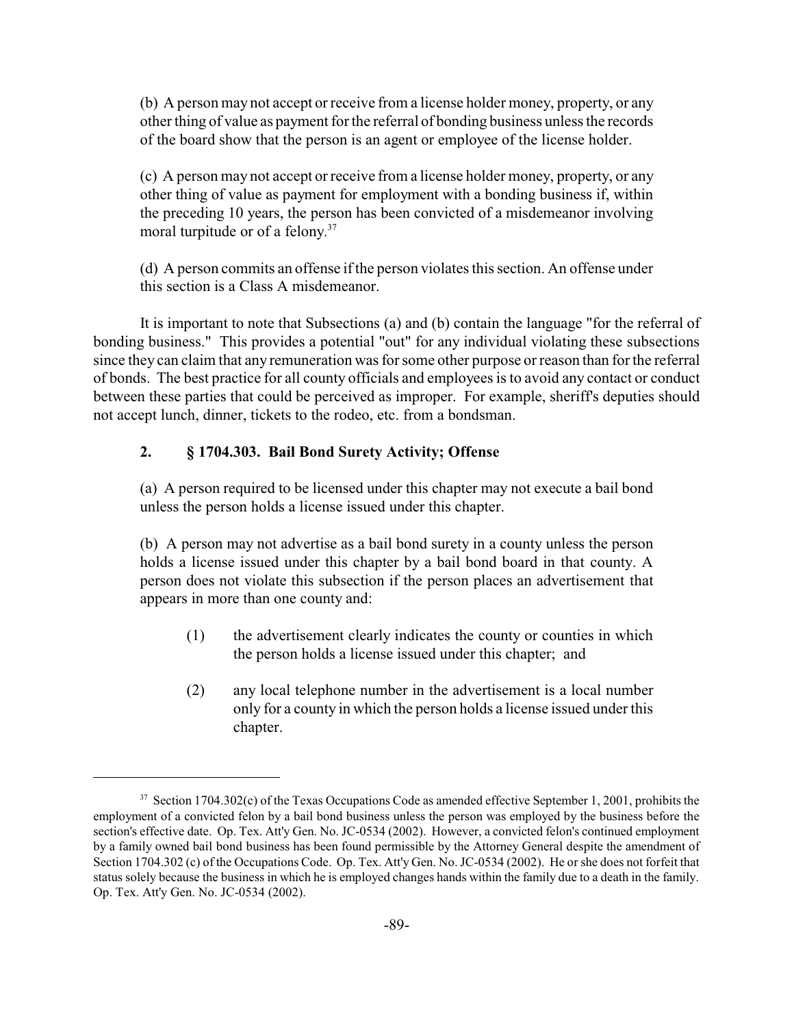(b) A person may not accept or receive from a license holder money, property, or any other thing of value as payment for the referral of bonding business unless the records of the board show that the person is an agent or employee of the license holder.

(c) A person may not accept or receive from a license holder money, property, or any other thing of value as payment for employment with a bonding business if, within the preceding 10 years, the person has been convicted of a misdemeanor involving moral turpitude or of a felony.[37]

(d) A person commits an offense if the person violates this section. An offense under this section is a Class A misdemeanor.

It is important to note that Subsections (a) and (b) contain the language "for the referral of bonding business." This provides a potential "out" for any individual violating these subsections since they can claim that any remuneration was for some other purpose or reason than for the referral of bonds. The best practice for all county officials and employees is to avoid any contact or conduct between these parties that could be perceived as improper. For example, sheriff's deputies should not accept lunch, dinner, tickets to the rodeo, etc. from a bondsman.

### 2. § 1704.303. Bail Bond Surety Activity; Offense

(a) A person required to be licensed under this chapter may not execute a bail bond unless the person holds a license issued under this chapter.

(b) A person may not advertise as a bail bond surety in a county unless the person holds a license issued under this chapter by a bail bond board in that county. A person does not violate this subsection if the person places an advertisement that appears in more than one county and:

(1) the advertisement clearly indicates the county or counties in which the person holds a license issued under this chapter; and

(2) any local telephone number in the advertisement is a local number only for a county in which the person holds a license issued under this chapter.

---

[37] Section 1704.302(c) of the Texas Occupations Code as amended effective September 1, 2001, prohibits the employment of a convicted felon by a bail bond business unless the person was employed by the business before the section's effective date. Op. Tex. Att'y Gen. No. JC-0534 (2002). However, a convicted felon's continued employment by a family owned bail bond business has been found permissible by the Attorney General despite the amendment of Section 1704.302 (c) of the Occupations Code. Op. Tex. Att'y Gen. No. JC-0534 (2002). He or she does not forfeit that status solely because the business in which he is employed changes hands within the family due to a death in the family. Op. Tex. Att'y Gen. No. JC-0534 (2002).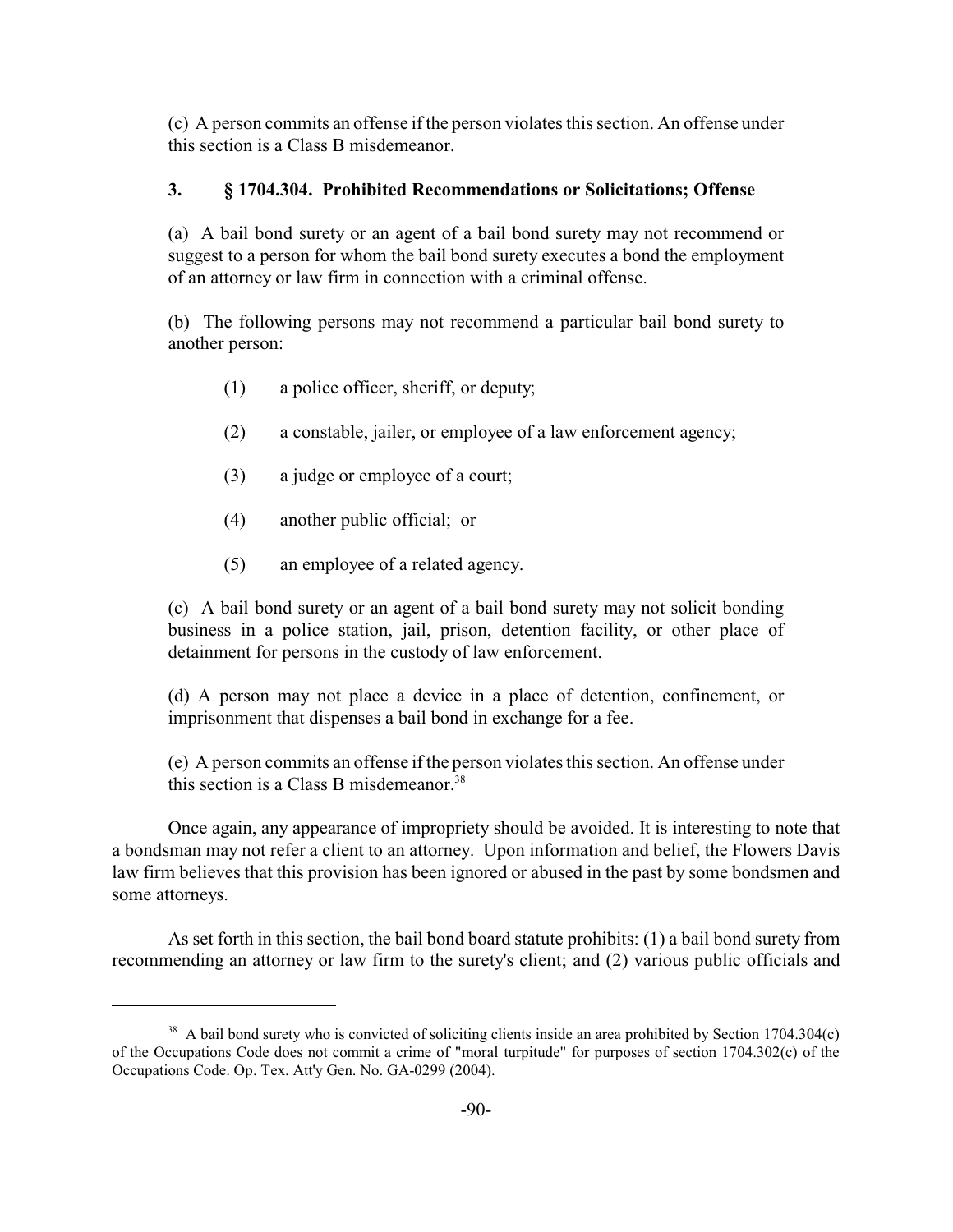(c) A person commits an offense if the person violates this section. An offense under this section is a Class B misdemeanor.

### 3. § 1704.304. Prohibited Recommendations or Solicitations; Offense

(a) A bail bond surety or an agent of a bail bond surety may not recommend or suggest to a person for whom the bail bond surety executes a bond the employment of an attorney or law firm in connection with a criminal offense.

(b) The following persons may not recommend a particular bail bond surety to another person:

(1) a police officer, sheriff, or deputy;

(2) a constable, jailer, or employee of a law enforcement agency;

(3) a judge or employee of a court;

(4) another public official; or

(5) an employee of a related agency.

(c) A bail bond surety or an agent of a bail bond surety may not solicit bonding business in a police station, jail, prison, detention facility, or other place of detainment for persons in the custody of law enforcement.

(d) A person may not place a device in a place of detention, confinement, or imprisonment that dispenses a bail bond in exchange for a fee.

(e) A person commits an offense if the person violates this section. An offense under this section is a Class B misdemeanor.[38]

Once again, any appearance of impropriety should be avoided. It is interesting to note that a bondsman may not refer a client to an attorney. Upon information and belief, the Flowers Davis law firm believes that this provision has been ignored or abused in the past by some bondsmen and some attorneys.

As set forth in this section, the bail bond board statute prohibits: (1) a bail bond surety from recommending an attorney or law firm to the surety's client; and (2) various public officials and

---

[38] A bail bond surety who is convicted of soliciting clients inside an area prohibited by Section 1704.304(c) of the Occupations Code does not commit a crime of "moral turpitude" for purposes of section 1704.302(c) of the Occupations Code. Op. Tex. Att'y Gen. No. GA-0299 (2004).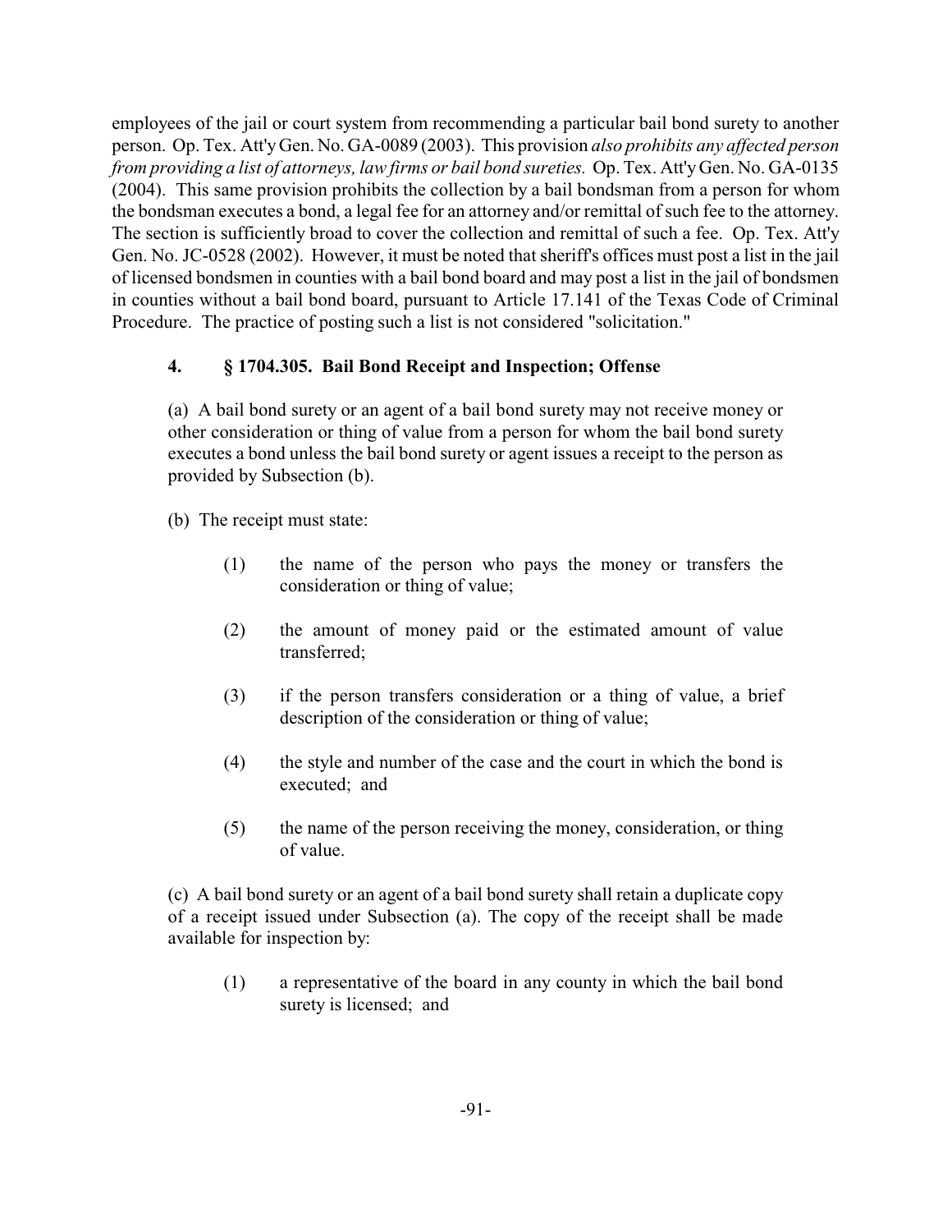employees of the jail or court system from recommending a particular bail bond surety to another person. Op. Tex. Att'y Gen. No. GA-0089 (2003). This provision *also prohibits any affected person from providing a list of attorneys, law firms or bail bond sureties.* Op. Tex. Att'y Gen. No. GA-0135 (2004). This same provision prohibits the collection by a bail bondsman from a person for whom the bondsman executes a bond, a legal fee for an attorney and/or remittal of such fee to the attorney. The section is sufficiently broad to cover the collection and remittal of such a fee. Op. Tex. Att'y Gen. No. JC-0528 (2002). However, it must be noted that sheriff's offices must post a list in the jail of licensed bondsmen in counties with a bail bond board and may post a list in the jail of bondsmen in counties without a bail bond board, pursuant to Article 17.141 of the Texas Code of Criminal Procedure. The practice of posting such a list is not considered "solicitation."

### 4. § 1704.305. Bail Bond Receipt and Inspection; Offense

(a) A bail bond surety or an agent of a bail bond surety may not receive money or other consideration or thing of value from a person for whom the bail bond surety executes a bond unless the bail bond surety or agent issues a receipt to the person as provided by Subsection (b).

(b) The receipt must state:

(1) the name of the person who pays the money or transfers the consideration or thing of value;

(2) the amount of money paid or the estimated amount of value transferred;

(3) if the person transfers consideration or a thing of value, a brief description of the consideration or thing of value;

(4) the style and number of the case and the court in which the bond is executed; and

(5) the name of the person receiving the money, consideration, or thing of value.

(c) A bail bond surety or an agent of a bail bond surety shall retain a duplicate copy of a receipt issued under Subsection (a). The copy of the receipt shall be made available for inspection by:

(1) a representative of the board in any county in which the bail bond surety is licensed; and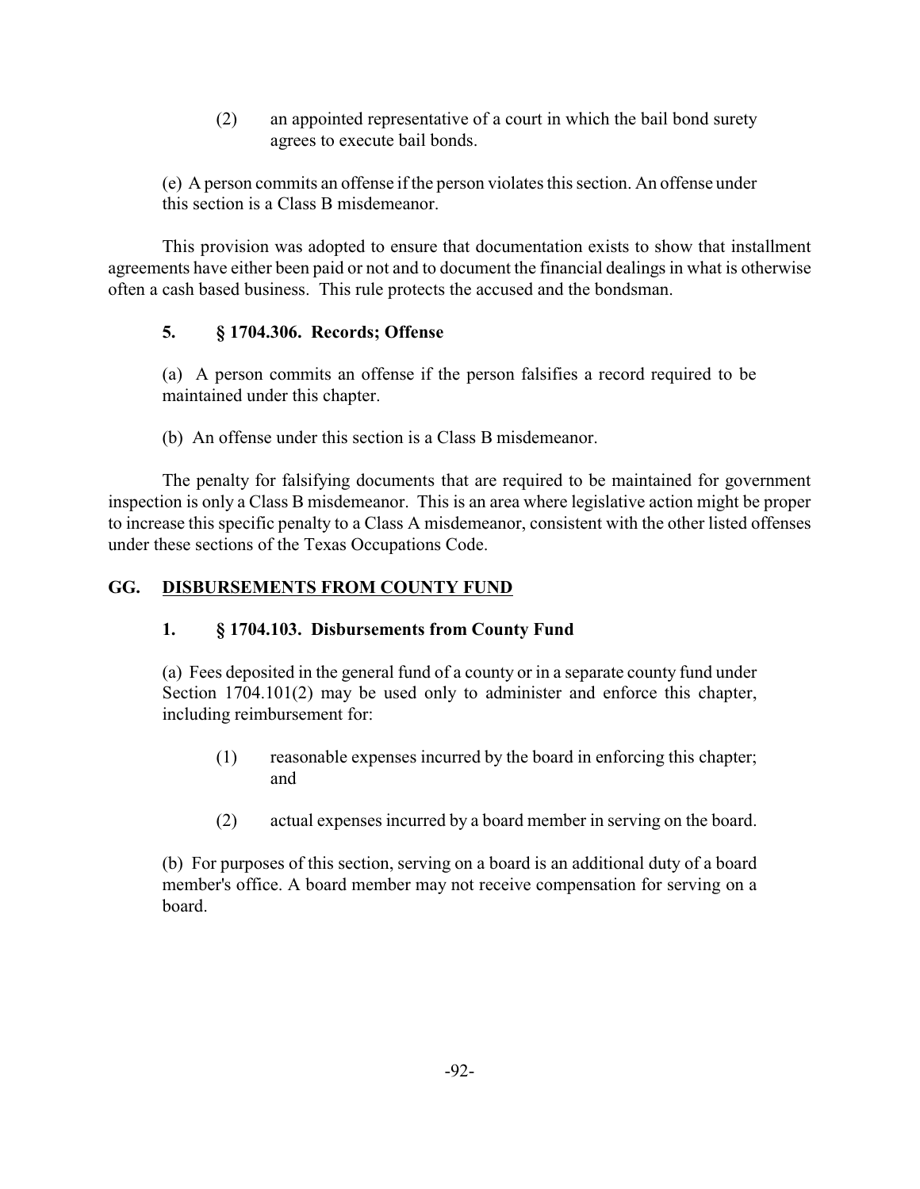(2) an appointed representative of a court in which the bail bond surety agrees to execute bail bonds.

(e) A person commits an offense if the person violates this section. An offense under this section is a Class B misdemeanor.

This provision was adopted to ensure that documentation exists to show that installment agreements have either been paid or not and to document the financial dealings in what is otherwise often a cash based business. This rule protects the accused and the bondsman.

### 5. § 1704.306. Records; Offense

(a) A person commits an offense if the person falsifies a record required to be maintained under this chapter.

(b) An offense under this section is a Class B misdemeanor.

The penalty for falsifying documents that are required to be maintained for government inspection is only a Class B misdemeanor. This is an area where legislative action might be proper to increase this specific penalty to a Class A misdemeanor, consistent with the other listed offenses under these sections of the Texas Occupations Code.

## GG. DISBURSEMENTS FROM COUNTY FUND

### 1. § 1704.103. Disbursements from County Fund

(a) Fees deposited in the general fund of a county or in a separate county fund under Section 1704.101(2) may be used only to administer and enforce this chapter, including reimbursement for:

(1) reasonable expenses incurred by the board in enforcing this chapter; and

(2) actual expenses incurred by a board member in serving on the board.

(b) For purposes of this section, serving on a board is an additional duty of a board member's office. A board member may not receive compensation for serving on a board.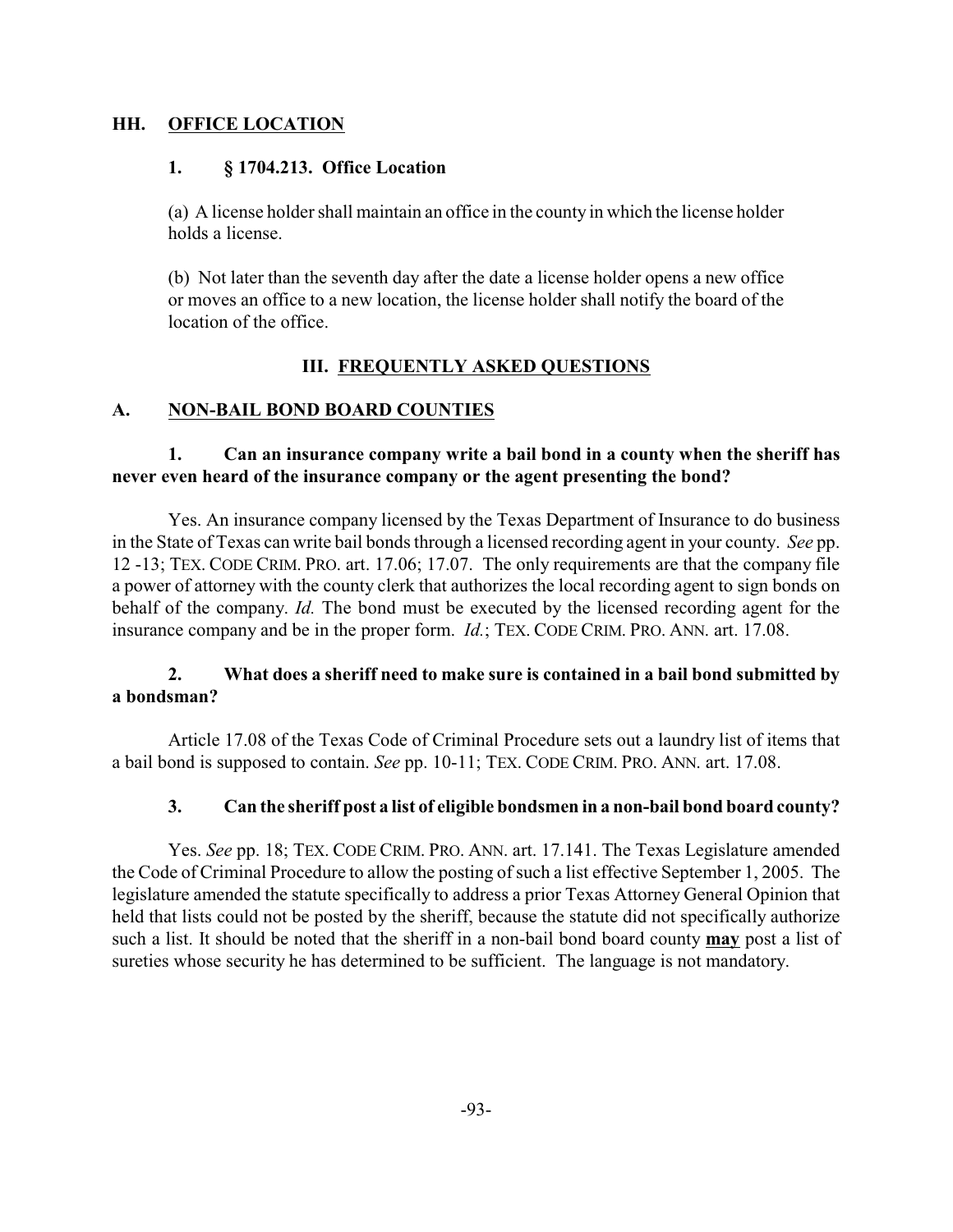## HH. OFFICE LOCATION

### 1. § 1704.213. Office Location

(a) A license holder shall maintain an office in the county in which the license holder holds a license.

(b) Not later than the seventh day after the date a license holder opens a new office or moves an office to a new location, the license holder shall notify the board of the location of the office.

# III. FREQUENTLY ASKED QUESTIONS

## A. NON-BAIL BOND BOARD COUNTIES

**1. Can an insurance company write a bail bond in a county when the sheriff has never even heard of the insurance company or the agent presenting the bond?**

Yes. An insurance company licensed by the Texas Department of Insurance to do business in the State of Texas can write bail bonds through a licensed recording agent in your county. *See* pp. 12 -13; TEX. CODE CRIM. PRO. art. 17.06; 17.07. The only requirements are that the company file a power of attorney with the county clerk that authorizes the local recording agent to sign bonds on behalf of the company. *Id.* The bond must be executed by the licensed recording agent for the insurance company and be in the proper form. *Id.*; TEX. CODE CRIM. PRO. ANN. art. 17.08.

**2. What does a sheriff need to make sure is contained in a bail bond submitted by a bondsman?**

Article 17.08 of the Texas Code of Criminal Procedure sets out a laundry list of items that a bail bond is supposed to contain. *See* pp. 10-11; TEX. CODE CRIM. PRO. ANN. art. 17.08.

**3. Can the sheriff post a list of eligible bondsmen in a non-bail bond board county?**

Yes. *See* pp. 18; TEX. CODE CRIM. PRO. ANN. art. 17.141. The Texas Legislature amended the Code of Criminal Procedure to allow the posting of such a list effective September 1, 2005. The legislature amended the statute specifically to address a prior Texas Attorney General Opinion that held that lists could not be posted by the sheriff, because the statute did not specifically authorize such a list. It should be noted that the sheriff in a non-bail bond board county **may** post a list of sureties whose security he has determined to be sufficient. The language is not mandatory.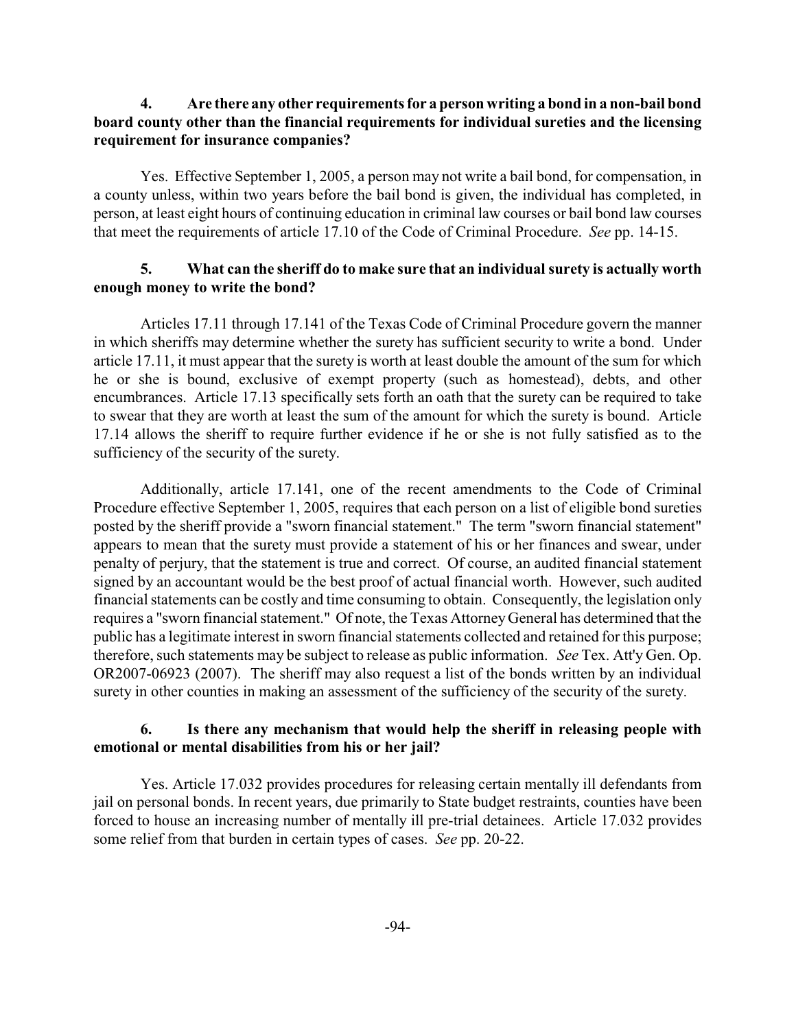**4. Are there any other requirements for a person writing a bond in a non-bail bond board county other than the financial requirements for individual sureties and the licensing requirement for insurance companies?**

Yes. Effective September 1, 2005, a person may not write a bail bond, for compensation, in a county unless, within two years before the bail bond is given, the individual has completed, in person, at least eight hours of continuing education in criminal law courses or bail bond law courses that meet the requirements of article 17.10 of the Code of Criminal Procedure. *See* pp. 14-15.

**5. What can the sheriff do to make sure that an individual surety is actually worth enough money to write the bond?**

Articles 17.11 through 17.141 of the Texas Code of Criminal Procedure govern the manner in which sheriffs may determine whether the surety has sufficient security to write a bond. Under article 17.11, it must appear that the surety is worth at least double the amount of the sum for which he or she is bound, exclusive of exempt property (such as homestead), debts, and other encumbrances. Article 17.13 specifically sets forth an oath that the surety can be required to take to swear that they are worth at least the sum of the amount for which the surety is bound. Article 17.14 allows the sheriff to require further evidence if he or she is not fully satisfied as to the sufficiency of the security of the surety.

Additionally, article 17.141, one of the recent amendments to the Code of Criminal Procedure effective September 1, 2005, requires that each person on a list of eligible bond sureties posted by the sheriff provide a "sworn financial statement." The term "sworn financial statement" appears to mean that the surety must provide a statement of his or her finances and swear, under penalty of perjury, that the statement is true and correct. Of course, an audited financial statement signed by an accountant would be the best proof of actual financial worth. However, such audited financial statements can be costly and time consuming to obtain. Consequently, the legislation only requires a "sworn financial statement." Of note, the Texas Attorney General has determined that the public has a legitimate interest in sworn financial statements collected and retained for this purpose; therefore, such statements may be subject to release as public information. *See* Tex. Att'y Gen. Op. OR2007-06923 (2007). The sheriff may also request a list of the bonds written by an individual surety in other counties in making an assessment of the sufficiency of the security of the surety.

**6. Is there any mechanism that would help the sheriff in releasing people with emotional or mental disabilities from his or her jail?**

Yes. Article 17.032 provides procedures for releasing certain mentally ill defendants from jail on personal bonds. In recent years, due primarily to State budget restraints, counties have been forced to house an increasing number of mentally ill pre-trial detainees. Article 17.032 provides some relief from that burden in certain types of cases. *See* pp. 20-22.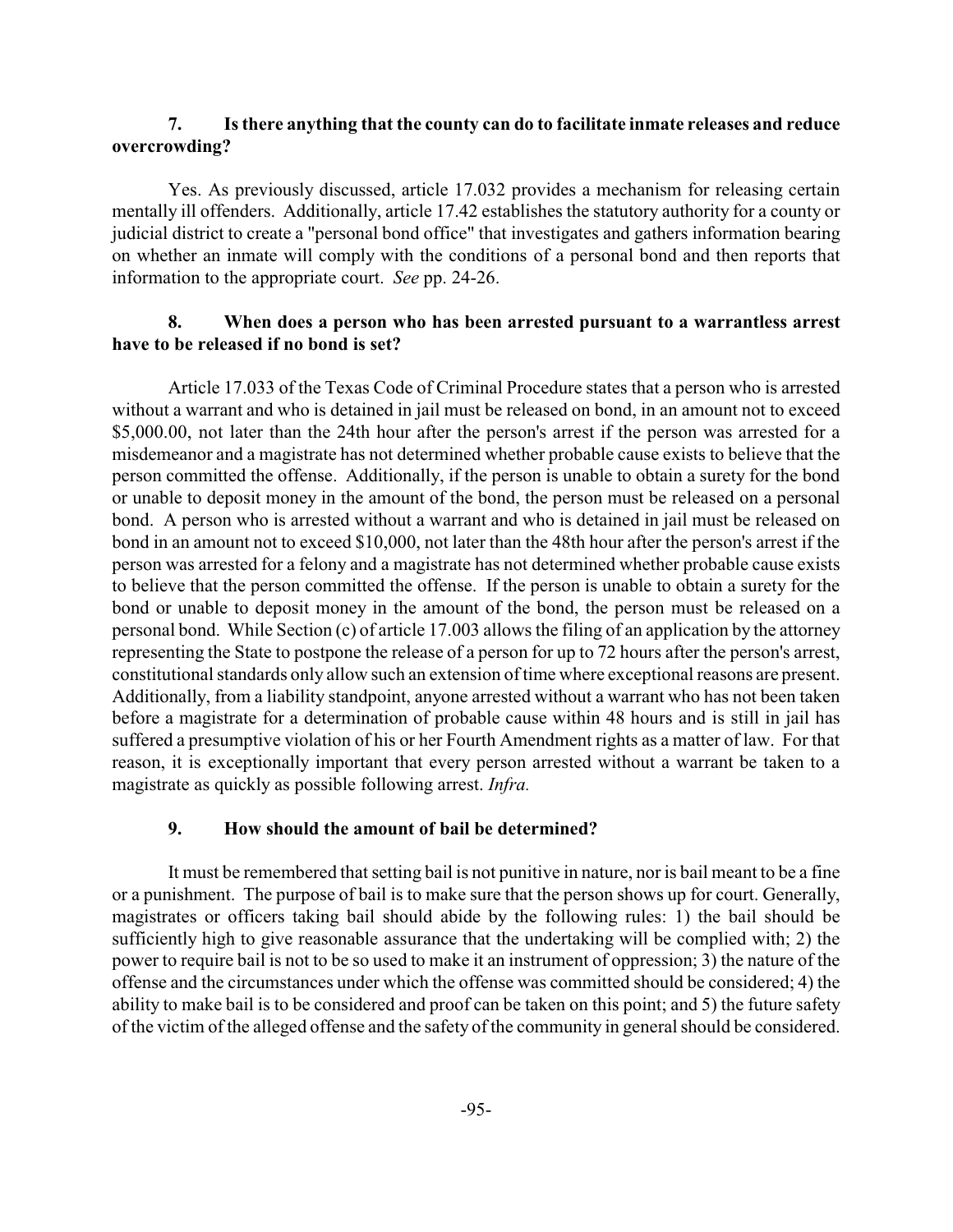**7. Is there anything that the county can do to facilitate inmate releases and reduce overcrowding?**

Yes. As previously discussed, article 17.032 provides a mechanism for releasing certain mentally ill offenders. Additionally, article 17.42 establishes the statutory authority for a county or judicial district to create a "personal bond office" that investigates and gathers information bearing on whether an inmate will comply with the conditions of a personal bond and then reports that information to the appropriate court. *See* pp. 24-26.

**8. When does a person who has been arrested pursuant to a warrantless arrest have to be released if no bond is set?**

Article 17.033 of the Texas Code of Criminal Procedure states that a person who is arrested without a warrant and who is detained in jail must be released on bond, in an amount not to exceed $5,000.00, not later than the 24th hour after the person's arrest if the person was arrested for a misdemeanor and a magistrate has not determined whether probable cause exists to believe that the person committed the offense. Additionally, if the person is unable to obtain a surety for the bond or unable to deposit money in the amount of the bond, the person must be released on a personal bond. A person who is arrested without a warrant and who is detained in jail must be released on bond in an amount not to exceed $10,000, not later than the 48th hour after the person's arrest if the person was arrested for a felony and a magistrate has not determined whether probable cause exists to believe that the person committed the offense. If the person is unable to obtain a surety for the bond or unable to deposit money in the amount of the bond, the person must be released on a personal bond. While Section (c) of article 17.003 allows the filing of an application by the attorney representing the State to postpone the release of a person for up to 72 hours after the person's arrest, constitutional standards only allow such an extension of time where exceptional reasons are present. Additionally, from a liability standpoint, anyone arrested without a warrant who has not been taken before a magistrate for a determination of probable cause within 48 hours and is still in jail has suffered a presumptive violation of his or her Fourth Amendment rights as a matter of law. For that reason, it is exceptionally important that every person arrested without a warrant be taken to a magistrate as quickly as possible following arrest. *Infra.*

**9. How should the amount of bail be determined?**

It must be remembered that setting bail is not punitive in nature, nor is bail meant to be a fine or a punishment. The purpose of bail is to make sure that the person shows up for court. Generally, magistrates or officers taking bail should abide by the following rules: 1) the bail should be sufficiently high to give reasonable assurance that the undertaking will be complied with; 2) the power to require bail is not to be so used to make it an instrument of oppression; 3) the nature of the offense and the circumstances under which the offense was committed should be considered; 4) the ability to make bail is to be considered and proof can be taken on this point; and 5) the future safety of the victim of the alleged offense and the safety of the community in general should be considered.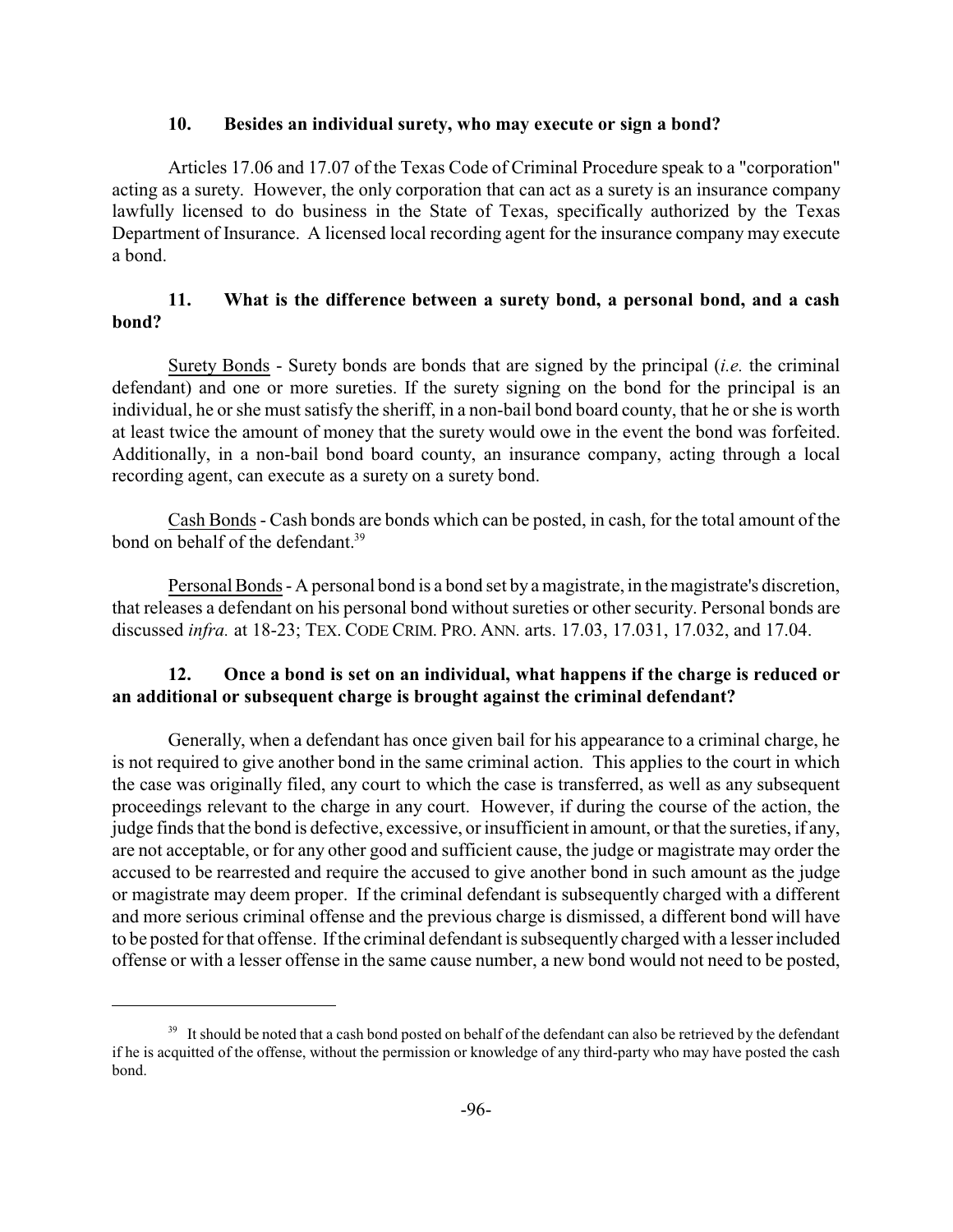### 10. Besides an individual surety, who may execute or sign a bond?

Articles 17.06 and 17.07 of the Texas Code of Criminal Procedure speak to a "corporation" acting as a surety. However, the only corporation that can act as a surety is an insurance company lawfully licensed to do business in the State of Texas, specifically authorized by the Texas Department of Insurance. A licensed local recording agent for the insurance company may execute a bond.

### 11. What is the difference between a surety bond, a personal bond, and a cash bond?

<u>Surety Bonds</u> - Surety bonds are bonds that are signed by the principal (*i.e.* the criminal defendant) and one or more sureties. If the surety signing on the bond for the principal is an individual, he or she must satisfy the sheriff, in a non-bail bond board county, that he or she is worth at least twice the amount of money that the surety would owe in the event the bond was forfeited. Additionally, in a non-bail bond board county, an insurance company, acting through a local recording agent, can execute as a surety on a surety bond.

<u>Cash Bonds</u> - Cash bonds are bonds which can be posted, in cash, for the total amount of the bond on behalf of the defendant.[39]

<u>Personal Bonds</u> - A personal bond is a bond set by a magistrate, in the magistrate's discretion, that releases a defendant on his personal bond without sureties or other security. Personal bonds are discussed *infra.* at 18-23; TEX. CODE CRIM. PRO. ANN. arts. 17.03, 17.031, 17.032, and 17.04.

### 12. Once a bond is set on an individual, what happens if the charge is reduced or an additional or subsequent charge is brought against the criminal defendant?

Generally, when a defendant has once given bail for his appearance to a criminal charge, he is not required to give another bond in the same criminal action. This applies to the court in which the case was originally filed, any court to which the case is transferred, as well as any subsequent proceedings relevant to the charge in any court. However, if during the course of the action, the judge finds that the bond is defective, excessive, or insufficient in amount, or that the sureties, if any, are not acceptable, or for any other good and sufficient cause, the judge or magistrate may order the accused to be rearrested and require the accused to give another bond in such amount as the judge or magistrate may deem proper. If the criminal defendant is subsequently charged with a different and more serious criminal offense and the previous charge is dismissed, a different bond will have to be posted for that offense. If the criminal defendant is subsequently charged with a lesser included offense or with a lesser offense in the same cause number, a new bond would not need to be posted,

---

[39] It should be noted that a cash bond posted on behalf of the defendant can also be retrieved by the defendant if he is acquitted of the offense, without the permission or knowledge of any third-party who may have posted the cash bond.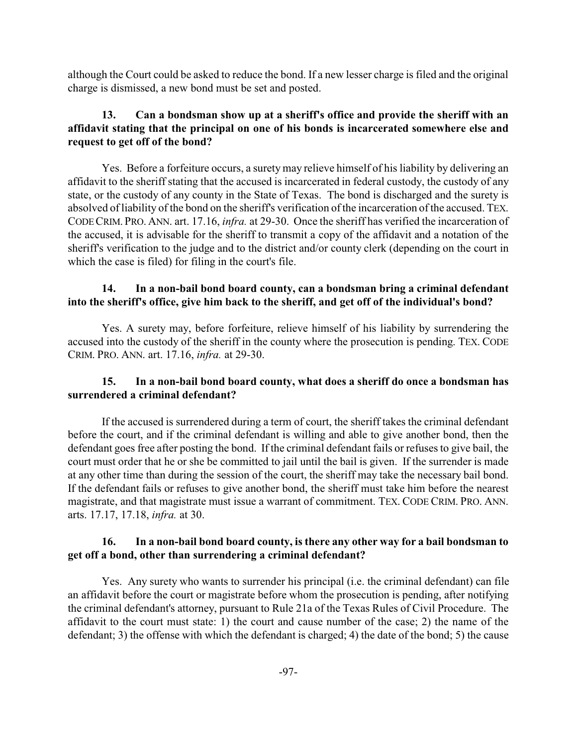although the Court could be asked to reduce the bond. If a new lesser charge is filed and the original charge is dismissed, a new bond must be set and posted.

**13. Can a bondsman show up at a sheriff's office and provide the sheriff with an affidavit stating that the principal on one of his bonds is incarcerated somewhere else and request to get off of the bond?**

Yes. Before a forfeiture occurs, a surety may relieve himself of his liability by delivering an affidavit to the sheriff stating that the accused is incarcerated in federal custody, the custody of any state, or the custody of any county in the State of Texas. The bond is discharged and the surety is absolved of liability of the bond on the sheriff's verification of the incarceration of the accused. TEX. CODE CRIM. PRO. ANN. art. 17.16, *infra.* at 29-30. Once the sheriff has verified the incarceration of the accused, it is advisable for the sheriff to transmit a copy of the affidavit and a notation of the sheriff's verification to the judge and to the district and/or county clerk (depending on the court in which the case is filed) for filing in the court's file.

**14. In a non-bail bond board county, can a bondsman bring a criminal defendant into the sheriff's office, give him back to the sheriff, and get off of the individual's bond?**

Yes. A surety may, before forfeiture, relieve himself of his liability by surrendering the accused into the custody of the sheriff in the county where the prosecution is pending. TEX. CODE CRIM. PRO. ANN. art. 17.16, *infra.* at 29-30.

**15. In a non-bail bond board county, what does a sheriff do once a bondsman has surrendered a criminal defendant?**

If the accused is surrendered during a term of court, the sheriff takes the criminal defendant before the court, and if the criminal defendant is willing and able to give another bond, then the defendant goes free after posting the bond. If the criminal defendant fails or refuses to give bail, the court must order that he or she be committed to jail until the bail is given. If the surrender is made at any other time than during the session of the court, the sheriff may take the necessary bail bond. If the defendant fails or refuses to give another bond, the sheriff must take him before the nearest magistrate, and that magistrate must issue a warrant of commitment. TEX. CODE CRIM. PRO. ANN. arts. 17.17, 17.18, *infra.* at 30.

**16. In a non-bail bond board county, is there any other way for a bail bondsman to get off a bond, other than surrendering a criminal defendant?**

Yes. Any surety who wants to surrender his principal (i.e. the criminal defendant) can file an affidavit before the court or magistrate before whom the prosecution is pending, after notifying the criminal defendant's attorney, pursuant to Rule 21a of the Texas Rules of Civil Procedure. The affidavit to the court must state: 1) the court and cause number of the case; 2) the name of the defendant; 3) the offense with which the defendant is charged; 4) the date of the bond; 5) the cause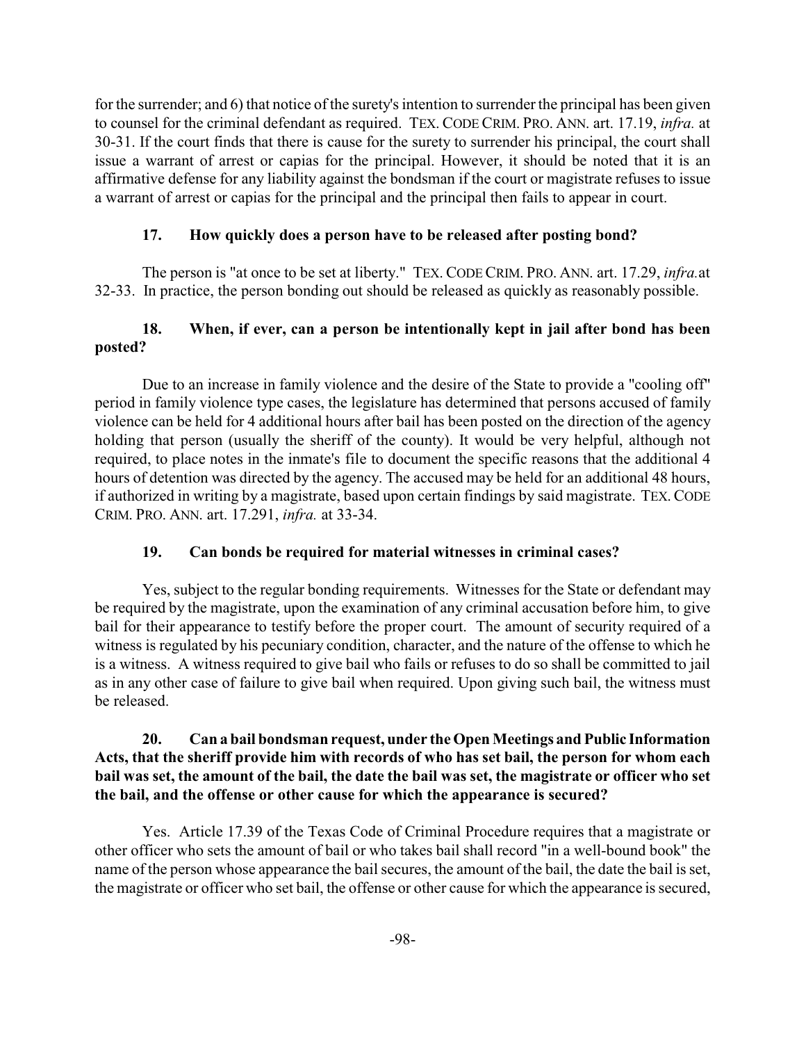for the surrender; and 6) that notice of the surety's intention to surrender the principal has been given to counsel for the criminal defendant as required. TEX. CODE CRIM. PRO. ANN. art. 17.19, *infra.* at 30-31. If the court finds that there is cause for the surety to surrender his principal, the court shall issue a warrant of arrest or capias for the principal. However, it should be noted that it is an affirmative defense for any liability against the bondsman if the court or magistrate refuses to issue a warrant of arrest or capias for the principal and the principal then fails to appear in court.

**17. How quickly does a person have to be released after posting bond?**

The person is "at once to be set at liberty." TEX. CODE CRIM. PRO. ANN. art. 17.29, *infra.* at 32-33. In practice, the person bonding out should be released as quickly as reasonably possible.

**18. When, if ever, can a person be intentionally kept in jail after bond has been posted?**

Due to an increase in family violence and the desire of the State to provide a "cooling off" period in family violence type cases, the legislature has determined that persons accused of family violence can be held for 4 additional hours after bail has been posted on the direction of the agency holding that person (usually the sheriff of the county). It would be very helpful, although not required, to place notes in the inmate's file to document the specific reasons that the additional 4 hours of detention was directed by the agency. The accused may be held for an additional 48 hours, if authorized in writing by a magistrate, based upon certain findings by said magistrate. TEX. CODE CRIM. PRO. ANN. art. 17.291, *infra.* at 33-34.

**19. Can bonds be required for material witnesses in criminal cases?**

Yes, subject to the regular bonding requirements. Witnesses for the State or defendant may be required by the magistrate, upon the examination of any criminal accusation before him, to give bail for their appearance to testify before the proper court. The amount of security required of a witness is regulated by his pecuniary condition, character, and the nature of the offense to which he is a witness. A witness required to give bail who fails or refuses to do so shall be committed to jail as in any other case of failure to give bail when required. Upon giving such bail, the witness must be released.

**20. Can a bail bondsman request, under the Open Meetings and Public Information Acts, that the sheriff provide him with records of who has set bail, the person for whom each bail was set, the amount of the bail, the date the bail was set, the magistrate or officer who set the bail, and the offense or other cause for which the appearance is secured?**

Yes. Article 17.39 of the Texas Code of Criminal Procedure requires that a magistrate or other officer who sets the amount of bail or who takes bail shall record "in a well-bound book" the name of the person whose appearance the bail secures, the amount of the bail, the date the bail is set, the magistrate or officer who set bail, the offense or other cause for which the appearance is secured,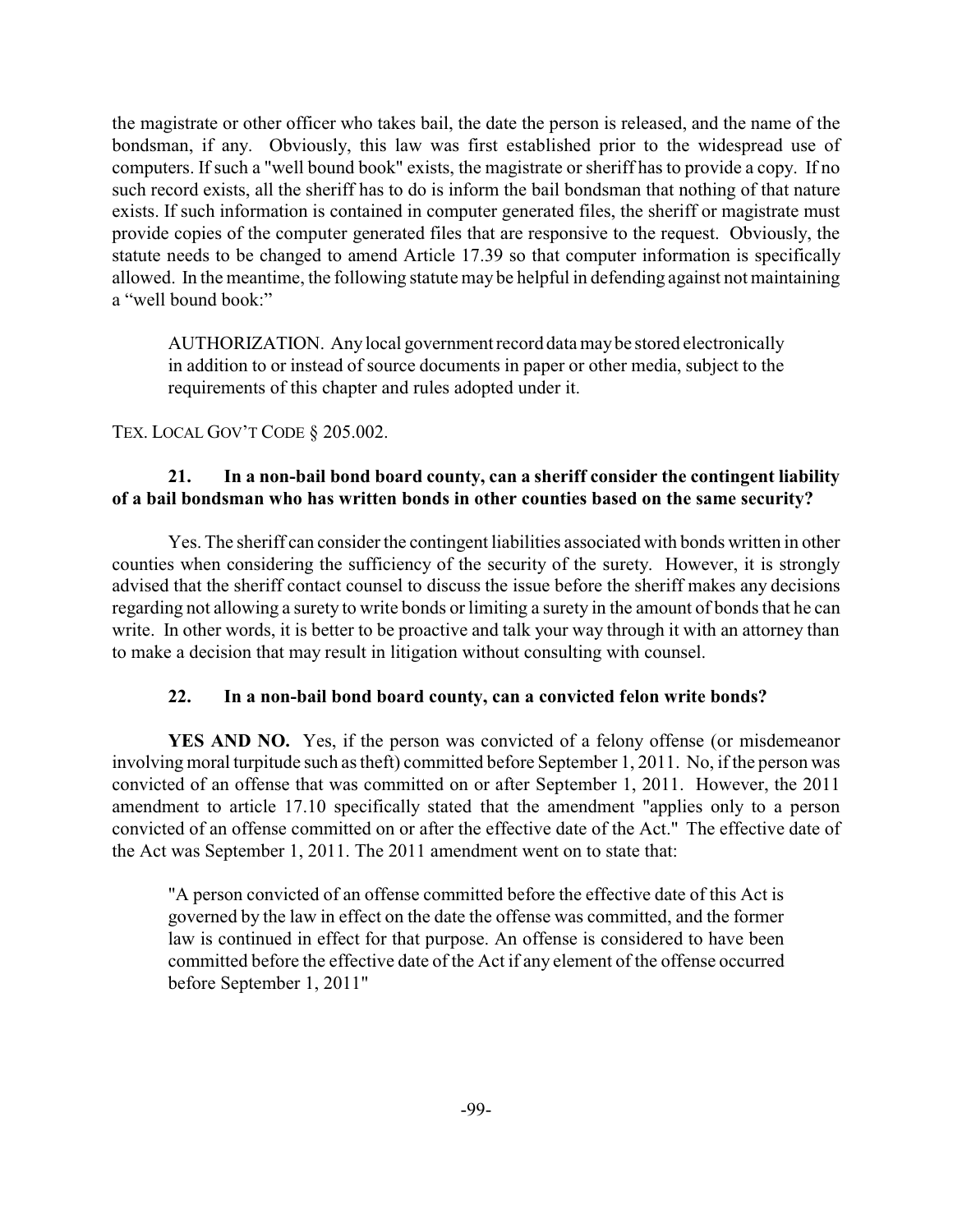the magistrate or other officer who takes bail, the date the person is released, and the name of the bondsman, if any. Obviously, this law was first established prior to the widespread use of computers. If such a "well bound book" exists, the magistrate or sheriff has to provide a copy. If no such record exists, all the sheriff has to do is inform the bail bondsman that nothing of that nature exists. If such information is contained in computer generated files, the sheriff or magistrate must provide copies of the computer generated files that are responsive to the request. Obviously, the statute needs to be changed to amend Article 17.39 so that computer information is specifically allowed. In the meantime, the following statute may be helpful in defending against not maintaining a "well bound book:"

> AUTHORIZATION. Any local government record data may be stored electronically in addition to or instead of source documents in paper or other media, subject to the requirements of this chapter and rules adopted under it.

TEX. LOCAL GOV'T CODE § 205.002.

**21. In a non-bail bond board county, can a sheriff consider the contingent liability of a bail bondsman who has written bonds in other counties based on the same security?**

Yes. The sheriff can consider the contingent liabilities associated with bonds written in other counties when considering the sufficiency of the security of the surety. However, it is strongly advised that the sheriff contact counsel to discuss the issue before the sheriff makes any decisions regarding not allowing a surety to write bonds or limiting a surety in the amount of bonds that he can write. In other words, it is better to be proactive and talk your way through it with an attorney than to make a decision that may result in litigation without consulting with counsel.

**22. In a non-bail bond board county, can a convicted felon write bonds?**

**YES AND NO.** Yes, if the person was convicted of a felony offense (or misdemeanor involving moral turpitude such as theft) committed before September 1, 2011. No, if the person was convicted of an offense that was committed on or after September 1, 2011. However, the 2011 amendment to article 17.10 specifically stated that the amendment "applies only to a person convicted of an offense committed on or after the effective date of the Act." The effective date of the Act was September 1, 2011. The 2011 amendment went on to state that:

> "A person convicted of an offense committed before the effective date of this Act is governed by the law in effect on the date the offense was committed, and the former law is continued in effect for that purpose. An offense is considered to have been committed before the effective date of the Act if any element of the offense occurred before September 1, 2011"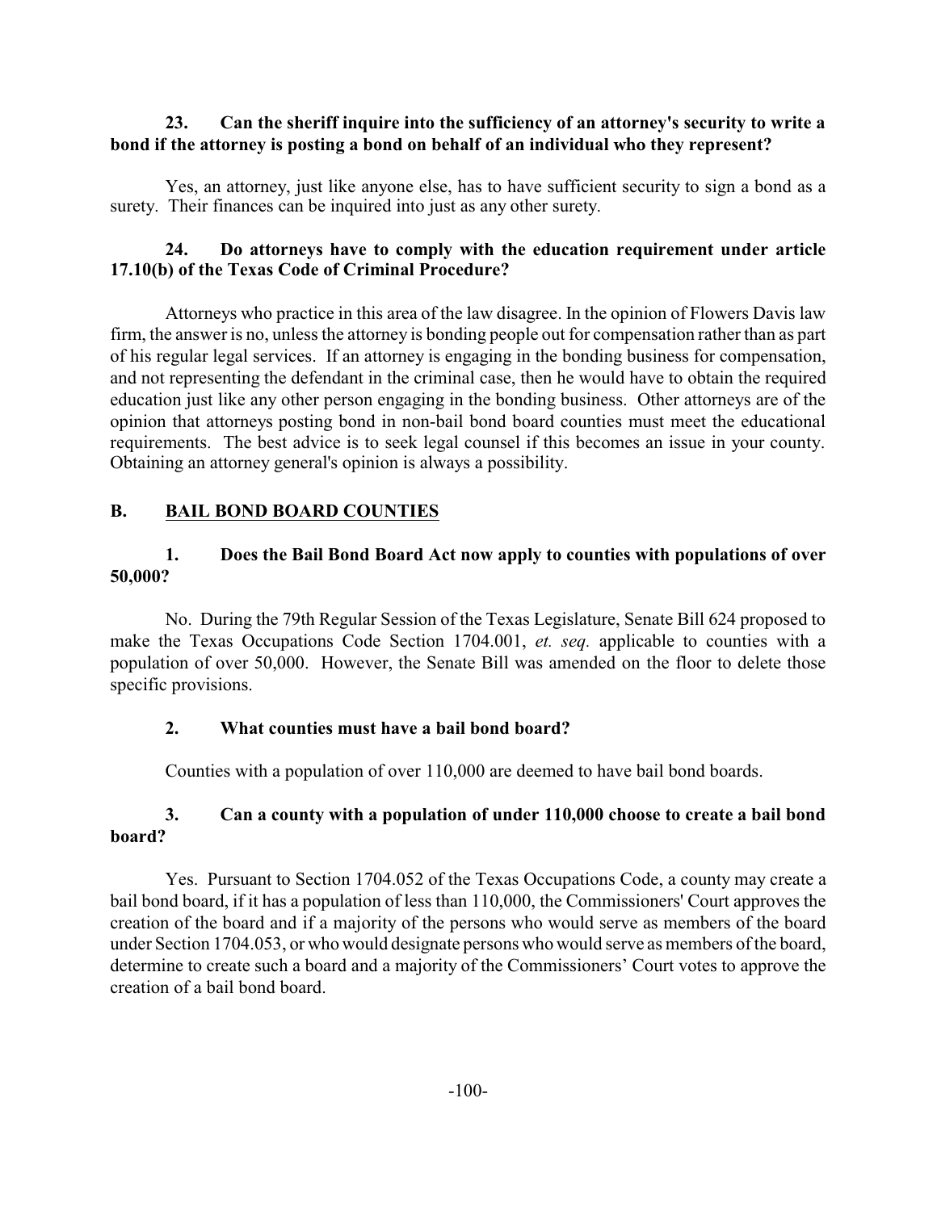**23. Can the sheriff inquire into the sufficiency of an attorney's security to write a bond if the attorney is posting a bond on behalf of an individual who they represent?**

Yes, an attorney, just like anyone else, has to have sufficient security to sign a bond as a surety. Their finances can be inquired into just as any other surety.

**24. Do attorneys have to comply with the education requirement under article 17.10(b) of the Texas Code of Criminal Procedure?**

Attorneys who practice in this area of the law disagree. In the opinion of Flowers Davis law firm, the answer is no, unless the attorney is bonding people out for compensation rather than as part of his regular legal services. If an attorney is engaging in the bonding business for compensation, and not representing the defendant in the criminal case, then he would have to obtain the required education just like any other person engaging in the bonding business. Other attorneys are of the opinion that attorneys posting bond in non-bail bond board counties must meet the educational requirements. The best advice is to seek legal counsel if this becomes an issue in your county. Obtaining an attorney general's opinion is always a possibility.

## B. BAIL BOND BOARD COUNTIES

**1. Does the Bail Bond Board Act now apply to counties with populations of over 50,000?**

No. During the 79th Regular Session of the Texas Legislature, Senate Bill 624 proposed to make the Texas Occupations Code Section 1704.001, *et. seq.* applicable to counties with a population of over 50,000. However, the Senate Bill was amended on the floor to delete those specific provisions.

**2. What counties must have a bail bond board?**

Counties with a population of over 110,000 are deemed to have bail bond boards.

**3. Can a county with a population of under 110,000 choose to create a bail bond board?**

Yes. Pursuant to Section 1704.052 of the Texas Occupations Code, a county may create a bail bond board, if it has a population of less than 110,000, the Commissioners' Court approves the creation of the board and if a majority of the persons who would serve as members of the board under Section 1704.053, or who would designate persons who would serve as members of the board, determine to create such a board and a majority of the Commissioners' Court votes to approve the creation of a bail bond board.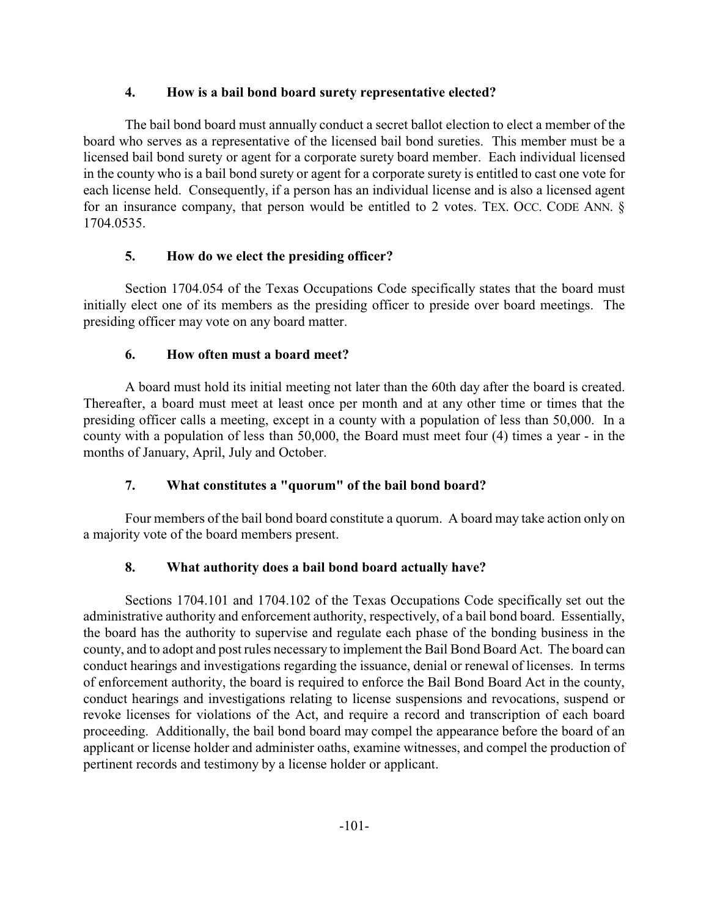### 4. How is a bail bond board surety representative elected?

The bail bond board must annually conduct a secret ballot election to elect a member of the board who serves as a representative of the licensed bail bond sureties. This member must be a licensed bail bond surety or agent for a corporate surety board member. Each individual licensed in the county who is a bail bond surety or agent for a corporate surety is entitled to cast one vote for each license held. Consequently, if a person has an individual license and is also a licensed agent for an insurance company, that person would be entitled to 2 votes. TEX. OCC. CODE ANN. § 1704.0535.

### 5. How do we elect the presiding officer?

Section 1704.054 of the Texas Occupations Code specifically states that the board must initially elect one of its members as the presiding officer to preside over board meetings. The presiding officer may vote on any board matter.

### 6. How often must a board meet?

A board must hold its initial meeting not later than the 60th day after the board is created. Thereafter, a board must meet at least once per month and at any other time or times that the presiding officer calls a meeting, except in a county with a population of less than 50,000. In a county with a population of less than 50,000, the Board must meet four (4) times a year - in the months of January, April, July and October.

### 7. What constitutes a "quorum" of the bail bond board?

Four members of the bail bond board constitute a quorum. A board may take action only on a majority vote of the board members present.

### 8. What authority does a bail bond board actually have?

Sections 1704.101 and 1704.102 of the Texas Occupations Code specifically set out the administrative authority and enforcement authority, respectively, of a bail bond board. Essentially, the board has the authority to supervise and regulate each phase of the bonding business in the county, and to adopt and post rules necessary to implement the Bail Bond Board Act. The board can conduct hearings and investigations regarding the issuance, denial or renewal of licenses. In terms of enforcement authority, the board is required to enforce the Bail Bond Board Act in the county, conduct hearings and investigations relating to license suspensions and revocations, suspend or revoke licenses for violations of the Act, and require a record and transcription of each board proceeding. Additionally, the bail bond board may compel the appearance before the board of an applicant or license holder and administer oaths, examine witnesses, and compel the production of pertinent records and testimony by a license holder or applicant.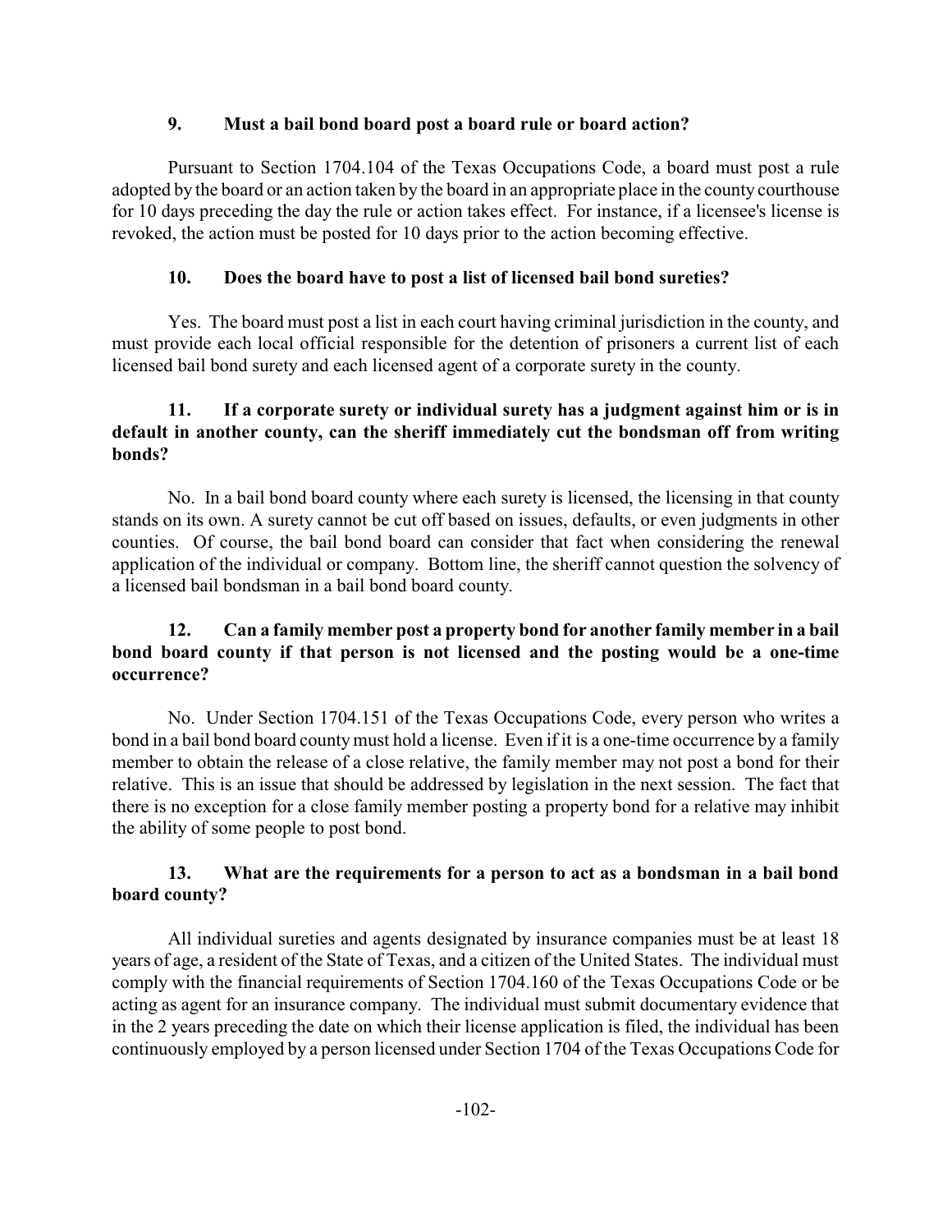### 9. Must a bail bond board post a board rule or board action?

Pursuant to Section 1704.104 of the Texas Occupations Code, a board must post a rule adopted by the board or an action taken by the board in an appropriate place in the county courthouse for 10 days preceding the day the rule or action takes effect. For instance, if a licensee's license is revoked, the action must be posted for 10 days prior to the action becoming effective.

### 10. Does the board have to post a list of licensed bail bond sureties?

Yes. The board must post a list in each court having criminal jurisdiction in the county, and must provide each local official responsible for the detention of prisoners a current list of each licensed bail bond surety and each licensed agent of a corporate surety in the county.

### 11. If a corporate surety or individual surety has a judgment against him or is in default in another county, can the sheriff immediately cut the bondsman off from writing bonds?

No. In a bail bond board county where each surety is licensed, the licensing in that county stands on its own. A surety cannot be cut off based on issues, defaults, or even judgments in other counties. Of course, the bail bond board can consider that fact when considering the renewal application of the individual or company. Bottom line, the sheriff cannot question the solvency of a licensed bail bondsman in a bail bond board county.

### 12. Can a family member post a property bond for another family member in a bail bond board county if that person is not licensed and the posting would be a one-time occurrence?

No. Under Section 1704.151 of the Texas Occupations Code, every person who writes a bond in a bail bond board county must hold a license. Even if it is a one-time occurrence by a family member to obtain the release of a close relative, the family member may not post a bond for their relative. This is an issue that should be addressed by legislation in the next session. The fact that there is no exception for a close family member posting a property bond for a relative may inhibit the ability of some people to post bond.

### 13. What are the requirements for a person to act as a bondsman in a bail bond board county?

All individual sureties and agents designated by insurance companies must be at least 18 years of age, a resident of the State of Texas, and a citizen of the United States. The individual must comply with the financial requirements of Section 1704.160 of the Texas Occupations Code or be acting as agent for an insurance company. The individual must submit documentary evidence that in the 2 years preceding the date on which their license application is filed, the individual has been continuously employed by a person licensed under Section 1704 of the Texas Occupations Code for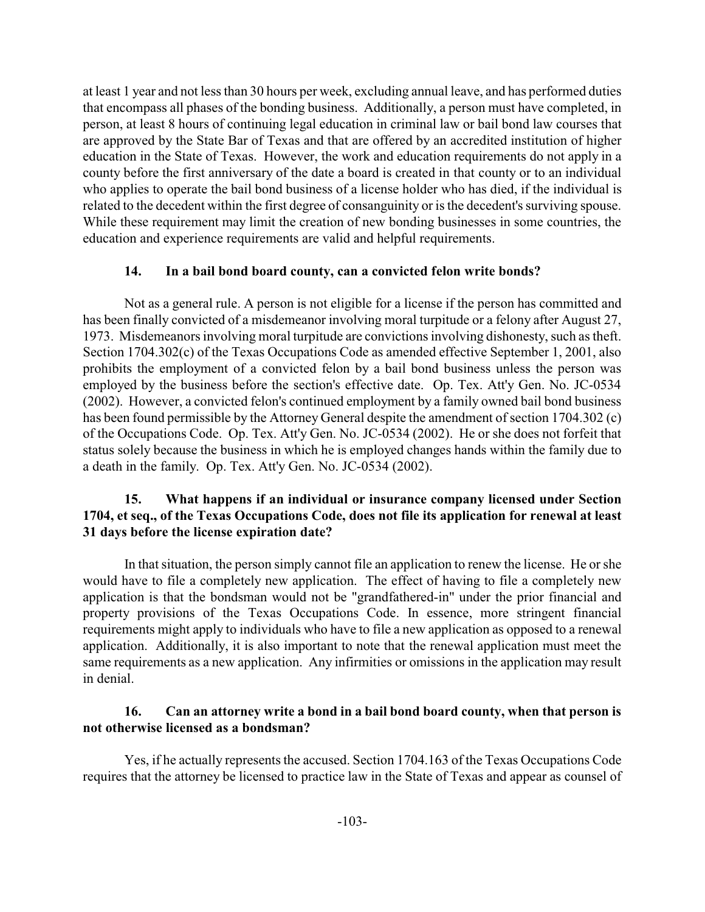at least 1 year and not less than 30 hours per week, excluding annual leave, and has performed duties that encompass all phases of the bonding business. Additionally, a person must have completed, in person, at least 8 hours of continuing legal education in criminal law or bail bond law courses that are approved by the State Bar of Texas and that are offered by an accredited institution of higher education in the State of Texas. However, the work and education requirements do not apply in a county before the first anniversary of the date a board is created in that county or to an individual who applies to operate the bail bond business of a license holder who has died, if the individual is related to the decedent within the first degree of consanguinity or is the decedent's surviving spouse. While these requirement may limit the creation of new bonding businesses in some countries, the education and experience requirements are valid and helpful requirements.

**14. In a bail bond board county, can a convicted felon write bonds?**

Not as a general rule. A person is not eligible for a license if the person has committed and has been finally convicted of a misdemeanor involving moral turpitude or a felony after August 27, 1973. Misdemeanors involving moral turpitude are convictions involving dishonesty, such as theft. Section 1704.302(c) of the Texas Occupations Code as amended effective September 1, 2001, also prohibits the employment of a convicted felon by a bail bond business unless the person was employed by the business before the section's effective date. Op. Tex. Att'y Gen. No. JC-0534 (2002). However, a convicted felon's continued employment by a family owned bail bond business has been found permissible by the Attorney General despite the amendment of section 1704.302 (c) of the Occupations Code. Op. Tex. Att'y Gen. No. JC-0534 (2002). He or she does not forfeit that status solely because the business in which he is employed changes hands within the family due to a death in the family. Op. Tex. Att'y Gen. No. JC-0534 (2002).

**15. What happens if an individual or insurance company licensed under Section 1704, et seq., of the Texas Occupations Code, does not file its application for renewal at least 31 days before the license expiration date?**

In that situation, the person simply cannot file an application to renew the license. He or she would have to file a completely new application. The effect of having to file a completely new application is that the bondsman would not be "grandfathered-in" under the prior financial and property provisions of the Texas Occupations Code. In essence, more stringent financial requirements might apply to individuals who have to file a new application as opposed to a renewal application. Additionally, it is also important to note that the renewal application must meet the same requirements as a new application. Any infirmities or omissions in the application may result in denial.

**16. Can an attorney write a bond in a bail bond board county, when that person is not otherwise licensed as a bondsman?**

Yes, if he actually represents the accused. Section 1704.163 of the Texas Occupations Code requires that the attorney be licensed to practice law in the State of Texas and appear as counsel of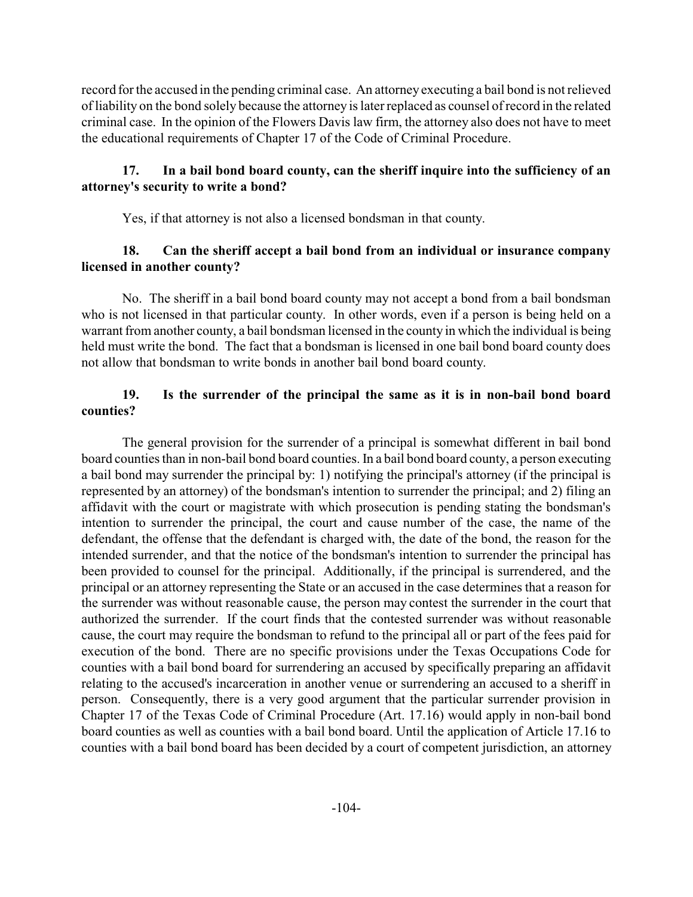record for the accused in the pending criminal case. An attorney executing a bail bond is not relieved of liability on the bond solely because the attorney is later replaced as counsel of record in the related criminal case. In the opinion of the Flowers Davis law firm, the attorney also does not have to meet the educational requirements of Chapter 17 of the Code of Criminal Procedure.

**17. In a bail bond board county, can the sheriff inquire into the sufficiency of an attorney's security to write a bond?**

Yes, if that attorney is not also a licensed bondsman in that county.

**18. Can the sheriff accept a bail bond from an individual or insurance company licensed in another county?**

No. The sheriff in a bail bond board county may not accept a bond from a bail bondsman who is not licensed in that particular county. In other words, even if a person is being held on a warrant from another county, a bail bondsman licensed in the county in which the individual is being held must write the bond. The fact that a bondsman is licensed in one bail bond board county does not allow that bondsman to write bonds in another bail bond board county.

**19. Is the surrender of the principal the same as it is in non-bail bond board counties?**

The general provision for the surrender of a principal is somewhat different in bail bond board counties than in non-bail bond board counties. In a bail bond board county, a person executing a bail bond may surrender the principal by: 1) notifying the principal's attorney (if the principal is represented by an attorney) of the bondsman's intention to surrender the principal; and 2) filing an affidavit with the court or magistrate with which prosecution is pending stating the bondsman's intention to surrender the principal, the court and cause number of the case, the name of the defendant, the offense that the defendant is charged with, the date of the bond, the reason for the intended surrender, and that the notice of the bondsman's intention to surrender the principal has been provided to counsel for the principal. Additionally, if the principal is surrendered, and the principal or an attorney representing the State or an accused in the case determines that a reason for the surrender was without reasonable cause, the person may contest the surrender in the court that authorized the surrender. If the court finds that the contested surrender was without reasonable cause, the court may require the bondsman to refund to the principal all or part of the fees paid for execution of the bond. There are no specific provisions under the Texas Occupations Code for counties with a bail bond board for surrendering an accused by specifically preparing an affidavit relating to the accused's incarceration in another venue or surrendering an accused to a sheriff in person. Consequently, there is a very good argument that the particular surrender provision in Chapter 17 of the Texas Code of Criminal Procedure (Art. 17.16) would apply in non-bail bond board counties as well as counties with a bail bond board. Until the application of Article 17.16 to counties with a bail bond board has been decided by a court of competent jurisdiction, an attorney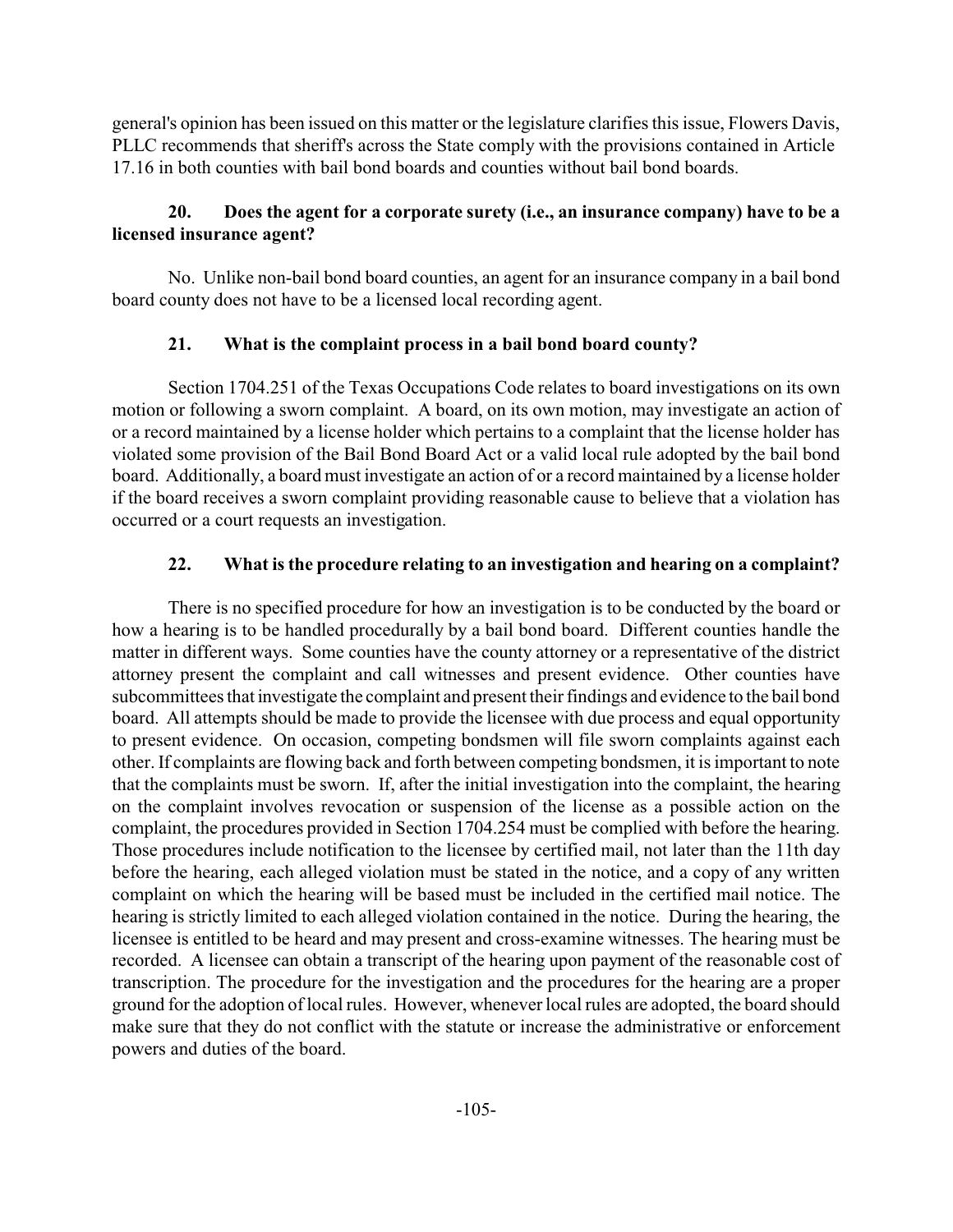general's opinion has been issued on this matter or the legislature clarifies this issue, Flowers Davis, PLLC recommends that sheriff's across the State comply with the provisions contained in Article 17.16 in both counties with bail bond boards and counties without bail bond boards.

**20. Does the agent for a corporate surety (i.e., an insurance company) have to be a licensed insurance agent?**

No. Unlike non-bail bond board counties, an agent for an insurance company in a bail bond board county does not have to be a licensed local recording agent.

**21. What is the complaint process in a bail bond board county?**

Section 1704.251 of the Texas Occupations Code relates to board investigations on its own motion or following a sworn complaint. A board, on its own motion, may investigate an action of or a record maintained by a license holder which pertains to a complaint that the license holder has violated some provision of the Bail Bond Board Act or a valid local rule adopted by the bail bond board. Additionally, a board must investigate an action of or a record maintained by a license holder if the board receives a sworn complaint providing reasonable cause to believe that a violation has occurred or a court requests an investigation.

**22. What is the procedure relating to an investigation and hearing on a complaint?**

There is no specified procedure for how an investigation is to be conducted by the board or how a hearing is to be handled procedurally by a bail bond board. Different counties handle the matter in different ways. Some counties have the county attorney or a representative of the district attorney present the complaint and call witnesses and present evidence. Other counties have subcommittees that investigate the complaint and present their findings and evidence to the bail bond board. All attempts should be made to provide the licensee with due process and equal opportunity to present evidence. On occasion, competing bondsmen will file sworn complaints against each other. If complaints are flowing back and forth between competing bondsmen, it is important to note that the complaints must be sworn. If, after the initial investigation into the complaint, the hearing on the complaint involves revocation or suspension of the license as a possible action on the complaint, the procedures provided in Section 1704.254 must be complied with before the hearing. Those procedures include notification to the licensee by certified mail, not later than the 11th day before the hearing, each alleged violation must be stated in the notice, and a copy of any written complaint on which the hearing will be based must be included in the certified mail notice. The hearing is strictly limited to each alleged violation contained in the notice. During the hearing, the licensee is entitled to be heard and may present and cross-examine witnesses. The hearing must be recorded. A licensee can obtain a transcript of the hearing upon payment of the reasonable cost of transcription. The procedure for the investigation and the procedures for the hearing are a proper ground for the adoption of local rules. However, whenever local rules are adopted, the board should make sure that they do not conflict with the statute or increase the administrative or enforcement powers and duties of the board.